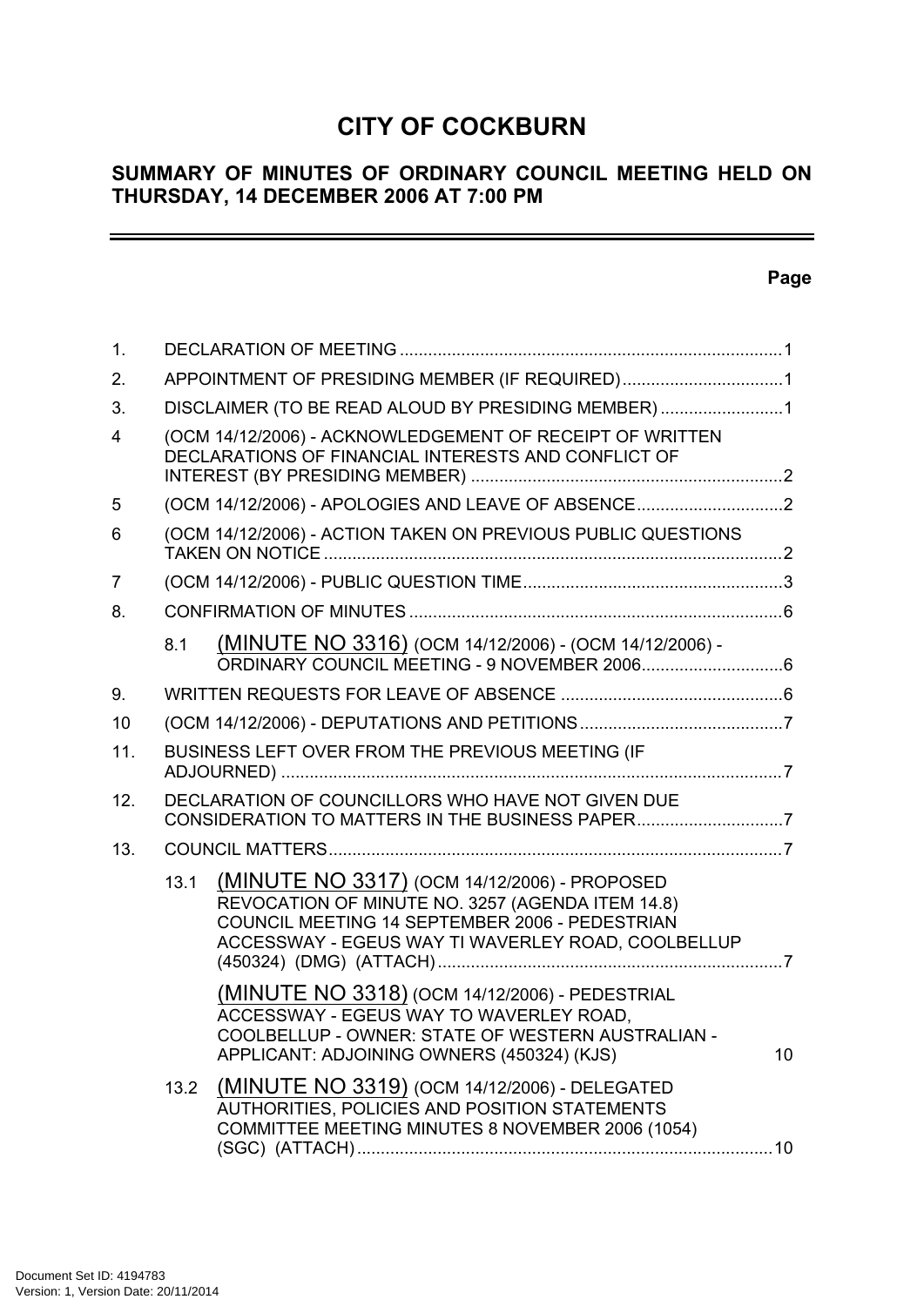# CITY OF COCKBURN

## SUMMARY OF MINUTES OF ORDINARY COUNCIL MEETING HELD ON THURSDAY, 14 DECEMBER 2006 AT 7:00 PM

---

**Page**

1. DECLARATION OF MEETING ....................................................................................1
2. APPOINTMENT OF PRESIDING MEMBER (IF REQUIRED)..................................1
3. DISCLAIMER (TO BE READ ALOUD BY PRESIDING MEMBER) ..........................1

4 (OCM 14/12/2006) - ACKNOWLEDGEMENT OF RECEIPT OF WRITTEN DECLARATIONS OF FINANCIAL INTERESTS AND CONFLICT OF INTEREST (BY PRESIDING MEMBER) .......................................................................2

5 (OCM 14/12/2006) - APOLOGIES AND LEAVE OF ABSENCE...............................2

6 (OCM 14/12/2006) - ACTION TAKEN ON PREVIOUS PUBLIC QUESTIONS TAKEN ON NOTICE ...................................................................................................2

7 (OCM 14/12/2006) - PUBLIC QUESTION TIME.......................................................3

8. CONFIRMATION OF MINUTES ...............................................................................6

   8.1 (MINUTE NO 3316) (OCM 14/12/2006) - (OCM 14/12/2006) - ORDINARY COUNCIL MEETING - 9 NOVEMBER 2006..............................6

9. WRITTEN REQUESTS FOR LEAVE OF ABSENCE ...............................................6

10 (OCM 14/12/2006) - DEPUTATIONS AND PETITIONS...........................................7

11. BUSINESS LEFT OVER FROM THE PREVIOUS MEETING (IF ADJOURNED) ..........................................................................................................7

12. DECLARATION OF COUNCILLORS WHO HAVE NOT GIVEN DUE CONSIDERATION TO MATTERS IN THE BUSINESS PAPER...............................7

13. COUNCIL MATTERS.................................................................................................7

   13.1 (MINUTE NO 3317) (OCM 14/12/2006) - PROPOSED REVOCATION OF MINUTE NO. 3257 (AGENDA ITEM 14.8) COUNCIL MEETING 14 SEPTEMBER 2006 - PEDESTRIAN ACCESSWAY - EGEUS WAY TI WAVERLEY ROAD, COOLBELLUP (450324) (DMG) (ATTACH).........................................................................7

   (MINUTE NO 3318) (OCM 14/12/2006) - PEDESTRIAL ACCESSWAY - EGEUS WAY TO WAVERLEY ROAD, COOLBELLUP - OWNER: STATE OF WESTERN AUSTRALIAN - APPLICANT: ADJOINING OWNERS (450324) (KJS) 10

   13.2 (MINUTE NO 3319) (OCM 14/12/2006) - DELEGATED AUTHORITIES, POLICIES AND POSITION STATEMENTS COMMITTEE MEETING MINUTES 8 NOVEMBER 2006 (1054) (SGC) (ATTACH)........................................................................................10

Document Set ID: 4194783
Version: 1, Version Date: 20/11/2014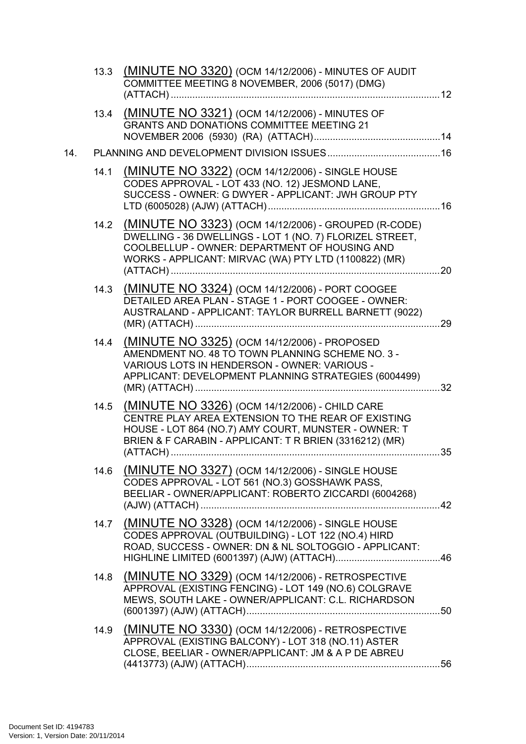13.3 (MINUTE NO 3320) (OCM 14/12/2006) - MINUTES OF AUDIT COMMITTEE MEETING 8 NOVEMBER, 2006 (5017) (DMG) (ATTACH) .....12

13.4 (MINUTE NO 3321) (OCM 14/12/2006) - MINUTES OF GRANTS AND DONATIONS COMMITTEE MEETING 21 NOVEMBER 2006 (5930) (RA) (ATTACH) .....14

14. PLANNING AND DEVELOPMENT DIVISION ISSUES .....16

14.1 (MINUTE NO 3322) (OCM 14/12/2006) - SINGLE HOUSE CODES APPROVAL - LOT 433 (NO. 12) JESMOND LANE, SUCCESS - OWNER: G DWYER - APPLICANT: JWH GROUP PTY LTD (6005028) (AJW) (ATTACH) .....16

14.2 (MINUTE NO 3323) (OCM 14/12/2006) - GROUPED (R-CODE) DWELLING - 36 DWELLINGS - LOT 1 (NO. 7) FLORIZEL STREET, COOLBELLUP - OWNER: DEPARTMENT OF HOUSING AND WORKS - APPLICANT: MIRVAC (WA) PTY LTD (1100822) (MR) (ATTACH) .....20

14.3 (MINUTE NO 3324) (OCM 14/12/2006) - PORT COOGEE DETAILED AREA PLAN - STAGE 1 - PORT COOGEE - OWNER: AUSTRALAND - APPLICANT: TAYLOR BURRELL BARNETT (9022) (MR) (ATTACH) .....29

14.4 (MINUTE NO 3325) (OCM 14/12/2006) - PROPOSED AMENDMENT NO. 48 TO TOWN PLANNING SCHEME NO. 3 - VARIOUS LOTS IN HENDERSON - OWNER: VARIOUS - APPLICANT: DEVELOPMENT PLANNING STRATEGIES (6004499) (MR) (ATTACH) .....32

14.5 (MINUTE NO 3326) (OCM 14/12/2006) - CHILD CARE CENTRE PLAY AREA EXTENSION TO THE REAR OF EXISTING HOUSE - LOT 864 (NO.7) AMY COURT, MUNSTER - OWNER: T BRIEN & F CARABIN - APPLICANT: T R BRIEN (3316212) (MR) (ATTACH) .....35

14.6 (MINUTE NO 3327) (OCM 14/12/2006) - SINGLE HOUSE CODES APPROVAL - LOT 561 (NO.3) GOSSHAWK PASS, BEELIAR - OWNER/APPLICANT: ROBERTO ZICCARDI (6004268) (AJW) (ATTACH) .....42

14.7 (MINUTE NO 3328) (OCM 14/12/2006) - SINGLE HOUSE CODES APPROVAL (OUTBUILDING) - LOT 122 (NO.4) HIRD ROAD, SUCCESS - OWNER: DN & NL SOLTOGGIO - APPLICANT: HIGHLINE LIMITED (6001397) (AJW) (ATTACH) .....46

14.8 (MINUTE NO 3329) (OCM 14/12/2006) - RETROSPECTIVE APPROVAL (EXISTING FENCING) - LOT 149 (NO.6) COLGRAVE MEWS, SOUTH LAKE - OWNER/APPLICANT: C.L. RICHARDSON (6001397) (AJW) (ATTACH) .....50

14.9 (MINUTE NO 3330) (OCM 14/12/2006) - RETROSPECTIVE APPROVAL (EXISTING BALCONY) - LOT 318 (NO.11) ASTER CLOSE, BEELIAR - OWNER/APPLICANT: JM & A P DE ABREU (4413773) (AJW) (ATTACH) .....56

Document Set ID: 4194783
Version: 1, Version Date: 20/11/2014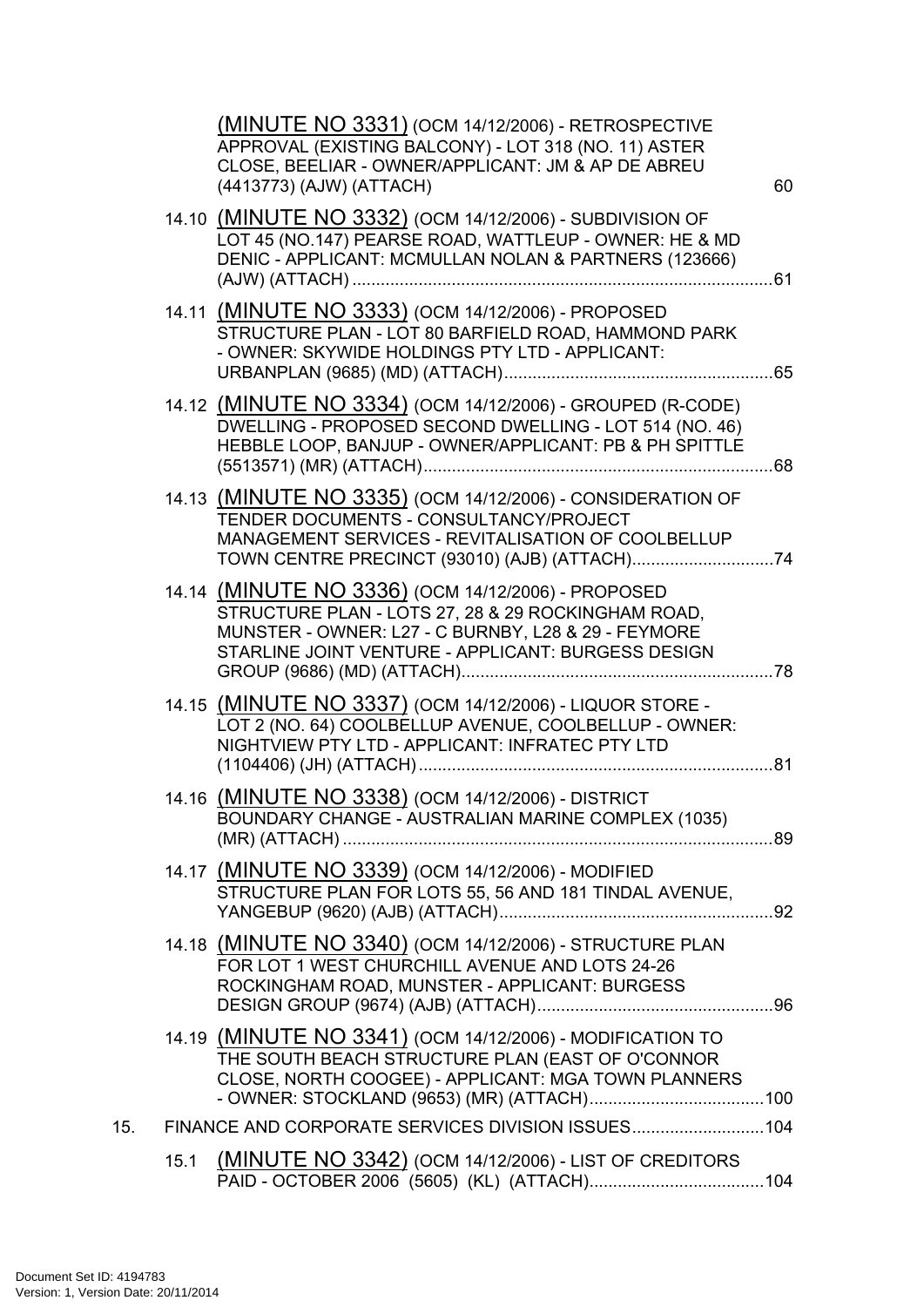(MINUTE NO 3331) (OCM 14/12/2006) - RETROSPECTIVE APPROVAL (EXISTING BALCONY) - LOT 318 (NO. 11) ASTER CLOSE, BEELIAR - OWNER/APPLICANT: JM & AP DE ABREU (4413773) (AJW) (ATTACH) 60

14.10 (MINUTE NO 3332) (OCM 14/12/2006) - SUBDIVISION OF LOT 45 (NO.147) PEARSE ROAD, WATTLEUP - OWNER: HE & MD DENIC - APPLICANT: MCMULLAN NOLAN & PARTNERS (123666) (AJW) (ATTACH) ........................................................................................61

14.11 (MINUTE NO 3333) (OCM 14/12/2006) - PROPOSED STRUCTURE PLAN - LOT 80 BARFIELD ROAD, HAMMOND PARK - OWNER: SKYWIDE HOLDINGS PTY LTD - APPLICANT: URBANPLAN (9685) (MD) (ATTACH).........................................................65

14.12 (MINUTE NO 3334) (OCM 14/12/2006) - GROUPED (R-CODE) DWELLING - PROPOSED SECOND DWELLING - LOT 514 (NO. 46) HEBBLE LOOP, BANJUP - OWNER/APPLICANT: PB & PH SPITTLE (5513571) (MR) (ATTACH).........................................................................68

14.13 (MINUTE NO 3335) (OCM 14/12/2006) - CONSIDERATION OF TENDER DOCUMENTS - CONSULTANCY/PROJECT MANAGEMENT SERVICES - REVITALISATION OF COOLBELLUP TOWN CENTRE PRECINCT (93010) (AJB) (ATTACH).............................74

14.14 (MINUTE NO 3336) (OCM 14/12/2006) - PROPOSED STRUCTURE PLAN - LOTS 27, 28 & 29 ROCKINGHAM ROAD, MUNSTER - OWNER: L27 - C BURNBY, L28 & 29 - FEYMORE STARLINE JOINT VENTURE - APPLICANT: BURGESS DESIGN GROUP (9686) (MD) (ATTACH).................................................................78

14.15 (MINUTE NO 3337) (OCM 14/12/2006) - LIQUOR STORE - LOT 2 (NO. 64) COOLBELLUP AVENUE, COOLBELLUP - OWNER: NIGHTVIEW PTY LTD - APPLICANT: INFRATEC PTY LTD (1104406) (JH) (ATTACH)..........................................................................81

14.16 (MINUTE NO 3338) (OCM 14/12/2006) - DISTRICT BOUNDARY CHANGE - AUSTRALIAN MARINE COMPLEX (1035) (MR) (ATTACH) ..........................................................................................89

14.17 (MINUTE NO 3339) (OCM 14/12/2006) - MODIFIED STRUCTURE PLAN FOR LOTS 55, 56 AND 181 TINDAL AVENUE, YANGEBUP (9620) (AJB) (ATTACH)..........................................................92

14.18 (MINUTE NO 3340) (OCM 14/12/2006) - STRUCTURE PLAN FOR LOT 1 WEST CHURCHILL AVENUE AND LOTS 24-26 ROCKINGHAM ROAD, MUNSTER - APPLICANT: BURGESS DESIGN GROUP (9674) (AJB) (ATTACH).................................................96

14.19 (MINUTE NO 3341) (OCM 14/12/2006) - MODIFICATION TO THE SOUTH BEACH STRUCTURE PLAN (EAST OF O'CONNOR CLOSE, NORTH COOGEE) - APPLICANT: MGA TOWN PLANNERS - OWNER: STOCKLAND (9653) (MR) (ATTACH)....................................100

15. FINANCE AND CORPORATE SERVICES DIVISION ISSUES...........................104

15.1 (MINUTE NO 3342) (OCM 14/12/2006) - LIST OF CREDITORS PAID - OCTOBER 2006 (5605) (KL) (ATTACH)....................................104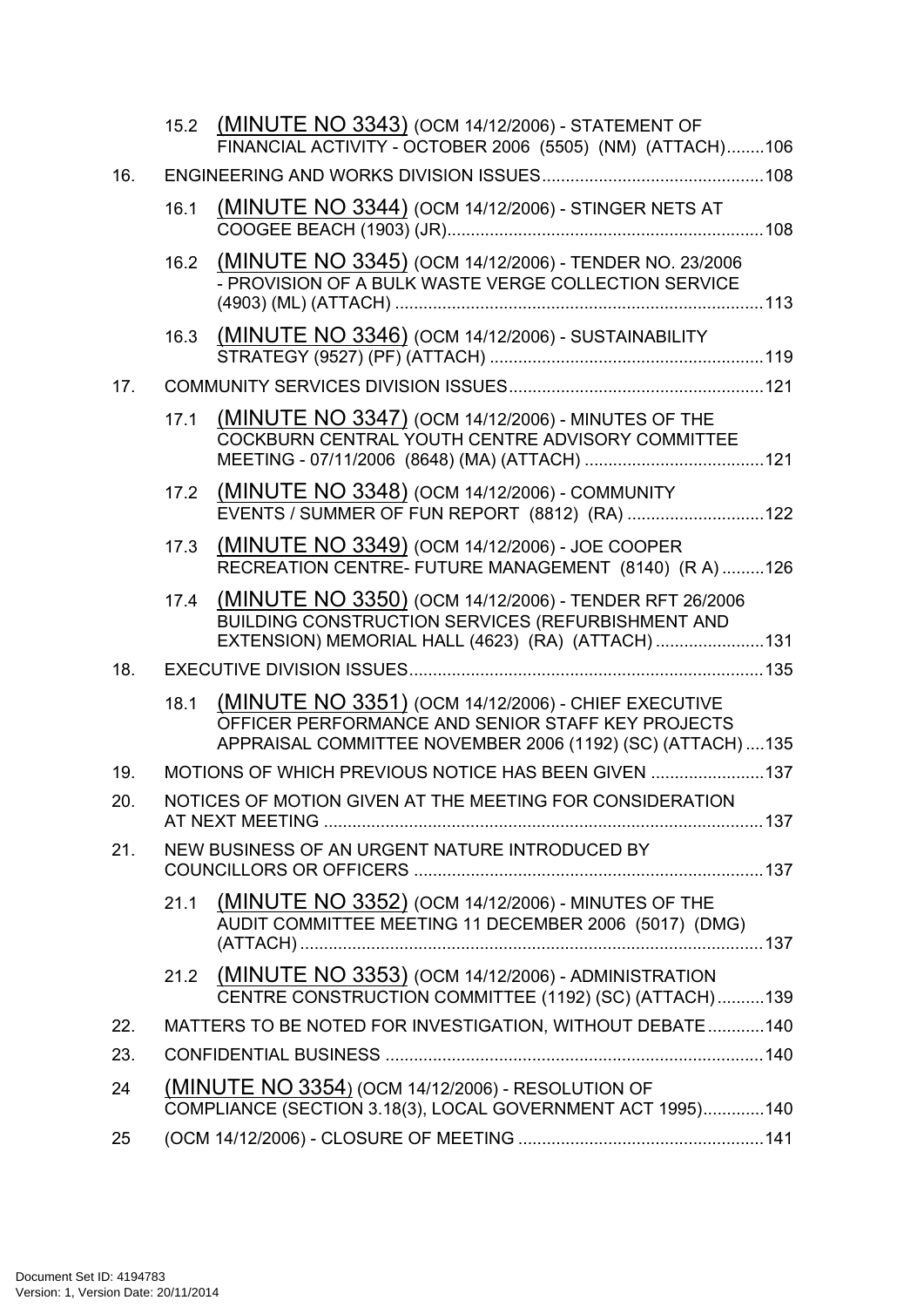15.2 (MINUTE NO 3343) (OCM 14/12/2006) - STATEMENT OF FINANCIAL ACTIVITY - OCTOBER 2006 (5505) (NM) (ATTACH)........106

16. ENGINEERING AND WORKS DIVISION ISSUES...............................................108

16.1 (MINUTE NO 3344) (OCM 14/12/2006) - STINGER NETS AT COOGEE BEACH (1903) (JR)..................................................................108

16.2 (MINUTE NO 3345) (OCM 14/12/2006) - TENDER NO. 23/2006 - PROVISION OF A BULK WASTE VERGE COLLECTION SERVICE (4903) (ML) (ATTACH) .............................................................................113

16.3 (MINUTE NO 3346) (OCM 14/12/2006) - SUSTAINABILITY STRATEGY (9527) (PF) (ATTACH) ..........................................................119

17. COMMUNITY SERVICES DIVISION ISSUES......................................................121

17.1 (MINUTE NO 3347) (OCM 14/12/2006) - MINUTES OF THE COCKBURN CENTRAL YOUTH CENTRE ADVISORY COMMITTEE MEETING - 07/11/2006 (8648) (MA) (ATTACH) ......................................121

17.2 (MINUTE NO 3348) (OCM 14/12/2006) - COMMUNITY EVENTS / SUMMER OF FUN REPORT (8812) (RA) .............................122

17.3 (MINUTE NO 3349) (OCM 14/12/2006) - JOE COOPER RECREATION CENTRE- FUTURE MANAGEMENT (8140) (R A) .........126

17.4 (MINUTE NO 3350) (OCM 14/12/2006) - TENDER RFT 26/2006 BUILDING CONSTRUCTION SERVICES (REFURBISHMENT AND EXTENSION) MEMORIAL HALL (4623) (RA) (ATTACH) .......................131

18. EXECUTIVE DIVISION ISSUES...........................................................................135

18.1 (MINUTE NO 3351) (OCM 14/12/2006) - CHIEF EXECUTIVE OFFICER PERFORMANCE AND SENIOR STAFF KEY PROJECTS APPRAISAL COMMITTEE NOVEMBER 2006 (1192) (SC) (ATTACH) ....135

19. MOTIONS OF WHICH PREVIOUS NOTICE HAS BEEN GIVEN ........................137

20. NOTICES OF MOTION GIVEN AT THE MEETING FOR CONSIDERATION AT NEXT MEETING .............................................................................................137

21. NEW BUSINESS OF AN URGENT NATURE INTRODUCED BY COUNCILLORS OR OFFICERS ..........................................................................137

21.1 (MINUTE NO 3352) (OCM 14/12/2006) - MINUTES OF THE AUDIT COMMITTEE MEETING 11 DECEMBER 2006 (5017) (DMG) (ATTACH) ..................................................................................................137

21.2 (MINUTE NO 3353) (OCM 14/12/2006) - ADMINISTRATION CENTRE CONSTRUCTION COMMITTEE (1192) (SC) (ATTACH)..........139

22. MATTERS TO BE NOTED FOR INVESTIGATION, WITHOUT DEBATE............140

23. CONFIDENTIAL BUSINESS ................................................................................140

24 (MINUTE NO 3354) (OCM 14/12/2006) - RESOLUTION OF COMPLIANCE (SECTION 3.18(3), LOCAL GOVERNMENT ACT 1995).............140

25 (OCM 14/12/2006) - CLOSURE OF MEETING ....................................................141

Document Set ID: 4194783
Version: 1, Version Date: 20/11/2014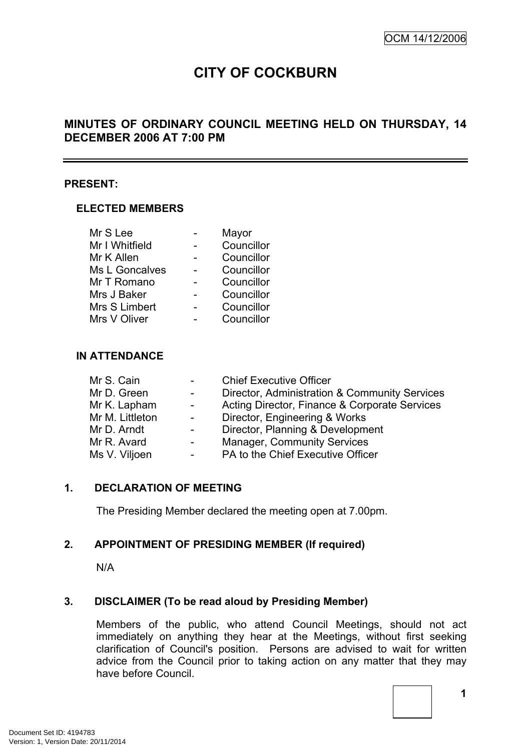OCM 14/12/2006

# CITY OF COCKBURN

## MINUTES OF ORDINARY COUNCIL MEETING HELD ON THURSDAY, 14 DECEMBER 2006 AT 7:00 PM

---

**PRESENT:**

**ELECTED MEMBERS**

| | | |
|---|---|---|
| Mr S Lee | - | Mayor |
| Mr I Whitfield | - | Councillor |
| Mr K Allen | - | Councillor |
| Ms L Goncalves | - | Councillor |
| Mr T Romano | - | Councillor |
| Mrs J Baker | - | Councillor |
| Mrs S Limbert | - | Councillor |
| Mrs V Oliver | - | Councillor |

**IN ATTENDANCE**

| | | |
|---|---|---|
| Mr S. Cain | - | Chief Executive Officer |
| Mr D. Green | - | Director, Administration & Community Services |
| Mr K. Lapham | - | Acting Director, Finance & Corporate Services |
| Mr M. Littleton | - | Director, Engineering & Works |
| Mr D. Arndt | - | Director, Planning & Development |
| Mr R. Avard | - | Manager, Community Services |
| Ms V. Viljoen | - | PA to the Chief Executive Officer |

**1. DECLARATION OF MEETING**

The Presiding Member declared the meeting open at 7.00pm.

**2. APPOINTMENT OF PRESIDING MEMBER (If required)**

N/A

**3. DISCLAIMER (To be read aloud by Presiding Member)**

Members of the public, who attend Council Meetings, should not act immediately on anything they hear at the Meetings, without first seeking clarification of Council's position. Persons are advised to wait for written advice from the Council prior to taking action on any matter that they may have before Council.

Document Set ID: 4194783
Version: 1, Version Date: 20/11/2014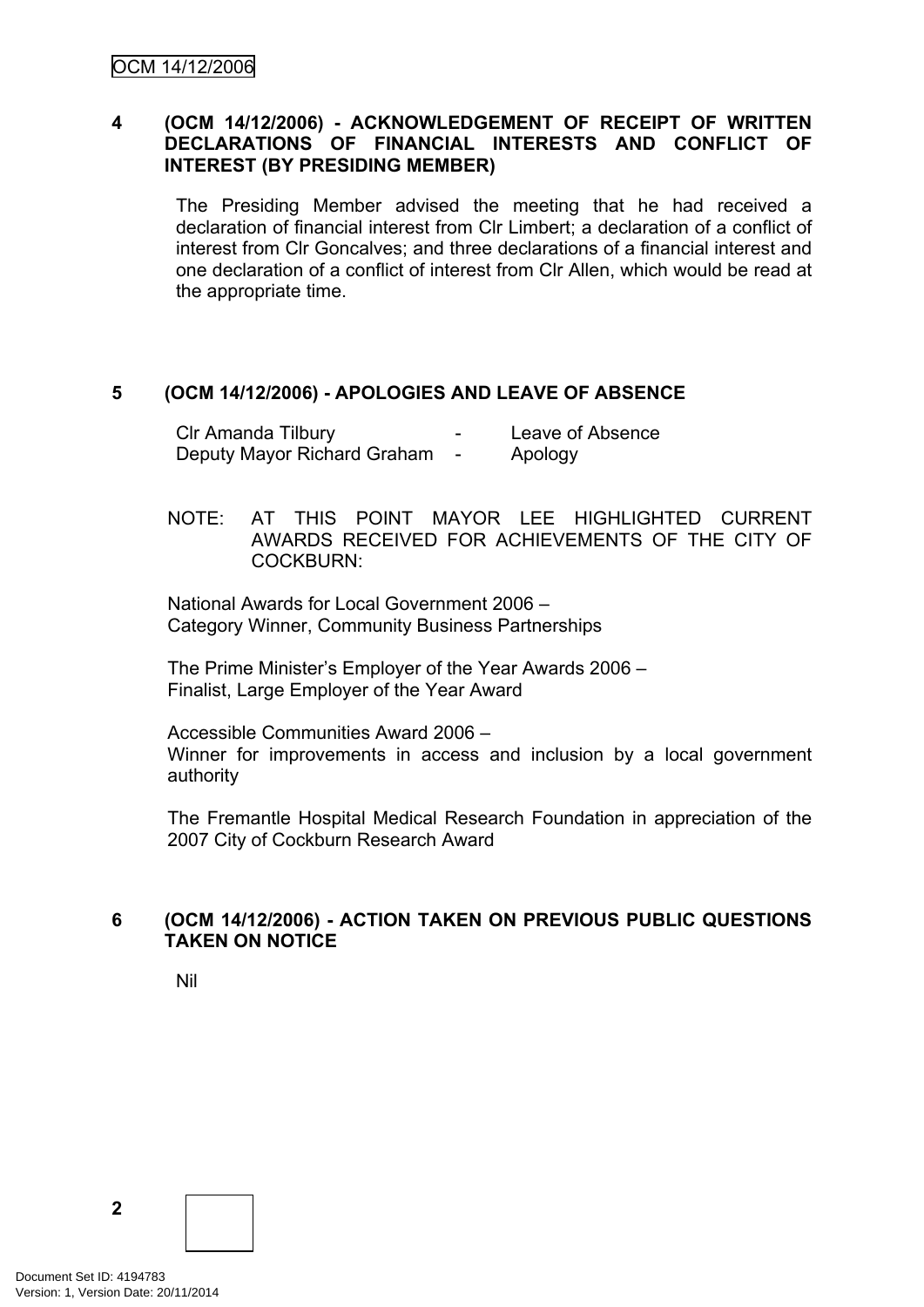## 4 (OCM 14/12/2006) - ACKNOWLEDGEMENT OF RECEIPT OF WRITTEN DECLARATIONS OF FINANCIAL INTERESTS AND CONFLICT OF INTEREST (BY PRESIDING MEMBER)

The Presiding Member advised the meeting that he had received a declaration of financial interest from Clr Limbert; a declaration of a conflict of interest from Clr Goncalves; and three declarations of a financial interest and one declaration of a conflict of interest from Clr Allen, which would be read at the appropriate time.

## 5 (OCM 14/12/2006) - APOLOGIES AND LEAVE OF ABSENCE

| | | |
|---|---|---|
| Clr Amanda Tilbury | - | Leave of Absence |
| Deputy Mayor Richard Graham | - | Apology |

NOTE: AT THIS POINT MAYOR LEE HIGHLIGHTED CURRENT AWARDS RECEIVED FOR ACHIEVEMENTS OF THE CITY OF COCKBURN:

National Awards for Local Government 2006 –
Category Winner, Community Business Partnerships

The Prime Minister's Employer of the Year Awards 2006 –
Finalist, Large Employer of the Year Award

Accessible Communities Award 2006 –
Winner for improvements in access and inclusion by a local government authority

The Fremantle Hospital Medical Research Foundation in appreciation of the 2007 City of Cockburn Research Award

## 6 (OCM 14/12/2006) - ACTION TAKEN ON PREVIOUS PUBLIC QUESTIONS TAKEN ON NOTICE

Nil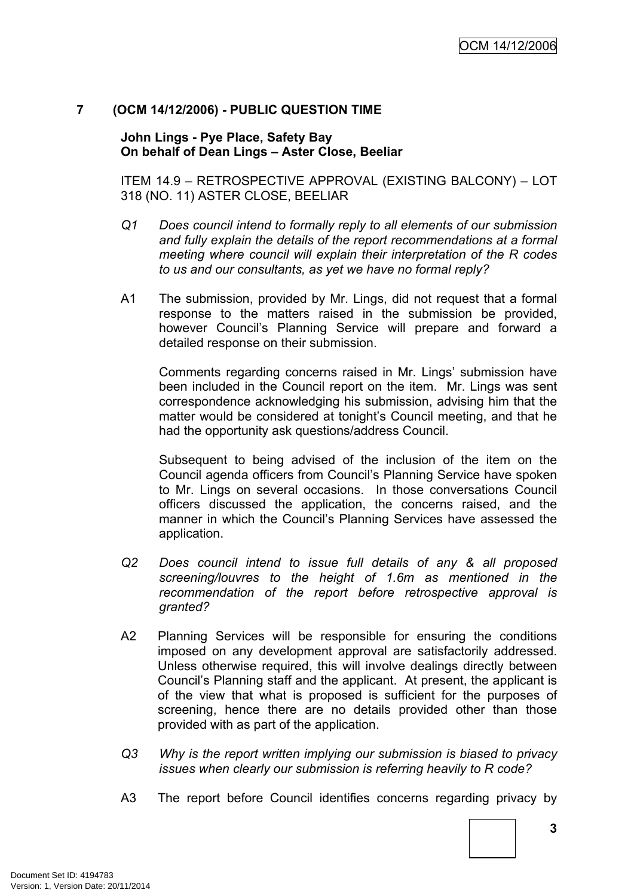## 7 (OCM 14/12/2006) - PUBLIC QUESTION TIME

**John Lings - Pye Place, Safety Bay**
**On behalf of Dean Lings – Aster Close, Beeliar**

ITEM 14.9 – RETROSPECTIVE APPROVAL (EXISTING BALCONY) – LOT 318 (NO. 11) ASTER CLOSE, BEELIAR

*Q1 Does council intend to formally reply to all elements of our submission and fully explain the details of the report recommendations at a formal meeting where council will explain their interpretation of the R codes to us and our consultants, as yet we have no formal reply?*

A1 The submission, provided by Mr. Lings, did not request that a formal response to the matters raised in the submission be provided, however Council's Planning Service will prepare and forward a detailed response on their submission.

Comments regarding concerns raised in Mr. Lings' submission have been included in the Council report on the item. Mr. Lings was sent correspondence acknowledging his submission, advising him that the matter would be considered at tonight's Council meeting, and that he had the opportunity ask questions/address Council.

Subsequent to being advised of the inclusion of the item on the Council agenda officers from Council's Planning Service have spoken to Mr. Lings on several occasions. In those conversations Council officers discussed the application, the concerns raised, and the manner in which the Council's Planning Services have assessed the application.

*Q2 Does council intend to issue full details of any & all proposed screening/louvres to the height of 1.6m as mentioned in the recommendation of the report before retrospective approval is granted?*

A2 Planning Services will be responsible for ensuring the conditions imposed on any development approval are satisfactorily addressed. Unless otherwise required, this will involve dealings directly between Council's Planning staff and the applicant. At present, the applicant is of the view that what is proposed is sufficient for the purposes of screening, hence there are no details provided other than those provided with as part of the application.

*Q3 Why is the report written implying our submission is biased to privacy issues when clearly our submission is referring heavily to R code?*

A3 The report before Council identifies concerns regarding privacy by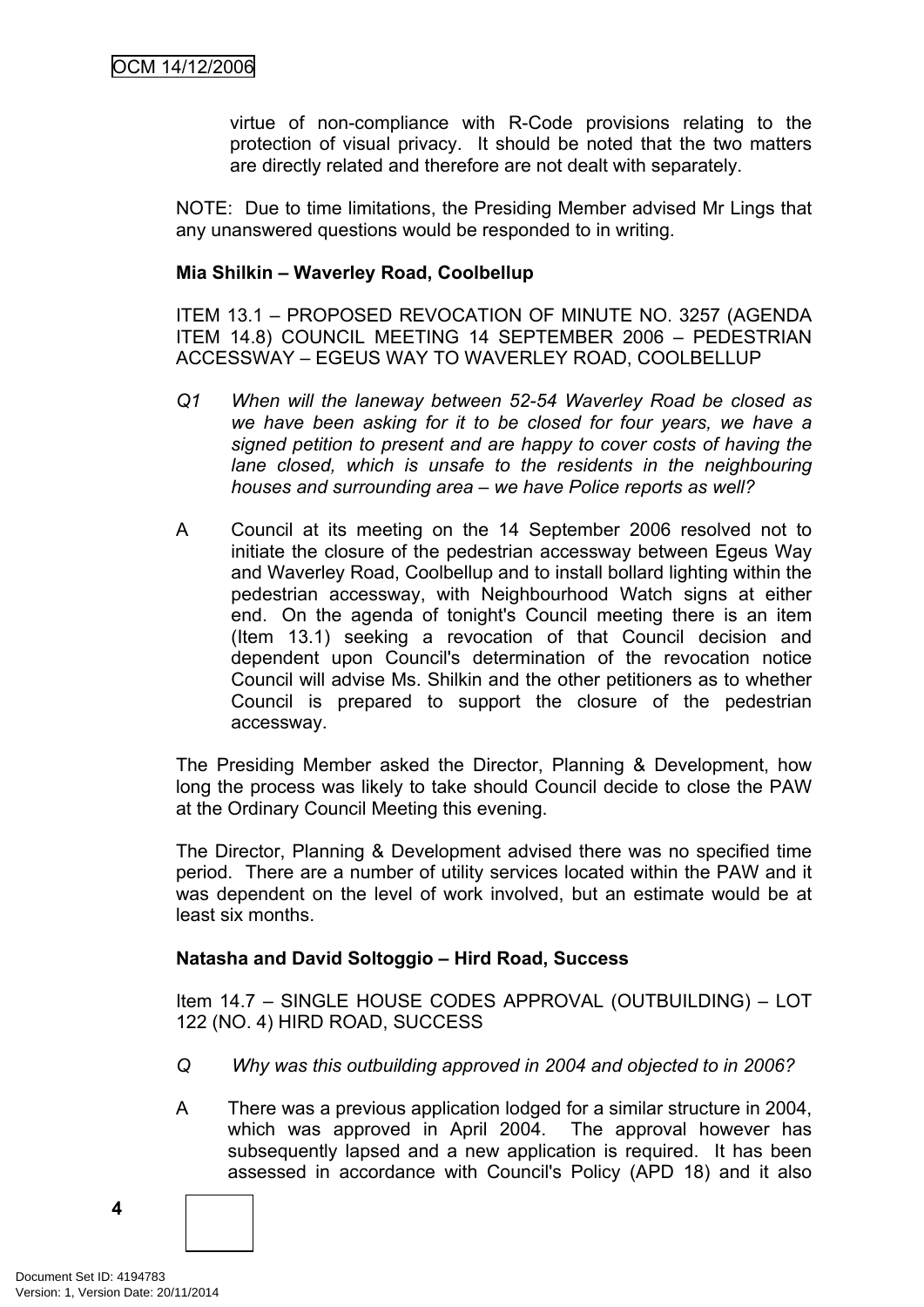virtue of non-compliance with R-Code provisions relating to the protection of visual privacy. It should be noted that the two matters are directly related and therefore are not dealt with separately.

NOTE: Due to time limitations, the Presiding Member advised Mr Lings that any unanswered questions would be responded to in writing.

**Mia Shilkin – Waverley Road, Coolbellup**

ITEM 13.1 – PROPOSED REVOCATION OF MINUTE NO. 3257 (AGENDA ITEM 14.8) COUNCIL MEETING 14 SEPTEMBER 2006 – PEDESTRIAN ACCESSWAY – EGEUS WAY TO WAVERLEY ROAD, COOLBELLUP

Q1 *When will the laneway between 52-54 Waverley Road be closed as we have been asking for it to be closed for four years, we have a signed petition to present and are happy to cover costs of having the lane closed, which is unsafe to the residents in the neighbouring houses and surrounding area – we have Police reports as well?*

A Council at its meeting on the 14 September 2006 resolved not to initiate the closure of the pedestrian accessway between Egeus Way and Waverley Road, Coolbellup and to install bollard lighting within the pedestrian accessway, with Neighbourhood Watch signs at either end. On the agenda of tonight's Council meeting there is an item (Item 13.1) seeking a revocation of that Council decision and dependent upon Council's determination of the revocation notice Council will advise Ms. Shilkin and the other petitioners as to whether Council is prepared to support the closure of the pedestrian accessway.

The Presiding Member asked the Director, Planning & Development, how long the process was likely to take should Council decide to close the PAW at the Ordinary Council Meeting this evening.

The Director, Planning & Development advised there was no specified time period. There are a number of utility services located within the PAW and it was dependent on the level of work involved, but an estimate would be at least six months.

**Natasha and David Soltoggio – Hird Road, Success**

Item 14.7 – SINGLE HOUSE CODES APPROVAL (OUTBUILDING) – LOT 122 (NO. 4) HIRD ROAD, SUCCESS

Q *Why was this outbuilding approved in 2004 and objected to in 2006?*

A There was a previous application lodged for a similar structure in 2004, which was approved in April 2004. The approval however has subsequently lapsed and a new application is required. It has been assessed in accordance with Council's Policy (APD 18) and it also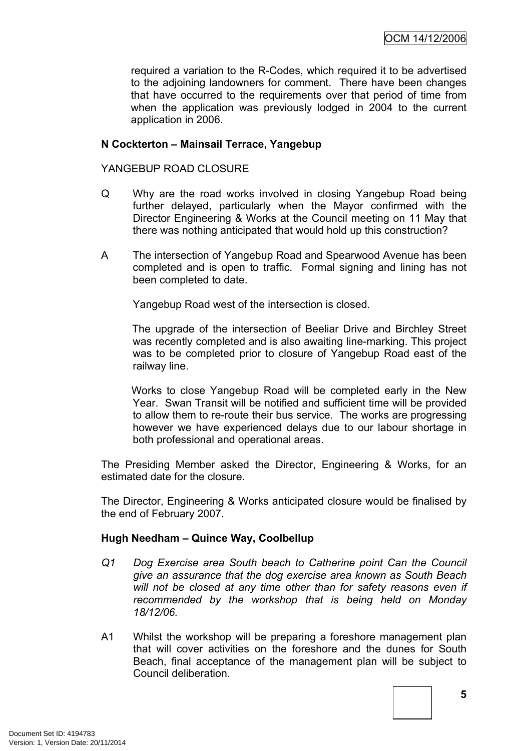required a variation to the R-Codes, which required it to be advertised to the adjoining landowners for comment. There have been changes that have occurred to the requirements over that period of time from when the application was previously lodged in 2004 to the current application in 2006.

**N Cockterton – Mainsail Terrace, Yangebup**

YANGEBUP ROAD CLOSURE

Q Why are the road works involved in closing Yangebup Road being further delayed, particularly when the Mayor confirmed with the Director Engineering & Works at the Council meeting on 11 May that there was nothing anticipated that would hold up this construction?

A The intersection of Yangebup Road and Spearwood Avenue has been completed and is open to traffic. Formal signing and lining has not been completed to date.

Yangebup Road west of the intersection is closed.

The upgrade of the intersection of Beeliar Drive and Birchley Street was recently completed and is also awaiting line-marking. This project was to be completed prior to closure of Yangebup Road east of the railway line.

Works to close Yangebup Road will be completed early in the New Year. Swan Transit will be notified and sufficient time will be provided to allow them to re-route their bus service. The works are progressing however we have experienced delays due to our labour shortage in both professional and operational areas.

The Presiding Member asked the Director, Engineering & Works, for an estimated date for the closure.

The Director, Engineering & Works anticipated closure would be finalised by the end of February 2007.

**Hugh Needham – Quince Way, Coolbellup**

*Q1 Dog Exercise area South beach to Catherine point Can the Council give an assurance that the dog exercise area known as South Beach will not be closed at any time other than for safety reasons even if recommended by the workshop that is being held on Monday 18/12/06.*

A1 Whilst the workshop will be preparing a foreshore management plan that will cover activities on the foreshore and the dunes for South Beach, final acceptance of the management plan will be subject to Council deliberation.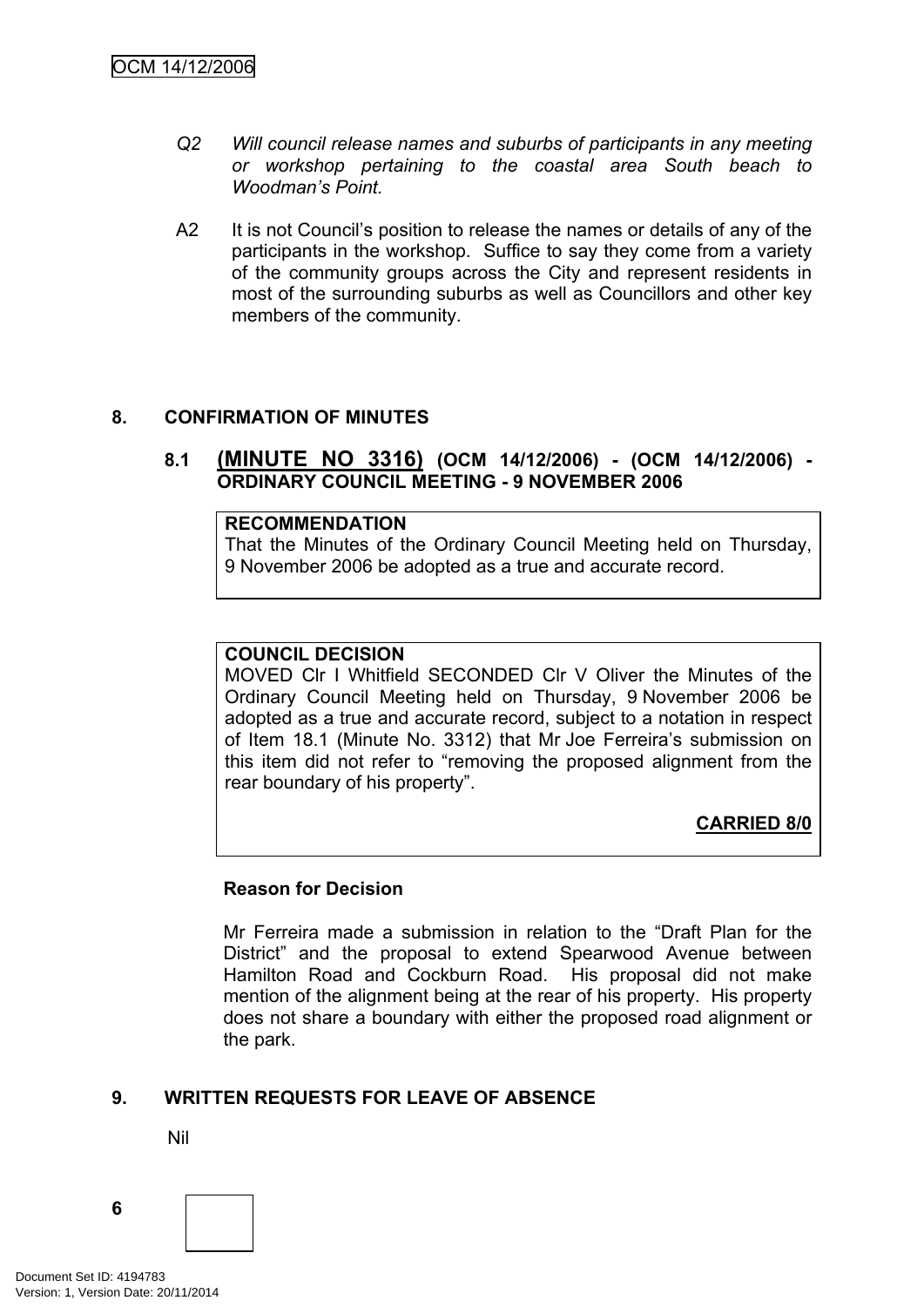*Q2 Will council release names and suburbs of participants in any meeting or workshop pertaining to the coastal area South beach to Woodman's Point.*

A2 It is not Council's position to release the names or details of any of the participants in the workshop. Suffice to say they come from a variety of the community groups across the City and represent residents in most of the surrounding suburbs as well as Councillors and other key members of the community.

## 8. CONFIRMATION OF MINUTES

### 8.1 (MINUTE NO 3316) (OCM 14/12/2006) - (OCM 14/12/2006) - ORDINARY COUNCIL MEETING - 9 NOVEMBER 2006

**RECOMMENDATION**
That the Minutes of the Ordinary Council Meeting held on Thursday, 9 November 2006 be adopted as a true and accurate record.

**COUNCIL DECISION**
MOVED Clr I Whitfield SECONDED Clr V Oliver the Minutes of the Ordinary Council Meeting held on Thursday, 9 November 2006 be adopted as a true and accurate record, subject to a notation in respect of Item 18.1 (Minute No. 3312) that Mr Joe Ferreira's submission on this item did not refer to "removing the proposed alignment from the rear boundary of his property".

**CARRIED 8/0**

**Reason for Decision**

Mr Ferreira made a submission in relation to the "Draft Plan for the District" and the proposal to extend Spearwood Avenue between Hamilton Road and Cockburn Road. His proposal did not make mention of the alignment being at the rear of his property. His property does not share a boundary with either the proposed road alignment or the park.

## 9. WRITTEN REQUESTS FOR LEAVE OF ABSENCE

Nil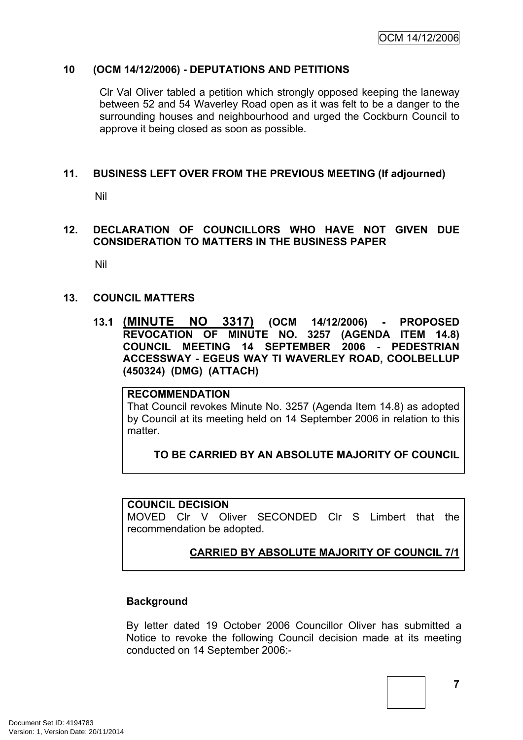## 10 (OCM 14/12/2006) - DEPUTATIONS AND PETITIONS

Clr Val Oliver tabled a petition which strongly opposed keeping the laneway between 52 and 54 Waverley Road open as it was felt to be a danger to the surrounding houses and neighbourhood and urged the Cockburn Council to approve it being closed as soon as possible.

## 11. BUSINESS LEFT OVER FROM THE PREVIOUS MEETING (If adjourned)

Nil

## 12. DECLARATION OF COUNCILLORS WHO HAVE NOT GIVEN DUE CONSIDERATION TO MATTERS IN THE BUSINESS PAPER

Nil

## 13. COUNCIL MATTERS

### 13.1 (MINUTE NO 3317) (OCM 14/12/2006) - PROPOSED REVOCATION OF MINUTE NO. 3257 (AGENDA ITEM 14.8) COUNCIL MEETING 14 SEPTEMBER 2006 - PEDESTRIAN ACCESSWAY - EGEUS WAY TI WAVERLEY ROAD, COOLBELLUP (450324) (DMG) (ATTACH)

**RECOMMENDATION**

That Council revokes Minute No. 3257 (Agenda Item 14.8) as adopted by Council at its meeting held on 14 September 2006 in relation to this matter.

**TO BE CARRIED BY AN ABSOLUTE MAJORITY OF COUNCIL**

**COUNCIL DECISION**

MOVED Clr V Oliver SECONDED Clr S Limbert that the recommendation be adopted.

**CARRIED BY ABSOLUTE MAJORITY OF COUNCIL 7/1**

**Background**

By letter dated 19 October 2006 Councillor Oliver has submitted a Notice to revoke the following Council decision made at its meeting conducted on 14 September 2006:-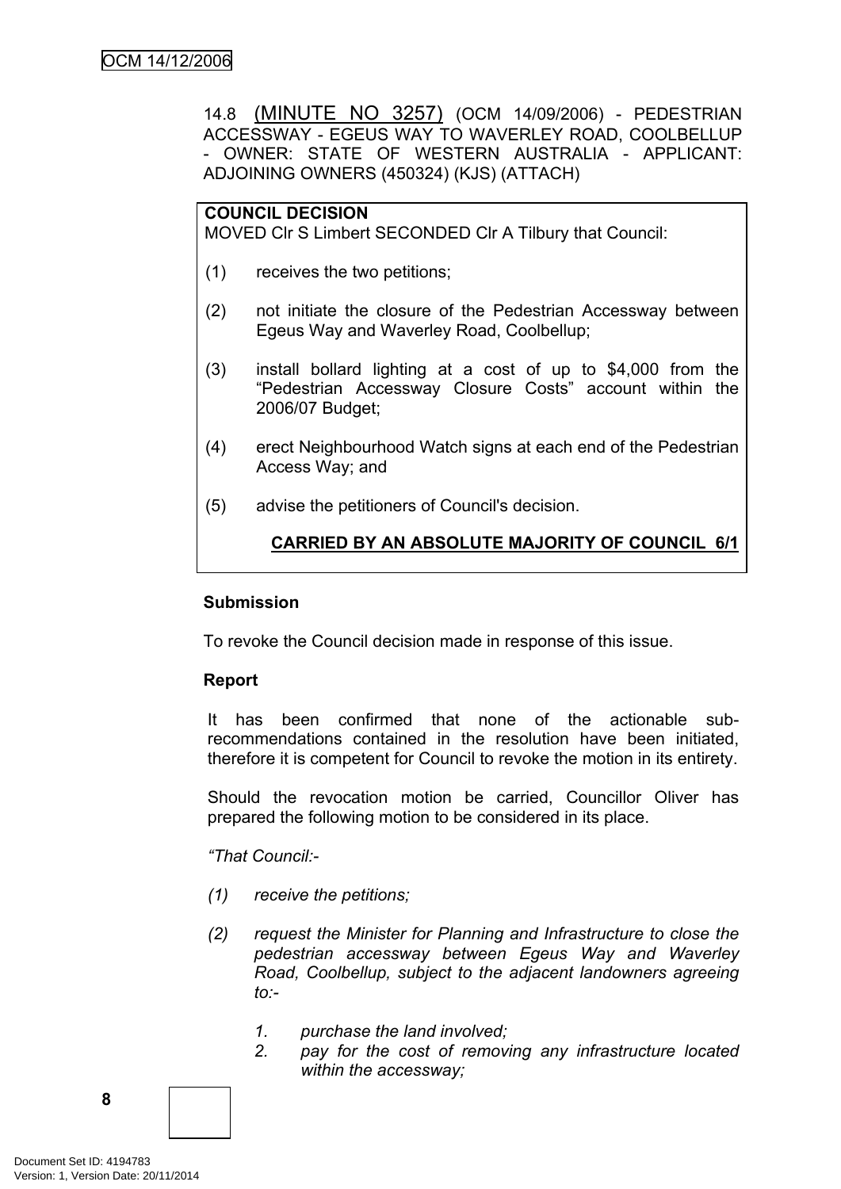14.8 (MINUTE NO 3257) (OCM 14/09/2006) - PEDESTRIAN ACCESSWAY - EGEUS WAY TO WAVERLEY ROAD, COOLBELLUP - OWNER: STATE OF WESTERN AUSTRALIA - APPLICANT: ADJOINING OWNERS (450324) (KJS) (ATTACH)

**COUNCIL DECISION**
MOVED Clr S Limbert SECONDED Clr A Tilbury that Council:

(1) receives the two petitions;

(2) not initiate the closure of the Pedestrian Accessway between Egeus Way and Waverley Road, Coolbellup;

(3) install bollard lighting at a cost of up to $4,000 from the "Pedestrian Accessway Closure Costs" account within the 2006/07 Budget;

(4) erect Neighbourhood Watch signs at each end of the Pedestrian Access Way; and

(5) advise the petitioners of Council's decision.

**CARRIED BY AN ABSOLUTE MAJORITY OF COUNCIL 6/1**

**Submission**

To revoke the Council decision made in response of this issue.

**Report**

It has been confirmed that none of the actionable sub-recommendations contained in the resolution have been initiated, therefore it is competent for Council to revoke the motion in its entirety.

Should the revocation motion be carried, Councillor Oliver has prepared the following motion to be considered in its place.

*"That Council:-*

*(1) receive the petitions;*

*(2) request the Minister for Planning and Infrastructure to close the pedestrian accessway between Egeus Way and Waverley Road, Coolbellup, subject to the adjacent landowners agreeing to:-*

*1. purchase the land involved;*
*2. pay for the cost of removing any infrastructure located within the accessway;*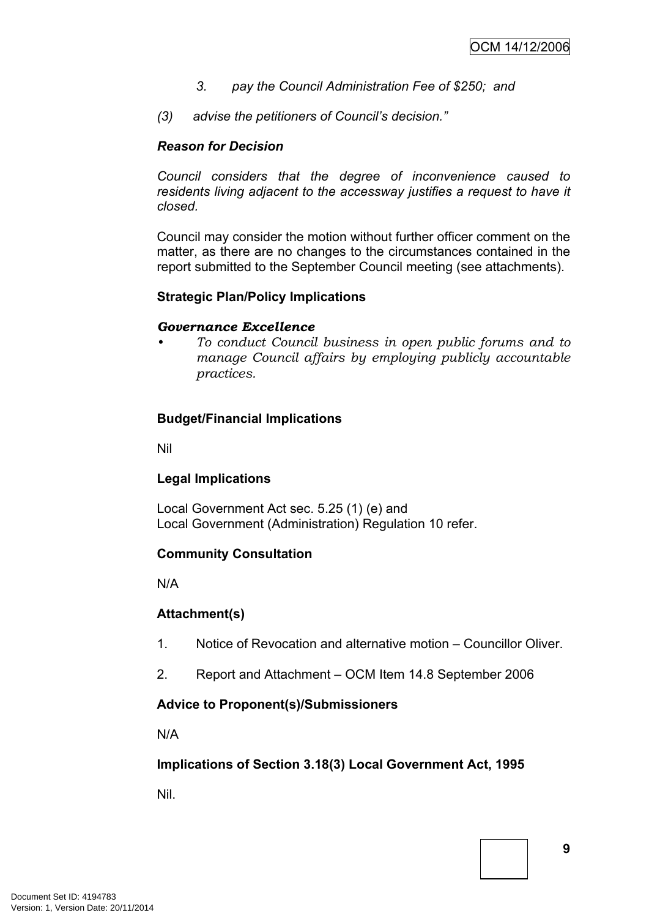*3. pay the Council Administration Fee of $250; and*

*(3) advise the petitioners of Council's decision."*

***Reason for Decision***

*Council considers that the degree of inconvenience caused to residents living adjacent to the accessway justifies a request to have it closed.*

Council may consider the motion without further officer comment on the matter, as there are no changes to the circumstances contained in the report submitted to the September Council meeting (see attachments).

**Strategic Plan/Policy Implications**

***Governance Excellence***

- *To conduct Council business in open public forums and to manage Council affairs by employing publicly accountable practices.*

**Budget/Financial Implications**

Nil

**Legal Implications**

Local Government Act sec. 5.25 (1) (e) and
Local Government (Administration) Regulation 10 refer.

**Community Consultation**

N/A

**Attachment(s)**

1. Notice of Revocation and alternative motion – Councillor Oliver.

2. Report and Attachment – OCM Item 14.8 September 2006

**Advice to Proponent(s)/Submissioners**

N/A

**Implications of Section 3.18(3) Local Government Act, 1995**

Nil.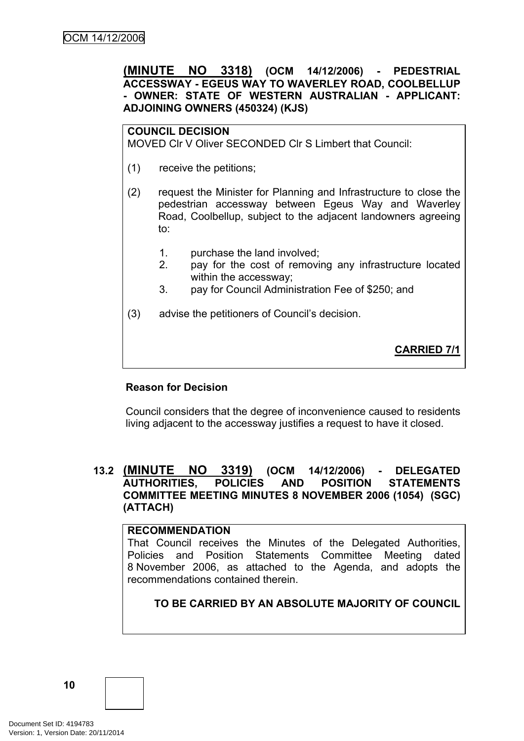**(MINUTE NO 3318) (OCM 14/12/2006) - PEDESTRIAL ACCESSWAY - EGEUS WAY TO WAVERLEY ROAD, COOLBELLUP - OWNER: STATE OF WESTERN AUSTRALIAN - APPLICANT: ADJOINING OWNERS (450324) (KJS)**

**COUNCIL DECISION**
MOVED Clr V Oliver SECONDED Clr S Limbert that Council:

(1) receive the petitions;

(2) request the Minister for Planning and Infrastructure to close the pedestrian accessway between Egeus Way and Waverley Road, Coolbellup, subject to the adjacent landowners agreeing to:

1. purchase the land involved;
2. pay for the cost of removing any infrastructure located within the accessway;
3. pay for Council Administration Fee of $250; and

(3) advise the petitioners of Council's decision.

**CARRIED 7/1**

**Reason for Decision**

Council considers that the degree of inconvenience caused to residents living adjacent to the accessway justifies a request to have it closed.

## 13.2 (MINUTE NO 3319) (OCM 14/12/2006) - DELEGATED AUTHORITIES, POLICIES AND POSITION STATEMENTS COMMITTEE MEETING MINUTES 8 NOVEMBER 2006 (1054) (SGC) (ATTACH)

**RECOMMENDATION**
That Council receives the Minutes of the Delegated Authorities, Policies and Position Statements Committee Meeting dated 8 November 2006, as attached to the Agenda, and adopts the recommendations contained therein.

**TO BE CARRIED BY AN ABSOLUTE MAJORITY OF COUNCIL**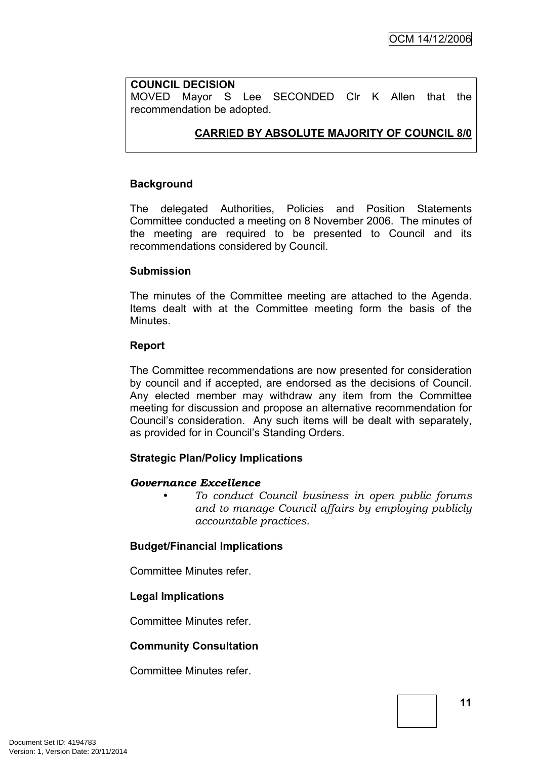**COUNCIL DECISION**
MOVED Mayor S Lee SECONDED Clr K Allen that the recommendation be adopted.

**CARRIED BY ABSOLUTE MAJORITY OF COUNCIL 8/0**

**Background**

The delegated Authorities, Policies and Position Statements Committee conducted a meeting on 8 November 2006. The minutes of the meeting are required to be presented to Council and its recommendations considered by Council.

**Submission**

The minutes of the Committee meeting are attached to the Agenda. Items dealt with at the Committee meeting form the basis of the Minutes.

**Report**

The Committee recommendations are now presented for consideration by council and if accepted, are endorsed as the decisions of Council. Any elected member may withdraw any item from the Committee meeting for discussion and propose an alternative recommendation for Council's consideration. Any such items will be dealt with separately, as provided for in Council's Standing Orders.

**Strategic Plan/Policy Implications**

***Governance Excellence***

- *To conduct Council business in open public forums and to manage Council affairs by employing publicly accountable practices.*

**Budget/Financial Implications**

Committee Minutes refer.

**Legal Implications**

Committee Minutes refer.

**Community Consultation**

Committee Minutes refer.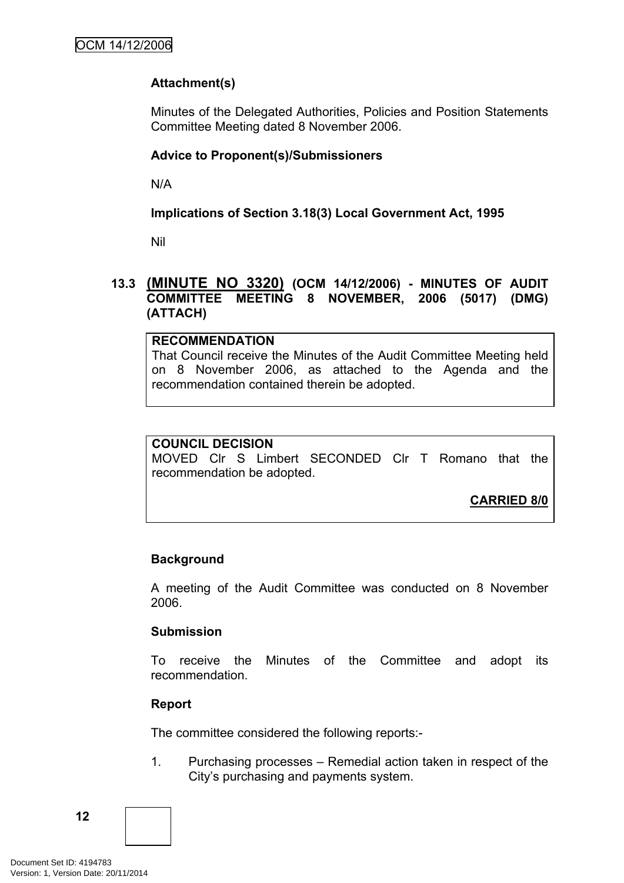**Attachment(s)**

Minutes of the Delegated Authorities, Policies and Position Statements Committee Meeting dated 8 November 2006.

**Advice to Proponent(s)/Submissioners**

N/A

**Implications of Section 3.18(3) Local Government Act, 1995**

Nil

## 13.3 (MINUTE NO 3320) (OCM 14/12/2006) - MINUTES OF AUDIT COMMITTEE MEETING 8 NOVEMBER, 2006 (5017) (DMG) (ATTACH)

**RECOMMENDATION**
That Council receive the Minutes of the Audit Committee Meeting held on 8 November 2006, as attached to the Agenda and the recommendation contained therein be adopted.

**COUNCIL DECISION**
MOVED Clr S Limbert SECONDED Clr T Romano that the recommendation be adopted.

**CARRIED 8/0**

**Background**

A meeting of the Audit Committee was conducted on 8 November 2006.

**Submission**

To receive the Minutes of the Committee and adopt its recommendation.

**Report**

The committee considered the following reports:-

1. Purchasing processes – Remedial action taken in respect of the City's purchasing and payments system.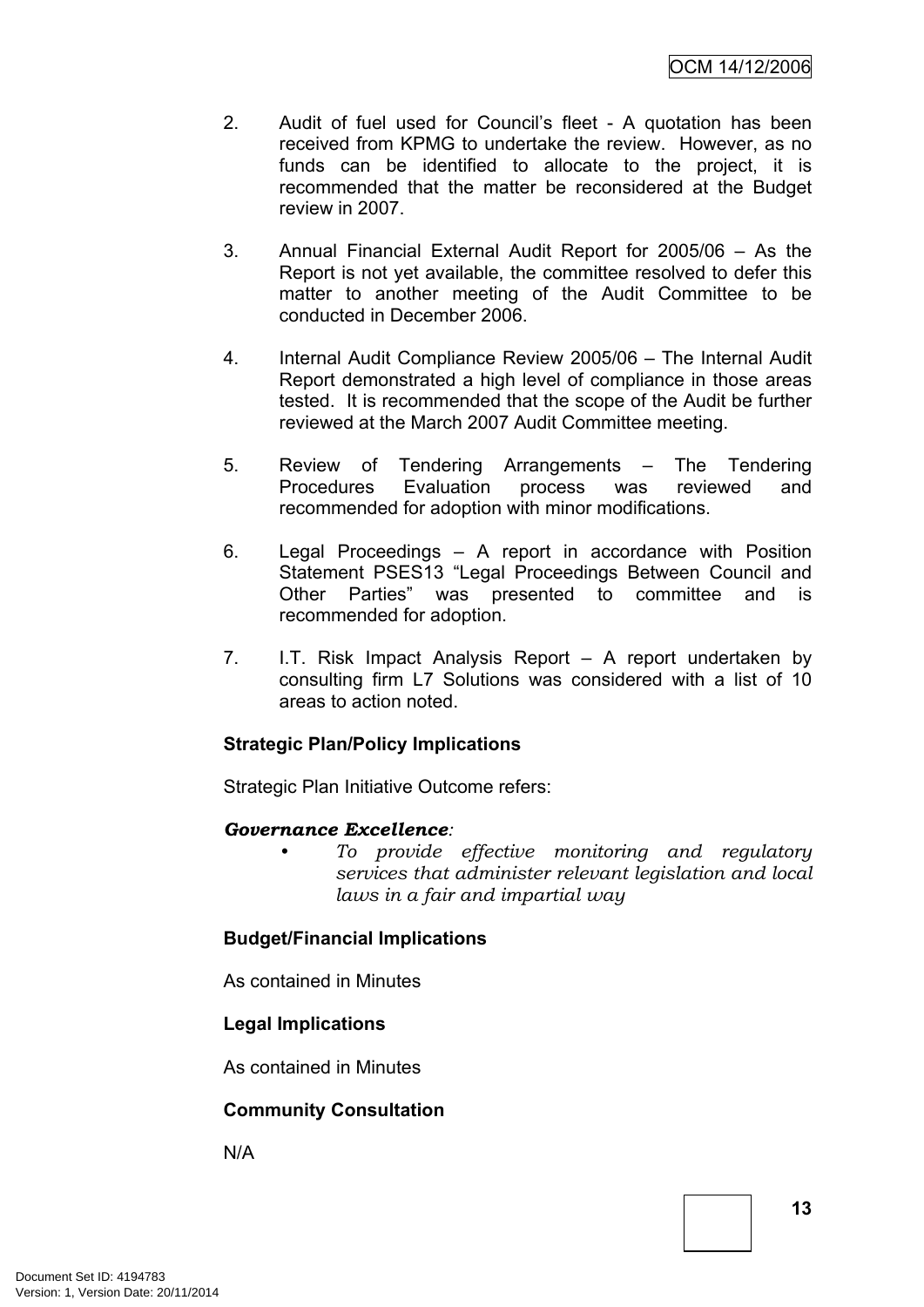2. Audit of fuel used for Council's fleet - A quotation has been received from KPMG to undertake the review. However, as no funds can be identified to allocate to the project, it is recommended that the matter be reconsidered at the Budget review in 2007.

3. Annual Financial External Audit Report for 2005/06 – As the Report is not yet available, the committee resolved to defer this matter to another meeting of the Audit Committee to be conducted in December 2006.

4. Internal Audit Compliance Review 2005/06 – The Internal Audit Report demonstrated a high level of compliance in those areas tested. It is recommended that the scope of the Audit be further reviewed at the March 2007 Audit Committee meeting.

5. Review of Tendering Arrangements – The Tendering Procedures Evaluation process was reviewed and recommended for adoption with minor modifications.

6. Legal Proceedings – A report in accordance with Position Statement PSES13 "Legal Proceedings Between Council and Other Parties" was presented to committee and is recommended for adoption.

7. I.T. Risk Impact Analysis Report – A report undertaken by consulting firm L7 Solutions was considered with a list of 10 areas to action noted.

**Strategic Plan/Policy Implications**

Strategic Plan Initiative Outcome refers:

***Governance Excellence:***

- *To provide effective monitoring and regulatory services that administer relevant legislation and local laws in a fair and impartial way*

**Budget/Financial Implications**

As contained in Minutes

**Legal Implications**

As contained in Minutes

**Community Consultation**

N/A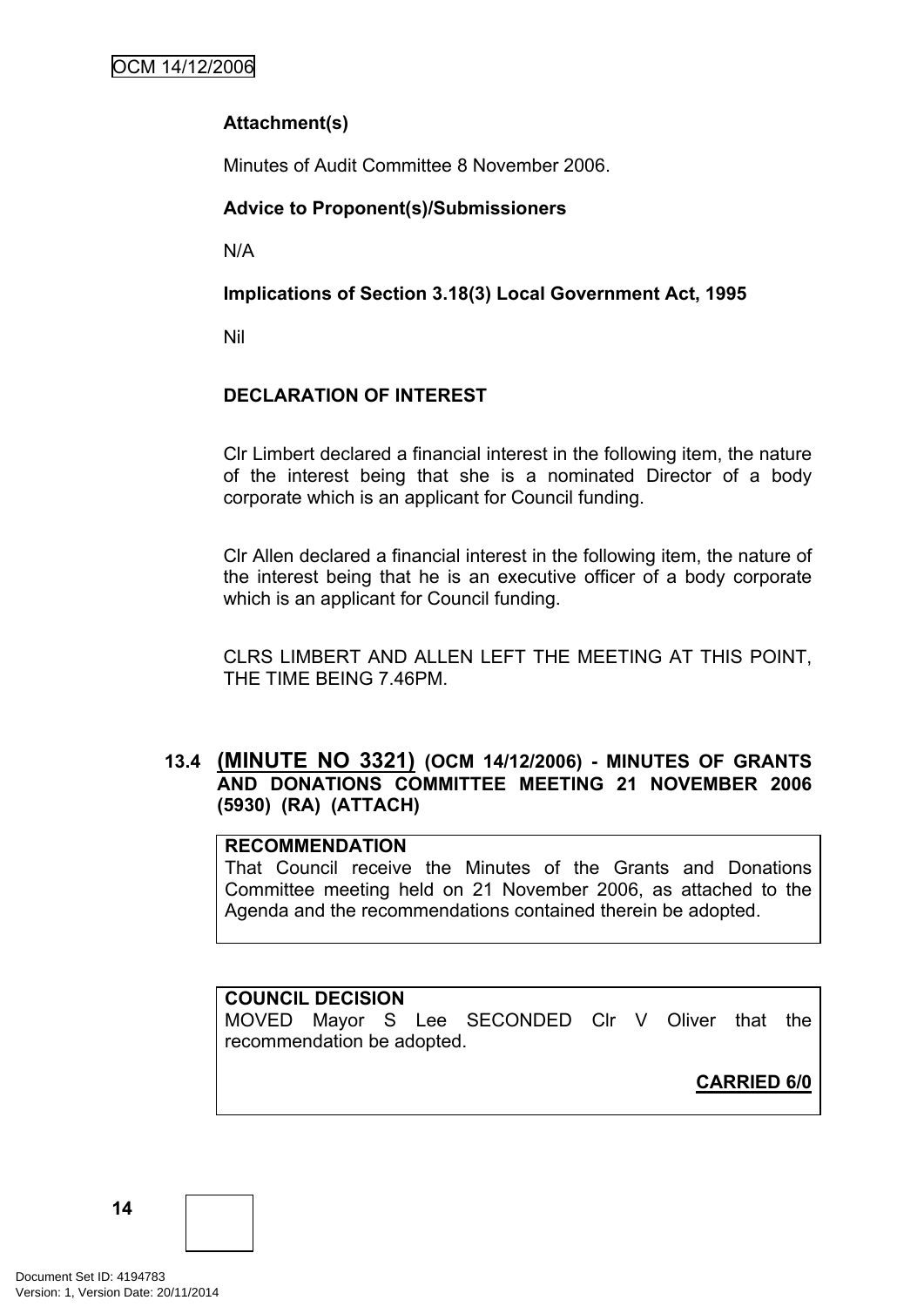**Attachment(s)**

Minutes of Audit Committee 8 November 2006.

**Advice to Proponent(s)/Submissioners**

N/A

**Implications of Section 3.18(3) Local Government Act, 1995**

Nil

**DECLARATION OF INTEREST**

Clr Limbert declared a financial interest in the following item, the nature of the interest being that she is a nominated Director of a body corporate which is an applicant for Council funding.

Clr Allen declared a financial interest in the following item, the nature of the interest being that he is an executive officer of a body corporate which is an applicant for Council funding.

CLRS LIMBERT AND ALLEN LEFT THE MEETING AT THIS POINT, THE TIME BEING 7.46PM.

### 13.4 (MINUTE NO 3321) (OCM 14/12/2006) - MINUTES OF GRANTS AND DONATIONS COMMITTEE MEETING 21 NOVEMBER 2006 (5930) (RA) (ATTACH)

**RECOMMENDATION**
That Council receive the Minutes of the Grants and Donations Committee meeting held on 21 November 2006, as attached to the Agenda and the recommendations contained therein be adopted.

**COUNCIL DECISION**
MOVED Mayor S Lee SECONDED Clr V Oliver that the recommendation be adopted.

**CARRIED 6/0**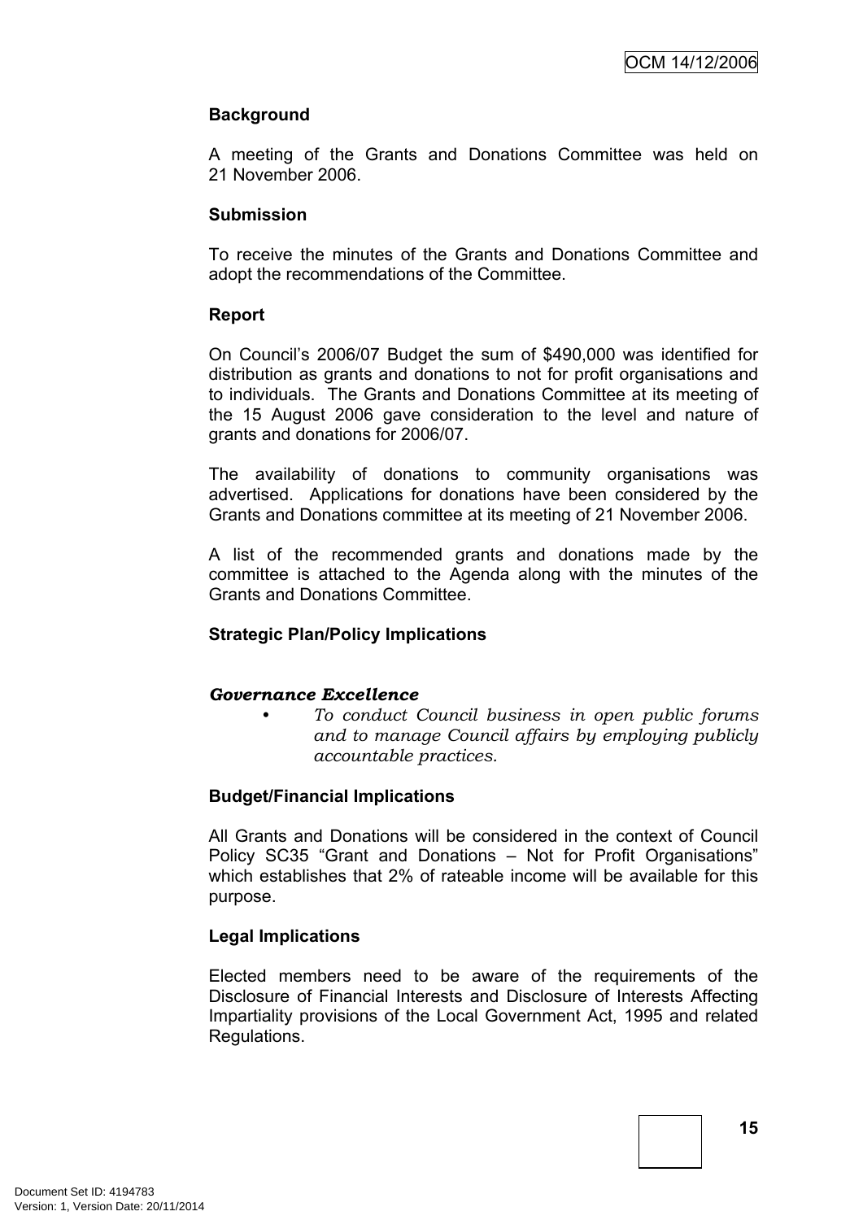**Background**

A meeting of the Grants and Donations Committee was held on 21 November 2006.

**Submission**

To receive the minutes of the Grants and Donations Committee and adopt the recommendations of the Committee.

**Report**

On Council's 2006/07 Budget the sum of $490,000 was identified for distribution as grants and donations to not for profit organisations and to individuals. The Grants and Donations Committee at its meeting of the 15 August 2006 gave consideration to the level and nature of grants and donations for 2006/07.

The availability of donations to community organisations was advertised. Applications for donations have been considered by the Grants and Donations committee at its meeting of 21 November 2006.

A list of the recommended grants and donations made by the committee is attached to the Agenda along with the minutes of the Grants and Donations Committee.

**Strategic Plan/Policy Implications**

***Governance Excellence***

- *To conduct Council business in open public forums and to manage Council affairs by employing publicly accountable practices.*

**Budget/Financial Implications**

All Grants and Donations will be considered in the context of Council Policy SC35 "Grant and Donations – Not for Profit Organisations" which establishes that 2% of rateable income will be available for this purpose.

**Legal Implications**

Elected members need to be aware of the requirements of the Disclosure of Financial Interests and Disclosure of Interests Affecting Impartiality provisions of the Local Government Act, 1995 and related Regulations.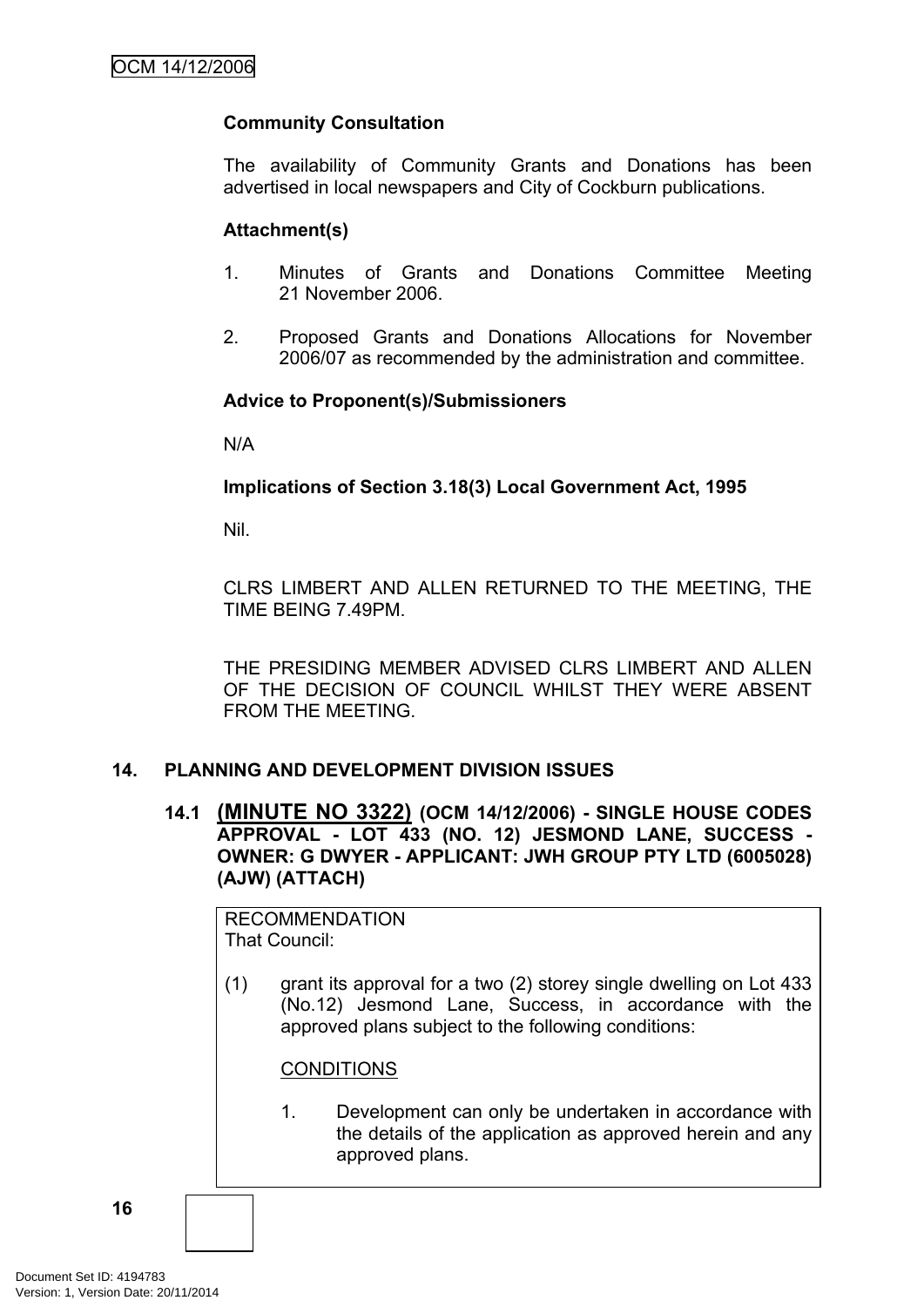**Community Consultation**

The availability of Community Grants and Donations has been advertised in local newspapers and City of Cockburn publications.

**Attachment(s)**

1. Minutes of Grants and Donations Committee Meeting 21 November 2006.

2. Proposed Grants and Donations Allocations for November 2006/07 as recommended by the administration and committee.

**Advice to Proponent(s)/Submissioners**

N/A

**Implications of Section 3.18(3) Local Government Act, 1995**

Nil.

CLRS LIMBERT AND ALLEN RETURNED TO THE MEETING, THE TIME BEING 7.49PM.

THE PRESIDING MEMBER ADVISED CLRS LIMBERT AND ALLEN OF THE DECISION OF COUNCIL WHILST THEY WERE ABSENT FROM THE MEETING.

## 14. PLANNING AND DEVELOPMENT DIVISION ISSUES

### 14.1 (MINUTE NO 3322) (OCM 14/12/2006) - SINGLE HOUSE CODES APPROVAL - LOT 433 (NO. 12) JESMOND LANE, SUCCESS - OWNER: G DWYER - APPLICANT: JWH GROUP PTY LTD (6005028) (AJW) (ATTACH)

RECOMMENDATION
That Council:

(1) grant its approval for a two (2) storey single dwelling on Lot 433 (No.12) Jesmond Lane, Success, in accordance with the approved plans subject to the following conditions:

CONDITIONS

1. Development can only be undertaken in accordance with the details of the application as approved herein and any approved plans.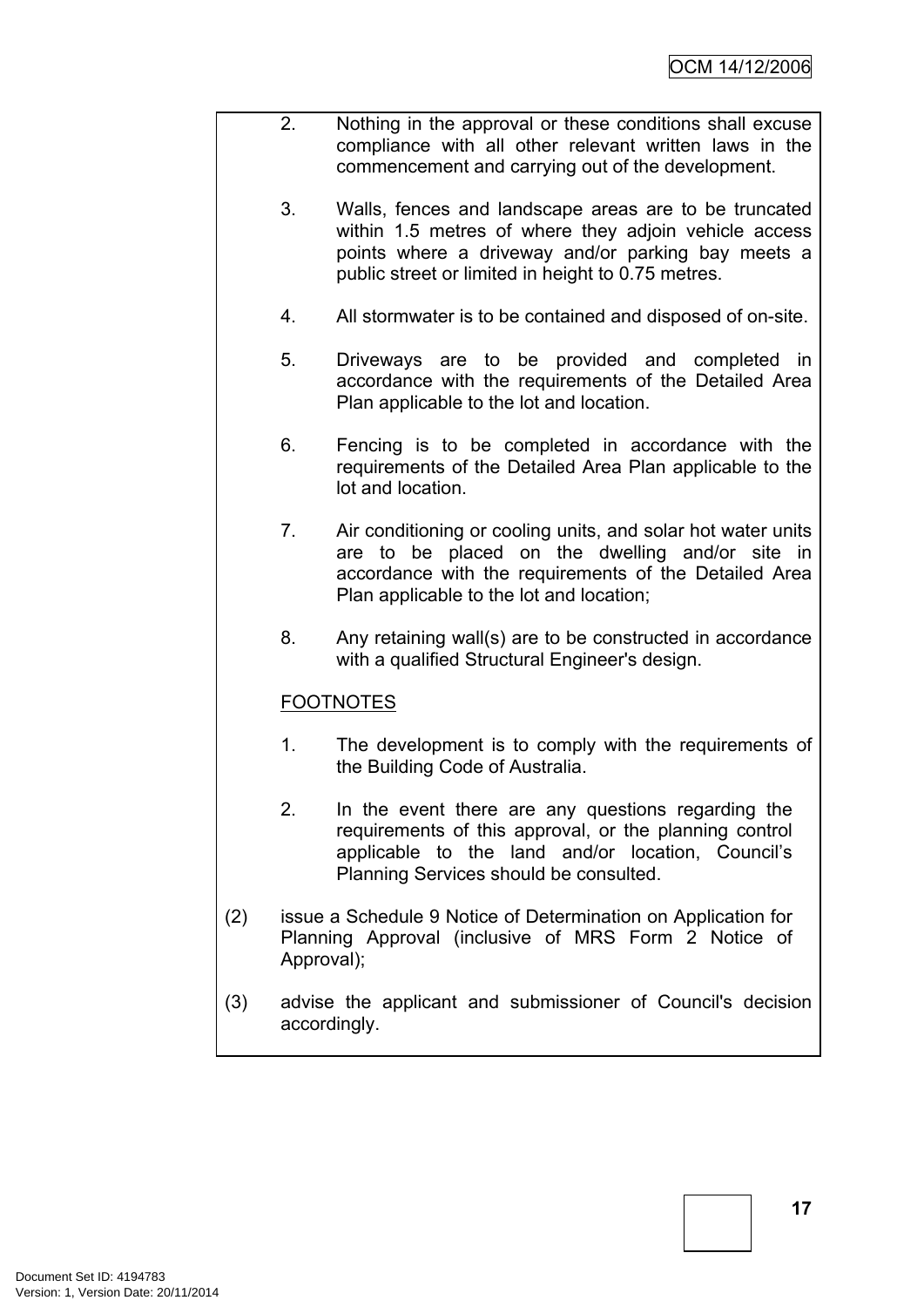2. Nothing in the approval or these conditions shall excuse compliance with all other relevant written laws in the commencement and carrying out of the development.

3. Walls, fences and landscape areas are to be truncated within 1.5 metres of where they adjoin vehicle access points where a driveway and/or parking bay meets a public street or limited in height to 0.75 metres.

4. All stormwater is to be contained and disposed of on-site.

5. Driveways are to be provided and completed in accordance with the requirements of the Detailed Area Plan applicable to the lot and location.

6. Fencing is to be completed in accordance with the requirements of the Detailed Area Plan applicable to the lot and location.

7. Air conditioning or cooling units, and solar hot water units are to be placed on the dwelling and/or site in accordance with the requirements of the Detailed Area Plan applicable to the lot and location;

8. Any retaining wall(s) are to be constructed in accordance with a qualified Structural Engineer's design.

FOOTNOTES

1. The development is to comply with the requirements of the Building Code of Australia.

2. In the event there are any questions regarding the requirements of this approval, or the planning control applicable to the land and/or location, Council's Planning Services should be consulted.

(2) issue a Schedule 9 Notice of Determination on Application for Planning Approval (inclusive of MRS Form 2 Notice of Approval);

(3) advise the applicant and submissioner of Council's decision accordingly.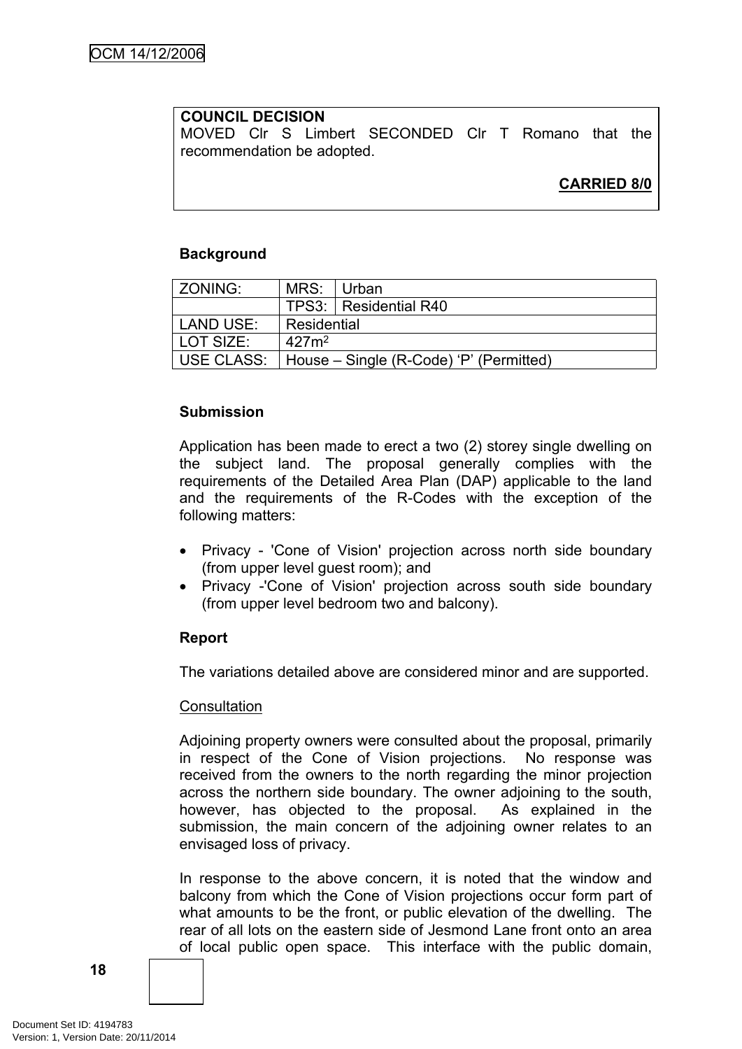**COUNCIL DECISION**
MOVED Clr S Limbert SECONDED Clr T Romano that the recommendation be adopted.

**CARRIED 8/0**

**Background**

| ZONING: | MRS: | Urban |
|---|---|---|
| | TPS3: | Residential R40 |
| LAND USE: | Residential | |
| LOT SIZE: | 427m² | |
| USE CLASS: | House – Single (R-Code) 'P' (Permitted) | |

**Submission**

Application has been made to erect a two (2) storey single dwelling on the subject land. The proposal generally complies with the requirements of the Detailed Area Plan (DAP) applicable to the land and the requirements of the R-Codes with the exception of the following matters:

- Privacy - 'Cone of Vision' projection across north side boundary (from upper level guest room); and
- Privacy -'Cone of Vision' projection across south side boundary (from upper level bedroom two and balcony).

**Report**

The variations detailed above are considered minor and are supported.

Consultation

Adjoining property owners were consulted about the proposal, primarily in respect of the Cone of Vision projections. No response was received from the owners to the north regarding the minor projection across the northern side boundary. The owner adjoining to the south, however, has objected to the proposal. As explained in the submission, the main concern of the adjoining owner relates to an envisaged loss of privacy.

In response to the above concern, it is noted that the window and balcony from which the Cone of Vision projections occur form part of what amounts to be the front, or public elevation of the dwelling. The rear of all lots on the eastern side of Jesmond Lane front onto an area of local public open space. This interface with the public domain,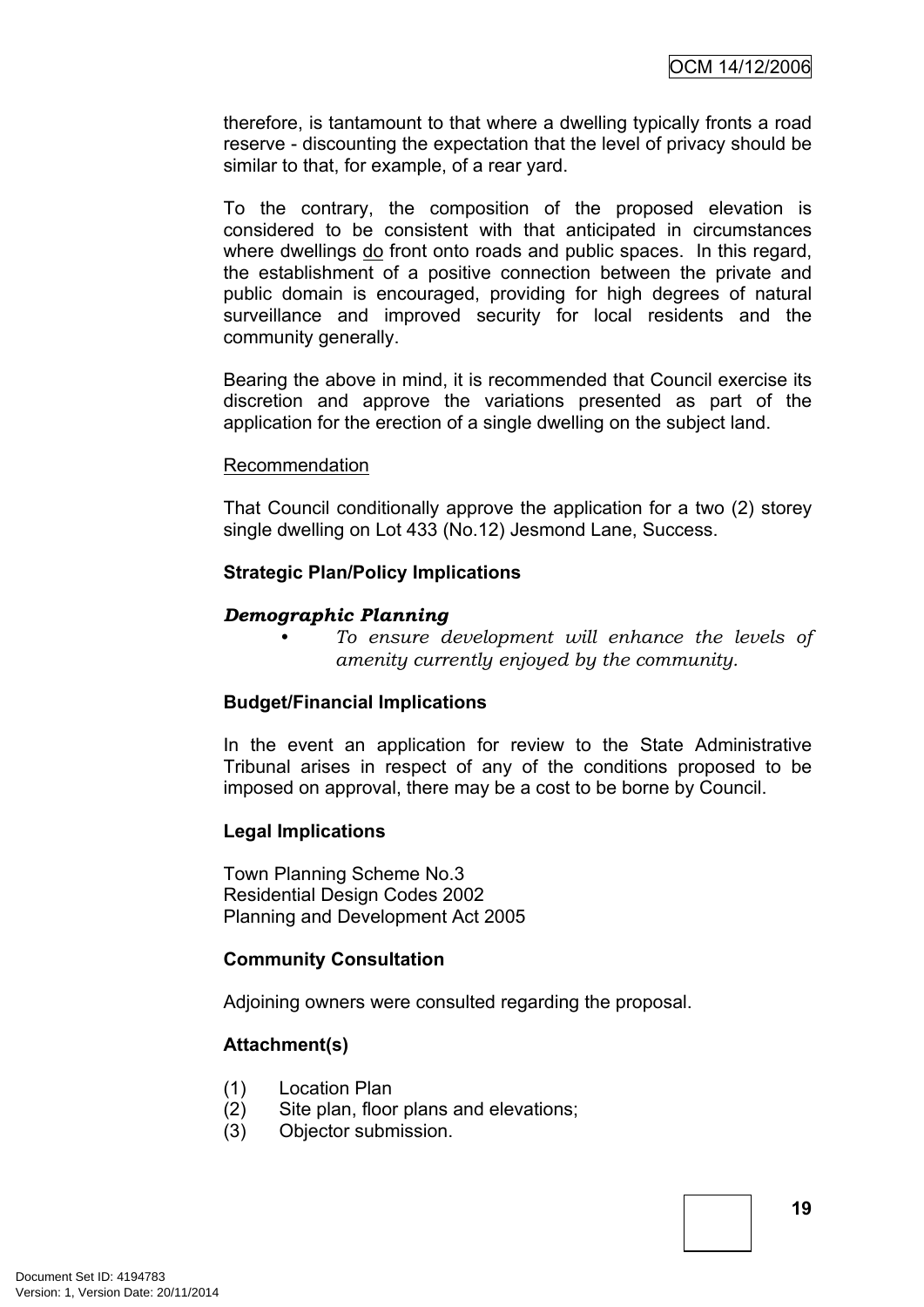therefore, is tantamount to that where a dwelling typically fronts a road reserve - discounting the expectation that the level of privacy should be similar to that, for example, of a rear yard.

To the contrary, the composition of the proposed elevation is considered to be consistent with that anticipated in circumstances where dwellings <u>do</u> front onto roads and public spaces. In this regard, the establishment of a positive connection between the private and public domain is encouraged, providing for high degrees of natural surveillance and improved security for local residents and the community generally.

Bearing the above in mind, it is recommended that Council exercise its discretion and approve the variations presented as part of the application for the erection of a single dwelling on the subject land.

<u>Recommendation</u>

That Council conditionally approve the application for a two (2) storey single dwelling on Lot 433 (No.12) Jesmond Lane, Success.

**Strategic Plan/Policy Implications**

***Demographic Planning***

- *To ensure development will enhance the levels of amenity currently enjoyed by the community.*

**Budget/Financial Implications**

In the event an application for review to the State Administrative Tribunal arises in respect of any of the conditions proposed to be imposed on approval, there may be a cost to be borne by Council.

**Legal Implications**

Town Planning Scheme No.3
Residential Design Codes 2002
Planning and Development Act 2005

**Community Consultation**

Adjoining owners were consulted regarding the proposal.

**Attachment(s)**

(1) Location Plan
(2) Site plan, floor plans and elevations;
(3) Objector submission.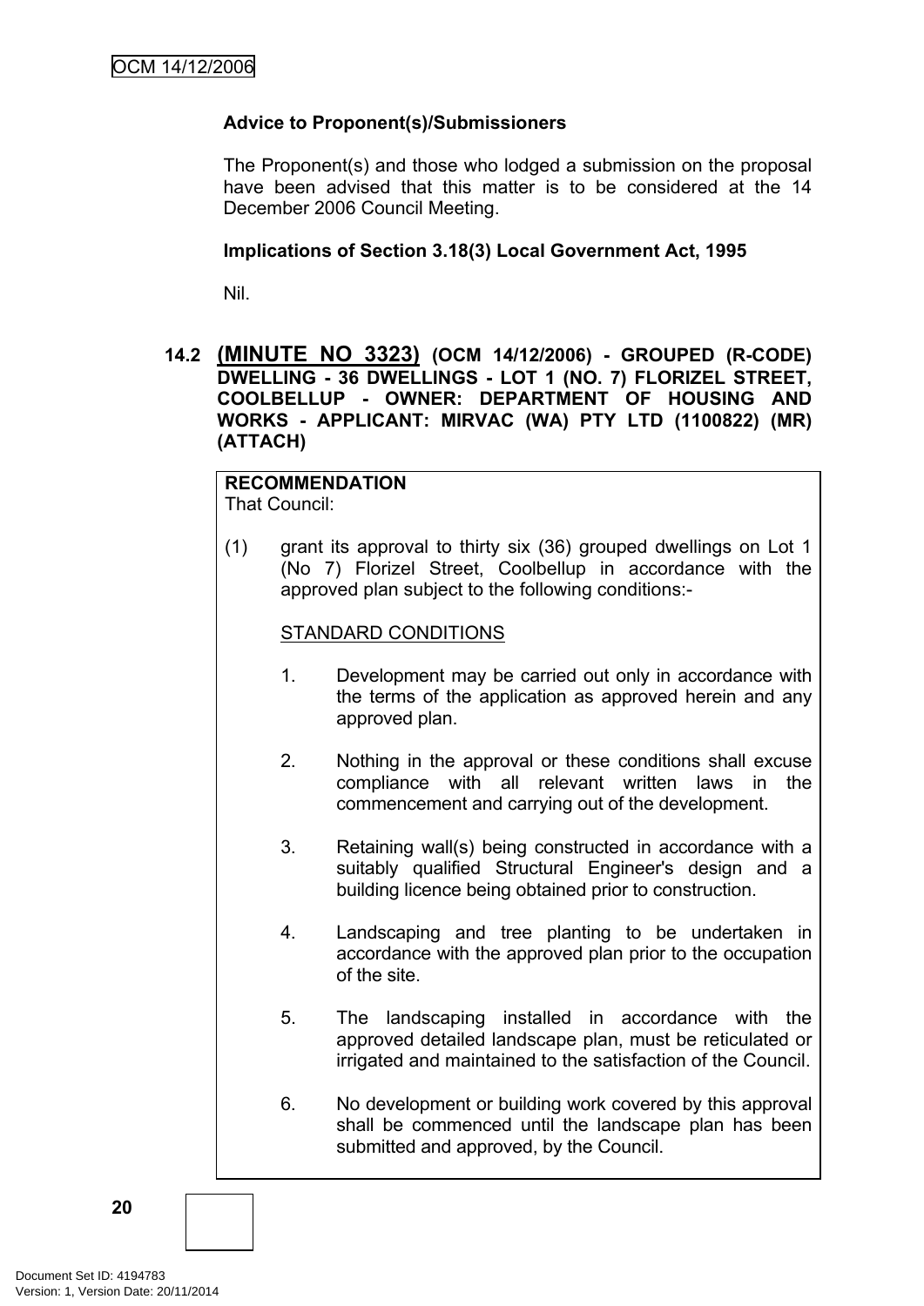**Advice to Proponent(s)/Submissioners**

The Proponent(s) and those who lodged a submission on the proposal have been advised that this matter is to be considered at the 14 December 2006 Council Meeting.

**Implications of Section 3.18(3) Local Government Act, 1995**

Nil.

### 14.2 (MINUTE NO 3323) (OCM 14/12/2006) - GROUPED (R-CODE) DWELLING - 36 DWELLINGS - LOT 1 (NO. 7) FLORIZEL STREET, COOLBELLUP - OWNER: DEPARTMENT OF HOUSING AND WORKS - APPLICANT: MIRVAC (WA) PTY LTD (1100822) (MR) (ATTACH)

**RECOMMENDATION**

That Council:

(1) grant its approval to thirty six (36) grouped dwellings on Lot 1 (No 7) Florizel Street, Coolbellup in accordance with the approved plan subject to the following conditions:-

STANDARD CONDITIONS

1. Development may be carried out only in accordance with the terms of the application as approved herein and any approved plan.

2. Nothing in the approval or these conditions shall excuse compliance with all relevant written laws in the commencement and carrying out of the development.

3. Retaining wall(s) being constructed in accordance with a suitably qualified Structural Engineer's design and a building licence being obtained prior to construction.

4. Landscaping and tree planting to be undertaken in accordance with the approved plan prior to the occupation of the site.

5. The landscaping installed in accordance with the approved detailed landscape plan, must be reticulated or irrigated and maintained to the satisfaction of the Council.

6. No development or building work covered by this approval shall be commenced until the landscape plan has been submitted and approved, by the Council.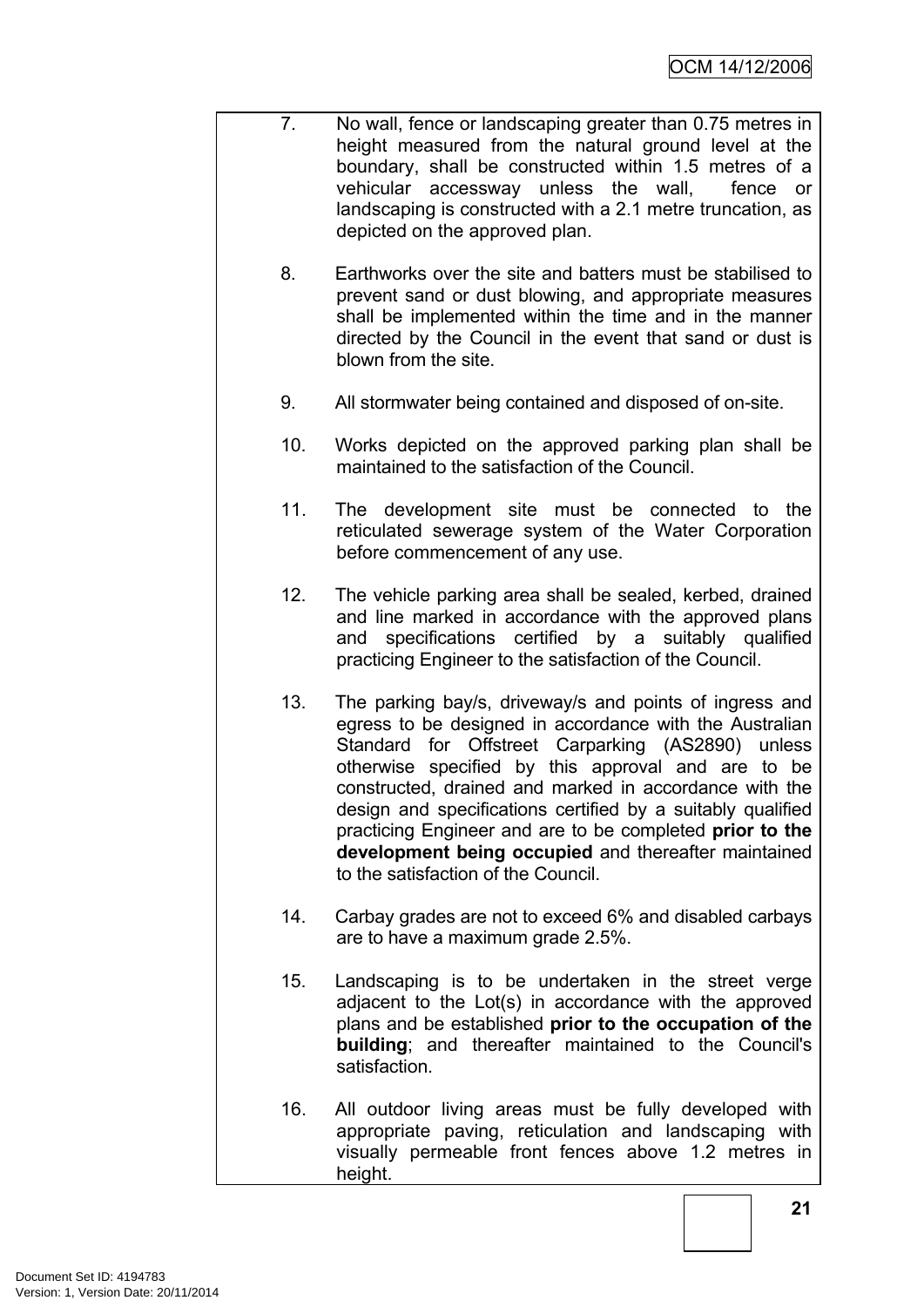7. No wall, fence or landscaping greater than 0.75 metres in height measured from the natural ground level at the boundary, shall be constructed within 1.5 metres of a vehicular accessway unless the wall, fence or landscaping is constructed with a 2.1 metre truncation, as depicted on the approved plan.

8. Earthworks over the site and batters must be stabilised to prevent sand or dust blowing, and appropriate measures shall be implemented within the time and in the manner directed by the Council in the event that sand or dust is blown from the site.

9. All stormwater being contained and disposed of on-site.

10. Works depicted on the approved parking plan shall be maintained to the satisfaction of the Council.

11. The development site must be connected to the reticulated sewerage system of the Water Corporation before commencement of any use.

12. The vehicle parking area shall be sealed, kerbed, drained and line marked in accordance with the approved plans and specifications certified by a suitably qualified practicing Engineer to the satisfaction of the Council.

13. The parking bay/s, driveway/s and points of ingress and egress to be designed in accordance with the Australian Standard for Offstreet Carparking (AS2890) unless otherwise specified by this approval and are to be constructed, drained and marked in accordance with the design and specifications certified by a suitably qualified practicing Engineer and are to be completed **prior to the development being occupied** and thereafter maintained to the satisfaction of the Council.

14. Carbay grades are not to exceed 6% and disabled carbays are to have a maximum grade 2.5%.

15. Landscaping is to be undertaken in the street verge adjacent to the Lot(s) in accordance with the approved plans and be established **prior to the occupation of the building**; and thereafter maintained to the Council's satisfaction.

16. All outdoor living areas must be fully developed with appropriate paving, reticulation and landscaping with visually permeable front fences above 1.2 metres in height.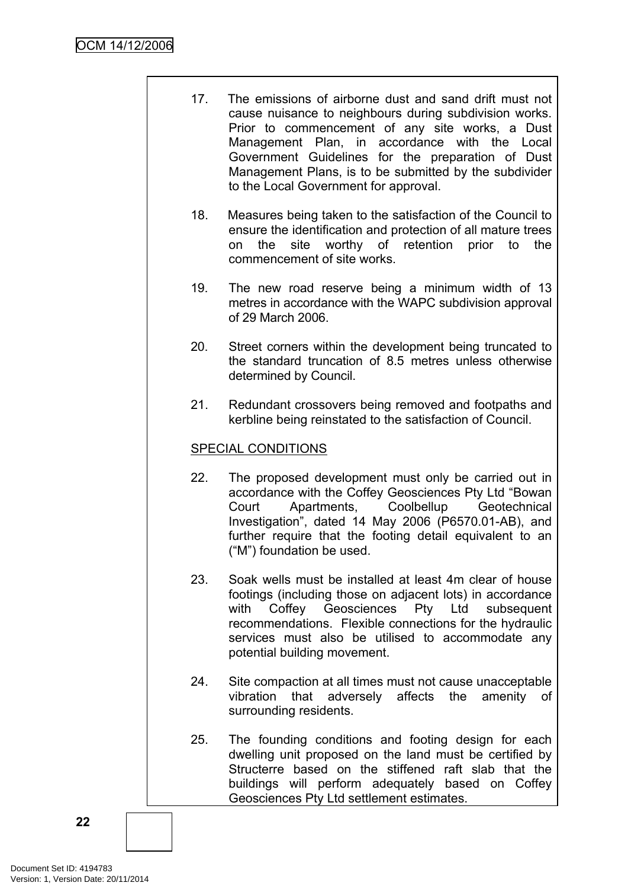17. The emissions of airborne dust and sand drift must not cause nuisance to neighbours during subdivision works. Prior to commencement of any site works, a Dust Management Plan, in accordance with the Local Government Guidelines for the preparation of Dust Management Plans, is to be submitted by the subdivider to the Local Government for approval.

18. Measures being taken to the satisfaction of the Council to ensure the identification and protection of all mature trees on the site worthy of retention prior to the commencement of site works.

19. The new road reserve being a minimum width of 13 metres in accordance with the WAPC subdivision approval of 29 March 2006.

20. Street corners within the development being truncated to the standard truncation of 8.5 metres unless otherwise determined by Council.

21. Redundant crossovers being removed and footpaths and kerbline being reinstated to the satisfaction of Council.

<u>SPECIAL CONDITIONS</u>

22. The proposed development must only be carried out in accordance with the Coffey Geosciences Pty Ltd "Bowan Court Apartments, Coolbellup Geotechnical Investigation", dated 14 May 2006 (P6570.01-AB), and further require that the footing detail equivalent to an ("M") foundation be used.

23. Soak wells must be installed at least 4m clear of house footings (including those on adjacent lots) in accordance with Coffey Geosciences Pty Ltd subsequent recommendations. Flexible connections for the hydraulic services must also be utilised to accommodate any potential building movement.

24. Site compaction at all times must not cause unacceptable vibration that adversely affects the amenity of surrounding residents.

25. The founding conditions and footing design for each dwelling unit proposed on the land must be certified by Structerre based on the stiffened raft slab that the buildings will perform adequately based on Coffey Geosciences Pty Ltd settlement estimates.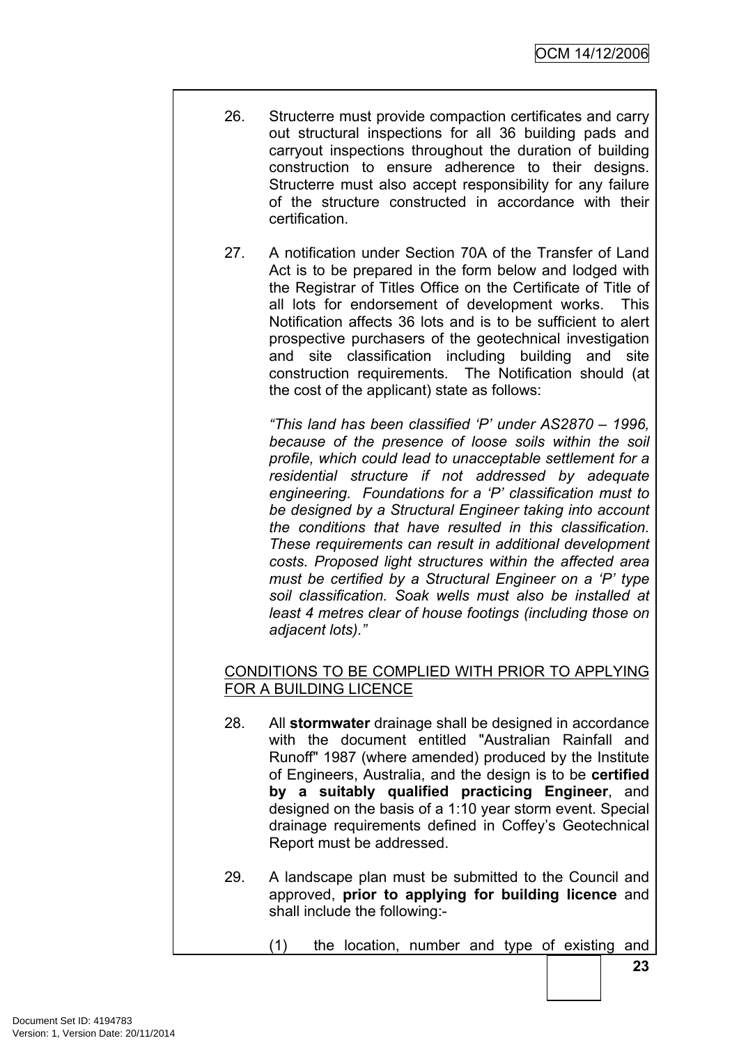26. Structerre must provide compaction certificates and carry out structural inspections for all 36 building pads and carryout inspections throughout the duration of building construction to ensure adherence to their designs. Structerre must also accept responsibility for any failure of the structure constructed in accordance with their certification.

27. A notification under Section 70A of the Transfer of Land Act is to be prepared in the form below and lodged with the Registrar of Titles Office on the Certificate of Title of all lots for endorsement of development works. This Notification affects 36 lots and is to be sufficient to alert prospective purchasers of the geotechnical investigation and site classification including building and site construction requirements. The Notification should (at the cost of the applicant) state as follows:

    *"This land has been classified 'P' under AS2870 – 1996, because of the presence of loose soils within the soil profile, which could lead to unacceptable settlement for a residential structure if not addressed by adequate engineering. Foundations for a 'P' classification must to be designed by a Structural Engineer taking into account the conditions that have resulted in this classification. These requirements can result in additional development costs. Proposed light structures within the affected area must be certified by a Structural Engineer on a 'P' type soil classification. Soak wells must also be installed at least 4 metres clear of house footings (including those on adjacent lots)."*

<u>CONDITIONS TO BE COMPLIED WITH PRIOR TO APPLYING FOR A BUILDING LICENCE</u>

28. All **stormwater** drainage shall be designed in accordance with the document entitled "Australian Rainfall and Runoff" 1987 (where amended) produced by the Institute of Engineers, Australia, and the design is to be **certified by a suitably qualified practicing Engineer**, and designed on the basis of a 1:10 year storm event. Special drainage requirements defined in Coffey's Geotechnical Report must be addressed.

29. A landscape plan must be submitted to the Council and approved, **prior to applying for building licence** and shall include the following:-

    (1) the location, number and type of existing and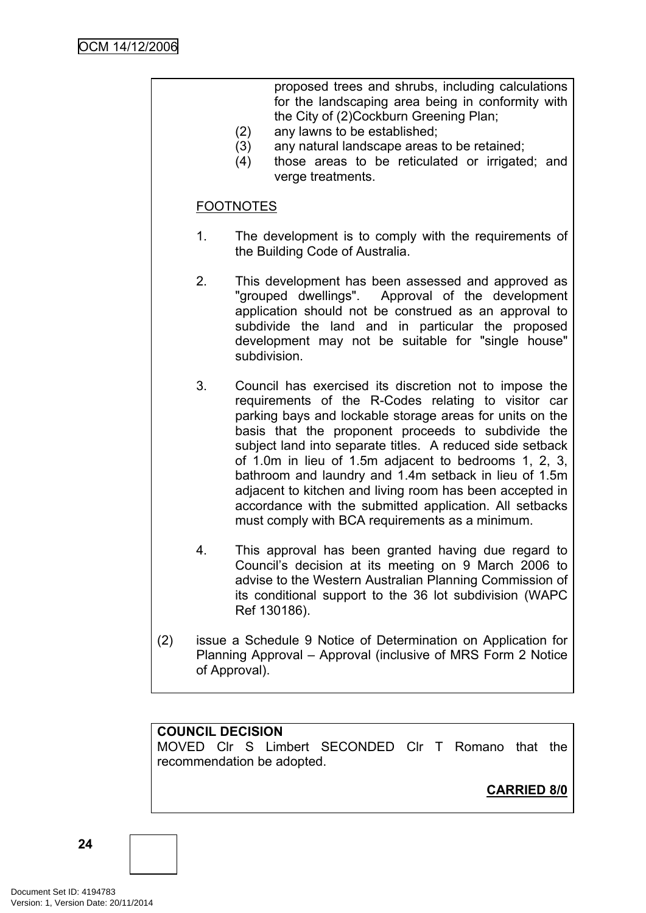proposed trees and shrubs, including calculations for the landscaping area being in conformity with the City of (2)Cockburn Greening Plan;

(2) any lawns to be established;

(3) any natural landscape areas to be retained;

(4) those areas to be reticulated or irrigated; and verge treatments.

FOOTNOTES

1. The development is to comply with the requirements of the Building Code of Australia.

2. This development has been assessed and approved as "grouped dwellings". Approval of the development application should not be construed as an approval to subdivide the land and in particular the proposed development may not be suitable for "single house" subdivision.

3. Council has exercised its discretion not to impose the requirements of the R-Codes relating to visitor car parking bays and lockable storage areas for units on the basis that the proponent proceeds to subdivide the subject land into separate titles. A reduced side setback of 1.0m in lieu of 1.5m adjacent to bedrooms 1, 2, 3, bathroom and laundry and 1.4m setback in lieu of 1.5m adjacent to kitchen and living room has been accepted in accordance with the submitted application. All setbacks must comply with BCA requirements as a minimum.

4. This approval has been granted having due regard to Council's decision at its meeting on 9 March 2006 to advise to the Western Australian Planning Commission of its conditional support to the 36 lot subdivision (WAPC Ref 130186).

(2) issue a Schedule 9 Notice of Determination on Application for Planning Approval – Approval (inclusive of MRS Form 2 Notice of Approval).

**COUNCIL DECISION**
MOVED Clr S Limbert SECONDED Clr T Romano that the recommendation be adopted.

**CARRIED 8/0**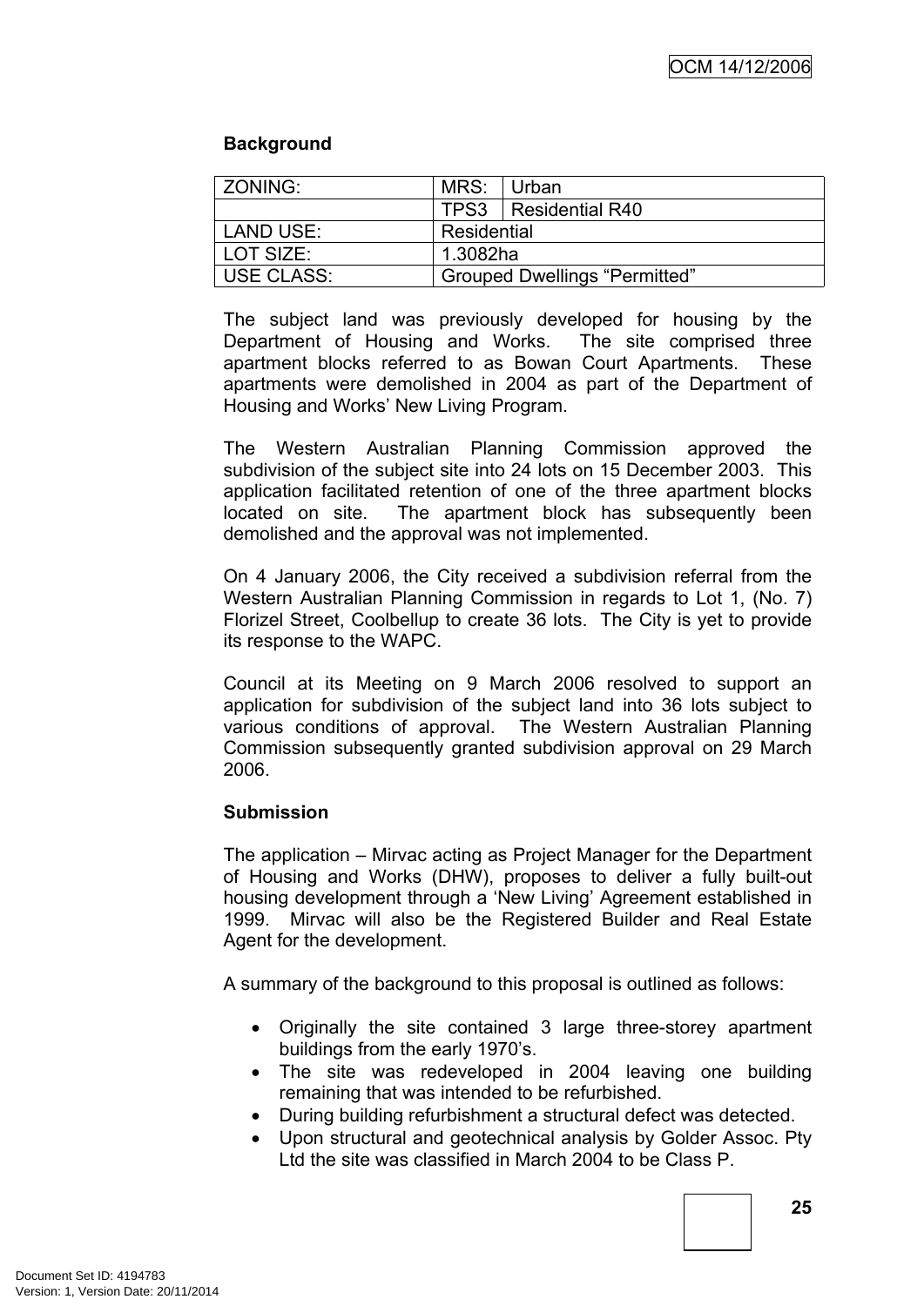**Background**

| ZONING: | MRS: | Urban |
| --- | --- | --- |
| | TPS3 | Residential R40 |
| LAND USE: | Residential | |
| LOT SIZE: | 1.3082ha | |
| USE CLASS: | Grouped Dwellings “Permitted” | |

The subject land was previously developed for housing by the Department of Housing and Works. The site comprised three apartment blocks referred to as Bowan Court Apartments. These apartments were demolished in 2004 as part of the Department of Housing and Works’ New Living Program.

The Western Australian Planning Commission approved the subdivision of the subject site into 24 lots on 15 December 2003. This application facilitated retention of one of the three apartment blocks located on site. The apartment block has subsequently been demolished and the approval was not implemented.

On 4 January 2006, the City received a subdivision referral from the Western Australian Planning Commission in regards to Lot 1, (No. 7) Florizel Street, Coolbellup to create 36 lots. The City is yet to provide its response to the WAPC.

Council at its Meeting on 9 March 2006 resolved to support an application for subdivision of the subject land into 36 lots subject to various conditions of approval. The Western Australian Planning Commission subsequently granted subdivision approval on 29 March 2006.

**Submission**

The application – Mirvac acting as Project Manager for the Department of Housing and Works (DHW), proposes to deliver a fully built-out housing development through a ‘New Living’ Agreement established in 1999. Mirvac will also be the Registered Builder and Real Estate Agent for the development.

A summary of the background to this proposal is outlined as follows:

- Originally the site contained 3 large three-storey apartment buildings from the early 1970’s.
- The site was redeveloped in 2004 leaving one building remaining that was intended to be refurbished.
- During building refurbishment a structural defect was detected.
- Upon structural and geotechnical analysis by Golder Assoc. Pty Ltd the site was classified in March 2004 to be Class P.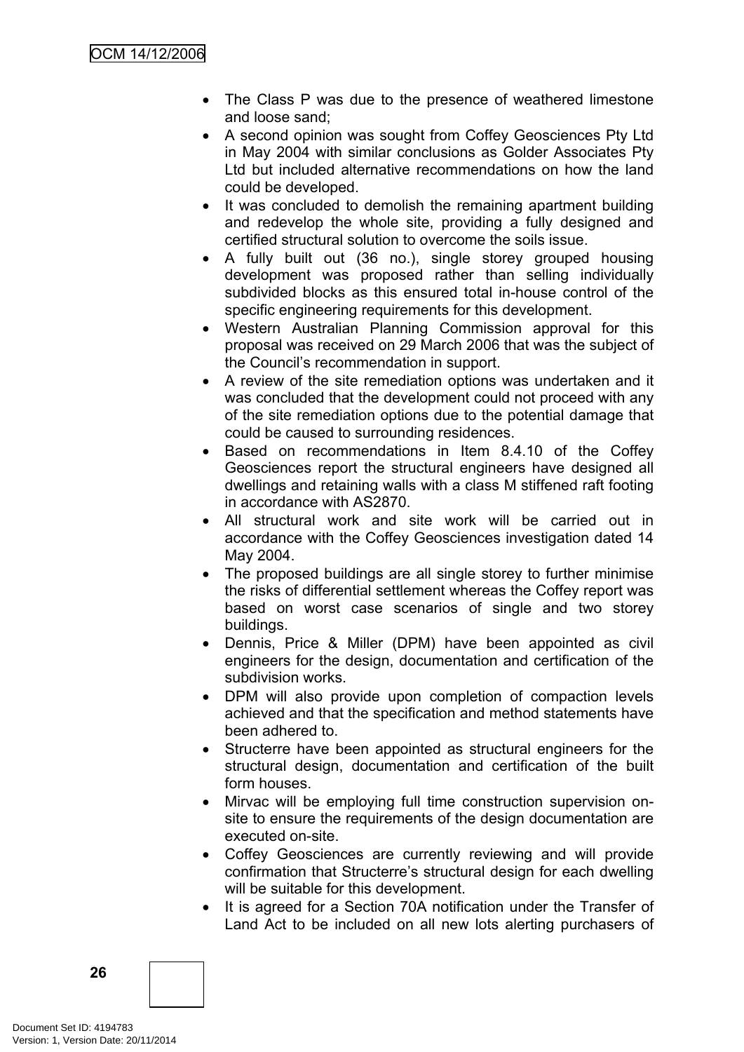- The Class P was due to the presence of weathered limestone and loose sand;
- A second opinion was sought from Coffey Geosciences Pty Ltd in May 2004 with similar conclusions as Golder Associates Pty Ltd but included alternative recommendations on how the land could be developed.
- It was concluded to demolish the remaining apartment building and redevelop the whole site, providing a fully designed and certified structural solution to overcome the soils issue.
- A fully built out (36 no.), single storey grouped housing development was proposed rather than selling individually subdivided blocks as this ensured total in-house control of the specific engineering requirements for this development.
- Western Australian Planning Commission approval for this proposal was received on 29 March 2006 that was the subject of the Council's recommendation in support.
- A review of the site remediation options was undertaken and it was concluded that the development could not proceed with any of the site remediation options due to the potential damage that could be caused to surrounding residences.
- Based on recommendations in Item 8.4.10 of the Coffey Geosciences report the structural engineers have designed all dwellings and retaining walls with a class M stiffened raft footing in accordance with AS2870.
- All structural work and site work will be carried out in accordance with the Coffey Geosciences investigation dated 14 May 2004.
- The proposed buildings are all single storey to further minimise the risks of differential settlement whereas the Coffey report was based on worst case scenarios of single and two storey buildings.
- Dennis, Price & Miller (DPM) have been appointed as civil engineers for the design, documentation and certification of the subdivision works.
- DPM will also provide upon completion of compaction levels achieved and that the specification and method statements have been adhered to.
- Structerre have been appointed as structural engineers for the structural design, documentation and certification of the built form houses.
- Mirvac will be employing full time construction supervision on-site to ensure the requirements of the design documentation are executed on-site.
- Coffey Geosciences are currently reviewing and will provide confirmation that Structerre's structural design for each dwelling will be suitable for this development.
- It is agreed for a Section 70A notification under the Transfer of Land Act to be included on all new lots alerting purchasers of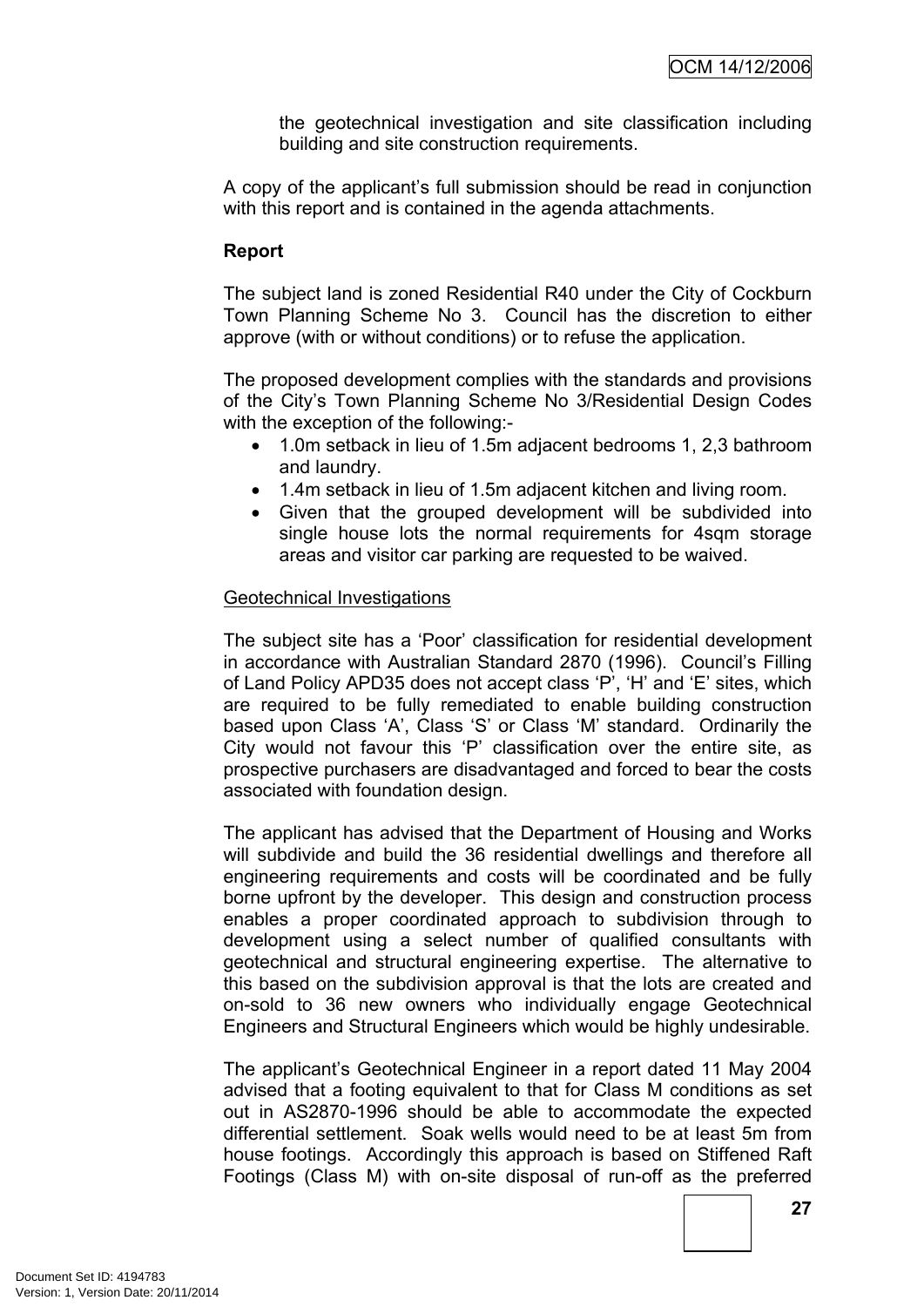the geotechnical investigation and site classification including building and site construction requirements.

A copy of the applicant's full submission should be read in conjunction with this report and is contained in the agenda attachments.

**Report**

The subject land is zoned Residential R40 under the City of Cockburn Town Planning Scheme No 3. Council has the discretion to either approve (with or without conditions) or to refuse the application.

The proposed development complies with the standards and provisions of the City's Town Planning Scheme No 3/Residential Design Codes with the exception of the following:-

- 1.0m setback in lieu of 1.5m adjacent bedrooms 1, 2,3 bathroom and laundry.
- 1.4m setback in lieu of 1.5m adjacent kitchen and living room.
- Given that the grouped development will be subdivided into single house lots the normal requirements for 4sqm storage areas and visitor car parking are requested to be waived.

<u>Geotechnical Investigations</u>

The subject site has a 'Poor' classification for residential development in accordance with Australian Standard 2870 (1996). Council's Filling of Land Policy APD35 does not accept class 'P', 'H' and 'E' sites, which are required to be fully remediated to enable building construction based upon Class 'A', Class 'S' or Class 'M' standard. Ordinarily the City would not favour this 'P' classification over the entire site, as prospective purchasers are disadvantaged and forced to bear the costs associated with foundation design.

The applicant has advised that the Department of Housing and Works will subdivide and build the 36 residential dwellings and therefore all engineering requirements and costs will be coordinated and be fully borne upfront by the developer. This design and construction process enables a proper coordinated approach to subdivision through to development using a select number of qualified consultants with geotechnical and structural engineering expertise. The alternative to this based on the subdivision approval is that the lots are created and on-sold to 36 new owners who individually engage Geotechnical Engineers and Structural Engineers which would be highly undesirable.

The applicant's Geotechnical Engineer in a report dated 11 May 2004 advised that a footing equivalent to that for Class M conditions as set out in AS2870-1996 should be able to accommodate the expected differential settlement. Soak wells would need to be at least 5m from house footings. Accordingly this approach is based on Stiffened Raft Footings (Class M) with on-site disposal of run-off as the preferred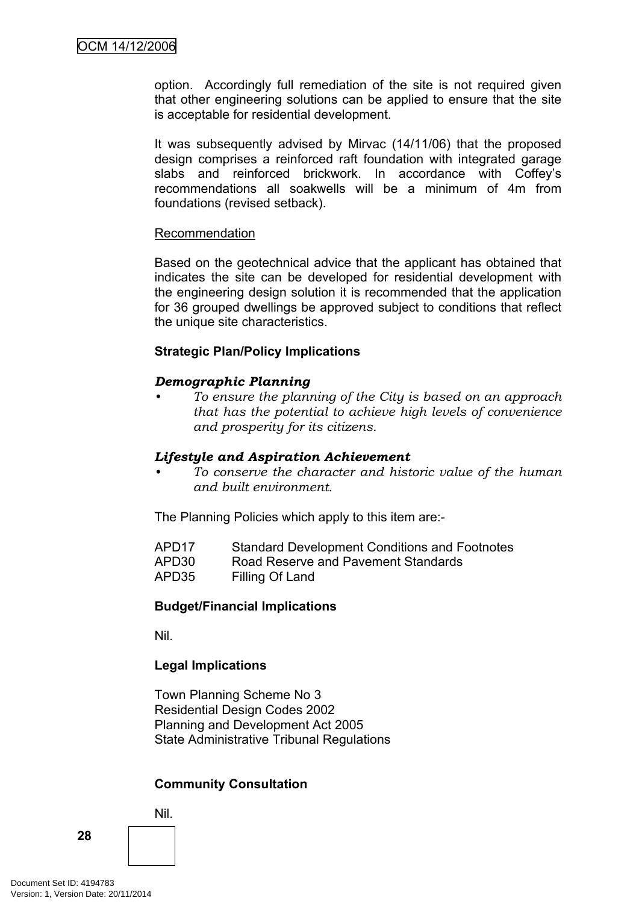option. Accordingly full remediation of the site is not required given that other engineering solutions can be applied to ensure that the site is acceptable for residential development.

It was subsequently advised by Mirvac (14/11/06) that the proposed design comprises a reinforced raft foundation with integrated garage slabs and reinforced brickwork. In accordance with Coffey's recommendations all soakwells will be a minimum of 4m from foundations (revised setback).

Recommendation

Based on the geotechnical advice that the applicant has obtained that indicates the site can be developed for residential development with the engineering design solution it is recommended that the application for 36 grouped dwellings be approved subject to conditions that reflect the unique site characteristics.

**Strategic Plan/Policy Implications**

***Demographic Planning***

- *To ensure the planning of the City is based on an approach that has the potential to achieve high levels of convenience and prosperity for its citizens.*

***Lifestyle and Aspiration Achievement***

- *To conserve the character and historic value of the human and built environment.*

The Planning Policies which apply to this item are:-

| | |
|---|---|
| APD17 | Standard Development Conditions and Footnotes |
| APD30 | Road Reserve and Pavement Standards |
| APD35 | Filling Of Land |

**Budget/Financial Implications**

Nil.

**Legal Implications**

Town Planning Scheme No 3
Residential Design Codes 2002
Planning and Development Act 2005
State Administrative Tribunal Regulations

**Community Consultation**

Nil.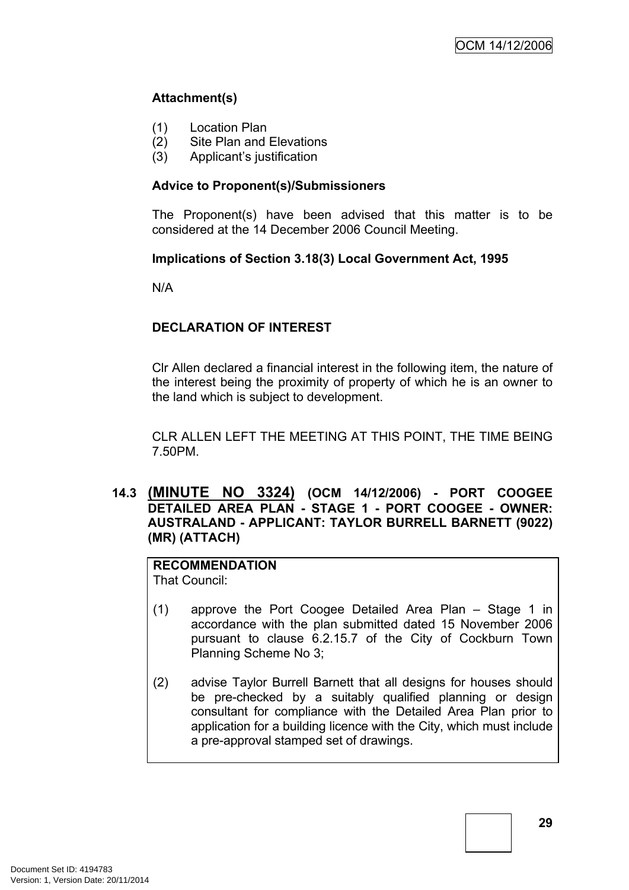**Attachment(s)**

(1) Location Plan
(2) Site Plan and Elevations
(3) Applicant's justification

**Advice to Proponent(s)/Submissioners**

The Proponent(s) have been advised that this matter is to be considered at the 14 December 2006 Council Meeting.

**Implications of Section 3.18(3) Local Government Act, 1995**

N/A

**DECLARATION OF INTEREST**

Clr Allen declared a financial interest in the following item, the nature of the interest being the proximity of property of which he is an owner to the land which is subject to development.

CLR ALLEN LEFT THE MEETING AT THIS POINT, THE TIME BEING 7.50PM.

### 14.3 (MINUTE NO 3324) (OCM 14/12/2006) - PORT COOGEE DETAILED AREA PLAN - STAGE 1 - PORT COOGEE - OWNER: AUSTRALAND - APPLICANT: TAYLOR BURRELL BARNETT (9022) (MR) (ATTACH)

**RECOMMENDATION**
That Council:

(1) approve the Port Coogee Detailed Area Plan – Stage 1 in accordance with the plan submitted dated 15 November 2006 pursuant to clause 6.2.15.7 of the City of Cockburn Town Planning Scheme No 3;

(2) advise Taylor Burrell Barnett that all designs for houses should be pre-checked by a suitably qualified planning or design consultant for compliance with the Detailed Area Plan prior to application for a building licence with the City, which must include a pre-approval stamped set of drawings.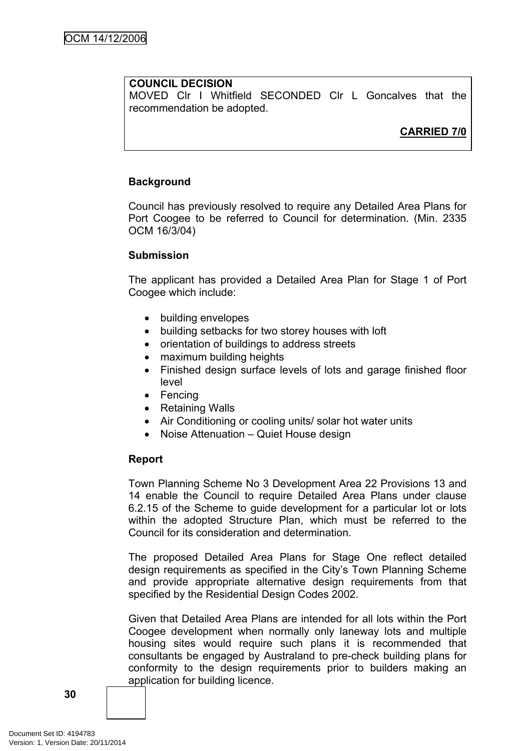**COUNCIL DECISION**
MOVED Clr I Whitfield SECONDED Clr L Goncalves that the recommendation be adopted.

**CARRIED 7/0**

**Background**

Council has previously resolved to require any Detailed Area Plans for Port Coogee to be referred to Council for determination. (Min. 2335 OCM 16/3/04)

**Submission**

The applicant has provided a Detailed Area Plan for Stage 1 of Port Coogee which include:

- building envelopes
- building setbacks for two storey houses with loft
- orientation of buildings to address streets
- maximum building heights
- Finished design surface levels of lots and garage finished floor level
- Fencing
- Retaining Walls
- Air Conditioning or cooling units/ solar hot water units
- Noise Attenuation – Quiet House design

**Report**

Town Planning Scheme No 3 Development Area 22 Provisions 13 and 14 enable the Council to require Detailed Area Plans under clause 6.2.15 of the Scheme to guide development for a particular lot or lots within the adopted Structure Plan, which must be referred to the Council for its consideration and determination.

The proposed Detailed Area Plans for Stage One reflect detailed design requirements as specified in the City's Town Planning Scheme and provide appropriate alternative design requirements from that specified by the Residential Design Codes 2002.

Given that Detailed Area Plans are intended for all lots within the Port Coogee development when normally only laneway lots and multiple housing sites would require such plans it is recommended that consultants be engaged by Australand to pre-check building plans for conformity to the design requirements prior to builders making an application for building licence.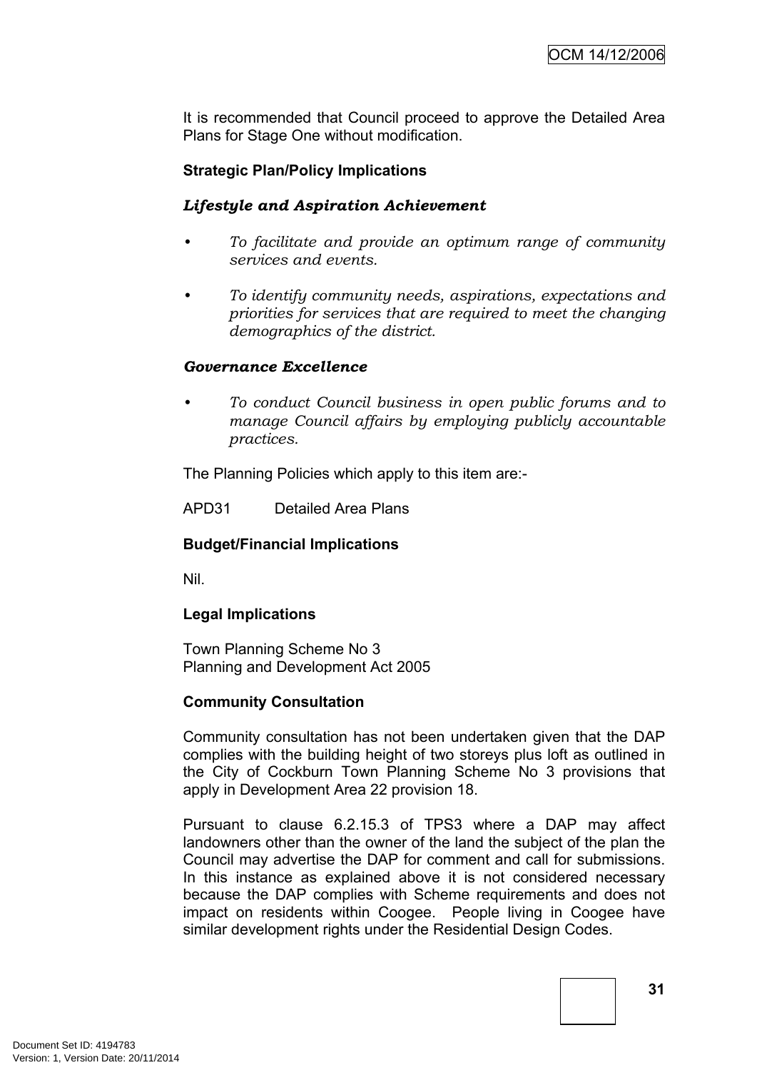It is recommended that Council proceed to approve the Detailed Area Plans for Stage One without modification.

**Strategic Plan/Policy Implications**

***Lifestyle and Aspiration Achievement***

- *To facilitate and provide an optimum range of community services and events.*
- *To identify community needs, aspirations, expectations and priorities for services that are required to meet the changing demographics of the district.*

***Governance Excellence***

- *To conduct Council business in open public forums and to manage Council affairs by employing publicly accountable practices.*

The Planning Policies which apply to this item are:-

APD31 Detailed Area Plans

**Budget/Financial Implications**

Nil.

**Legal Implications**

Town Planning Scheme No 3
Planning and Development Act 2005

**Community Consultation**

Community consultation has not been undertaken given that the DAP complies with the building height of two storeys plus loft as outlined in the City of Cockburn Town Planning Scheme No 3 provisions that apply in Development Area 22 provision 18.

Pursuant to clause 6.2.15.3 of TPS3 where a DAP may affect landowners other than the owner of the land the subject of the plan the Council may advertise the DAP for comment and call for submissions. In this instance as explained above it is not considered necessary because the DAP complies with Scheme requirements and does not impact on residents within Coogee. People living in Coogee have similar development rights under the Residential Design Codes.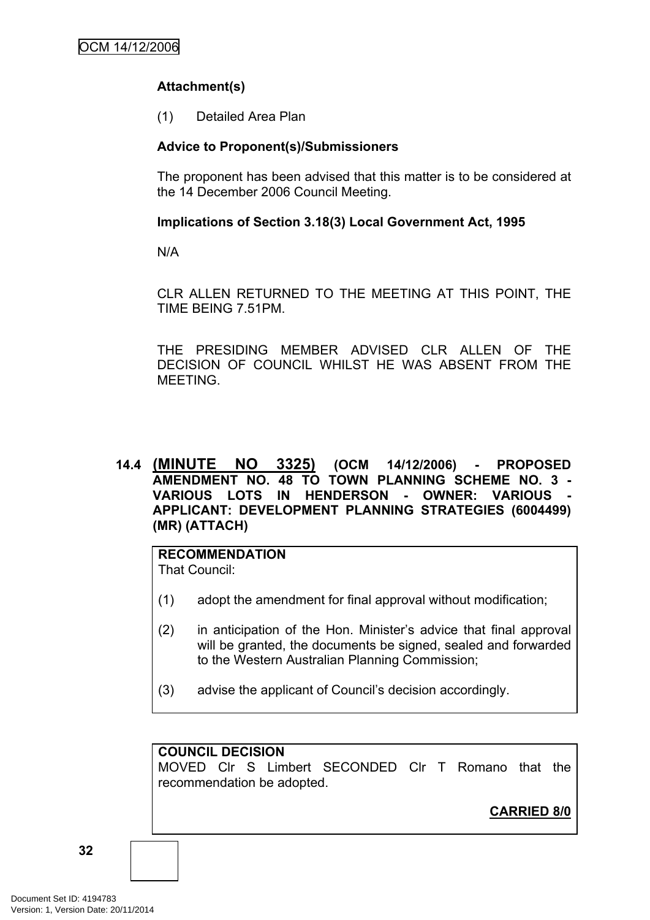**Attachment(s)**

(1) Detailed Area Plan

**Advice to Proponent(s)/Submissioners**

The proponent has been advised that this matter is to be considered at the 14 December 2006 Council Meeting.

**Implications of Section 3.18(3) Local Government Act, 1995**

N/A

CLR ALLEN RETURNED TO THE MEETING AT THIS POINT, THE TIME BEING 7.51PM.

THE PRESIDING MEMBER ADVISED CLR ALLEN OF THE DECISION OF COUNCIL WHILST HE WAS ABSENT FROM THE MEETING.

## 14.4 (MINUTE NO 3325) (OCM 14/12/2006) - PROPOSED AMENDMENT NO. 48 TO TOWN PLANNING SCHEME NO. 3 - VARIOUS LOTS IN HENDERSON - OWNER: VARIOUS - APPLICANT: DEVELOPMENT PLANNING STRATEGIES (6004499) (MR) (ATTACH)

**RECOMMENDATION**
That Council:

(1) adopt the amendment for final approval without modification;

(2) in anticipation of the Hon. Minister's advice that final approval will be granted, the documents be signed, sealed and forwarded to the Western Australian Planning Commission;

(3) advise the applicant of Council's decision accordingly.

**COUNCIL DECISION**
MOVED Clr S Limbert SECONDED Clr T Romano that the recommendation be adopted.

**CARRIED 8/0**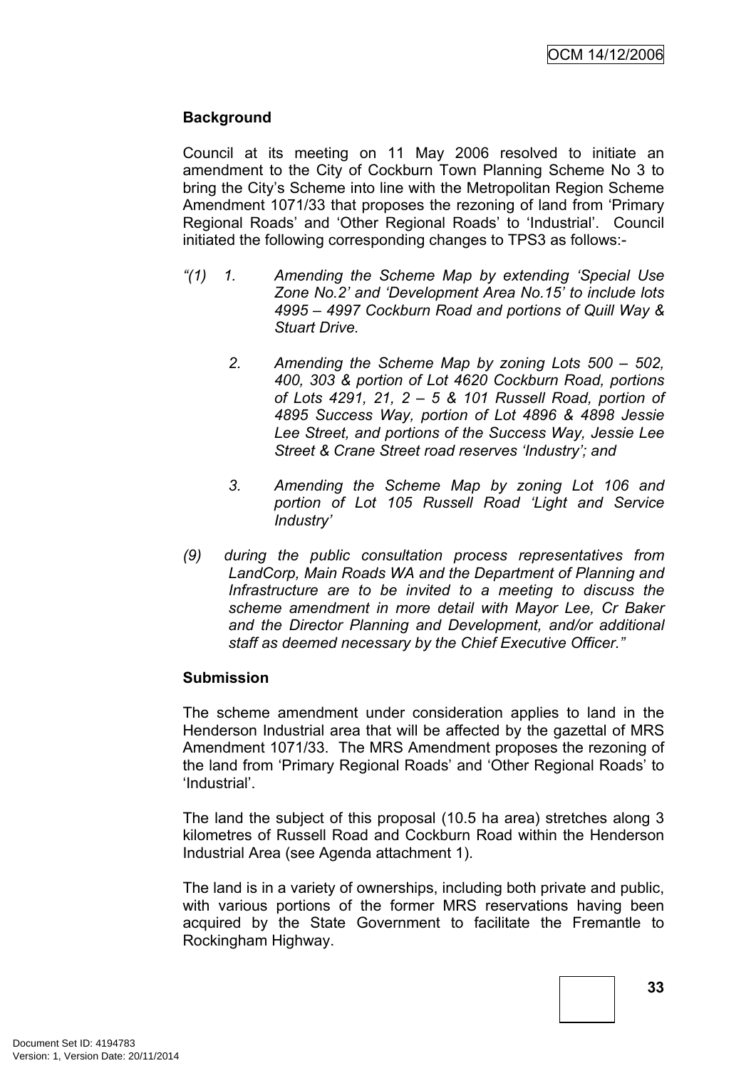**Background**

Council at its meeting on 11 May 2006 resolved to initiate an amendment to the City of Cockburn Town Planning Scheme No 3 to bring the City's Scheme into line with the Metropolitan Region Scheme Amendment 1071/33 that proposes the rezoning of land from 'Primary Regional Roads' and 'Other Regional Roads' to 'Industrial'. Council initiated the following corresponding changes to TPS3 as follows:-

*"(1) 1. Amending the Scheme Map by extending 'Special Use Zone No.2' and 'Development Area No.15' to include lots 4995 – 4997 Cockburn Road and portions of Quill Way & Stuart Drive.*

*2. Amending the Scheme Map by zoning Lots 500 – 502, 400, 303 & portion of Lot 4620 Cockburn Road, portions of Lots 4291, 21, 2 – 5 & 101 Russell Road, portion of 4895 Success Way, portion of Lot 4896 & 4898 Jessie Lee Street, and portions of the Success Way, Jessie Lee Street & Crane Street road reserves 'Industry'; and*

*3. Amending the Scheme Map by zoning Lot 106 and portion of Lot 105 Russell Road 'Light and Service Industry'*

*(9) during the public consultation process representatives from LandCorp, Main Roads WA and the Department of Planning and Infrastructure are to be invited to a meeting to discuss the scheme amendment in more detail with Mayor Lee, Cr Baker and the Director Planning and Development, and/or additional staff as deemed necessary by the Chief Executive Officer."*

**Submission**

The scheme amendment under consideration applies to land in the Henderson Industrial area that will be affected by the gazettal of MRS Amendment 1071/33. The MRS Amendment proposes the rezoning of the land from 'Primary Regional Roads' and 'Other Regional Roads' to 'Industrial'.

The land the subject of this proposal (10.5 ha area) stretches along 3 kilometres of Russell Road and Cockburn Road within the Henderson Industrial Area (see Agenda attachment 1).

The land is in a variety of ownerships, including both private and public, with various portions of the former MRS reservations having been acquired by the State Government to facilitate the Fremantle to Rockingham Highway.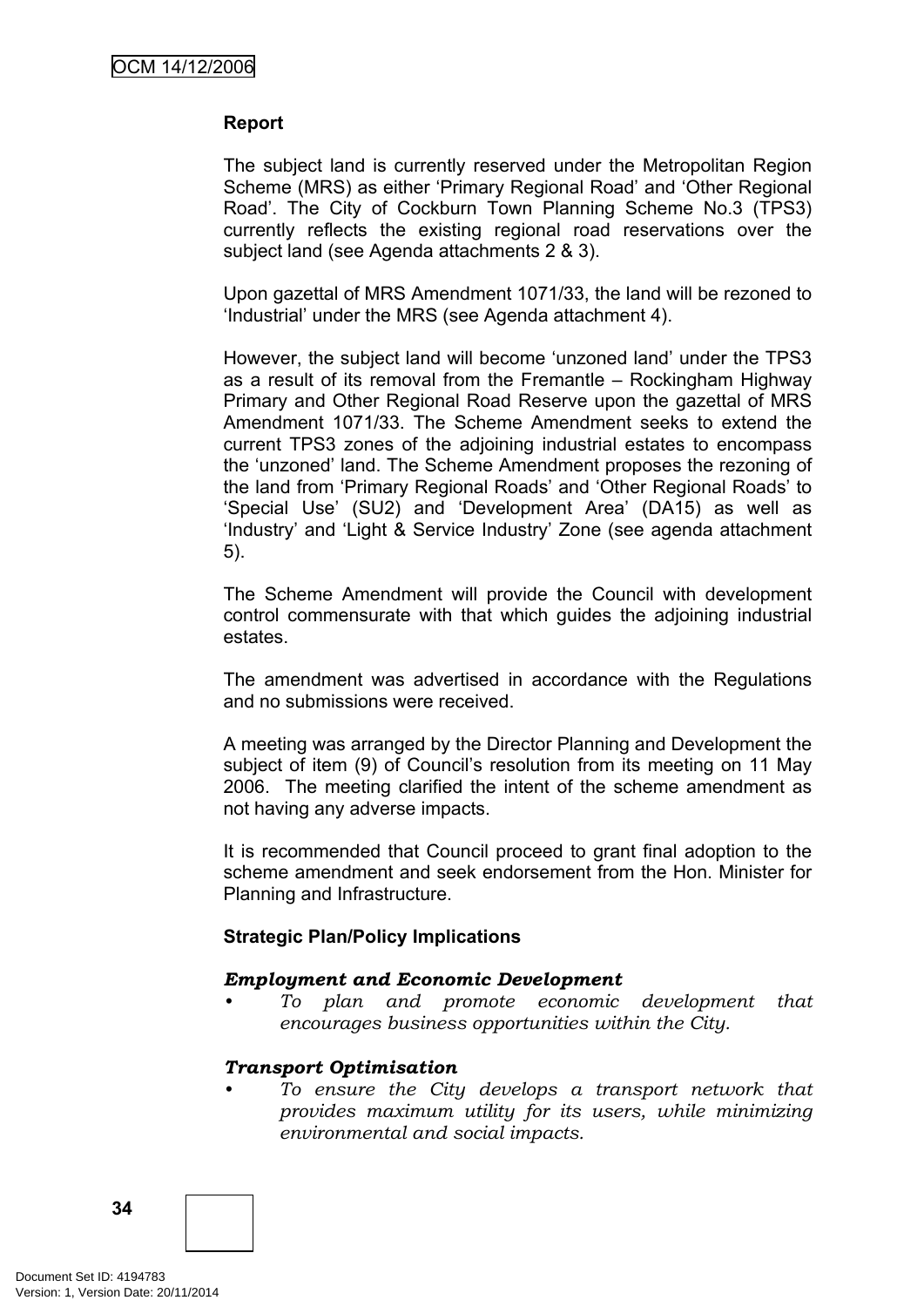**Report**

The subject land is currently reserved under the Metropolitan Region Scheme (MRS) as either 'Primary Regional Road' and 'Other Regional Road'. The City of Cockburn Town Planning Scheme No.3 (TPS3) currently reflects the existing regional road reservations over the subject land (see Agenda attachments 2 & 3).

Upon gazettal of MRS Amendment 1071/33, the land will be rezoned to 'Industrial' under the MRS (see Agenda attachment 4).

However, the subject land will become 'unzoned land' under the TPS3 as a result of its removal from the Fremantle – Rockingham Highway Primary and Other Regional Road Reserve upon the gazettal of MRS Amendment 1071/33. The Scheme Amendment seeks to extend the current TPS3 zones of the adjoining industrial estates to encompass the 'unzoned' land. The Scheme Amendment proposes the rezoning of the land from 'Primary Regional Roads' and 'Other Regional Roads' to 'Special Use' (SU2) and 'Development Area' (DA15) as well as 'Industry' and 'Light & Service Industry' Zone (see agenda attachment 5).

The Scheme Amendment will provide the Council with development control commensurate with that which guides the adjoining industrial estates.

The amendment was advertised in accordance with the Regulations and no submissions were received.

A meeting was arranged by the Director Planning and Development the subject of item (9) of Council's resolution from its meeting on 11 May 2006. The meeting clarified the intent of the scheme amendment as not having any adverse impacts.

It is recommended that Council proceed to grant final adoption to the scheme amendment and seek endorsement from the Hon. Minister for Planning and Infrastructure.

**Strategic Plan/Policy Implications**

***Employment and Economic Development***

- *To plan and promote economic development that encourages business opportunities within the City.*

***Transport Optimisation***

- *To ensure the City develops a transport network that provides maximum utility for its users, while minimizing environmental and social impacts.*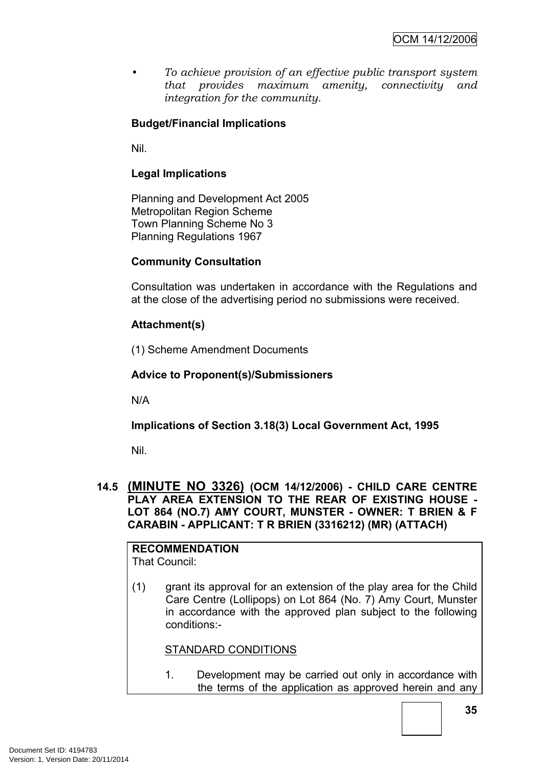- *To achieve provision of an effective public transport system that provides maximum amenity, connectivity and integration for the community.*

**Budget/Financial Implications**

Nil.

**Legal Implications**

Planning and Development Act 2005
Metropolitan Region Scheme
Town Planning Scheme No 3
Planning Regulations 1967

**Community Consultation**

Consultation was undertaken in accordance with the Regulations and at the close of the advertising period no submissions were received.

**Attachment(s)**

(1) Scheme Amendment Documents

**Advice to Proponent(s)/Submissioners**

N/A

**Implications of Section 3.18(3) Local Government Act, 1995**

Nil.

### 14.5 (MINUTE NO 3326) (OCM 14/12/2006) - CHILD CARE CENTRE PLAY AREA EXTENSION TO THE REAR OF EXISTING HOUSE - LOT 864 (NO.7) AMY COURT, MUNSTER - OWNER: T BRIEN & F CARABIN - APPLICANT: T R BRIEN (3316212) (MR) (ATTACH)

**RECOMMENDATION**
That Council:

(1) grant its approval for an extension of the play area for the Child Care Centre (Lollipops) on Lot 864 (No. 7) Amy Court, Munster in accordance with the approved plan subject to the following conditions:-

STANDARD CONDITIONS

1. Development may be carried out only in accordance with the terms of the application as approved herein and any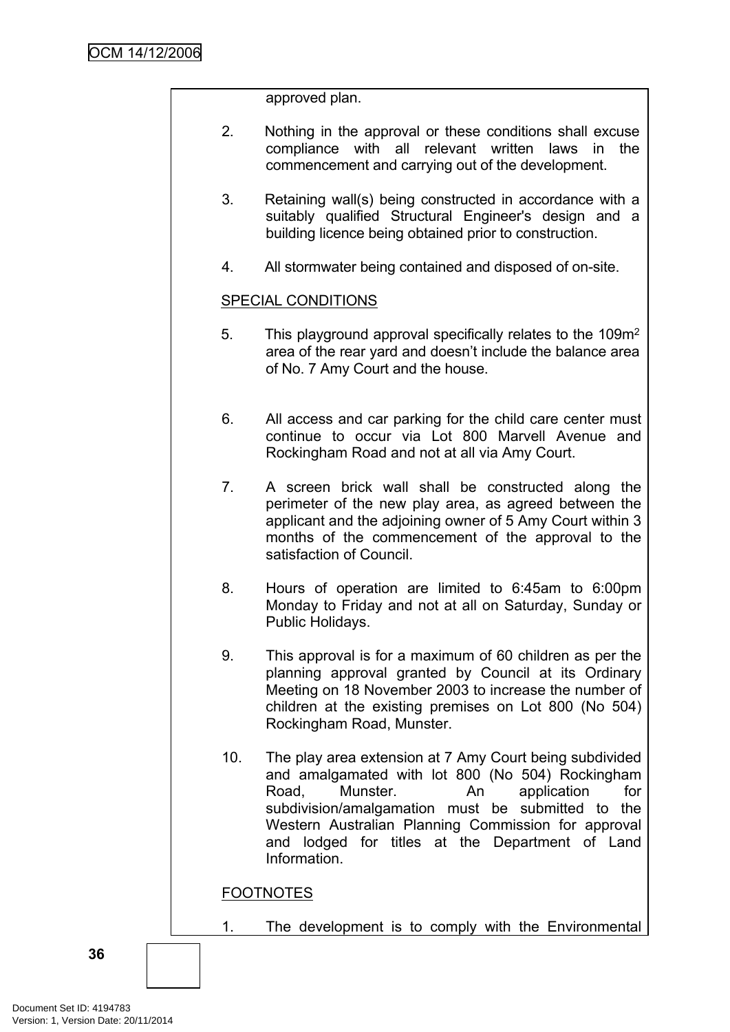approved plan.

2. Nothing in the approval or these conditions shall excuse compliance with all relevant written laws in the commencement and carrying out of the development.

3. Retaining wall(s) being constructed in accordance with a suitably qualified Structural Engineer's design and a building licence being obtained prior to construction.

4. All stormwater being contained and disposed of on-site.

SPECIAL CONDITIONS

5. This playground approval specifically relates to the 109m$^2$ area of the rear yard and doesn't include the balance area of No. 7 Amy Court and the house.

6. All access and car parking for the child care center must continue to occur via Lot 800 Marvell Avenue and Rockingham Road and not at all via Amy Court.

7. A screen brick wall shall be constructed along the perimeter of the new play area, as agreed between the applicant and the adjoining owner of 5 Amy Court within 3 months of the commencement of the approval to the satisfaction of Council.

8. Hours of operation are limited to 6:45am to 6:00pm Monday to Friday and not at all on Saturday, Sunday or Public Holidays.

9. This approval is for a maximum of 60 children as per the planning approval granted by Council at its Ordinary Meeting on 18 November 2003 to increase the number of children at the existing premises on Lot 800 (No 504) Rockingham Road, Munster.

10. The play area extension at 7 Amy Court being subdivided and amalgamated with lot 800 (No 504) Rockingham Road, Munster. An application for subdivision/amalgamation must be submitted to the Western Australian Planning Commission for approval and lodged for titles at the Department of Land Information.

FOOTNOTES

1. The development is to comply with the Environmental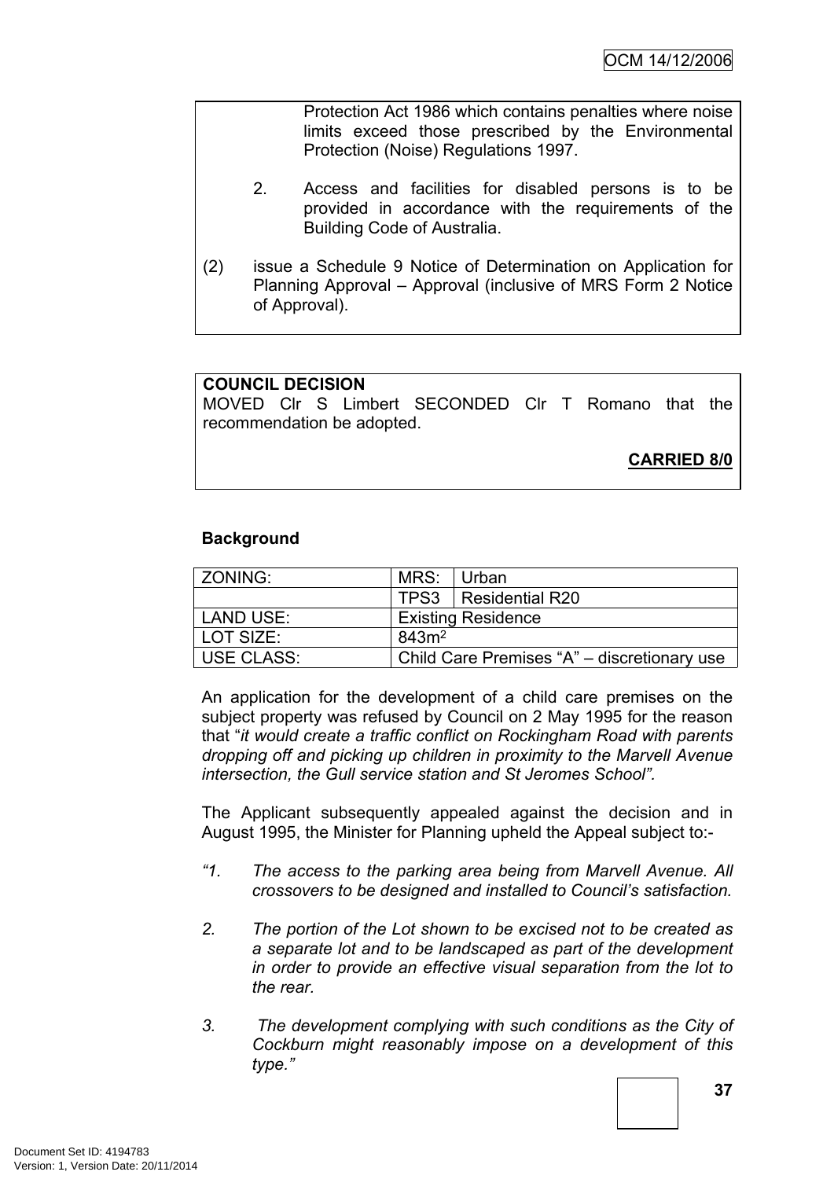Protection Act 1986 which contains penalties where noise limits exceed those prescribed by the Environmental Protection (Noise) Regulations 1997.

2. Access and facilities for disabled persons is to be provided in accordance with the requirements of the Building Code of Australia.

(2) issue a Schedule 9 Notice of Determination on Application for Planning Approval – Approval (inclusive of MRS Form 2 Notice of Approval).

**COUNCIL DECISION**
MOVED Clr S Limbert SECONDED Clr T Romano that the recommendation be adopted.

**CARRIED 8/0**

**Background**

| ZONING: | MRS: | Urban |
|---|---|---|
| | TPS3 | Residential R20 |
| LAND USE: | Existing Residence | |
| LOT SIZE: | 843m$^2$ | |
| USE CLASS: | Child Care Premises "A" – discretionary use | |

An application for the development of a child care premises on the subject property was refused by Council on 2 May 1995 for the reason that "*it would create a traffic conflict on Rockingham Road with parents dropping off and picking up children in proximity to the Marvell Avenue intersection, the Gull service station and St Jeromes School".*

The Applicant subsequently appealed against the decision and in August 1995, the Minister for Planning upheld the Appeal subject to:-

*"1. The access to the parking area being from Marvell Avenue. All crossovers to be designed and installed to Council's satisfaction.*

*2. The portion of the Lot shown to be excised not to be created as a separate lot and to be landscaped as part of the development in order to provide an effective visual separation from the lot to the rear.*

*3. The development complying with such conditions as the City of Cockburn might reasonably impose on a development of this type."*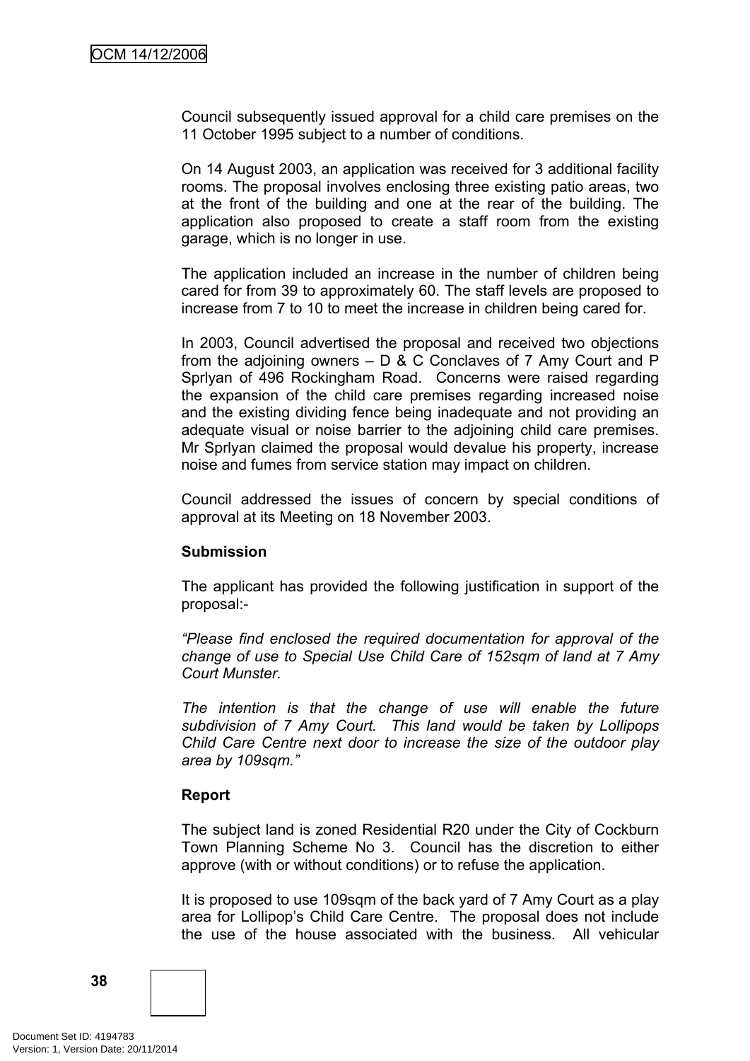Council subsequently issued approval for a child care premises on the 11 October 1995 subject to a number of conditions.

On 14 August 2003, an application was received for 3 additional facility rooms. The proposal involves enclosing three existing patio areas, two at the front of the building and one at the rear of the building. The application also proposed to create a staff room from the existing garage, which is no longer in use.

The application included an increase in the number of children being cared for from 39 to approximately 60. The staff levels are proposed to increase from 7 to 10 to meet the increase in children being cared for.

In 2003, Council advertised the proposal and received two objections from the adjoining owners – D & C Conclaves of 7 Amy Court and P Sprlyan of 496 Rockingham Road. Concerns were raised regarding the expansion of the child care premises regarding increased noise and the existing dividing fence being inadequate and not providing an adequate visual or noise barrier to the adjoining child care premises. Mr Sprlyan claimed the proposal would devalue his property, increase noise and fumes from service station may impact on children.

Council addressed the issues of concern by special conditions of approval at its Meeting on 18 November 2003.

**Submission**

The applicant has provided the following justification in support of the proposal:-

*"Please find enclosed the required documentation for approval of the change of use to Special Use Child Care of 152sqm of land at 7 Amy Court Munster.*

*The intention is that the change of use will enable the future subdivision of 7 Amy Court. This land would be taken by Lollipops Child Care Centre next door to increase the size of the outdoor play area by 109sqm."*

**Report**

The subject land is zoned Residential R20 under the City of Cockburn Town Planning Scheme No 3. Council has the discretion to either approve (with or without conditions) or to refuse the application.

It is proposed to use 109sqm of the back yard of 7 Amy Court as a play area for Lollipop's Child Care Centre. The proposal does not include the use of the house associated with the business. All vehicular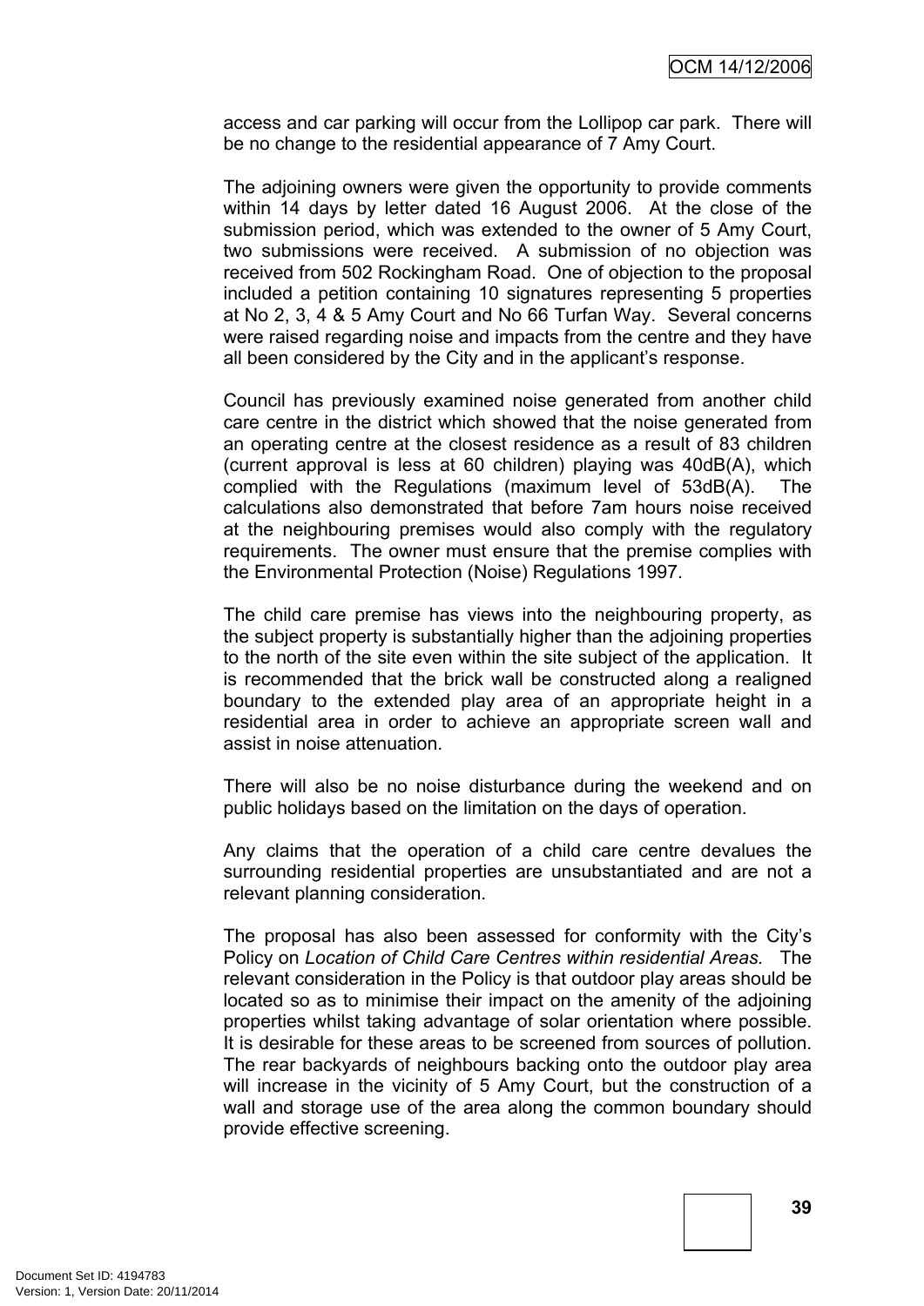access and car parking will occur from the Lollipop car park. There will be no change to the residential appearance of 7 Amy Court.

The adjoining owners were given the opportunity to provide comments within 14 days by letter dated 16 August 2006. At the close of the submission period, which was extended to the owner of 5 Amy Court, two submissions were received. A submission of no objection was received from 502 Rockingham Road. One of objection to the proposal included a petition containing 10 signatures representing 5 properties at No 2, 3, 4 & 5 Amy Court and No 66 Turfan Way. Several concerns were raised regarding noise and impacts from the centre and they have all been considered by the City and in the applicant's response.

Council has previously examined noise generated from another child care centre in the district which showed that the noise generated from an operating centre at the closest residence as a result of 83 children (current approval is less at 60 children) playing was 40dB(A), which complied with the Regulations (maximum level of 53dB(A). The calculations also demonstrated that before 7am hours noise received at the neighbouring premises would also comply with the regulatory requirements. The owner must ensure that the premise complies with the Environmental Protection (Noise) Regulations 1997.

The child care premise has views into the neighbouring property, as the subject property is substantially higher than the adjoining properties to the north of the site even within the site subject of the application. It is recommended that the brick wall be constructed along a realigned boundary to the extended play area of an appropriate height in a residential area in order to achieve an appropriate screen wall and assist in noise attenuation.

There will also be no noise disturbance during the weekend and on public holidays based on the limitation on the days of operation.

Any claims that the operation of a child care centre devalues the surrounding residential properties are unsubstantiated and are not a relevant planning consideration.

The proposal has also been assessed for conformity with the City's Policy on *Location of Child Care Centres within residential Areas*. The relevant consideration in the Policy is that outdoor play areas should be located so as to minimise their impact on the amenity of the adjoining properties whilst taking advantage of solar orientation where possible. It is desirable for these areas to be screened from sources of pollution. The rear backyards of neighbours backing onto the outdoor play area will increase in the vicinity of 5 Amy Court, but the construction of a wall and storage use of the area along the common boundary should provide effective screening.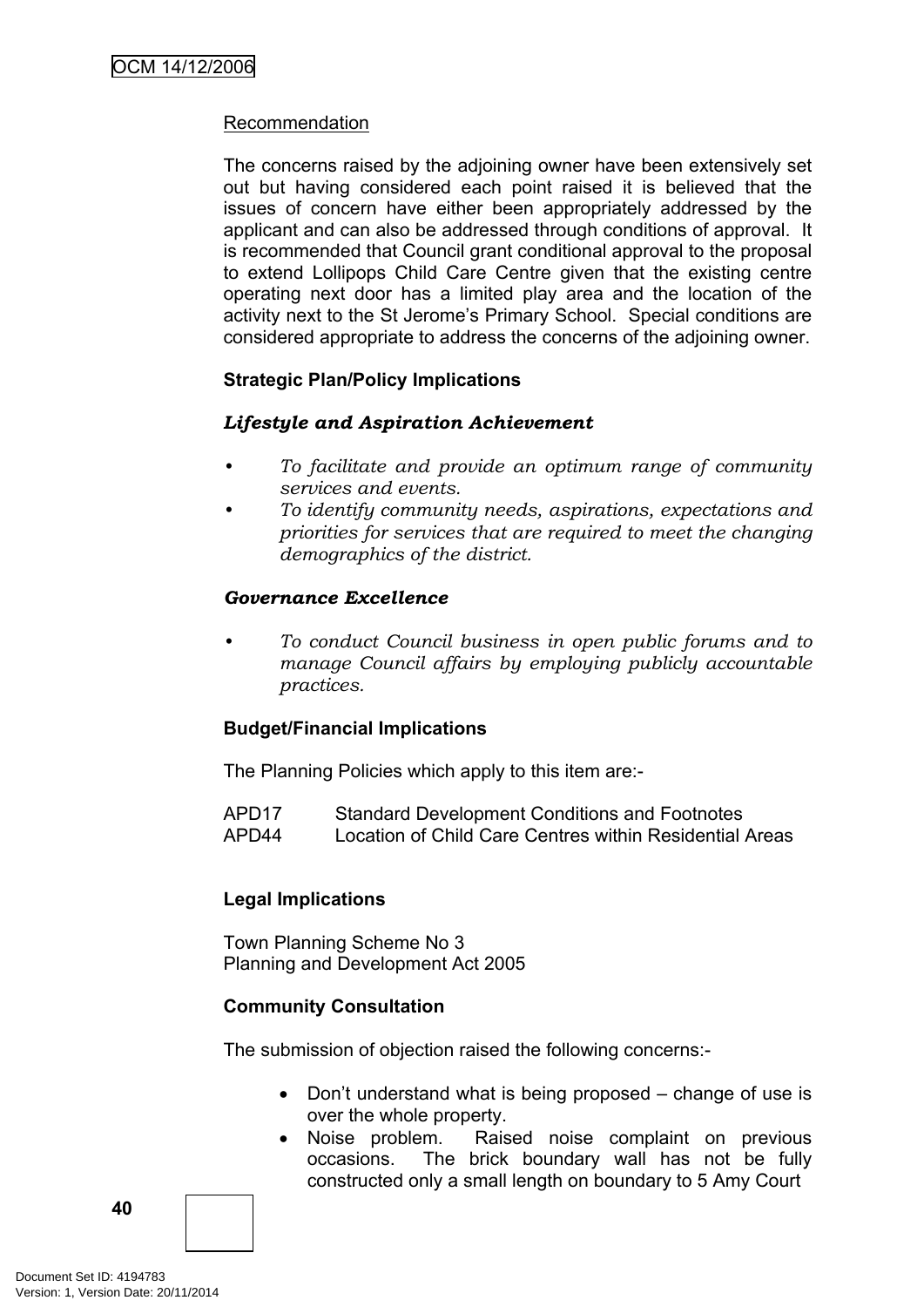Recommendation

The concerns raised by the adjoining owner have been extensively set out but having considered each point raised it is believed that the issues of concern have either been appropriately addressed by the applicant and can also be addressed through conditions of approval. It is recommended that Council grant conditional approval to the proposal to extend Lollipops Child Care Centre given that the existing centre operating next door has a limited play area and the location of the activity next to the St Jerome's Primary School. Special conditions are considered appropriate to address the concerns of the adjoining owner.

**Strategic Plan/Policy Implications**

***Lifestyle and Aspiration Achievement***

- *To facilitate and provide an optimum range of community services and events.*
- *To identify community needs, aspirations, expectations and priorities for services that are required to meet the changing demographics of the district.*

***Governance Excellence***

- *To conduct Council business in open public forums and to manage Council affairs by employing publicly accountable practices.*

**Budget/Financial Implications**

The Planning Policies which apply to this item are:-

APD17 Standard Development Conditions and Footnotes
APD44 Location of Child Care Centres within Residential Areas

**Legal Implications**

Town Planning Scheme No 3
Planning and Development Act 2005

**Community Consultation**

The submission of objection raised the following concerns:-

- Don't understand what is being proposed – change of use is over the whole property.
- Noise problem. Raised noise complaint on previous occasions. The brick boundary wall has not been fully constructed only a small length on boundary to 5 Amy Court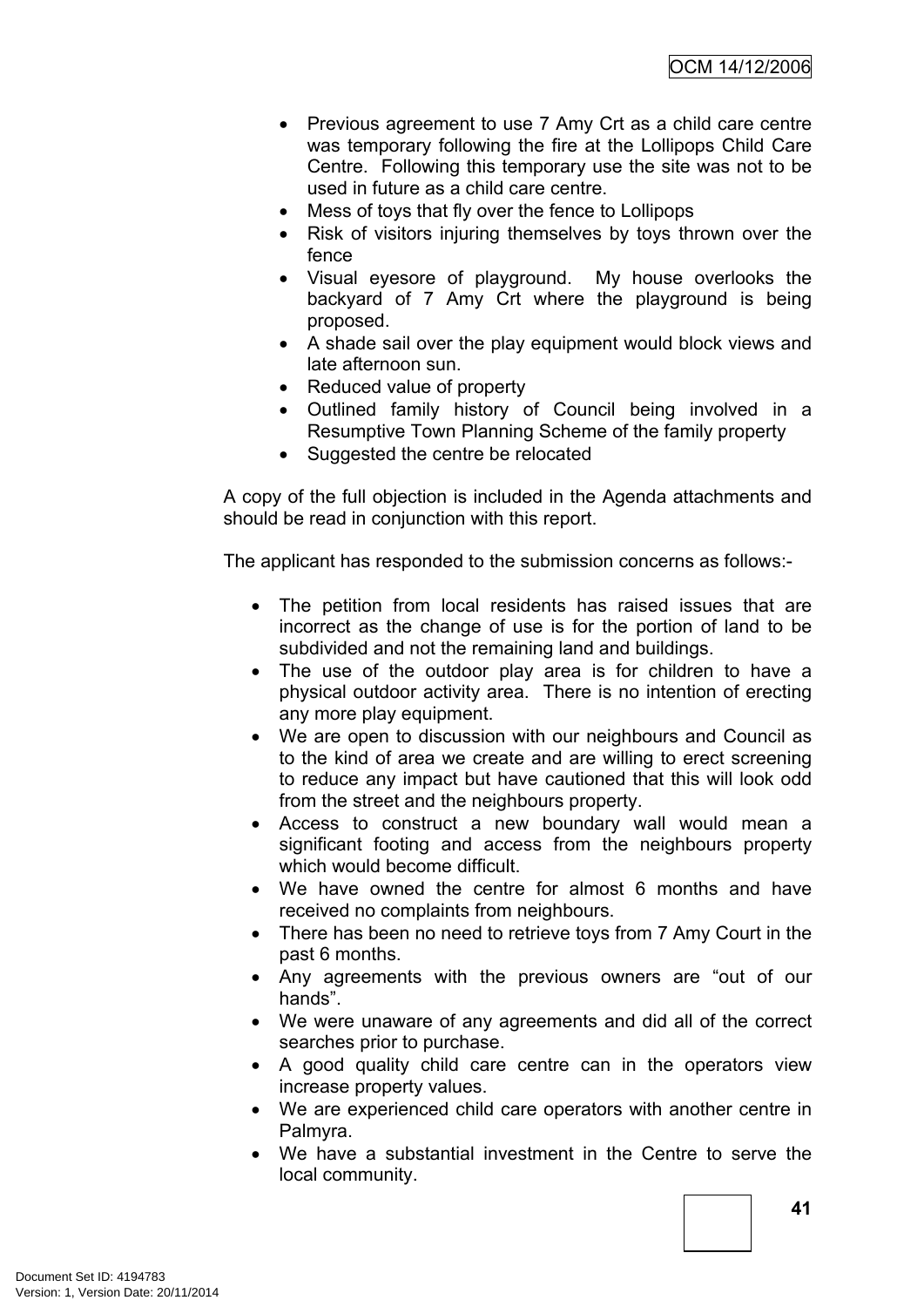- Previous agreement to use 7 Amy Crt as a child care centre was temporary following the fire at the Lollipops Child Care Centre. Following this temporary use the site was not to be used in future as a child care centre.
- Mess of toys that fly over the fence to Lollipops
- Risk of visitors injuring themselves by toys thrown over the fence
- Visual eyesore of playground. My house overlooks the backyard of 7 Amy Crt where the playground is being proposed.
- A shade sail over the play equipment would block views and late afternoon sun.
- Reduced value of property
- Outlined family history of Council being involved in a Resumptive Town Planning Scheme of the family property
- Suggested the centre be relocated

A copy of the full objection is included in the Agenda attachments and should be read in conjunction with this report.

The applicant has responded to the submission concerns as follows:-

- The petition from local residents has raised issues that are incorrect as the change of use is for the portion of land to be subdivided and not the remaining land and buildings.
- The use of the outdoor play area is for children to have a physical outdoor activity area. There is no intention of erecting any more play equipment.
- We are open to discussion with our neighbours and Council as to the kind of area we create and are willing to erect screening to reduce any impact but have cautioned that this will look odd from the street and the neighbours property.
- Access to construct a new boundary wall would mean a significant footing and access from the neighbours property which would become difficult.
- We have owned the centre for almost 6 months and have received no complaints from neighbours.
- There has been no need to retrieve toys from 7 Amy Court in the past 6 months.
- Any agreements with the previous owners are "out of our hands".
- We were unaware of any agreements and did all of the correct searches prior to purchase.
- A good quality child care centre can in the operators view increase property values.
- We are experienced child care operators with another centre in Palmyra.
- We have a substantial investment in the Centre to serve the local community.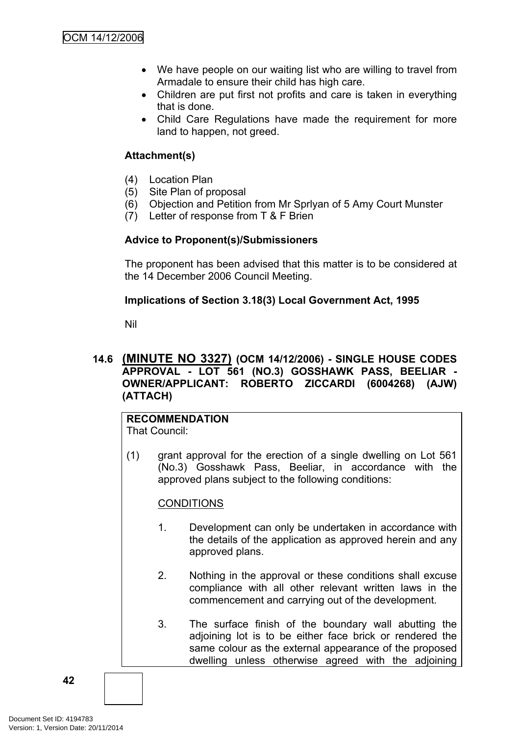- We have people on our waiting list who are willing to travel from Armadale to ensure their child has high care.
- Children are put first not profits and care is taken in everything that is done.
- Child Care Regulations have made the requirement for more land to happen, not greed.

**Attachment(s)**

(4) Location Plan
(5) Site Plan of proposal
(6) Objection and Petition from Mr Sprlyan of 5 Amy Court Munster
(7) Letter of response from T & F Brien

**Advice to Proponent(s)/Submissioners**

The proponent has been advised that this matter is to be considered at the 14 December 2006 Council Meeting.

**Implications of Section 3.18(3) Local Government Act, 1995**

Nil

## 14.6 (MINUTE NO 3327) (OCM 14/12/2006) - SINGLE HOUSE CODES APPROVAL - LOT 561 (NO.3) GOSSHAWK PASS, BEELIAR - OWNER/APPLICANT: ROBERTO ZICCARDI (6004268) (AJW) (ATTACH)

**RECOMMENDATION**
That Council:

(1) grant approval for the erection of a single dwelling on Lot 561 (No.3) Gosshawk Pass, Beeliar, in accordance with the approved plans subject to the following conditions:

CONDITIONS

1. Development can only be undertaken in accordance with the details of the application as approved herein and any approved plans.

2. Nothing in the approval or these conditions shall excuse compliance with all other relevant written laws in the commencement and carrying out of the development.

3. The surface finish of the boundary wall abutting the adjoining lot is to be either face brick or rendered the same colour as the external appearance of the proposed dwelling unless otherwise agreed with the adjoining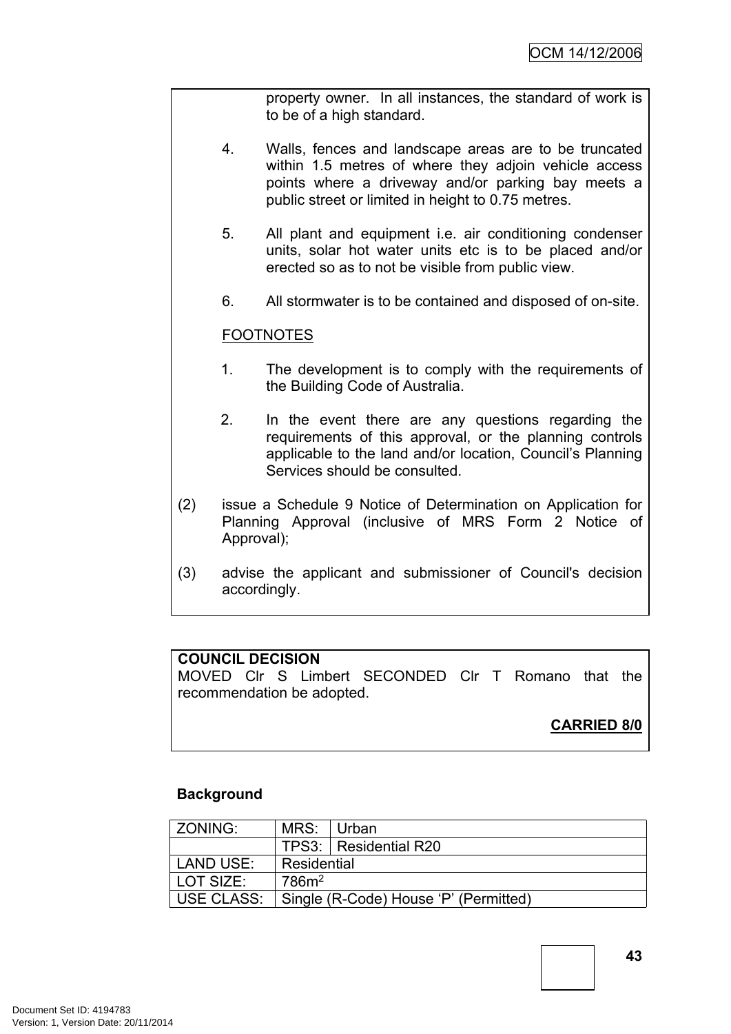property owner. In all instances, the standard of work is to be of a high standard.

4. Walls, fences and landscape areas are to be truncated within 1.5 metres of where they adjoin vehicle access points where a driveway and/or parking bay meets a public street or limited in height to 0.75 metres.

5. All plant and equipment i.e. air conditioning condenser units, solar hot water units etc is to be placed and/or erected so as to not be visible from public view.

6. All stormwater is to be contained and disposed of on-site.

FOOTNOTES

1. The development is to comply with the requirements of the Building Code of Australia.

2. In the event there are any questions regarding the requirements of this approval, or the planning controls applicable to the land and/or location, Council's Planning Services should be consulted.

(2) issue a Schedule 9 Notice of Determination on Application for Planning Approval (inclusive of MRS Form 2 Notice of Approval);

(3) advise the applicant and submissioner of Council's decision accordingly.

**COUNCIL DECISION**
MOVED Clr S Limbert SECONDED Clr T Romano that the recommendation be adopted.

**CARRIED 8/0**

**Background**

| ZONING: | MRS: | Urban |
|---|---|---|
| | TPS3: | Residential R20 |
| LAND USE: | Residential | |
| LOT SIZE: | 786m$^2$ | |
| USE CLASS: | Single (R-Code) House 'P' (Permitted) | |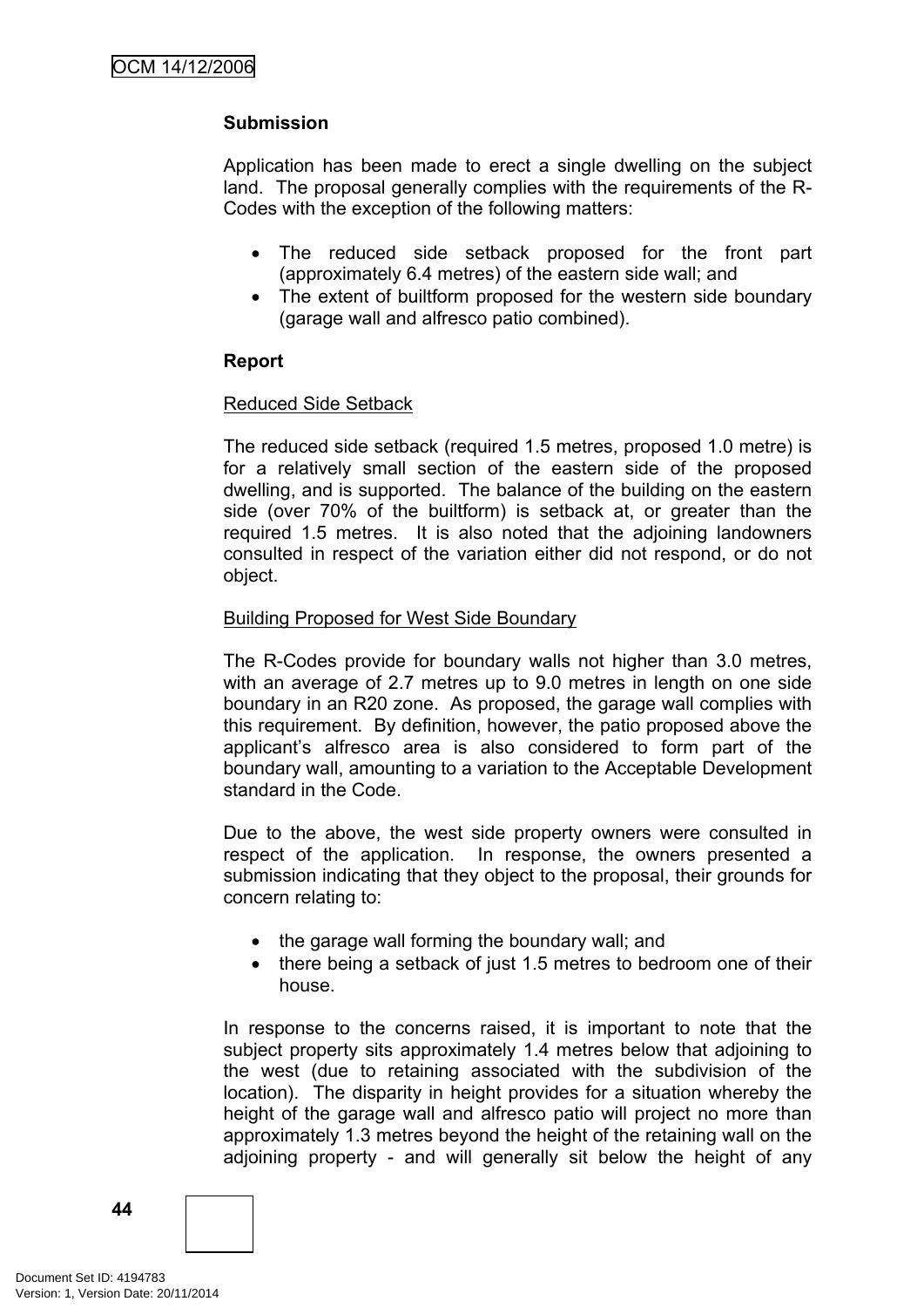**Submission**

Application has been made to erect a single dwelling on the subject land. The proposal generally complies with the requirements of the R-Codes with the exception of the following matters:

- The reduced side setback proposed for the front part (approximately 6.4 metres) of the eastern side wall; and
- The extent of builtform proposed for the western side boundary (garage wall and alfresco patio combined).

**Report**

Reduced Side Setback

The reduced side setback (required 1.5 metres, proposed 1.0 metre) is for a relatively small section of the eastern side of the proposed dwelling, and is supported. The balance of the building on the eastern side (over 70% of the builtform) is setback at, or greater than the required 1.5 metres. It is also noted that the adjoining landowners consulted in respect of the variation either did not respond, or do not object.

Building Proposed for West Side Boundary

The R-Codes provide for boundary walls not higher than 3.0 metres, with an average of 2.7 metres up to 9.0 metres in length on one side boundary in an R20 zone. As proposed, the garage wall complies with this requirement. By definition, however, the patio proposed above the applicant's alfresco area is also considered to form part of the boundary wall, amounting to a variation to the Acceptable Development standard in the Code.

Due to the above, the west side property owners were consulted in respect of the application. In response, the owners presented a submission indicating that they object to the proposal, their grounds for concern relating to:

- the garage wall forming the boundary wall; and
- there being a setback of just 1.5 metres to bedroom one of their house.

In response to the concerns raised, it is important to note that the subject property sits approximately 1.4 metres below that adjoining to the west (due to retaining associated with the subdivision of the location). The disparity in height provides for a situation whereby the height of the garage wall and alfresco patio will project no more than approximately 1.3 metres beyond the height of the retaining wall on the adjoining property - and will generally sit below the height of any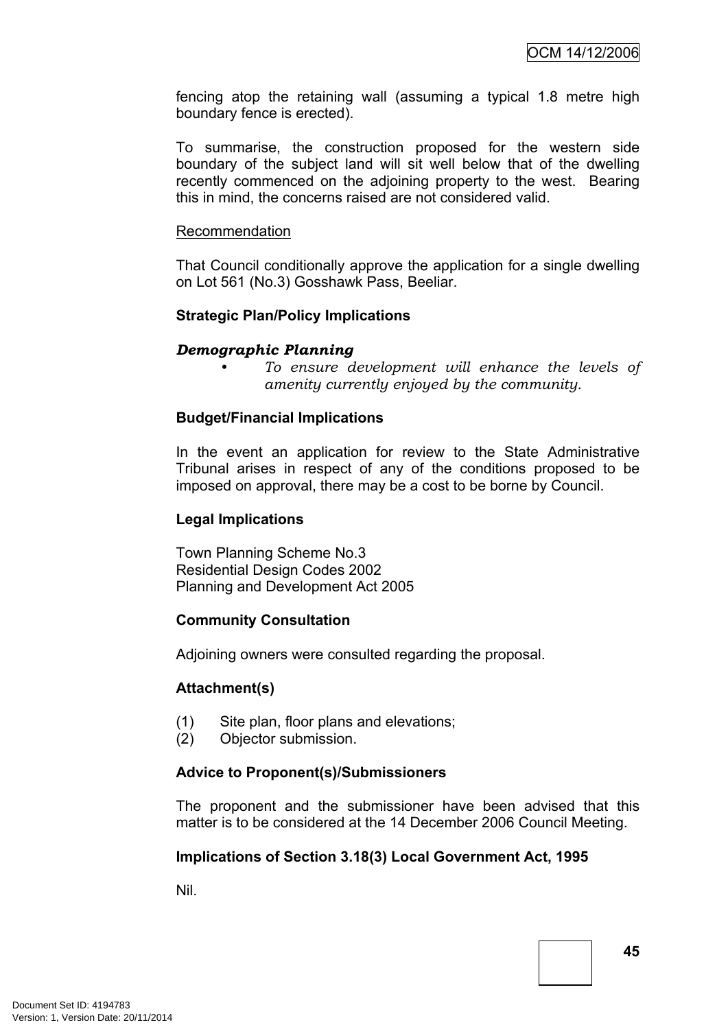fencing atop the retaining wall (assuming a typical 1.8 metre high boundary fence is erected).

To summarise, the construction proposed for the western side boundary of the subject land will sit well below that of the dwelling recently commenced on the adjoining property to the west. Bearing this in mind, the concerns raised are not considered valid.

Recommendation

That Council conditionally approve the application for a single dwelling on Lot 561 (No.3) Gosshawk Pass, Beeliar.

**Strategic Plan/Policy Implications**

***Demographic Planning***

- *To ensure development will enhance the levels of amenity currently enjoyed by the community.*

**Budget/Financial Implications**

In the event an application for review to the State Administrative Tribunal arises in respect of any of the conditions proposed to be imposed on approval, there may be a cost to be borne by Council.

**Legal Implications**

Town Planning Scheme No.3
Residential Design Codes 2002
Planning and Development Act 2005

**Community Consultation**

Adjoining owners were consulted regarding the proposal.

**Attachment(s)**

(1) Site plan, floor plans and elevations;
(2) Objector submission.

**Advice to Proponent(s)/Submissioners**

The proponent and the submissioner have been advised that this matter is to be considered at the 14 December 2006 Council Meeting.

**Implications of Section 3.18(3) Local Government Act, 1995**

Nil.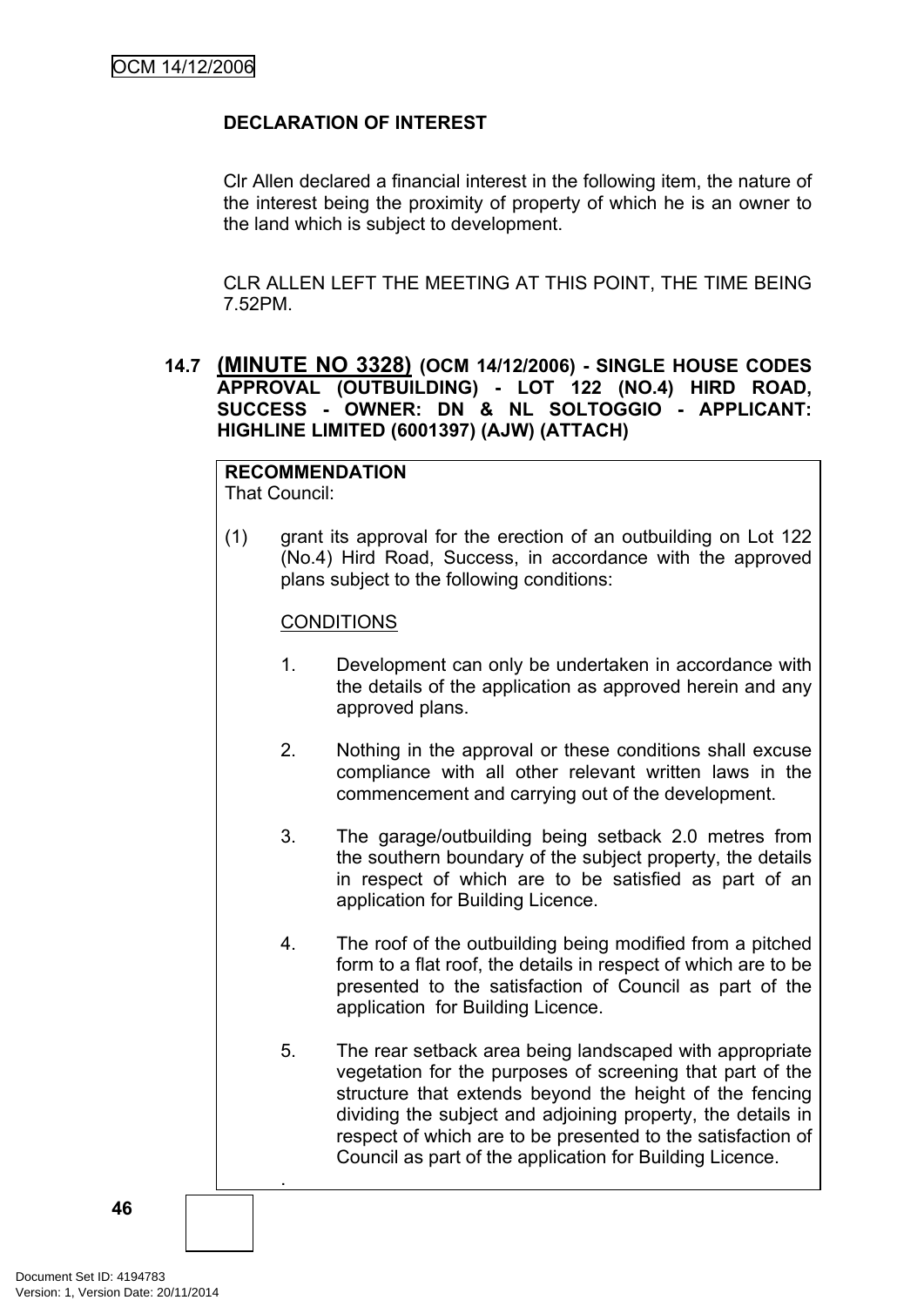**DECLARATION OF INTEREST**

Clr Allen declared a financial interest in the following item, the nature of the interest being the proximity of property of which he is an owner to the land which is subject to development.

CLR ALLEN LEFT THE MEETING AT THIS POINT, THE TIME BEING 7.52PM.

### 14.7 (MINUTE NO 3328) (OCM 14/12/2006) - SINGLE HOUSE CODES APPROVAL (OUTBUILDING) - LOT 122 (NO.4) HIRD ROAD, SUCCESS - OWNER: DN & NL SOLTOGGIO - APPLICANT: HIGHLINE LIMITED (6001397) (AJW) (ATTACH)

**RECOMMENDATION**
That Council:

(1) grant its approval for the erection of an outbuilding on Lot 122 (No.4) Hird Road, Success, in accordance with the approved plans subject to the following conditions:

CONDITIONS

1. Development can only be undertaken in accordance with the details of the application as approved herein and any approved plans.

2. Nothing in the approval or these conditions shall excuse compliance with all other relevant written laws in the commencement and carrying out of the development.

3. The garage/outbuilding being setback 2.0 metres from the southern boundary of the subject property, the details in respect of which are to be satisfied as part of an application for Building Licence.

4. The roof of the outbuilding being modified from a pitched form to a flat roof, the details in respect of which are to be presented to the satisfaction of Council as part of the application for Building Licence.

5. The rear setback area being landscaped with appropriate vegetation for the purposes of screening that part of the structure that extends beyond the height of the fencing dividing the subject and adjoining property, the details in respect of which are to be presented to the satisfaction of Council as part of the application for Building Licence.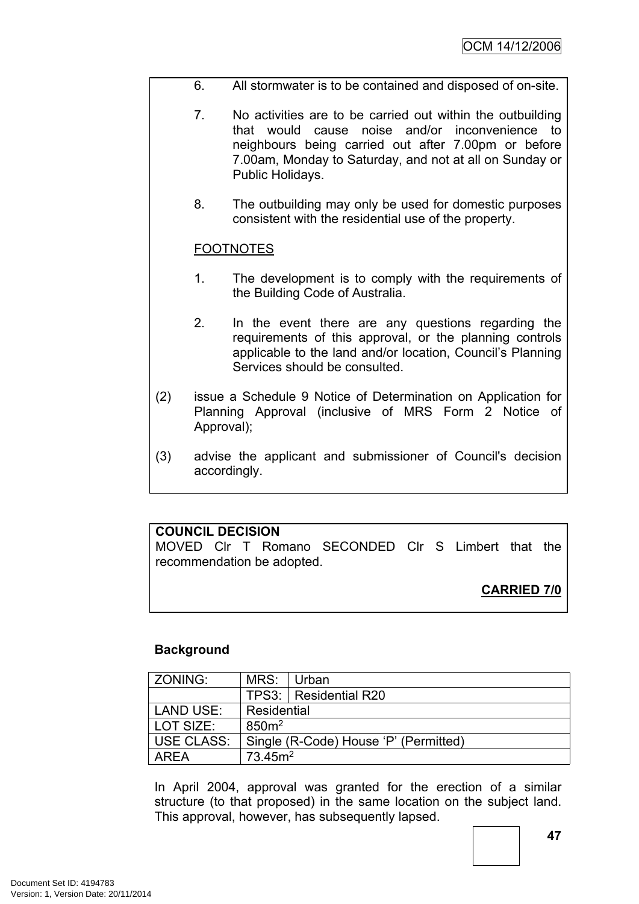6. All stormwater is to be contained and disposed of on-site.

7. No activities are to be carried out within the outbuilding that would cause noise and/or inconvenience to neighbours being carried out after 7.00pm or before 7.00am, Monday to Saturday, and not at all on Sunday or Public Holidays.

8. The outbuilding may only be used for domestic purposes consistent with the residential use of the property.

FOOTNOTES

1. The development is to comply with the requirements of the Building Code of Australia.

2. In the event there are any questions regarding the requirements of this approval, or the planning controls applicable to the land and/or location, Council's Planning Services should be consulted.

(2) issue a Schedule 9 Notice of Determination on Application for Planning Approval (inclusive of MRS Form 2 Notice of Approval);

(3) advise the applicant and submissioner of Council's decision accordingly.

**COUNCIL DECISION**

MOVED Clr T Romano SECONDED Clr S Limbert that the recommendation be adopted.

**CARRIED 7/0**

**Background**

| ZONING: | MRS: | Urban |
|---|---|---|
| | TPS3: | Residential R20 |
| LAND USE: | Residential | |
| LOT SIZE: | 850m$^2$ | |
| USE CLASS: | Single (R-Code) House 'P' (Permitted) | |
| AREA | 73.45m$^2$ | |

In April 2004, approval was granted for the erection of a similar structure (to that proposed) in the same location on the subject land. This approval, however, has subsequently lapsed.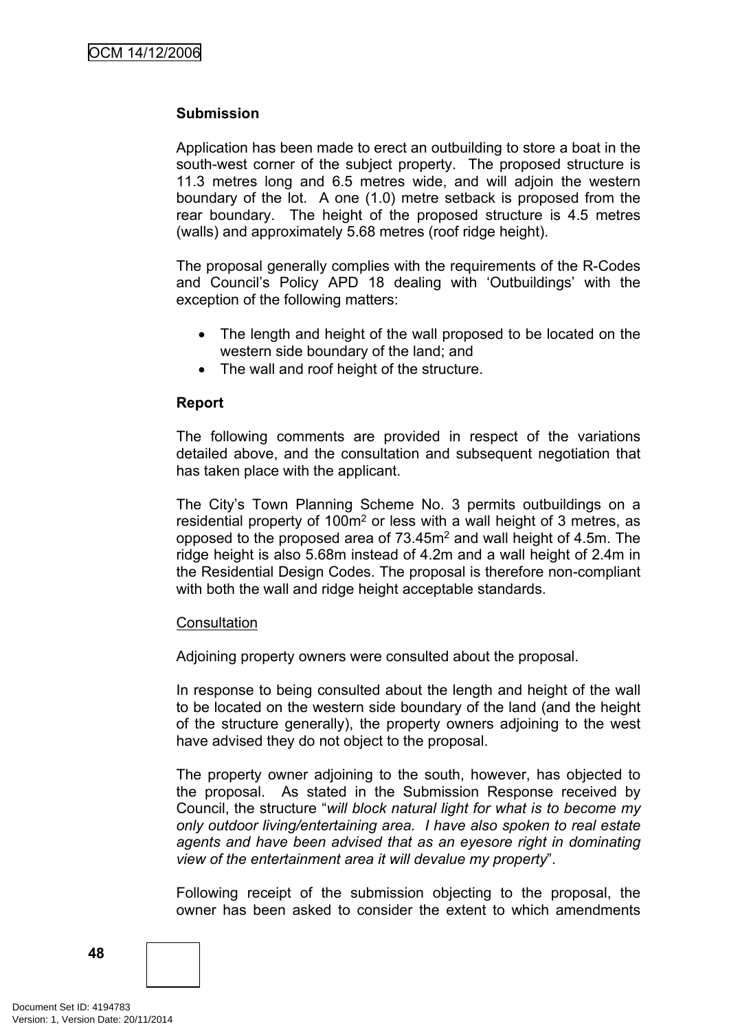**Submission**

Application has been made to erect an outbuilding to store a boat in the south-west corner of the subject property. The proposed structure is 11.3 metres long and 6.5 metres wide, and will adjoin the western boundary of the lot. A one (1.0) metre setback is proposed from the rear boundary. The height of the proposed structure is 4.5 metres (walls) and approximately 5.68 metres (roof ridge height).

The proposal generally complies with the requirements of the R-Codes and Council's Policy APD 18 dealing with 'Outbuildings' with the exception of the following matters:

- The length and height of the wall proposed to be located on the western side boundary of the land; and
- The wall and roof height of the structure.

**Report**

The following comments are provided in respect of the variations detailed above, and the consultation and subsequent negotiation that has taken place with the applicant.

The City's Town Planning Scheme No. 3 permits outbuildings on a residential property of 100m$^2$ or less with a wall height of 3 metres, as opposed to the proposed area of 73.45m$^2$ and wall height of 4.5m. The ridge height is also 5.68m instead of 4.2m and a wall height of 2.4m in the Residential Design Codes. The proposal is therefore non-compliant with both the wall and ridge height acceptable standards.

Consultation

Adjoining property owners were consulted about the proposal.

In response to being consulted about the length and height of the wall to be located on the western side boundary of the land (and the height of the structure generally), the property owners adjoining to the west have advised they do not object to the proposal.

The property owner adjoining to the south, however, has objected to the proposal. As stated in the Submission Response received by Council, the structure "*will block natural light for what is to become my only outdoor living/entertaining area. I have also spoken to real estate agents and have been advised that as an eyesore right in dominating view of the entertainment area it will devalue my property*".

Following receipt of the submission objecting to the proposal, the owner has been asked to consider the extent to which amendments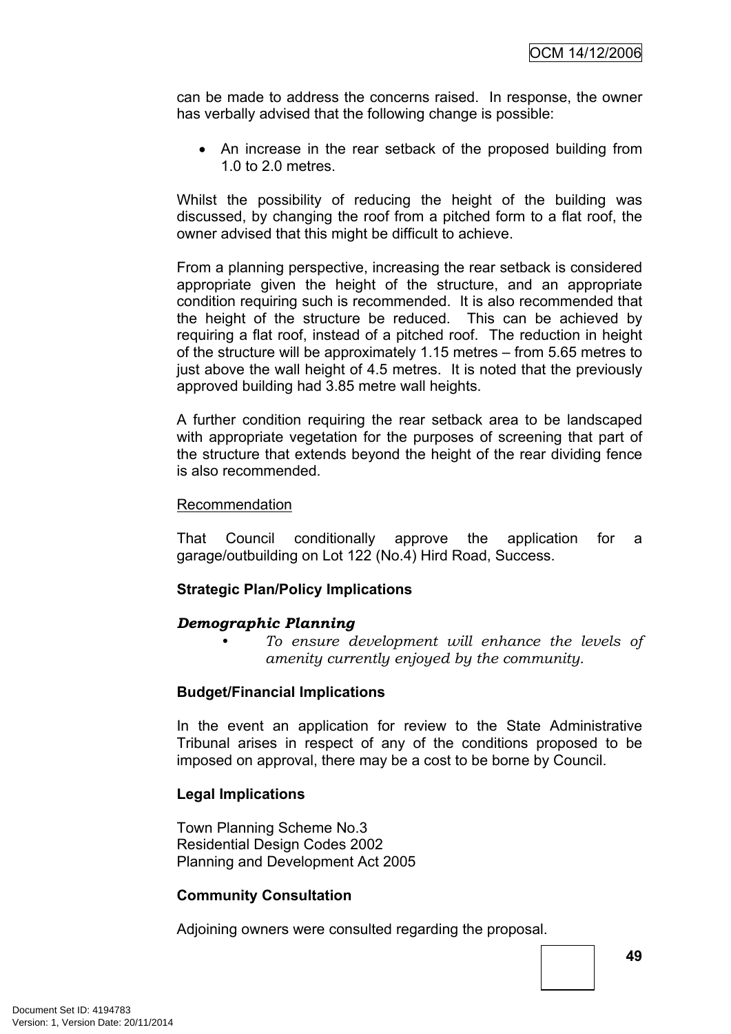can be made to address the concerns raised. In response, the owner has verbally advised that the following change is possible:

- An increase in the rear setback of the proposed building from 1.0 to 2.0 metres.

Whilst the possibility of reducing the height of the building was discussed, by changing the roof from a pitched form to a flat roof, the owner advised that this might be difficult to achieve.

From a planning perspective, increasing the rear setback is considered appropriate given the height of the structure, and an appropriate condition requiring such is recommended. It is also recommended that the height of the structure be reduced. This can be achieved by requiring a flat roof, instead of a pitched roof. The reduction in height of the structure will be approximately 1.15 metres – from 5.65 metres to just above the wall height of 4.5 metres. It is noted that the previously approved building had 3.85 metre wall heights.

A further condition requiring the rear setback area to be landscaped with appropriate vegetation for the purposes of screening that part of the structure that extends beyond the height of the rear dividing fence is also recommended.

Recommendation

That Council conditionally approve the application for a garage/outbuilding on Lot 122 (No.4) Hird Road, Success.

**Strategic Plan/Policy Implications**

***Demographic Planning***

- *To ensure development will enhance the levels of amenity currently enjoyed by the community.*

**Budget/Financial Implications**

In the event an application for review to the State Administrative Tribunal arises in respect of any of the conditions proposed to be imposed on approval, there may be a cost to be borne by Council.

**Legal Implications**

Town Planning Scheme No.3
Residential Design Codes 2002
Planning and Development Act 2005

**Community Consultation**

Adjoining owners were consulted regarding the proposal.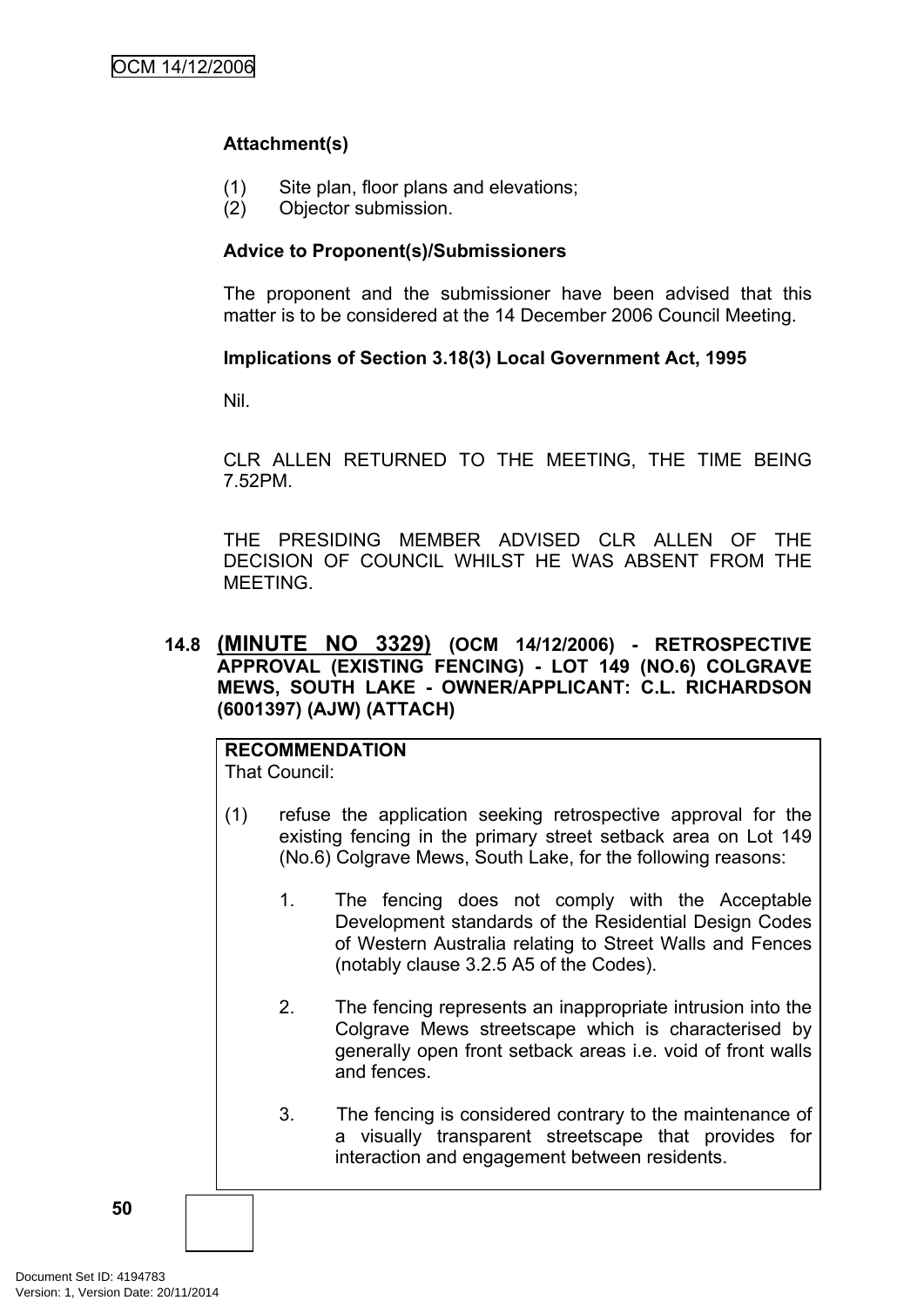**Attachment(s)**

(1) Site plan, floor plans and elevations;
(2) Objector submission.

**Advice to Proponent(s)/Submissioners**

The proponent and the submissioner have been advised that this matter is to be considered at the 14 December 2006 Council Meeting.

**Implications of Section 3.18(3) Local Government Act, 1995**

Nil.

CLR ALLEN RETURNED TO THE MEETING, THE TIME BEING 7.52PM.

THE PRESIDING MEMBER ADVISED CLR ALLEN OF THE DECISION OF COUNCIL WHILST HE WAS ABSENT FROM THE MEETING.

## 14.8 (MINUTE NO 3329) (OCM 14/12/2006) - RETROSPECTIVE APPROVAL (EXISTING FENCING) - LOT 149 (NO.6) COLGRAVE MEWS, SOUTH LAKE - OWNER/APPLICANT: C.L. RICHARDSON (6001397) (AJW) (ATTACH)

**RECOMMENDATION**
That Council:

(1) refuse the application seeking retrospective approval for the existing fencing in the primary street setback area on Lot 149 (No.6) Colgrave Mews, South Lake, for the following reasons:

1. The fencing does not comply with the Acceptable Development standards of the Residential Design Codes of Western Australia relating to Street Walls and Fences (notably clause 3.2.5 A5 of the Codes).

2. The fencing represents an inappropriate intrusion into the Colgrave Mews streetscape which is characterised by generally open front setback areas i.e. void of front walls and fences.

3. The fencing is considered contrary to the maintenance of a visually transparent streetscape that provides for interaction and engagement between residents.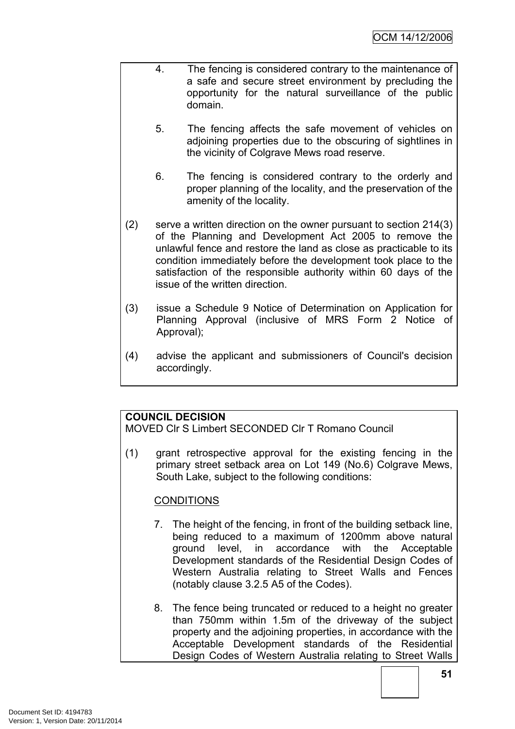4. The fencing is considered contrary to the maintenance of a safe and secure street environment by precluding the opportunity for the natural surveillance of the public domain.

5. The fencing affects the safe movement of vehicles on adjoining properties due to the obscuring of sightlines in the vicinity of Colgrave Mews road reserve.

6. The fencing is considered contrary to the orderly and proper planning of the locality, and the preservation of the amenity of the locality.

(2) serve a written direction on the owner pursuant to section 214(3) of the Planning and Development Act 2005 to remove the unlawful fence and restore the land as close as practicable to its condition immediately before the development took place to the satisfaction of the responsible authority within 60 days of the issue of the written direction.

(3) issue a Schedule 9 Notice of Determination on Application for Planning Approval (inclusive of MRS Form 2 Notice of Approval);

(4) advise the applicant and submissioners of Council's decision accordingly.

**COUNCIL DECISION**
MOVED Clr S Limbert SECONDED Clr T Romano Council

(1) grant retrospective approval for the existing fencing in the primary street setback area on Lot 149 (No.6) Colgrave Mews, South Lake, subject to the following conditions:

<u>CONDITIONS</u>

7. The height of the fencing, in front of the building setback line, being reduced to a maximum of 1200mm above natural ground level, in accordance with the Acceptable Development standards of the Residential Design Codes of Western Australia relating to Street Walls and Fences (notably clause 3.2.5 A5 of the Codes).

8. The fence being truncated or reduced to a height no greater than 750mm within 1.5m of the driveway of the subject property and the adjoining properties, in accordance with the Acceptable Development standards of the Residential Design Codes of Western Australia relating to Street Walls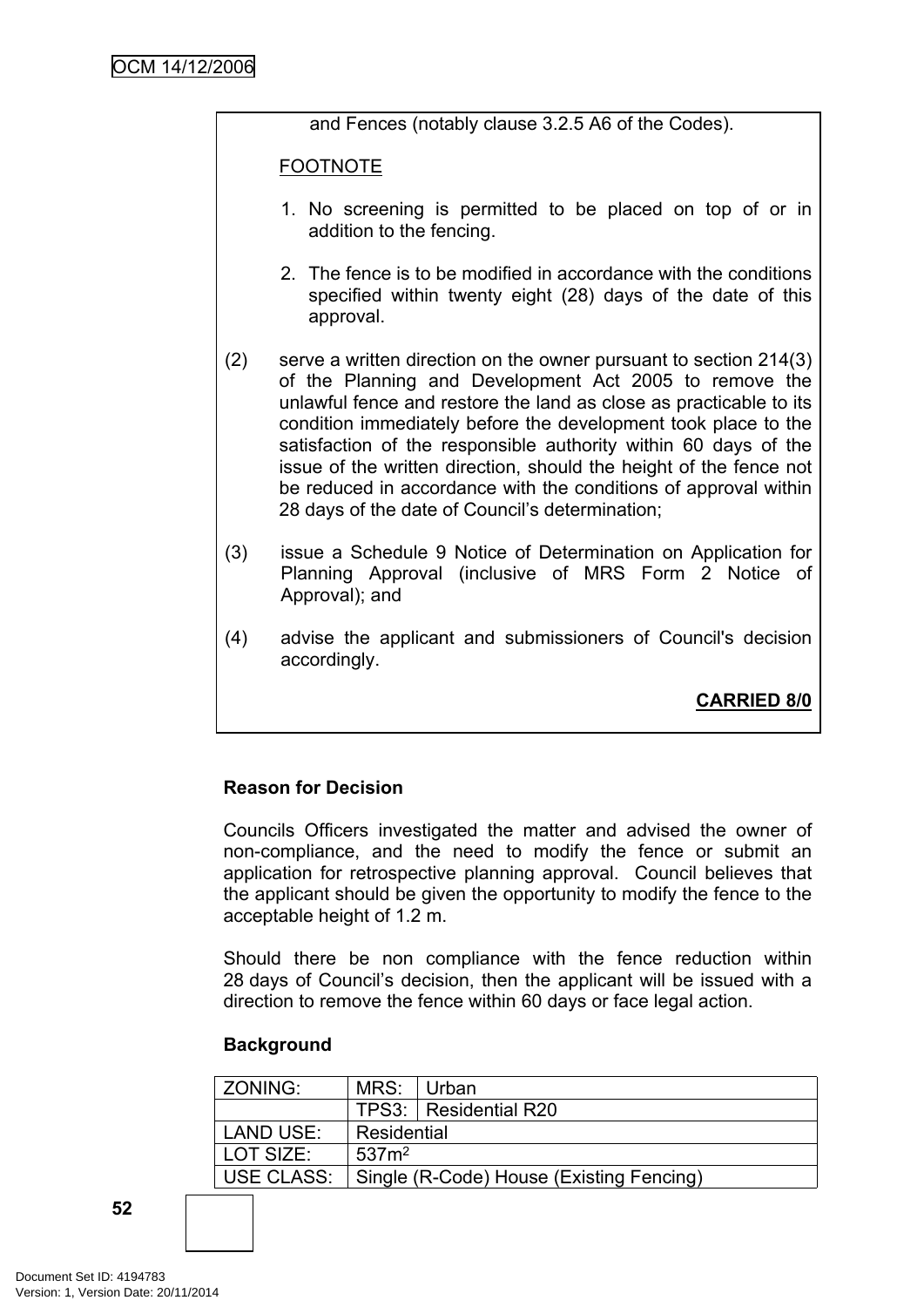and Fences (notably clause 3.2.5 A6 of the Codes).

FOOTNOTE

1. No screening is permitted to be placed on top of or in addition to the fencing.

2. The fence is to be modified in accordance with the conditions specified within twenty eight (28) days of the date of this approval.

(2) serve a written direction on the owner pursuant to section 214(3) of the Planning and Development Act 2005 to remove the unlawful fence and restore the land as close as practicable to its condition immediately before the development took place to the satisfaction of the responsible authority within 60 days of the issue of the written direction, should the height of the fence not be reduced in accordance with the conditions of approval within 28 days of the date of Council's determination;

(3) issue a Schedule 9 Notice of Determination on Application for Planning Approval (inclusive of MRS Form 2 Notice of Approval); and

(4) advise the applicant and submissioners of Council's decision accordingly.

**CARRIED 8/0**

**Reason for Decision**

Councils Officers investigated the matter and advised the owner of non-compliance, and the need to modify the fence or submit an application for retrospective planning approval. Council believes that the applicant should be given the opportunity to modify the fence to the acceptable height of 1.2 m.

Should there be non compliance with the fence reduction within 28 days of Council's decision, then the applicant will be issued with a direction to remove the fence within 60 days or face legal action.

**Background**

| ZONING: | MRS: | Urban |
|---|---|---|
| | TPS3: | Residential R20 |
| LAND USE: | Residential | |
| LOT SIZE: | 537m$^2$ | |
| USE CLASS: | Single (R-Code) House (Existing Fencing) | |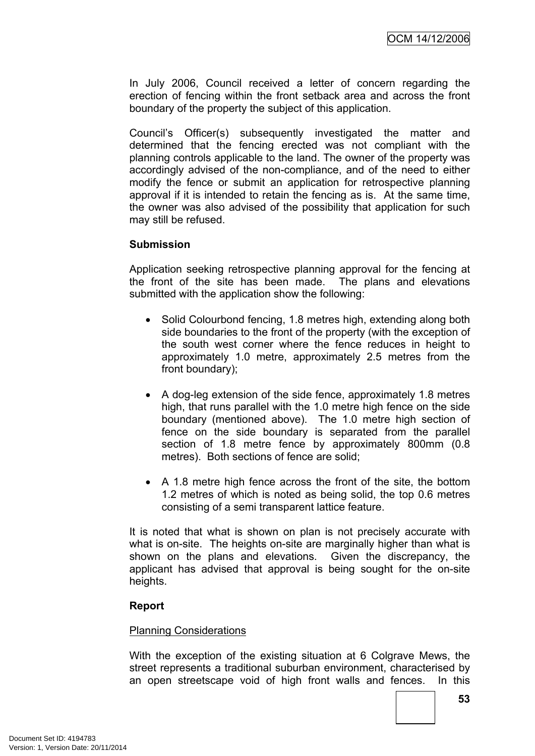In July 2006, Council received a letter of concern regarding the erection of fencing within the front setback area and across the front boundary of the property the subject of this application.

Council's Officer(s) subsequently investigated the matter and determined that the fencing erected was not compliant with the planning controls applicable to the land. The owner of the property was accordingly advised of the non-compliance, and of the need to either modify the fence or submit an application for retrospective planning approval if it is intended to retain the fencing as is. At the same time, the owner was also advised of the possibility that application for such may still be refused.

**Submission**

Application seeking retrospective planning approval for the fencing at the front of the site has been made. The plans and elevations submitted with the application show the following:

- Solid Colourbond fencing, 1.8 metres high, extending along both side boundaries to the front of the property (with the exception of the south west corner where the fence reduces in height to approximately 1.0 metre, approximately 2.5 metres from the front boundary);
- A dog-leg extension of the side fence, approximately 1.8 metres high, that runs parallel with the 1.0 metre high fence on the side boundary (mentioned above). The 1.0 metre high section of fence on the side boundary is separated from the parallel section of 1.8 metre fence by approximately 800mm (0.8 metres). Both sections of fence are solid;
- A 1.8 metre high fence across the front of the site, the bottom 1.2 metres of which is noted as being solid, the top 0.6 metres consisting of a semi transparent lattice feature.

It is noted that what is shown on plan is not precisely accurate with what is on-site. The heights on-site are marginally higher than what is shown on the plans and elevations. Given the discrepancy, the applicant has advised that approval is being sought for the on-site heights.

**Report**

Planning Considerations

With the exception of the existing situation at 6 Colgrave Mews, the street represents a traditional suburban environment, characterised by an open streetscape void of high front walls and fences. In this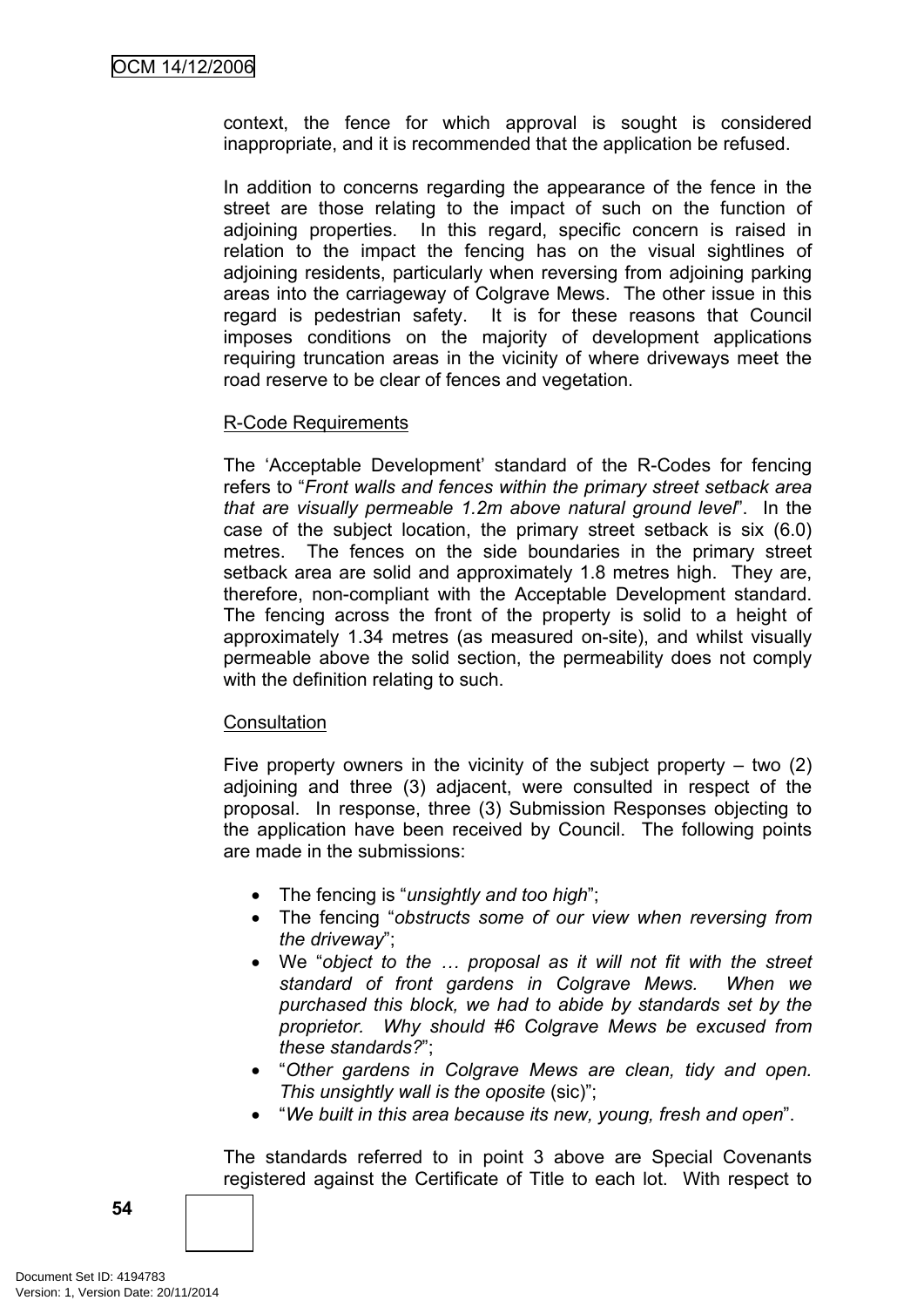context, the fence for which approval is sought is considered inappropriate, and it is recommended that the application be refused.

In addition to concerns regarding the appearance of the fence in the street are those relating to the impact of such on the function of adjoining properties. In this regard, specific concern is raised in relation to the impact the fencing has on the visual sightlines of adjoining residents, particularly when reversing from adjoining parking areas into the carriageway of Colgrave Mews. The other issue in this regard is pedestrian safety. It is for these reasons that Council imposes conditions on the majority of development applications requiring truncation areas in the vicinity of where driveways meet the road reserve to be clear of fences and vegetation.

R-Code Requirements

The 'Acceptable Development' standard of the R-Codes for fencing refers to "*Front walls and fences within the primary street setback area that are visually permeable 1.2m above natural ground level*". In the case of the subject location, the primary street setback is six (6.0) metres. The fences on the side boundaries in the primary street setback area are solid and approximately 1.8 metres high. They are, therefore, non-compliant with the Acceptable Development standard. The fencing across the front of the property is solid to a height of approximately 1.34 metres (as measured on-site), and whilst visually permeable above the solid section, the permeability does not comply with the definition relating to such.

Consultation

Five property owners in the vicinity of the subject property – two (2) adjoining and three (3) adjacent, were consulted in respect of the proposal. In response, three (3) Submission Responses objecting to the application have been received by Council. The following points are made in the submissions:

- The fencing is "*unsightly and too high*";
- The fencing "*obstructs some of our view when reversing from the driveway*";
- We "*object to the … proposal as it will not fit with the street standard of front gardens in Colgrave Mews. When we purchased this block, we had to abide by standards set by the proprietor. Why should #6 Colgrave Mews be excused from these standards?*";
- "*Other gardens in Colgrave Mews are clean, tidy and open. This unsightly wall is the oposite* (sic)";
- "*We built in this area because its new, young, fresh and open*".

The standards referred to in point 3 above are Special Covenants registered against the Certificate of Title to each lot. With respect to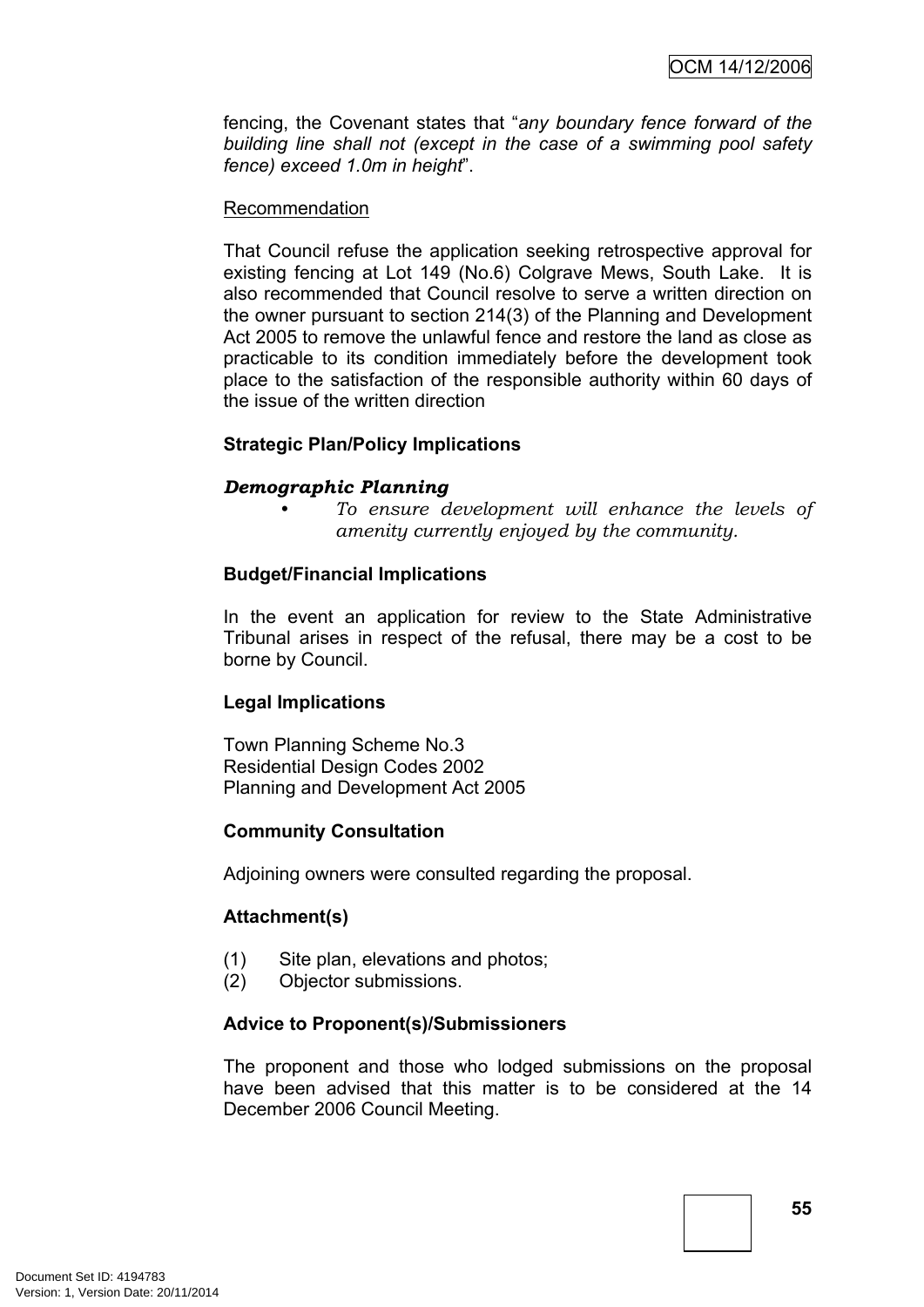fencing, the Covenant states that "*any boundary fence forward of the building line shall not (except in the case of a swimming pool safety fence) exceed 1.0m in height*".

Recommendation

That Council refuse the application seeking retrospective approval for existing fencing at Lot 149 (No.6) Colgrave Mews, South Lake. It is also recommended that Council resolve to serve a written direction on the owner pursuant to section 214(3) of the Planning and Development Act 2005 to remove the unlawful fence and restore the land as close as practicable to its condition immediately before the development took place to the satisfaction of the responsible authority within 60 days of the issue of the written direction

**Strategic Plan/Policy Implications**

***Demographic Planning***

- *To ensure development will enhance the levels of amenity currently enjoyed by the community.*

**Budget/Financial Implications**

In the event an application for review to the State Administrative Tribunal arises in respect of the refusal, there may be a cost to be borne by Council.

**Legal Implications**

Town Planning Scheme No.3
Residential Design Codes 2002
Planning and Development Act 2005

**Community Consultation**

Adjoining owners were consulted regarding the proposal.

**Attachment(s)**

(1) Site plan, elevations and photos;
(2) Objector submissions.

**Advice to Proponent(s)/Submissioners**

The proponent and those who lodged submissions on the proposal have been advised that this matter is to be considered at the 14 December 2006 Council Meeting.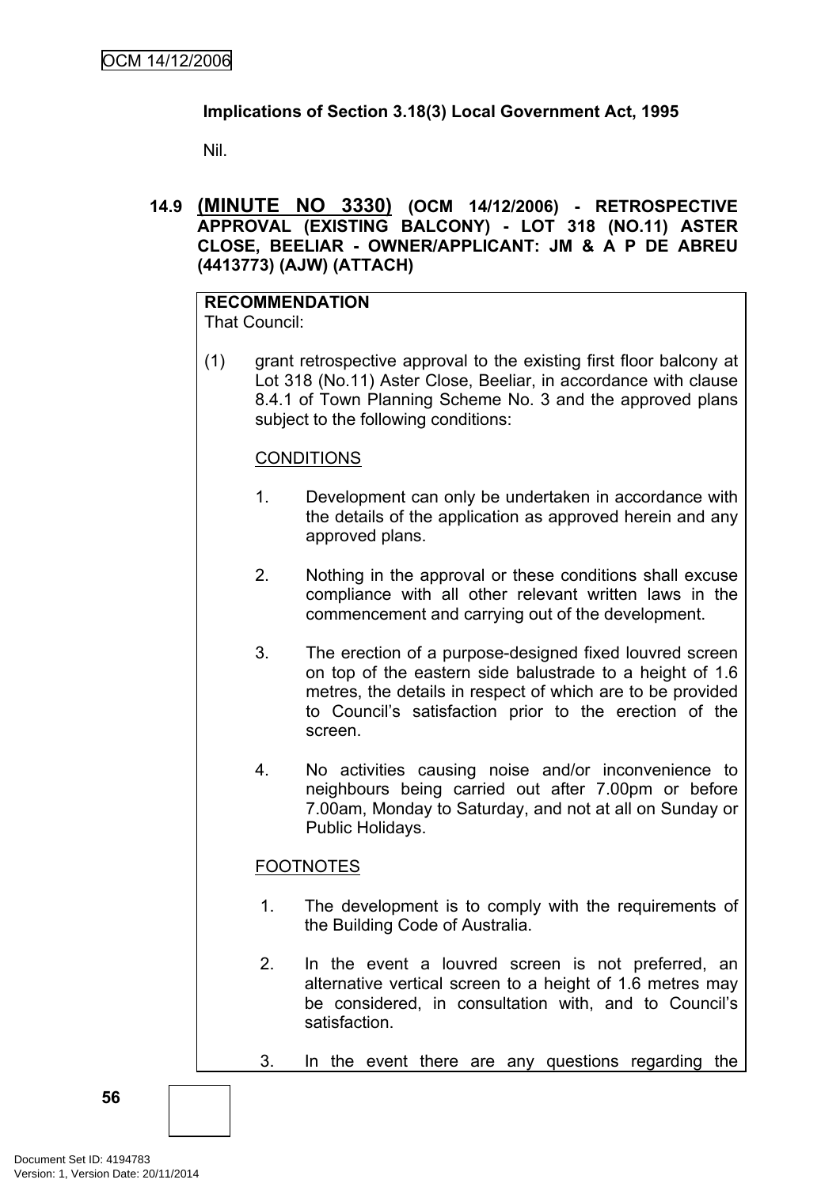**Implications of Section 3.18(3) Local Government Act, 1995**

Nil.

## 14.9 (MINUTE NO 3330) (OCM 14/12/2006) - RETROSPECTIVE APPROVAL (EXISTING BALCONY) - LOT 318 (NO.11) ASTER CLOSE, BEELIAR - OWNER/APPLICANT: JM & A P DE ABREU (4413773) (AJW) (ATTACH)

**RECOMMENDATION**
That Council:

(1) grant retrospective approval to the existing first floor balcony at Lot 318 (No.11) Aster Close, Beeliar, in accordance with clause 8.4.1 of Town Planning Scheme No. 3 and the approved plans subject to the following conditions:

CONDITIONS

1. Development can only be undertaken in accordance with the details of the application as approved herein and any approved plans.

2. Nothing in the approval or these conditions shall excuse compliance with all other relevant written laws in the commencement and carrying out of the development.

3. The erection of a purpose-designed fixed louvred screen on top of the eastern side balustrade to a height of 1.6 metres, the details in respect of which are to be provided to Council's satisfaction prior to the erection of the screen.

4. No activities causing noise and/or inconvenience to neighbours being carried out after 7.00pm or before 7.00am, Monday to Saturday, and not at all on Sunday or Public Holidays.

FOOTNOTES

1. The development is to comply with the requirements of the Building Code of Australia.

2. In the event a louvred screen is not preferred, an alternative vertical screen to a height of 1.6 metres may be considered, in consultation with, and to Council's satisfaction.

3. In the event there are any questions regarding the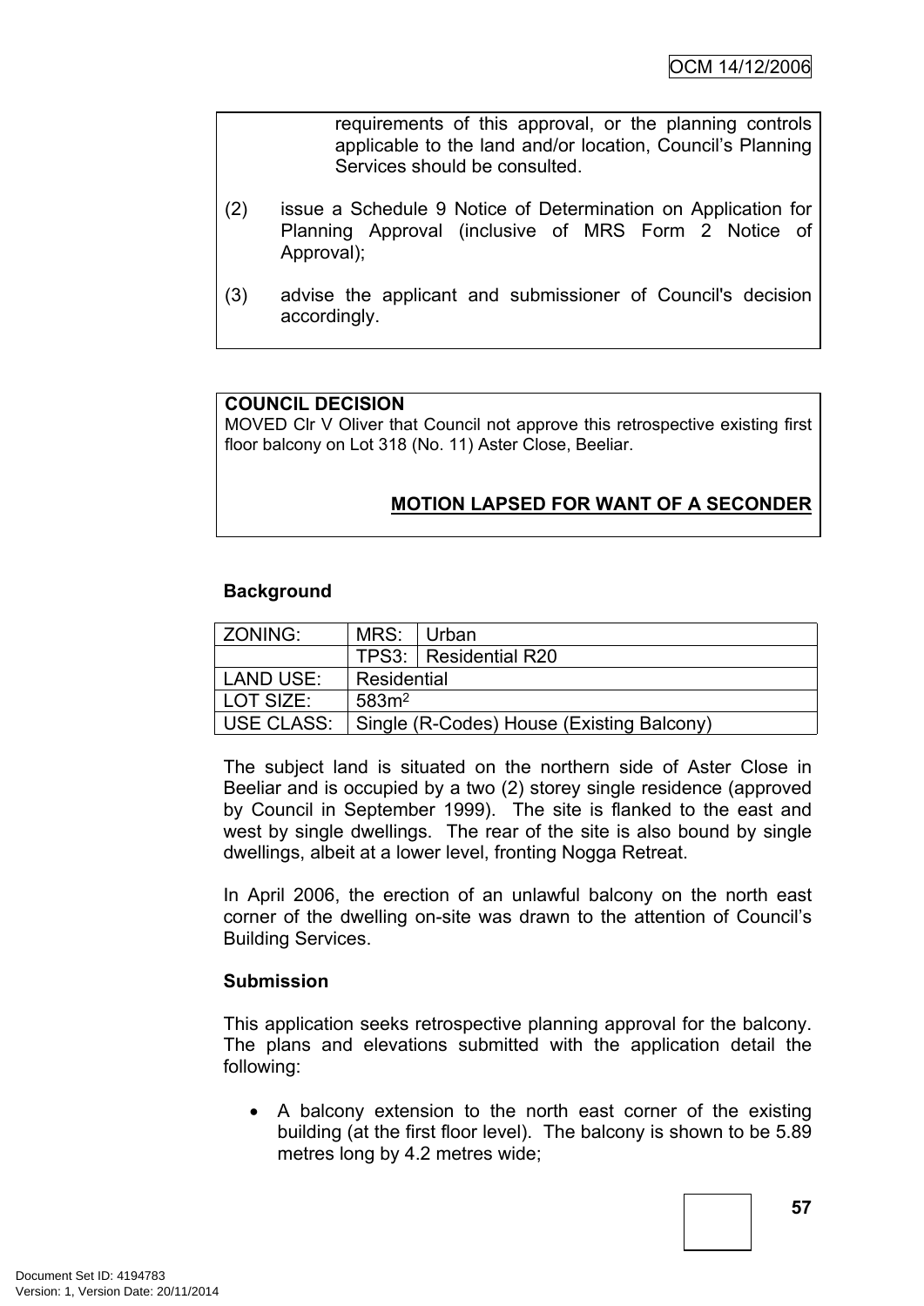requirements of this approval, or the planning controls applicable to the land and/or location, Council's Planning Services should be consulted.

(2) issue a Schedule 9 Notice of Determination on Application for Planning Approval (inclusive of MRS Form 2 Notice of Approval);

(3) advise the applicant and submissioner of Council's decision accordingly.

**COUNCIL DECISION**

MOVED Clr V Oliver that Council not approve this retrospective existing first floor balcony on Lot 318 (No. 11) Aster Close, Beeliar.

**MOTION LAPSED FOR WANT OF A SECONDER**

**Background**

| ZONING: | MRS: | Urban |
|---|---|---|
| | TPS3: | Residential R20 |
| LAND USE: | Residential | |
| LOT SIZE: | 583m$^2$ | |
| USE CLASS: | Single (R-Codes) House (Existing Balcony) | |

The subject land is situated on the northern side of Aster Close in Beeliar and is occupied by a two (2) storey single residence (approved by Council in September 1999). The site is flanked to the east and west by single dwellings. The rear of the site is also bound by single dwellings, albeit at a lower level, fronting Nogga Retreat.

In April 2006, the erection of an unlawful balcony on the north east corner of the dwelling on-site was drawn to the attention of Council's Building Services.

**Submission**

This application seeks retrospective planning approval for the balcony. The plans and elevations submitted with the application detail the following:

- A balcony extension to the north east corner of the existing building (at the first floor level). The balcony is shown to be 5.89 metres long by 4.2 metres wide;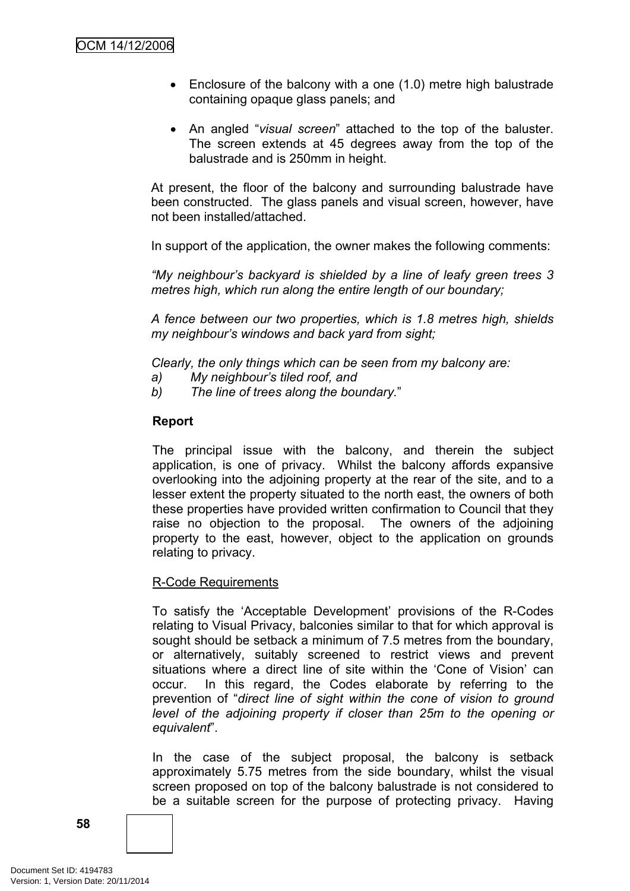- Enclosure of the balcony with a one (1.0) metre high balustrade containing opaque glass panels; and
- An angled "*visual screen*" attached to the top of the baluster. The screen extends at 45 degrees away from the top of the balustrade and is 250mm in height.

At present, the floor of the balcony and surrounding balustrade have been constructed. The glass panels and visual screen, however, have not been installed/attached.

In support of the application, the owner makes the following comments:

*"My neighbour's backyard is shielded by a line of leafy green trees 3 metres high, which run along the entire length of our boundary;*

*A fence between our two properties, which is 1.8 metres high, shields my neighbour's windows and back yard from sight;*

*Clearly, the only things which can be seen from my balcony are:*
*a) My neighbour's tiled roof, and*
*b) The line of trees along the boundary.*"

**Report**

The principal issue with the balcony, and therein the subject application, is one of privacy. Whilst the balcony affords expansive overlooking into the adjoining property at the rear of the site, and to a lesser extent the property situated to the north east, the owners of both these properties have provided written confirmation to Council that they raise no objection to the proposal. The owners of the adjoining property to the east, however, object to the application on grounds relating to privacy.

R-Code Requirements

To satisfy the 'Acceptable Development' provisions of the R-Codes relating to Visual Privacy, balconies similar to that for which approval is sought should be setback a minimum of 7.5 metres from the boundary, or alternatively, suitably screened to restrict views and prevent situations where a direct line of site within the 'Cone of Vision' can occur. In this regard, the Codes elaborate by referring to the prevention of "*direct line of sight within the cone of vision to ground level of the adjoining property if closer than 25m to the opening or equivalent*".

In the case of the subject proposal, the balcony is setback approximately 5.75 metres from the side boundary, whilst the visual screen proposed on top of the balcony balustrade is not considered to be a suitable screen for the purpose of protecting privacy. Having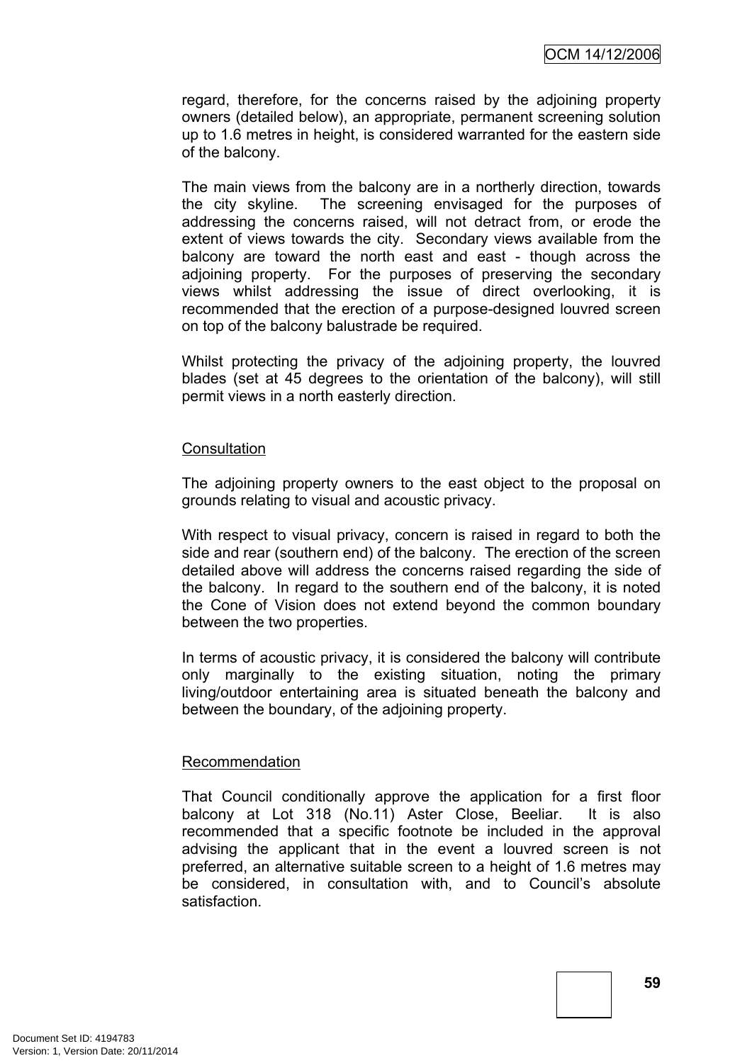regard, therefore, for the concerns raised by the adjoining property owners (detailed below), an appropriate, permanent screening solution up to 1.6 metres in height, is considered warranted for the eastern side of the balcony.

The main views from the balcony are in a northerly direction, towards the city skyline. The screening envisaged for the purposes of addressing the concerns raised, will not detract from, or erode the extent of views towards the city. Secondary views available from the balcony are toward the north east and east - though across the adjoining property. For the purposes of preserving the secondary views whilst addressing the issue of direct overlooking, it is recommended that the erection of a purpose-designed louvred screen on top of the balcony balustrade be required.

Whilst protecting the privacy of the adjoining property, the louvred blades (set at 45 degrees to the orientation of the balcony), will still permit views in a north easterly direction.

Consultation

The adjoining property owners to the east object to the proposal on grounds relating to visual and acoustic privacy.

With respect to visual privacy, concern is raised in regard to both the side and rear (southern end) of the balcony. The erection of the screen detailed above will address the concerns raised regarding the side of the balcony. In regard to the southern end of the balcony, it is noted the Cone of Vision does not extend beyond the common boundary between the two properties.

In terms of acoustic privacy, it is considered the balcony will contribute only marginally to the existing situation, noting the primary living/outdoor entertaining area is situated beneath the balcony and between the boundary, of the adjoining property.

Recommendation

That Council conditionally approve the application for a first floor balcony at Lot 318 (No.11) Aster Close, Beeliar. It is also recommended that a specific footnote be included in the approval advising the applicant that in the event a louvred screen is not preferred, an alternative suitable screen to a height of 1.6 metres may be considered, in consultation with, and to Council's absolute satisfaction.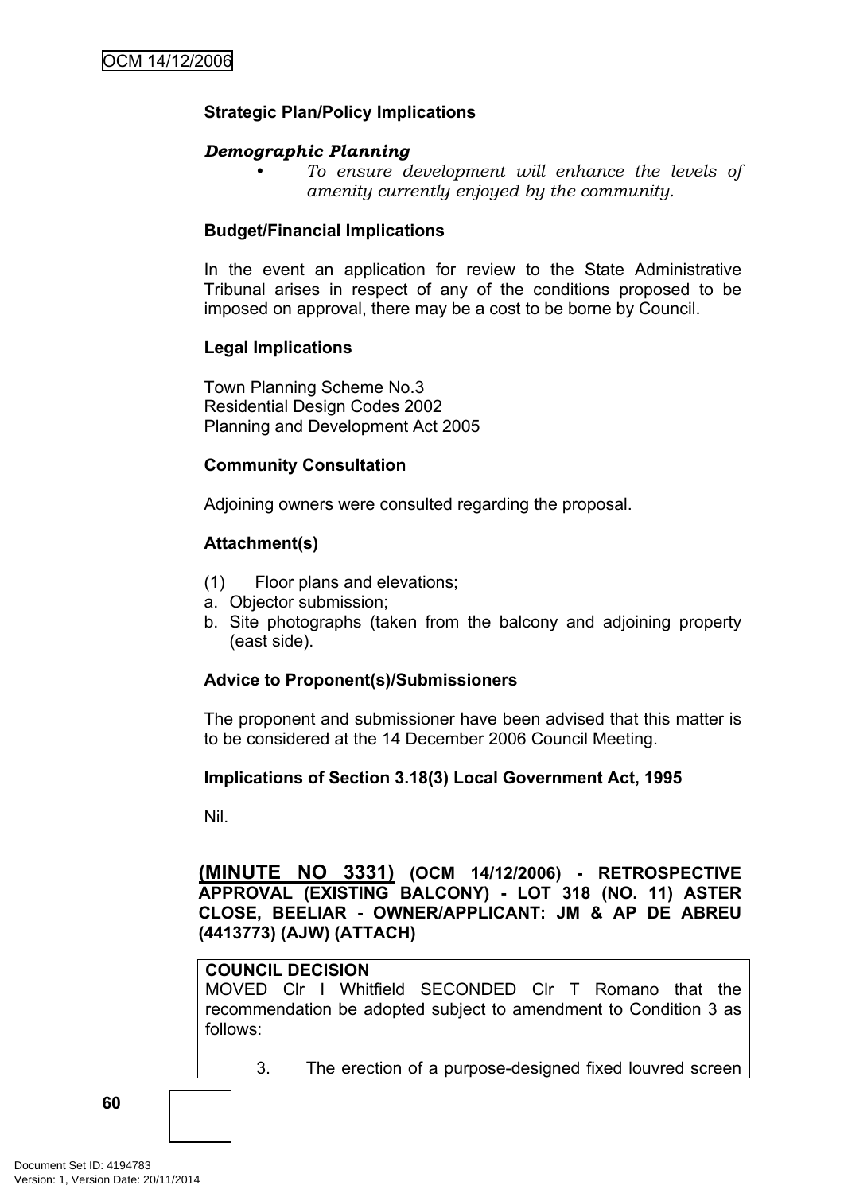**Strategic Plan/Policy Implications**

***Demographic Planning***

- *To ensure development will enhance the levels of amenity currently enjoyed by the community.*

**Budget/Financial Implications**

In the event an application for review to the State Administrative Tribunal arises in respect of any of the conditions proposed to be imposed on approval, there may be a cost to be borne by Council.

**Legal Implications**

Town Planning Scheme No.3
Residential Design Codes 2002
Planning and Development Act 2005

**Community Consultation**

Adjoining owners were consulted regarding the proposal.

**Attachment(s)**

(1) Floor plans and elevations;
a. Objector submission;
b. Site photographs (taken from the balcony and adjoining property (east side).

**Advice to Proponent(s)/Submissioners**

The proponent and submissioner have been advised that this matter is to be considered at the 14 December 2006 Council Meeting.

**Implications of Section 3.18(3) Local Government Act, 1995**

Nil.

**(MINUTE NO 3331) (OCM 14/12/2006) - RETROSPECTIVE APPROVAL (EXISTING BALCONY) - LOT 318 (NO. 11) ASTER CLOSE, BEELIAR - OWNER/APPLICANT: JM & AP DE ABREU (4413773) (AJW) (ATTACH)**

**COUNCIL DECISION**
MOVED Clr I Whitfield SECONDED Clr T Romano that the recommendation be adopted subject to amendment to Condition 3 as follows:

3. The erection of a purpose-designed fixed louvred screen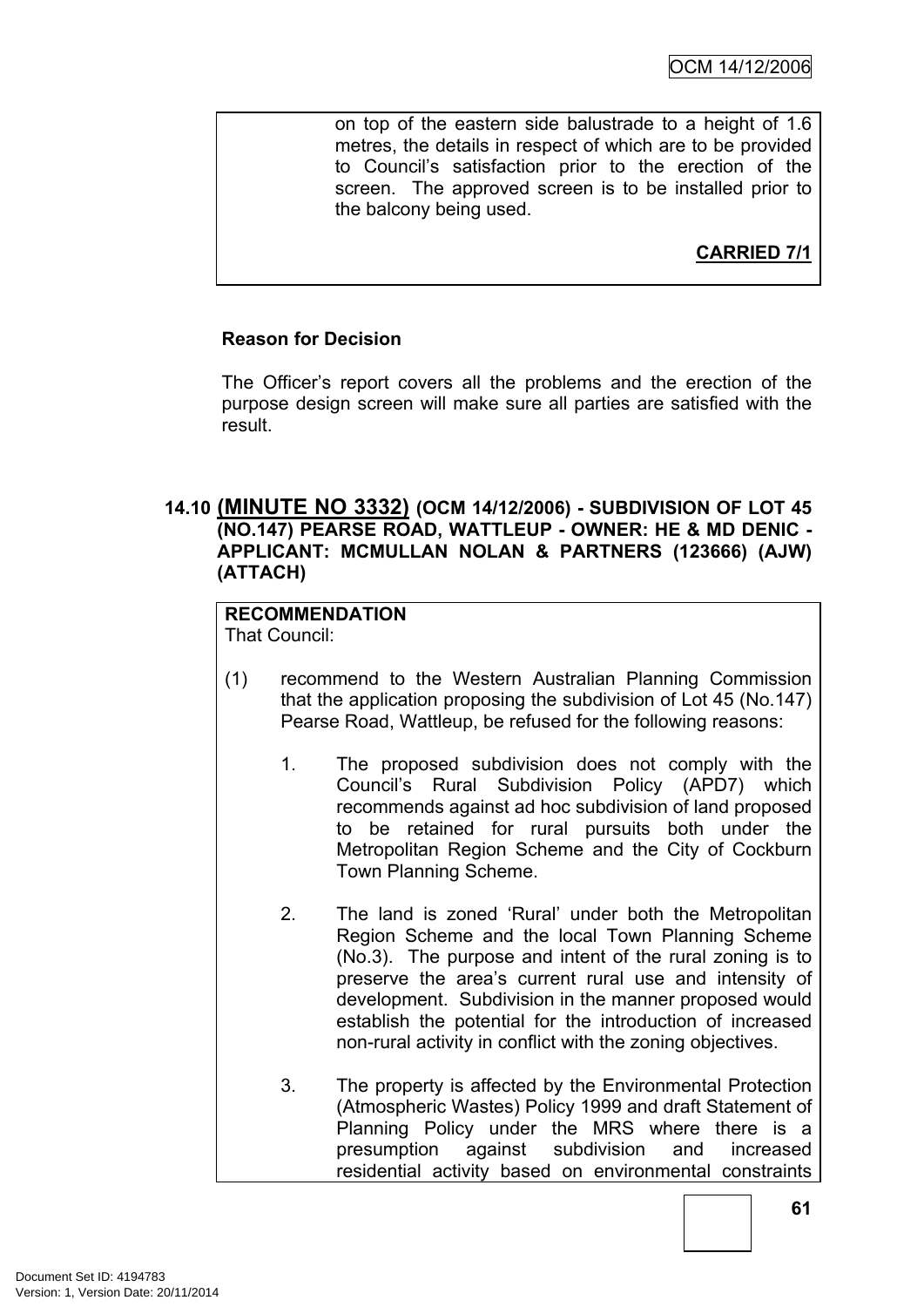on top of the eastern side balustrade to a height of 1.6 metres, the details in respect of which are to be provided to Council's satisfaction prior to the erection of the screen. The approved screen is to be installed prior to the balcony being used.

**CARRIED 7/1**

**Reason for Decision**

The Officer's report covers all the problems and the erection of the purpose design screen will make sure all parties are satisfied with the result.

### 14.10 (MINUTE NO 3332) (OCM 14/12/2006) - SUBDIVISION OF LOT 45 (NO.147) PEARSE ROAD, WATTLEUP - OWNER: HE & MD DENIC - APPLICANT: MCMULLAN NOLAN & PARTNERS (123666) (AJW) (ATTACH)

**RECOMMENDATION**
That Council:

(1) recommend to the Western Australian Planning Commission that the application proposing the subdivision of Lot 45 (No.147) Pearse Road, Wattleup, be refused for the following reasons:

1. The proposed subdivision does not comply with the Council's Rural Subdivision Policy (APD7) which recommends against ad hoc subdivision of land proposed to be retained for rural pursuits both under the Metropolitan Region Scheme and the City of Cockburn Town Planning Scheme.

2. The land is zoned 'Rural' under both the Metropolitan Region Scheme and the local Town Planning Scheme (No.3). The purpose and intent of the rural zoning is to preserve the area's current rural use and intensity of development. Subdivision in the manner proposed would establish the potential for the introduction of increased non-rural activity in conflict with the zoning objectives.

3. The property is affected by the Environmental Protection (Atmospheric Wastes) Policy 1999 and draft Statement of Planning Policy under the MRS where there is a presumption against subdivision and increased residential activity based on environmental constraints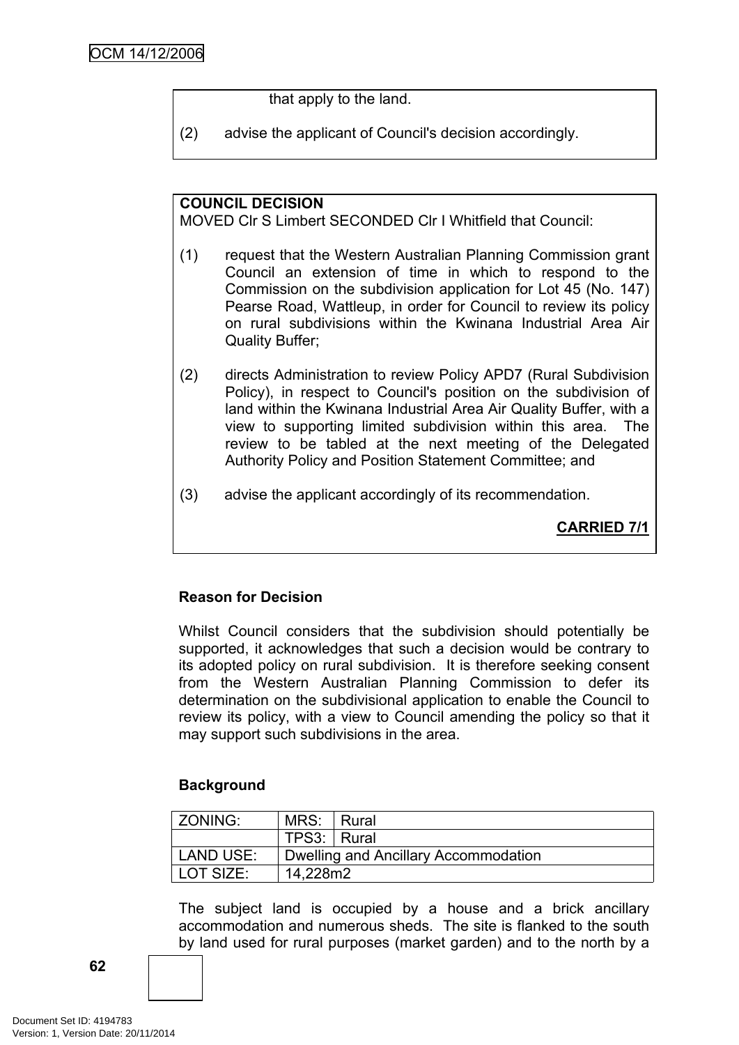that apply to the land.

(2) advise the applicant of Council's decision accordingly.

**COUNCIL DECISION**
MOVED Clr S Limbert SECONDED Clr I Whitfield that Council:

(1) request that the Western Australian Planning Commission grant Council an extension of time in which to respond to the Commission on the subdivision application for Lot 45 (No. 147) Pearse Road, Wattleup, in order for Council to review its policy on rural subdivisions within the Kwinana Industrial Area Air Quality Buffer;

(2) directs Administration to review Policy APD7 (Rural Subdivision Policy), in respect to Council's position on the subdivision of land within the Kwinana Industrial Area Air Quality Buffer, with a view to supporting limited subdivision within this area. The review to be tabled at the next meeting of the Delegated Authority Policy and Position Statement Committee; and

(3) advise the applicant accordingly of its recommendation.

**CARRIED 7/1**

**Reason for Decision**

Whilst Council considers that the subdivision should potentially be supported, it acknowledges that such a decision would be contrary to its adopted policy on rural subdivision. It is therefore seeking consent from the Western Australian Planning Commission to defer its determination on the subdivisional application to enable the Council to review its policy, with a view to Council amending the policy so that it may support such subdivisions in the area.

**Background**

| ZONING: | MRS: | Rural |
|---|---|---|
| | TPS3: | Rural |
| LAND USE: | Dwelling and Ancillary Accommodation | |
| LOT SIZE: | 14,228m2 | |

The subject land is occupied by a house and a brick ancillary accommodation and numerous sheds. The site is flanked to the south by land used for rural purposes (market garden) and to the north by a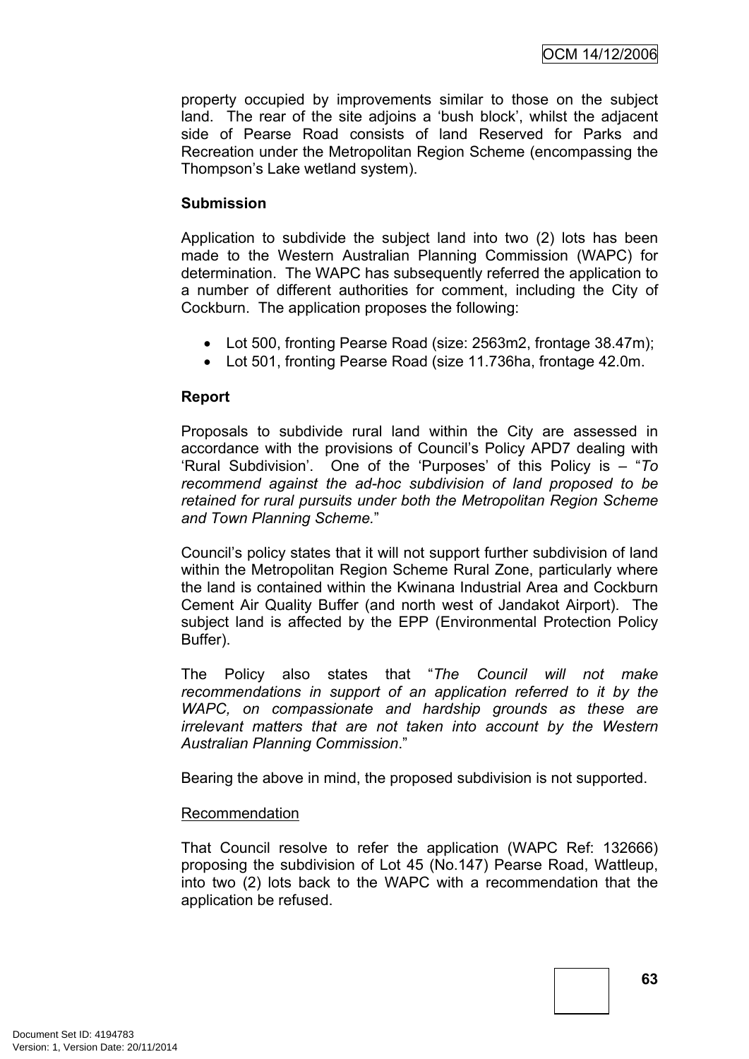property occupied by improvements similar to those on the subject land. The rear of the site adjoins a 'bush block', whilst the adjacent side of Pearse Road consists of land Reserved for Parks and Recreation under the Metropolitan Region Scheme (encompassing the Thompson's Lake wetland system).

**Submission**

Application to subdivide the subject land into two (2) lots has been made to the Western Australian Planning Commission (WAPC) for determination. The WAPC has subsequently referred the application to a number of different authorities for comment, including the City of Cockburn. The application proposes the following:

- Lot 500, fronting Pearse Road (size: 2563m2, frontage 38.47m);
- Lot 501, fronting Pearse Road (size 11.736ha, frontage 42.0m.

**Report**

Proposals to subdivide rural land within the City are assessed in accordance with the provisions of Council's Policy APD7 dealing with 'Rural Subdivision'. One of the 'Purposes' of this Policy is – "*To recommend against the ad-hoc subdivision of land proposed to be retained for rural pursuits under both the Metropolitan Region Scheme and Town Planning Scheme.*"

Council's policy states that it will not support further subdivision of land within the Metropolitan Region Scheme Rural Zone, particularly where the land is contained within the Kwinana Industrial Area and Cockburn Cement Air Quality Buffer (and north west of Jandakot Airport). The subject land is affected by the EPP (Environmental Protection Policy Buffer).

The Policy also states that "*The Council will not make recommendations in support of an application referred to it by the WAPC, on compassionate and hardship grounds as these are irrelevant matters that are not taken into account by the Western Australian Planning Commission*."

Bearing the above in mind, the proposed subdivision is not supported.

Recommendation

That Council resolve to refer the application (WAPC Ref: 132666) proposing the subdivision of Lot 45 (No.147) Pearse Road, Wattleup, into two (2) lots back to the WAPC with a recommendation that the application be refused.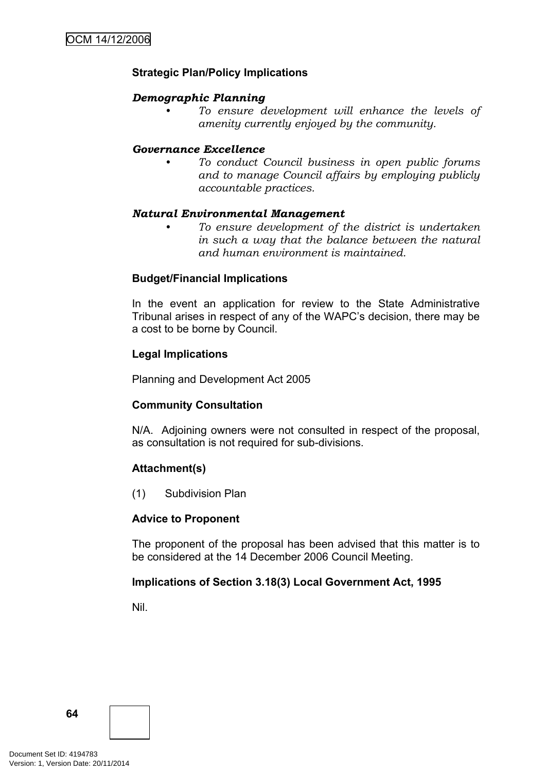**Strategic Plan/Policy Implications**

***Demographic Planning***

- *To ensure development will enhance the levels of amenity currently enjoyed by the community.*

***Governance Excellence***

- *To conduct Council business in open public forums and to manage Council affairs by employing publicly accountable practices.*

***Natural Environmental Management***

- *To ensure development of the district is undertaken in such a way that the balance between the natural and human environment is maintained.*

**Budget/Financial Implications**

In the event an application for review to the State Administrative Tribunal arises in respect of any of the WAPC's decision, there may be a cost to be borne by Council.

**Legal Implications**

Planning and Development Act 2005

**Community Consultation**

N/A. Adjoining owners were not consulted in respect of the proposal, as consultation is not required for sub-divisions.

**Attachment(s)**

(1) Subdivision Plan

**Advice to Proponent**

The proponent of the proposal has been advised that this matter is to be considered at the 14 December 2006 Council Meeting.

**Implications of Section 3.18(3) Local Government Act, 1995**

Nil.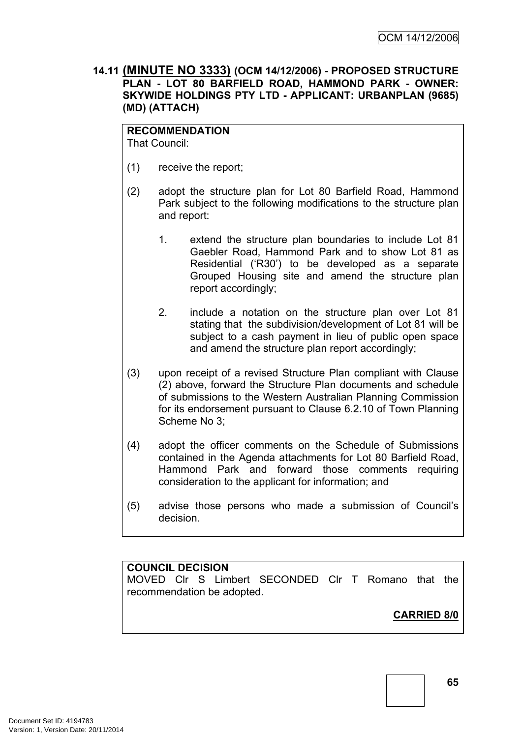## 14.11 (MINUTE NO 3333) (OCM 14/12/2006) - PROPOSED STRUCTURE PLAN - LOT 80 BARFIELD ROAD, HAMMOND PARK - OWNER: SKYWIDE HOLDINGS PTY LTD - APPLICANT: URBANPLAN (9685) (MD) (ATTACH)

**RECOMMENDATION**
That Council:

(1) receive the report;

(2) adopt the structure plan for Lot 80 Barfield Road, Hammond Park subject to the following modifications to the structure plan and report:

1. extend the structure plan boundaries to include Lot 81 Gaebler Road, Hammond Park and to show Lot 81 as Residential ('R30') to be developed as a separate Grouped Housing site and amend the structure plan report accordingly;

2. include a notation on the structure plan over Lot 81 stating that the subdivision/development of Lot 81 will be subject to a cash payment in lieu of public open space and amend the structure plan report accordingly;

(3) upon receipt of a revised Structure Plan compliant with Clause (2) above, forward the Structure Plan documents and schedule of submissions to the Western Australian Planning Commission for its endorsement pursuant to Clause 6.2.10 of Town Planning Scheme No 3;

(4) adopt the officer comments on the Schedule of Submissions contained in the Agenda attachments for Lot 80 Barfield Road, Hammond Park and forward those comments requiring consideration to the applicant for information; and

(5) advise those persons who made a submission of Council's decision.

**COUNCIL DECISION**
MOVED Clr S Limbert SECONDED Clr T Romano that the recommendation be adopted.

**CARRIED 8/0**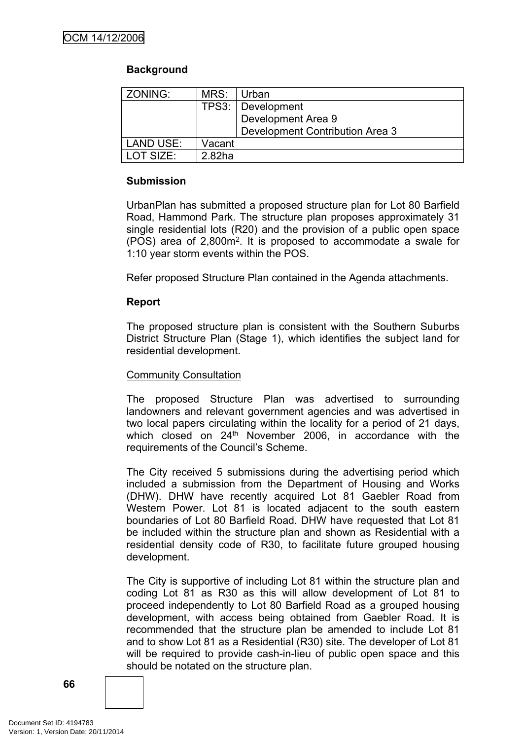**Background**

| ZONING: | MRS: | Urban |
|---|---|---|
| | TPS3: | Development<br>Development Area 9<br>Development Contribution Area 3 |
| LAND USE: | Vacant | |
| LOT SIZE: | 2.82ha | |

**Submission**

UrbanPlan has submitted a proposed structure plan for Lot 80 Barfield Road, Hammond Park. The structure plan proposes approximately 31 single residential lots (R20) and the provision of a public open space (POS) area of 2,800m$^2$. It is proposed to accommodate a swale for 1:10 year storm events within the POS.

Refer proposed Structure Plan contained in the Agenda attachments.

**Report**

The proposed structure plan is consistent with the Southern Suburbs District Structure Plan (Stage 1), which identifies the subject land for residential development.

Community Consultation

The proposed Structure Plan was advertised to surrounding landowners and relevant government agencies and was advertised in two local papers circulating within the locality for a period of 21 days, which closed on 24th November 2006, in accordance with the requirements of the Council's Scheme.

The City received 5 submissions during the advertising period which included a submission from the Department of Housing and Works (DHW). DHW have recently acquired Lot 81 Gaebler Road from Western Power. Lot 81 is located adjacent to the south eastern boundaries of Lot 80 Barfield Road. DHW have requested that Lot 81 be included within the structure plan and shown as Residential with a residential density code of R30, to facilitate future grouped housing development.

The City is supportive of including Lot 81 within the structure plan and coding Lot 81 as R30 as this will allow development of Lot 81 to proceed independently to Lot 80 Barfield Road as a grouped housing development, with access being obtained from Gaebler Road. It is recommended that the structure plan be amended to include Lot 81 and to show Lot 81 as a Residential (R30) site. The developer of Lot 81 will be required to provide cash-in-lieu of public open space and this should be notated on the structure plan.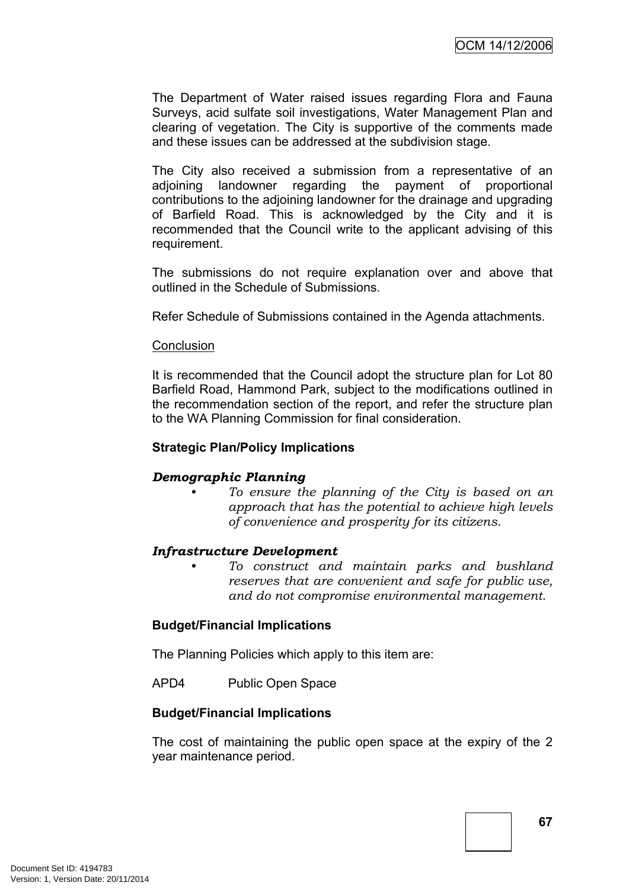The Department of Water raised issues regarding Flora and Fauna Surveys, acid sulfate soil investigations, Water Management Plan and clearing of vegetation. The City is supportive of the comments made and these issues can be addressed at the subdivision stage.

The City also received a submission from a representative of an adjoining landowner regarding the payment of proportional contributions to the adjoining landowner for the drainage and upgrading of Barfield Road. This is acknowledged by the City and it is recommended that the Council write to the applicant advising of this requirement.

The submissions do not require explanation over and above that outlined in the Schedule of Submissions.

Refer Schedule of Submissions contained in the Agenda attachments.

Conclusion

It is recommended that the Council adopt the structure plan for Lot 80 Barfield Road, Hammond Park, subject to the modifications outlined in the recommendation section of the report, and refer the structure plan to the WA Planning Commission for final consideration.

**Strategic Plan/Policy Implications**

***Demographic Planning***

- *To ensure the planning of the City is based on an approach that has the potential to achieve high levels of convenience and prosperity for its citizens.*

***Infrastructure Development***

- *To construct and maintain parks and bushland reserves that are convenient and safe for public use, and do not compromise environmental management.*

**Budget/Financial Implications**

The Planning Policies which apply to this item are:

APD4 Public Open Space

**Budget/Financial Implications**

The cost of maintaining the public open space at the expiry of the 2 year maintenance period.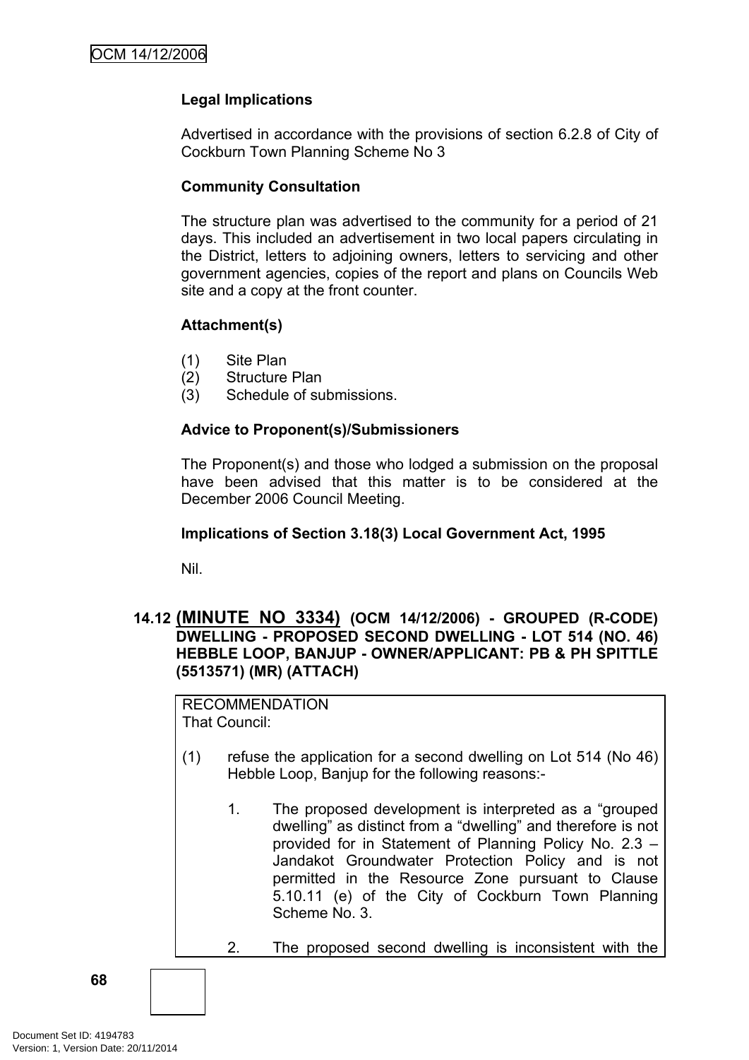**Legal Implications**

Advertised in accordance with the provisions of section 6.2.8 of City of Cockburn Town Planning Scheme No 3

**Community Consultation**

The structure plan was advertised to the community for a period of 21 days. This included an advertisement in two local papers circulating in the District, letters to adjoining owners, letters to servicing and other government agencies, copies of the report and plans on Councils Web site and a copy at the front counter.

**Attachment(s)**

(1) Site Plan
(2) Structure Plan
(3) Schedule of submissions.

**Advice to Proponent(s)/Submissioners**

The Proponent(s) and those who lodged a submission on the proposal have been advised that this matter is to be considered at the December 2006 Council Meeting.

**Implications of Section 3.18(3) Local Government Act, 1995**

Nil.

### 14.12 (MINUTE NO 3334) (OCM 14/12/2006) - GROUPED (R-CODE) DWELLING - PROPOSED SECOND DWELLING - LOT 514 (NO. 46) HEBBLE LOOP, BANJUP - OWNER/APPLICANT: PB & PH SPITTLE (5513571) (MR) (ATTACH)

RECOMMENDATION
That Council:

(1) refuse the application for a second dwelling on Lot 514 (No 46) Hebble Loop, Banjup for the following reasons:-

1. The proposed development is interpreted as a "grouped dwelling" as distinct from a "dwelling" and therefore is not provided for in Statement of Planning Policy No. 2.3 – Jandakot Groundwater Protection Policy and is not permitted in the Resource Zone pursuant to Clause 5.10.11 (e) of the City of Cockburn Town Planning Scheme No. 3.

2. The proposed second dwelling is inconsistent with the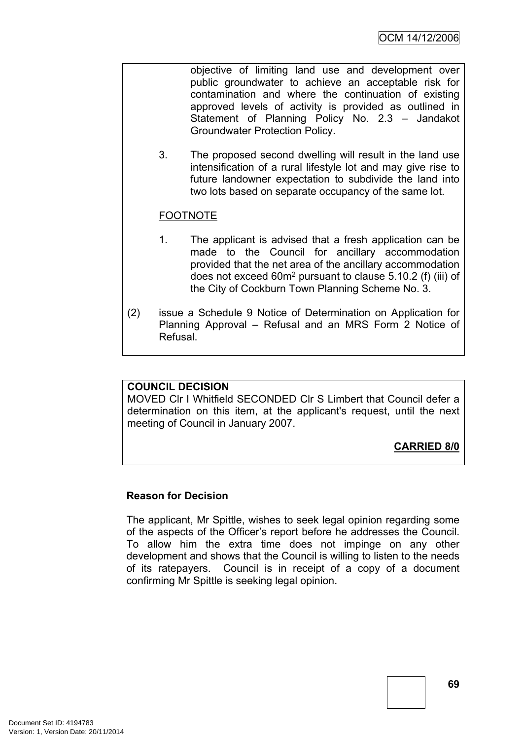objective of limiting land use and development over public groundwater to achieve an acceptable risk for contamination and where the continuation of existing approved levels of activity is provided as outlined in Statement of Planning Policy No. 2.3 – Jandakot Groundwater Protection Policy.

3. The proposed second dwelling will result in the land use intensification of a rural lifestyle lot and may give rise to future landowner expectation to subdivide the land into two lots based on separate occupancy of the same lot.

FOOTNOTE

1. The applicant is advised that a fresh application can be made to the Council for ancillary accommodation provided that the net area of the ancillary accommodation does not exceed $60m^2$ pursuant to clause 5.10.2 (f) (iii) of the City of Cockburn Town Planning Scheme No. 3.

(2) issue a Schedule 9 Notice of Determination on Application for Planning Approval – Refusal and an MRS Form 2 Notice of Refusal.

**COUNCIL DECISION**

MOVED Clr I Whitfield SECONDED Clr S Limbert that Council defer a determination on this item, at the applicant's request, until the next meeting of Council in January 2007.

**CARRIED 8/0**

**Reason for Decision**

The applicant, Mr Spittle, wishes to seek legal opinion regarding some of the aspects of the Officer's report before he addresses the Council. To allow him the extra time does not impinge on any other development and shows that the Council is willing to listen to the needs of its ratepayers. Council is in receipt of a copy of a document confirming Mr Spittle is seeking legal opinion.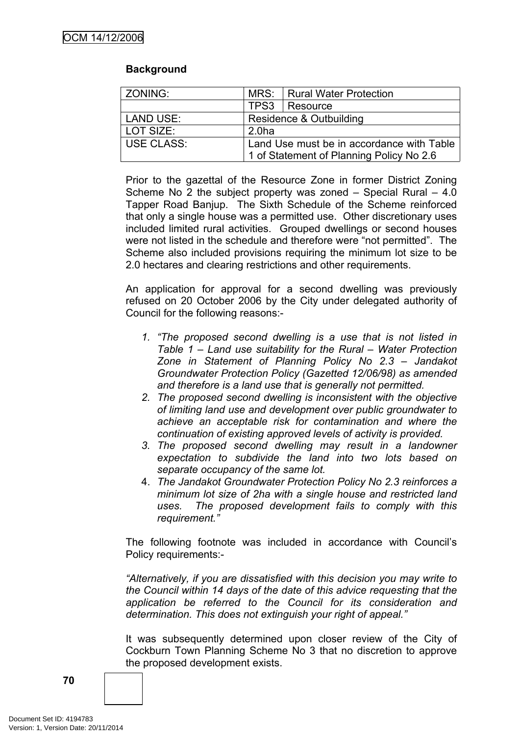**Background**

| ZONING: | MRS: | Rural Water Protection |
|---|---|---|
| | TPS3 | Resource |
| LAND USE: | Residence & Outbuilding | |
| LOT SIZE: | 2.0ha | |
| USE CLASS: | Land Use must be in accordance with Table 1 of Statement of Planning Policy No 2.6 | |

Prior to the gazettal of the Resource Zone in former District Zoning Scheme No 2 the subject property was zoned – Special Rural – 4.0 Tapper Road Banjup. The Sixth Schedule of the Scheme reinforced that only a single house was a permitted use. Other discretionary uses included limited rural activities. Grouped dwellings or second houses were not listed in the schedule and therefore were "not permitted". The Scheme also included provisions requiring the minimum lot size to be 2.0 hectares and clearing restrictions and other requirements.

An application for approval for a second dwelling was previously refused on 20 October 2006 by the City under delegated authority of Council for the following reasons:-

1. *"The proposed second dwelling is a use that is not listed in Table 1 – Land use suitability for the Rural – Water Protection Zone in Statement of Planning Policy No 2.3 – Jandakot Groundwater Protection Policy (Gazetted 12/06/98) as amended and therefore is a land use that is generally not permitted.*
2. *The proposed second dwelling is inconsistent with the objective of limiting land use and development over public groundwater to achieve an acceptable risk for contamination and where the continuation of existing approved levels of activity is provided.*
3. *The proposed second dwelling may result in a landowner expectation to subdivide the land into two lots based on separate occupancy of the same lot.*
4. *The Jandakot Groundwater Protection Policy No 2.3 reinforces a minimum lot size of 2ha with a single house and restricted land uses. The proposed development fails to comply with this requirement."*

The following footnote was included in accordance with Council's Policy requirements:-

*"Alternatively, if you are dissatisfied with this decision you may write to the Council within 14 days of the date of this advice requesting that the application be referred to the Council for its consideration and determination. This does not extinguish your right of appeal."*

It was subsequently determined upon closer review of the City of Cockburn Town Planning Scheme No 3 that no discretion to approve the proposed development exists.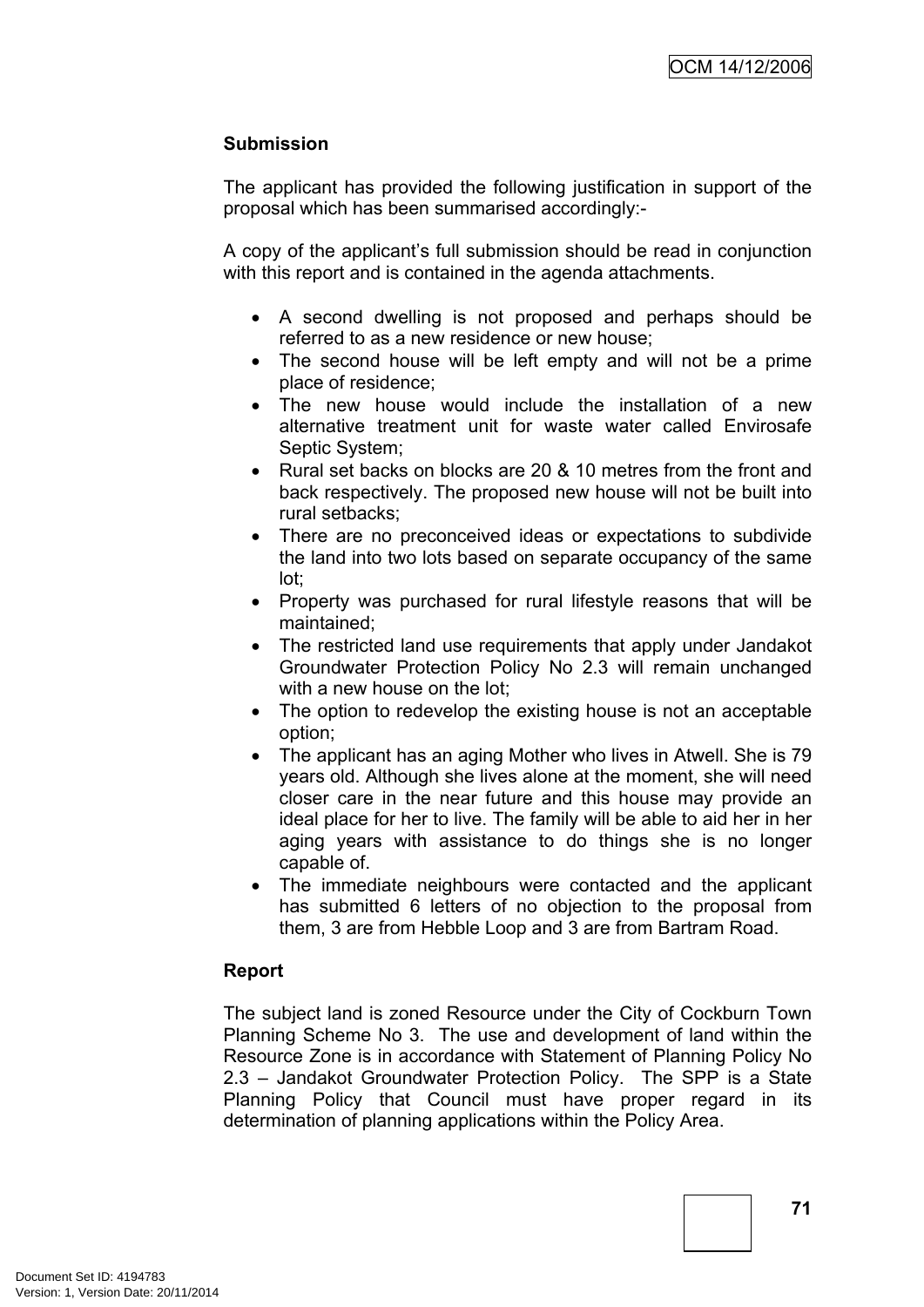**Submission**

The applicant has provided the following justification in support of the proposal which has been summarised accordingly:-

A copy of the applicant's full submission should be read in conjunction with this report and is contained in the agenda attachments.

- A second dwelling is not proposed and perhaps should be referred to as a new residence or new house;
- The second house will be left empty and will not be a prime place of residence;
- The new house would include the installation of a new alternative treatment unit for waste water called Envirosafe Septic System;
- Rural set backs on blocks are 20 & 10 metres from the front and back respectively. The proposed new house will not be built into rural setbacks;
- There are no preconceived ideas or expectations to subdivide the land into two lots based on separate occupancy of the same lot;
- Property was purchased for rural lifestyle reasons that will be maintained;
- The restricted land use requirements that apply under Jandakot Groundwater Protection Policy No 2.3 will remain unchanged with a new house on the lot;
- The option to redevelop the existing house is not an acceptable option;
- The applicant has an aging Mother who lives in Atwell. She is 79 years old. Although she lives alone at the moment, she will need closer care in the near future and this house may provide an ideal place for her to live. The family will be able to aid her in her aging years with assistance to do things she is no longer capable of.
- The immediate neighbours were contacted and the applicant has submitted 6 letters of no objection to the proposal from them, 3 are from Hebble Loop and 3 are from Bartram Road.

**Report**

The subject land is zoned Resource under the City of Cockburn Town Planning Scheme No 3. The use and development of land within the Resource Zone is in accordance with Statement of Planning Policy No 2.3 – Jandakot Groundwater Protection Policy. The SPP is a State Planning Policy that Council must have proper regard in its determination of planning applications within the Policy Area.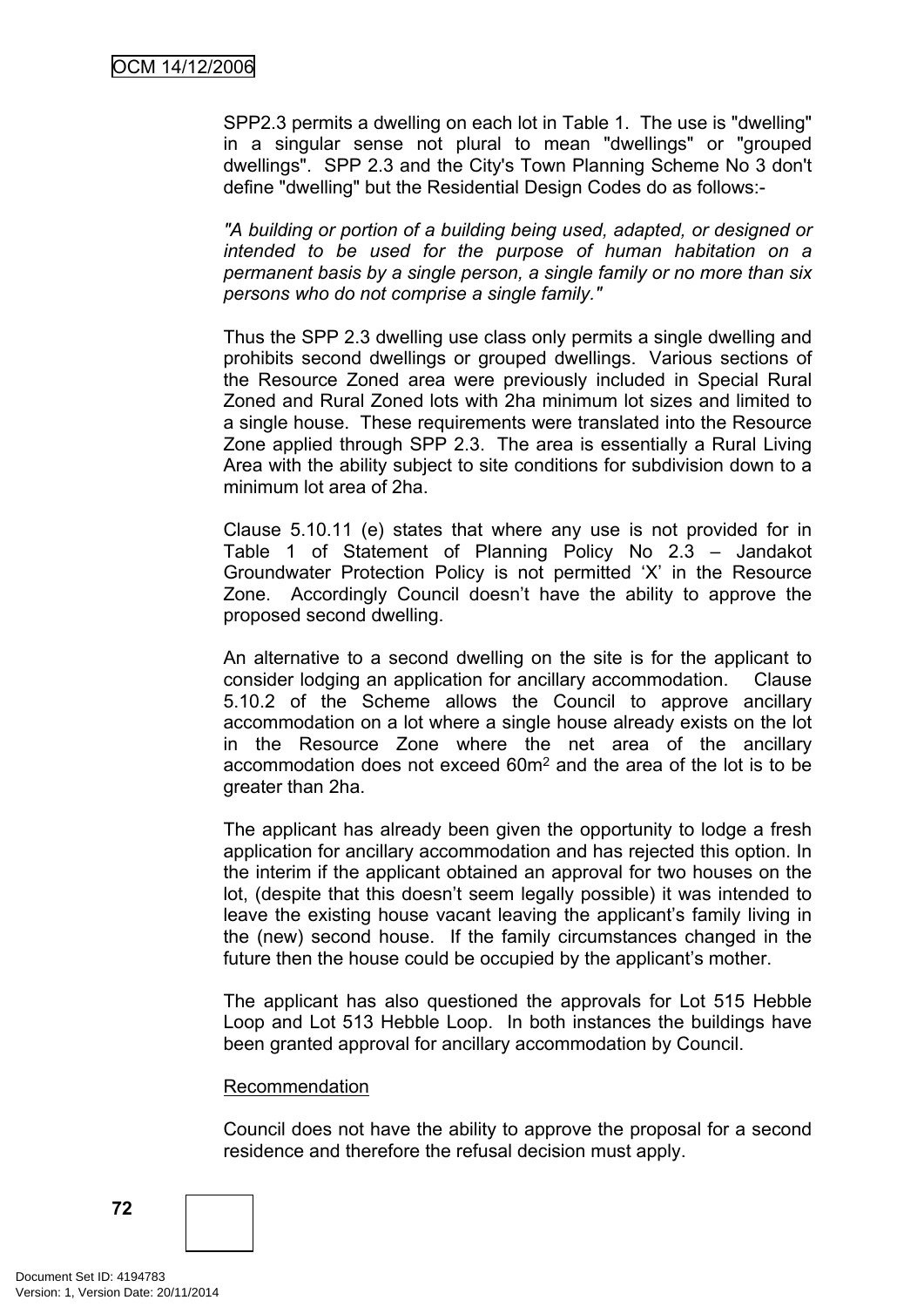SPP2.3 permits a dwelling on each lot in Table 1. The use is "dwelling" in a singular sense not plural to mean "dwellings" or "grouped dwellings". SPP 2.3 and the City's Town Planning Scheme No 3 don't define "dwelling" but the Residential Design Codes do as follows:-

*"A building or portion of a building being used, adapted, or designed or intended to be used for the purpose of human habitation on a permanent basis by a single person, a single family or no more than six persons who do not comprise a single family."*

Thus the SPP 2.3 dwelling use class only permits a single dwelling and prohibits second dwellings or grouped dwellings. Various sections of the Resource Zoned area were previously included in Special Rural Zoned and Rural Zoned lots with 2ha minimum lot sizes and limited to a single house. These requirements were translated into the Resource Zone applied through SPP 2.3. The area is essentially a Rural Living Area with the ability subject to site conditions for subdivision down to a minimum lot area of 2ha.

Clause 5.10.11 (e) states that where any use is not provided for in Table 1 of Statement of Planning Policy No 2.3 – Jandakot Groundwater Protection Policy is not permitted 'X' in the Resource Zone. Accordingly Council doesn't have the ability to approve the proposed second dwelling.

An alternative to a second dwelling on the site is for the applicant to consider lodging an application for ancillary accommodation. Clause 5.10.2 of the Scheme allows the Council to approve ancillary accommodation on a lot where a single house already exists on the lot in the Resource Zone where the net area of the ancillary accommodation does not exceed 60m$^2$ and the area of the lot is to be greater than 2ha.

The applicant has already been given the opportunity to lodge a fresh application for ancillary accommodation and has rejected this option. In the interim if the applicant obtained an approval for two houses on the lot, (despite that this doesn't seem legally possible) it was intended to leave the existing house vacant leaving the applicant's family living in the (new) second house. If the family circumstances changed in the future then the house could be occupied by the applicant's mother.

The applicant has also questioned the approvals for Lot 515 Hebble Loop and Lot 513 Hebble Loop. In both instances the buildings have been granted approval for ancillary accommodation by Council.

Recommendation

Council does not have the ability to approve the proposal for a second residence and therefore the refusal decision must apply.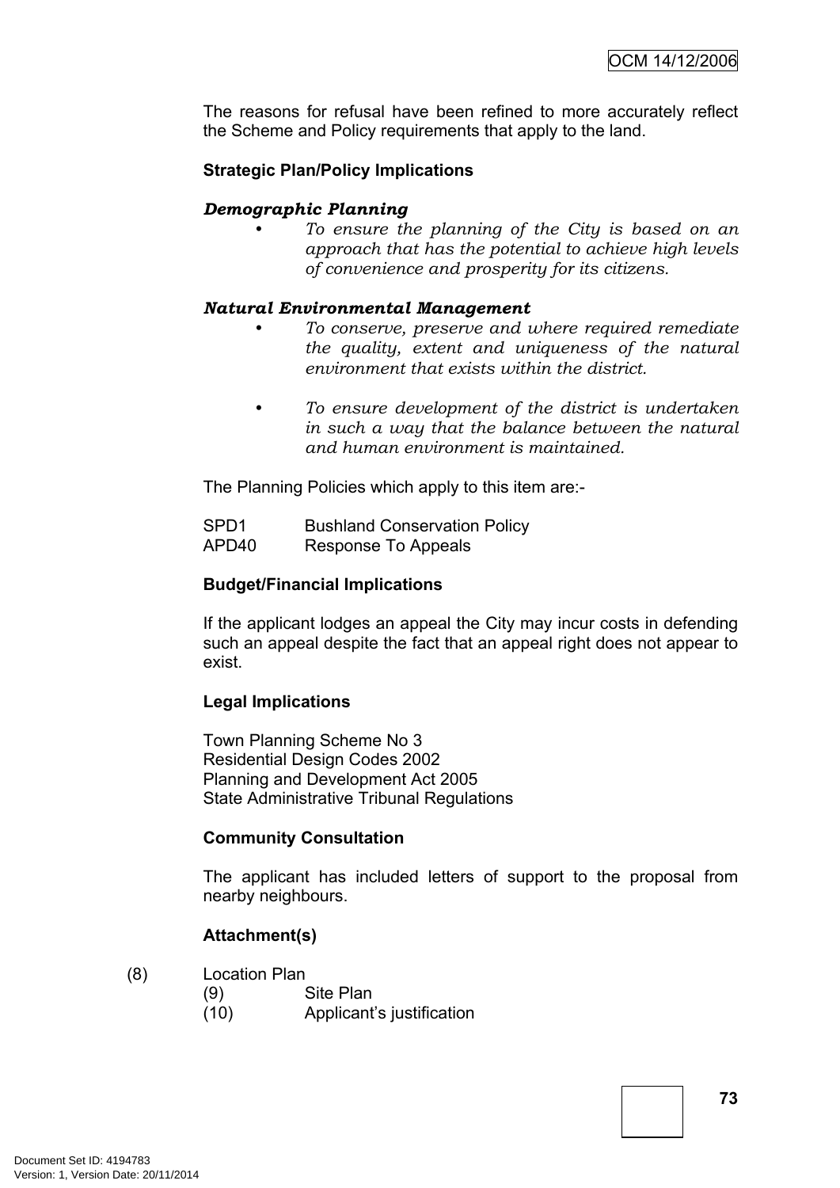The reasons for refusal have been refined to more accurately reflect the Scheme and Policy requirements that apply to the land.

**Strategic Plan/Policy Implications**

***Demographic Planning***

- *To ensure the planning of the City is based on an approach that has the potential to achieve high levels of convenience and prosperity for its citizens.*

***Natural Environmental Management***

- *To conserve, preserve and where required remediate the quality, extent and uniqueness of the natural environment that exists within the district.*

- *To ensure development of the district is undertaken in such a way that the balance between the natural and human environment is maintained.*

The Planning Policies which apply to this item are:-

SPD1 Bushland Conservation Policy
APD40 Response To Appeals

**Budget/Financial Implications**

If the applicant lodges an appeal the City may incur costs in defending such an appeal despite the fact that an appeal right does not appear to exist.

**Legal Implications**

Town Planning Scheme No 3
Residential Design Codes 2002
Planning and Development Act 2005
State Administrative Tribunal Regulations

**Community Consultation**

The applicant has included letters of support to the proposal from nearby neighbours.

**Attachment(s)**

(8) Location Plan
(9) Site Plan
(10) Applicant's justification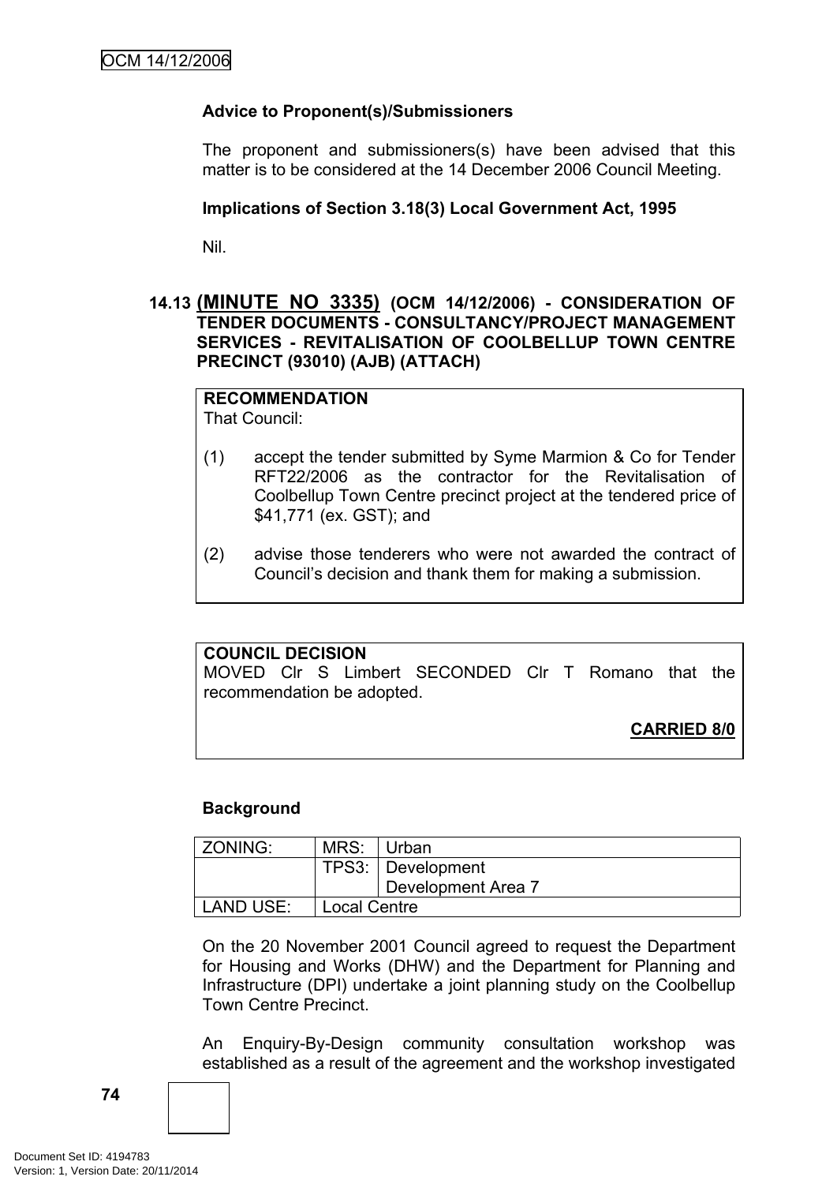**Advice to Proponent(s)/Submissioners**

The proponent and submissioners(s) have been advised that this matter is to be considered at the 14 December 2006 Council Meeting.

**Implications of Section 3.18(3) Local Government Act, 1995**

Nil.

### 14.13 (MINUTE NO 3335) (OCM 14/12/2006) - CONSIDERATION OF TENDER DOCUMENTS - CONSULTANCY/PROJECT MANAGEMENT SERVICES - REVITALISATION OF COOLBELLUP TOWN CENTRE PRECINCT (93010) (AJB) (ATTACH)

**RECOMMENDATION**
That Council:

(1) accept the tender submitted by Syme Marmion & Co for Tender RFT22/2006 as the contractor for the Revitalisation of Coolbellup Town Centre precinct project at the tendered price of $41,771 (ex. GST); and

(2) advise those tenderers who were not awarded the contract of Council's decision and thank them for making a submission.

**COUNCIL DECISION**
MOVED Clr S Limbert SECONDED Clr T Romano that the recommendation be adopted.

**CARRIED 8/0**

**Background**

| ZONING: | MRS: | Urban |
|---|---|---|
| | TPS3: | Development<br>Development Area 7 |
| LAND USE: | Local Centre | |

On the 20 November 2001 Council agreed to request the Department for Housing and Works (DHW) and the Department for Planning and Infrastructure (DPI) undertake a joint planning study on the Coolbellup Town Centre Precinct.

An Enquiry-By-Design community consultation workshop was established as a result of the agreement and the workshop investigated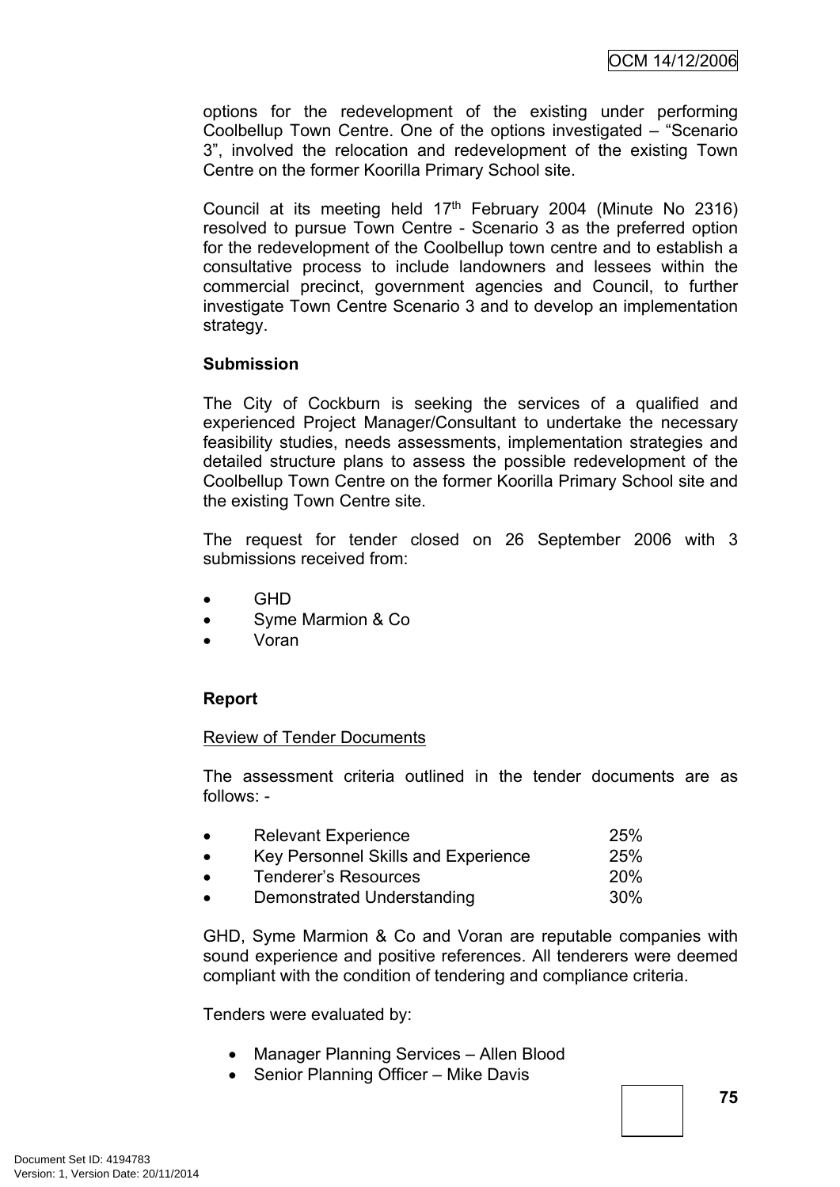options for the redevelopment of the existing under performing Coolbellup Town Centre. One of the options investigated – "Scenario 3", involved the relocation and redevelopment of the existing Town Centre on the former Koorilla Primary School site.

Council at its meeting held 17th February 2004 (Minute No 2316) resolved to pursue Town Centre - Scenario 3 as the preferred option for the redevelopment of the Coolbellup town centre and to establish a consultative process to include landowners and lessees within the commercial precinct, government agencies and Council, to further investigate Town Centre Scenario 3 and to develop an implementation strategy.

**Submission**

The City of Cockburn is seeking the services of a qualified and experienced Project Manager/Consultant to undertake the necessary feasibility studies, needs assessments, implementation strategies and detailed structure plans to assess the possible redevelopment of the Coolbellup Town Centre on the former Koorilla Primary School site and the existing Town Centre site.

The request for tender closed on 26 September 2006 with 3 submissions received from:

- GHD
- Syme Marmion & Co
- Voran

**Report**

Review of Tender Documents

The assessment criteria outlined in the tender documents are as follows: -

- Relevant Experience 25%
- Key Personnel Skills and Experience 25%
- Tenderer's Resources 20%
- Demonstrated Understanding 30%

GHD, Syme Marmion & Co and Voran are reputable companies with sound experience and positive references. All tenderers were deemed compliant with the condition of tendering and compliance criteria.

Tenders were evaluated by:

- Manager Planning Services – Allen Blood
- Senior Planning Officer – Mike Davis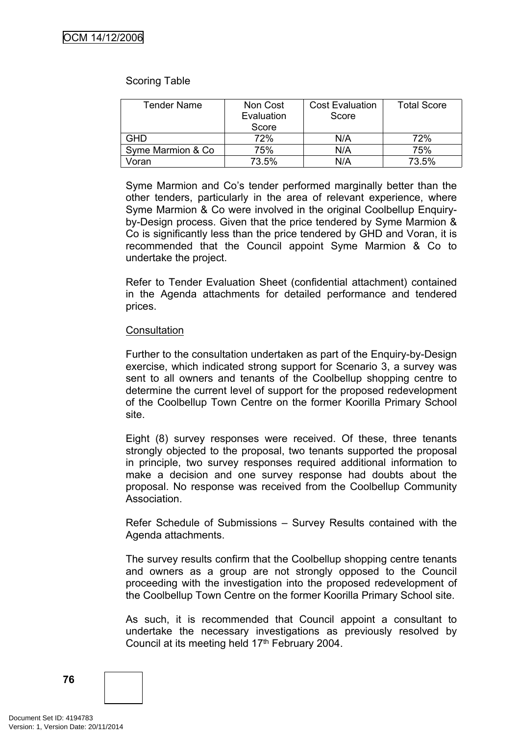Scoring Table

| Tender Name | Non Cost Evaluation Score | Cost Evaluation Score | Total Score |
|---|---|---|---|
| GHD | 72% | N/A | 72% |
| Syme Marmion & Co | 75% | N/A | 75% |
| Voran | 73.5% | N/A | 73.5% |

Syme Marmion and Co's tender performed marginally better than the other tenders, particularly in the area of relevant experience, where Syme Marmion & Co were involved in the original Coolbellup Enquiry-by-Design process. Given that the price tendered by Syme Marmion & Co is significantly less than the price tendered by GHD and Voran, it is recommended that the Council appoint Syme Marmion & Co to undertake the project.

Refer to Tender Evaluation Sheet (confidential attachment) contained in the Agenda attachments for detailed performance and tendered prices.

Consultation

Further to the consultation undertaken as part of the Enquiry-by-Design exercise, which indicated strong support for Scenario 3, a survey was sent to all owners and tenants of the Coolbellup shopping centre to determine the current level of support for the proposed redevelopment of the Coolbellup Town Centre on the former Koorilla Primary School site.

Eight (8) survey responses were received. Of these, three tenants strongly objected to the proposal, two tenants supported the proposal in principle, two survey responses required additional information to make a decision and one survey response had doubts about the proposal. No response was received from the Coolbellup Community Association.

Refer Schedule of Submissions – Survey Results contained with the Agenda attachments.

The survey results confirm that the Coolbellup shopping centre tenants and owners as a group are not strongly opposed to the Council proceeding with the investigation into the proposed redevelopment of the Coolbellup Town Centre on the former Koorilla Primary School site.

As such, it is recommended that Council appoint a consultant to undertake the necessary investigations as previously resolved by Council at its meeting held 17th February 2004.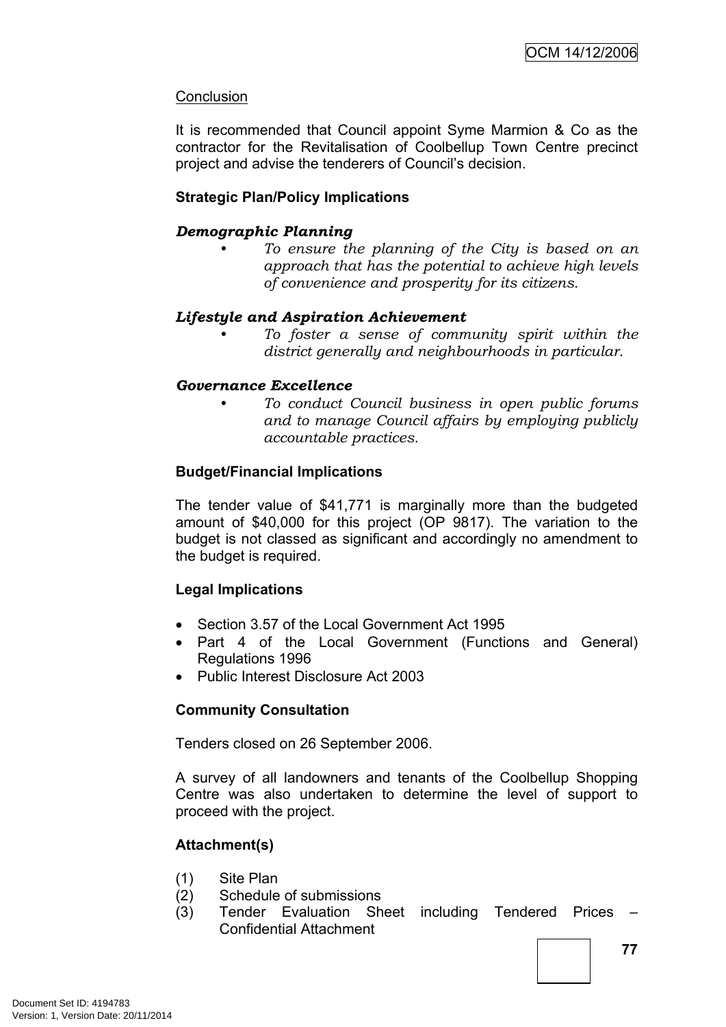Conclusion

It is recommended that Council appoint Syme Marmion & Co as the contractor for the Revitalisation of Coolbellup Town Centre precinct project and advise the tenderers of Council's decision.

**Strategic Plan/Policy Implications**

***Demographic Planning***

- *To ensure the planning of the City is based on an approach that has the potential to achieve high levels of convenience and prosperity for its citizens.*

***Lifestyle and Aspiration Achievement***

- *To foster a sense of community spirit within the district generally and neighbourhoods in particular.*

***Governance Excellence***

- *To conduct Council business in open public forums and to manage Council affairs by employing publicly accountable practices.*

**Budget/Financial Implications**

The tender value of $41,771 is marginally more than the budgeted amount of $40,000 for this project (OP 9817). The variation to the budget is not classed as significant and accordingly no amendment to the budget is required.

**Legal Implications**

- Section 3.57 of the Local Government Act 1995
- Part 4 of the Local Government (Functions and General) Regulations 1996
- Public Interest Disclosure Act 2003

**Community Consultation**

Tenders closed on 26 September 2006.

A survey of all landowners and tenants of the Coolbellup Shopping Centre was also undertaken to determine the level of support to proceed with the project.

**Attachment(s)**

(1) Site Plan
(2) Schedule of submissions
(3) Tender Evaluation Sheet including Tendered Prices – Confidential Attachment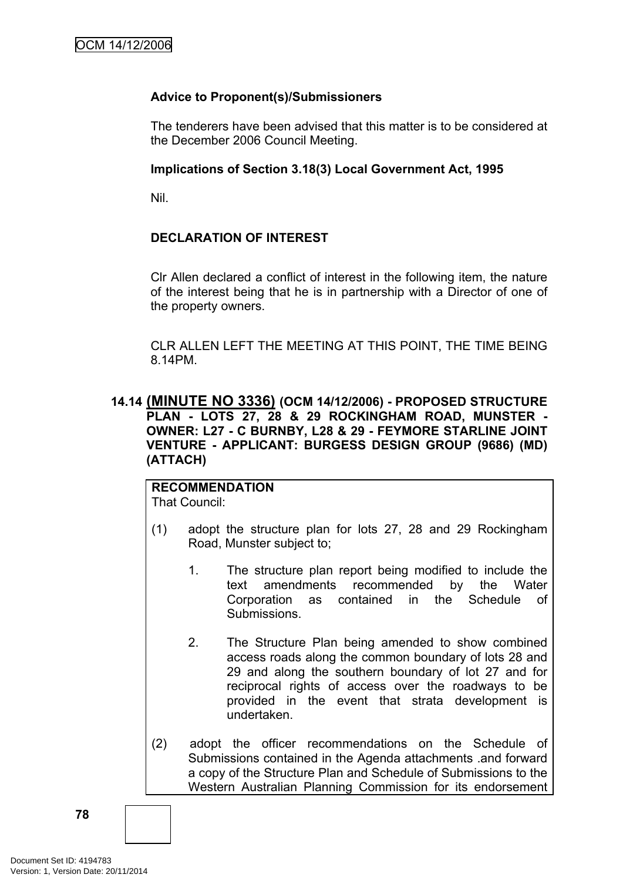**Advice to Proponent(s)/Submissioners**

The tenderers have been advised that this matter is to be considered at the December 2006 Council Meeting.

**Implications of Section 3.18(3) Local Government Act, 1995**

Nil.

**DECLARATION OF INTEREST**

Clr Allen declared a conflict of interest in the following item, the nature of the interest being that he is in partnership with a Director of one of the property owners.

CLR ALLEN LEFT THE MEETING AT THIS POINT, THE TIME BEING 8.14PM.

### 14.14 (MINUTE NO 3336) (OCM 14/12/2006) - PROPOSED STRUCTURE PLAN - LOTS 27, 28 & 29 ROCKINGHAM ROAD, MUNSTER - OWNER: L27 - C BURNBY, L28 & 29 - FEYMORE STARLINE JOINT VENTURE - APPLICANT: BURGESS DESIGN GROUP (9686) (MD) (ATTACH)

**RECOMMENDATION**

That Council:

(1) adopt the structure plan for lots 27, 28 and 29 Rockingham Road, Munster subject to;

1. The structure plan report being modified to include the text amendments recommended by the Water Corporation as contained in the Schedule of Submissions.

2. The Structure Plan being amended to show combined access roads along the common boundary of lots 28 and 29 and along the southern boundary of lot 27 and for reciprocal rights of access over the roadways to be provided in the event that strata development is undertaken.

(2) adopt the officer recommendations on the Schedule of Submissions contained in the Agenda attachments .and forward a copy of the Structure Plan and Schedule of Submissions to the Western Australian Planning Commission for its endorsement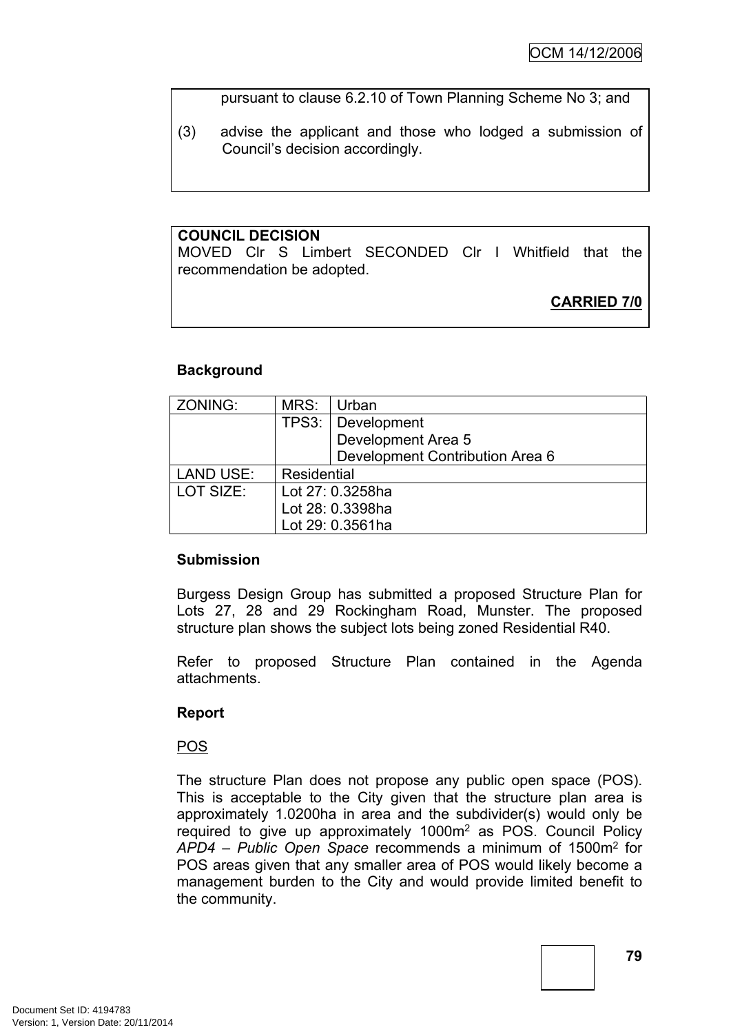pursuant to clause 6.2.10 of Town Planning Scheme No 3; and

(3) advise the applicant and those who lodged a submission of Council's decision accordingly.

**COUNCIL DECISION**
MOVED Clr S Limbert SECONDED Clr I Whitfield that the recommendation be adopted.

**CARRIED 7/0**

**Background**

| ZONING: | MRS: | Urban |
|---|---|---|
| | TPS3: | Development<br>Development Area 5<br>Development Contribution Area 6 |
| LAND USE: | Residential | |
| LOT SIZE: | Lot 27: 0.3258ha<br>Lot 28: 0.3398ha<br>Lot 29: 0.3561ha | |

**Submission**

Burgess Design Group has submitted a proposed Structure Plan for Lots 27, 28 and 29 Rockingham Road, Munster. The proposed structure plan shows the subject lots being zoned Residential R40.

Refer to proposed Structure Plan contained in the Agenda attachments.

**Report**

POS

The structure Plan does not propose any public open space (POS). This is acceptable to the City given that the structure plan area is approximately 1.0200ha in area and the subdivider(s) would only be required to give up approximately 1000m$^2$ as POS. Council Policy *APD4 – Public Open Space* recommends a minimum of 1500m$^2$ for POS areas given that any smaller area of POS would likely become a management burden to the City and would provide limited benefit to the community.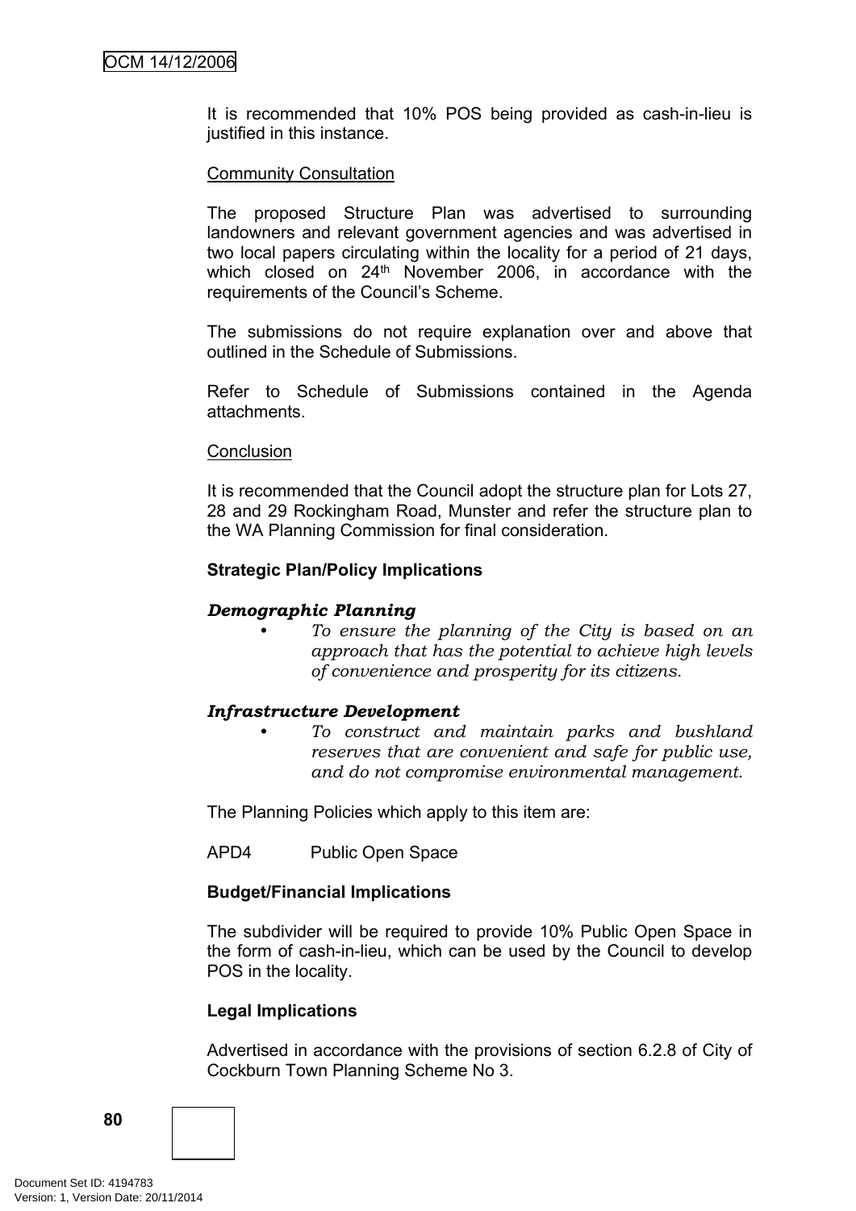It is recommended that 10% POS being provided as cash-in-lieu is justified in this instance.

Community Consultation

The proposed Structure Plan was advertised to surrounding landowners and relevant government agencies and was advertised in two local papers circulating within the locality for a period of 21 days, which closed on 24th November 2006, in accordance with the requirements of the Council's Scheme.

The submissions do not require explanation over and above that outlined in the Schedule of Submissions.

Refer to Schedule of Submissions contained in the Agenda attachments.

Conclusion

It is recommended that the Council adopt the structure plan for Lots 27, 28 and 29 Rockingham Road, Munster and refer the structure plan to the WA Planning Commission for final consideration.

**Strategic Plan/Policy Implications**

***Demographic Planning***

- *To ensure the planning of the City is based on an approach that has the potential to achieve high levels of convenience and prosperity for its citizens.*

***Infrastructure Development***

- *To construct and maintain parks and bushland reserves that are convenient and safe for public use, and do not compromise environmental management.*

The Planning Policies which apply to this item are:

APD4 Public Open Space

**Budget/Financial Implications**

The subdivider will be required to provide 10% Public Open Space in the form of cash-in-lieu, which can be used by the Council to develop POS in the locality.

**Legal Implications**

Advertised in accordance with the provisions of section 6.2.8 of City of Cockburn Town Planning Scheme No 3.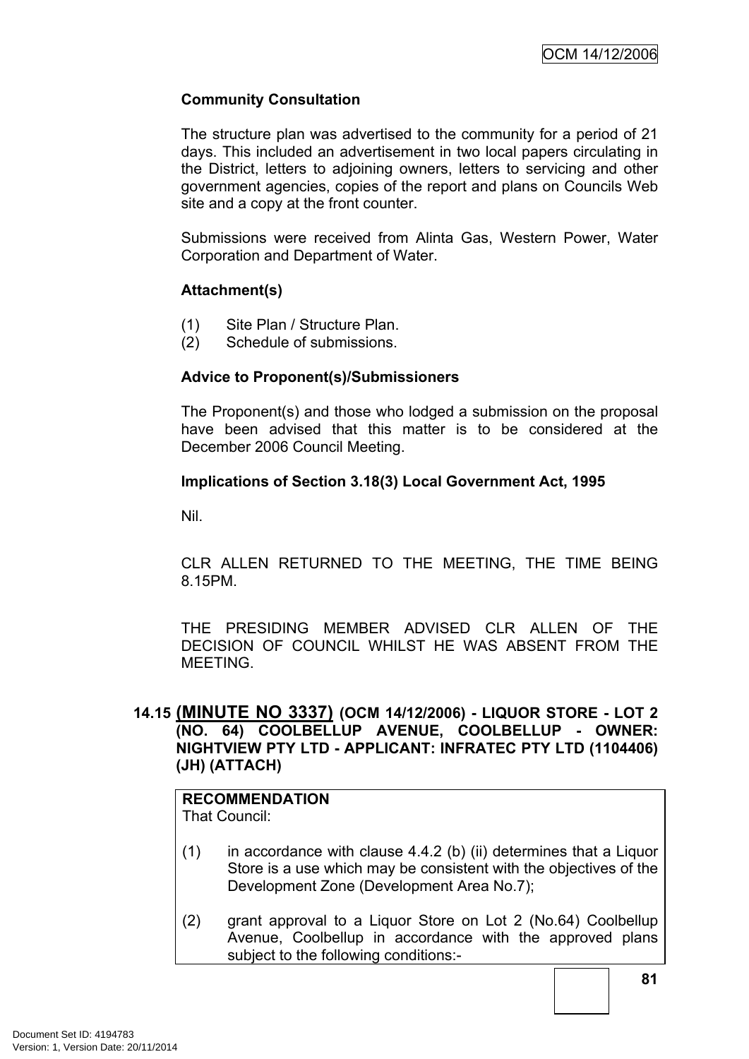**Community Consultation**

The structure plan was advertised to the community for a period of 21 days. This included an advertisement in two local papers circulating in the District, letters to adjoining owners, letters to servicing and other government agencies, copies of the report and plans on Councils Web site and a copy at the front counter.

Submissions were received from Alinta Gas, Western Power, Water Corporation and Department of Water.

**Attachment(s)**

(1) Site Plan / Structure Plan.
(2) Schedule of submissions.

**Advice to Proponent(s)/Submissioners**

The Proponent(s) and those who lodged a submission on the proposal have been advised that this matter is to be considered at the December 2006 Council Meeting.

**Implications of Section 3.18(3) Local Government Act, 1995**

Nil.

CLR ALLEN RETURNED TO THE MEETING, THE TIME BEING 8.15PM.

THE PRESIDING MEMBER ADVISED CLR ALLEN OF THE DECISION OF COUNCIL WHILST HE WAS ABSENT FROM THE MEETING.

## 14.15 (MINUTE NO 3337) (OCM 14/12/2006) - LIQUOR STORE - LOT 2 (NO. 64) COOLBELLUP AVENUE, COOLBELLUP - OWNER: NIGHTVIEW PTY LTD - APPLICANT: INFRATEC PTY LTD (1104406) (JH) (ATTACH)

**RECOMMENDATION**
That Council:

(1) in accordance with clause 4.4.2 (b) (ii) determines that a Liquor Store is a use which may be consistent with the objectives of the Development Zone (Development Area No.7);

(2) grant approval to a Liquor Store on Lot 2 (No.64) Coolbellup Avenue, Coolbellup in accordance with the approved plans subject to the following conditions:-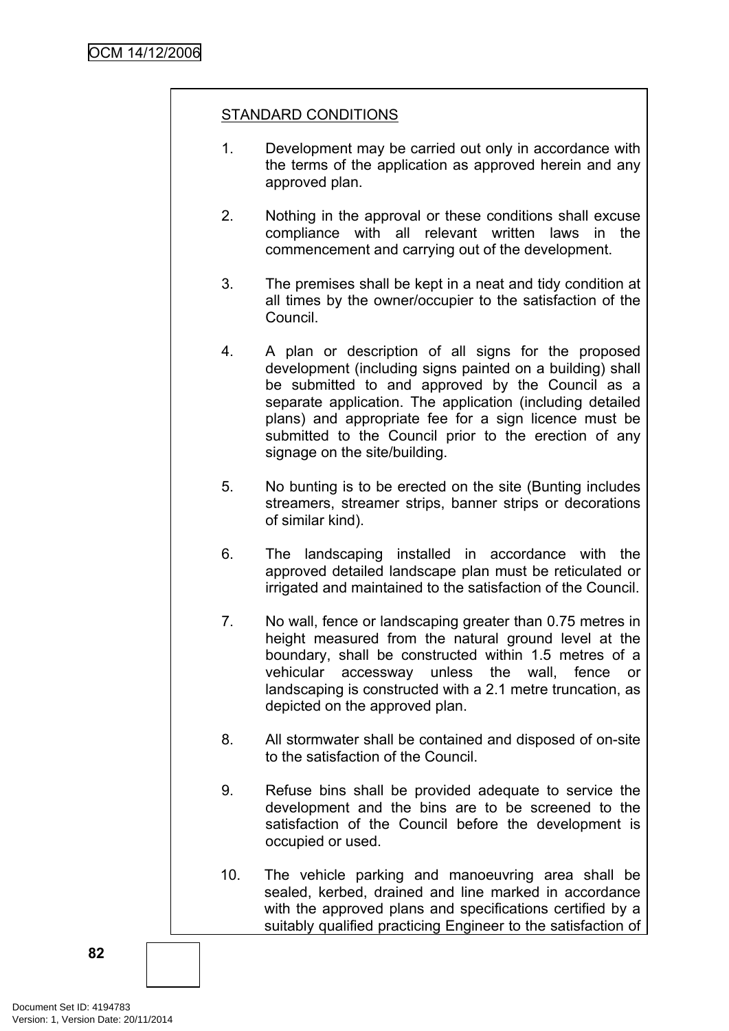STANDARD CONDITIONS

1. Development may be carried out only in accordance with the terms of the application as approved herein and any approved plan.

2. Nothing in the approval or these conditions shall excuse compliance with all relevant written laws in the commencement and carrying out of the development.

3. The premises shall be kept in a neat and tidy condition at all times by the owner/occupier to the satisfaction of the Council.

4. A plan or description of all signs for the proposed development (including signs painted on a building) shall be submitted to and approved by the Council as a separate application. The application (including detailed plans) and appropriate fee for a sign licence must be submitted to the Council prior to the erection of any signage on the site/building.

5. No bunting is to be erected on the site (Bunting includes streamers, streamer strips, banner strips or decorations of similar kind).

6. The landscaping installed in accordance with the approved detailed landscape plan must be reticulated or irrigated and maintained to the satisfaction of the Council.

7. No wall, fence or landscaping greater than 0.75 metres in height measured from the natural ground level at the boundary, shall be constructed within 1.5 metres of a vehicular accessway unless the wall, fence or landscaping is constructed with a 2.1 metre truncation, as depicted on the approved plan.

8. All stormwater shall be contained and disposed of on-site to the satisfaction of the Council.

9. Refuse bins shall be provided adequate to service the development and the bins are to be screened to the satisfaction of the Council before the development is occupied or used.

10. The vehicle parking and manoeuvring area shall be sealed, kerbed, drained and line marked in accordance with the approved plans and specifications certified by a suitably qualified practicing Engineer to the satisfaction of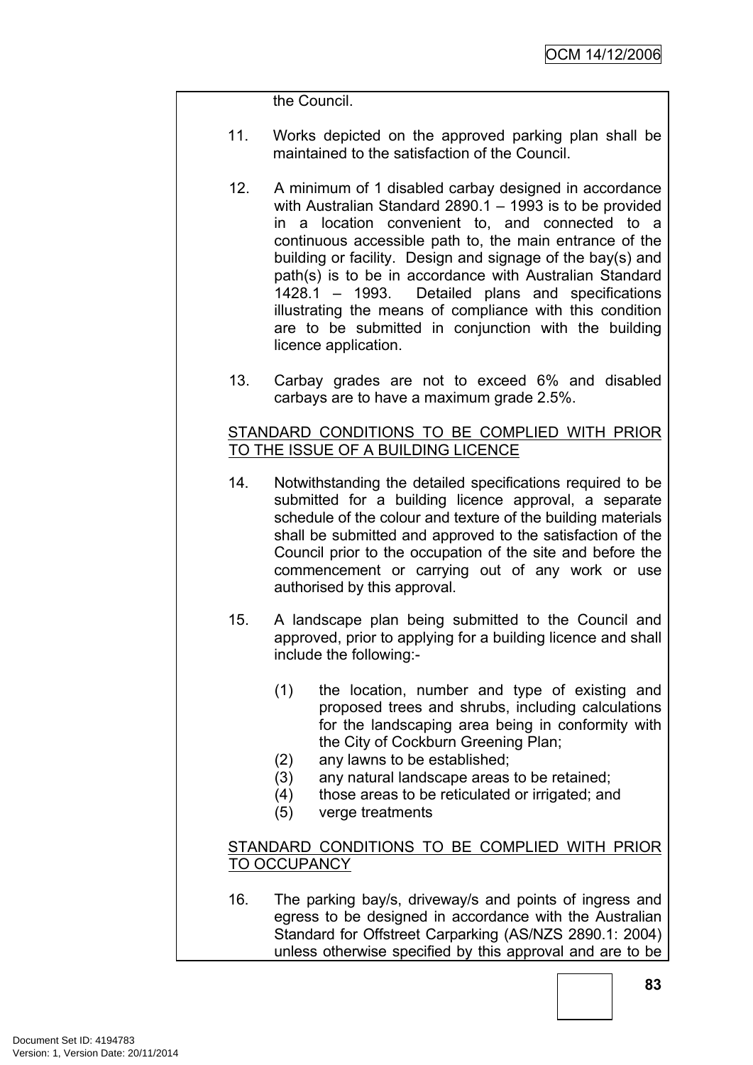the Council.

11. Works depicted on the approved parking plan shall be maintained to the satisfaction of the Council.

12. A minimum of 1 disabled carbay designed in accordance with Australian Standard 2890.1 – 1993 is to be provided in a location convenient to, and connected to a continuous accessible path to, the main entrance of the building or facility. Design and signage of the bay(s) and path(s) is to be in accordance with Australian Standard 1428.1 – 1993. Detailed plans and specifications illustrating the means of compliance with this condition are to be submitted in conjunction with the building licence application.

13. Carbay grades are not to exceed 6% and disabled carbays are to have a maximum grade 2.5%.

<u>STANDARD CONDITIONS TO BE COMPLIED WITH PRIOR TO THE ISSUE OF A BUILDING LICENCE</u>

14. Notwithstanding the detailed specifications required to be submitted for a building licence approval, a separate schedule of the colour and texture of the building materials shall be submitted and approved to the satisfaction of the Council prior to the occupation of the site and before the commencement or carrying out of any work or use authorised by this approval.

15. A landscape plan being submitted to the Council and approved, prior to applying for a building licence and shall include the following:-

    (1) the location, number and type of existing and proposed trees and shrubs, including calculations for the landscaping area being in conformity with the City of Cockburn Greening Plan;
    (2) any lawns to be established;
    (3) any natural landscape areas to be retained;
    (4) those areas to be reticulated or irrigated; and
    (5) verge treatments

<u>STANDARD CONDITIONS TO BE COMPLIED WITH PRIOR TO OCCUPANCY</u>

16. The parking bay/s, driveway/s and points of ingress and egress to be designed in accordance with the Australian Standard for Offstreet Carparking (AS/NZS 2890.1: 2004) unless otherwise specified by this approval and are to be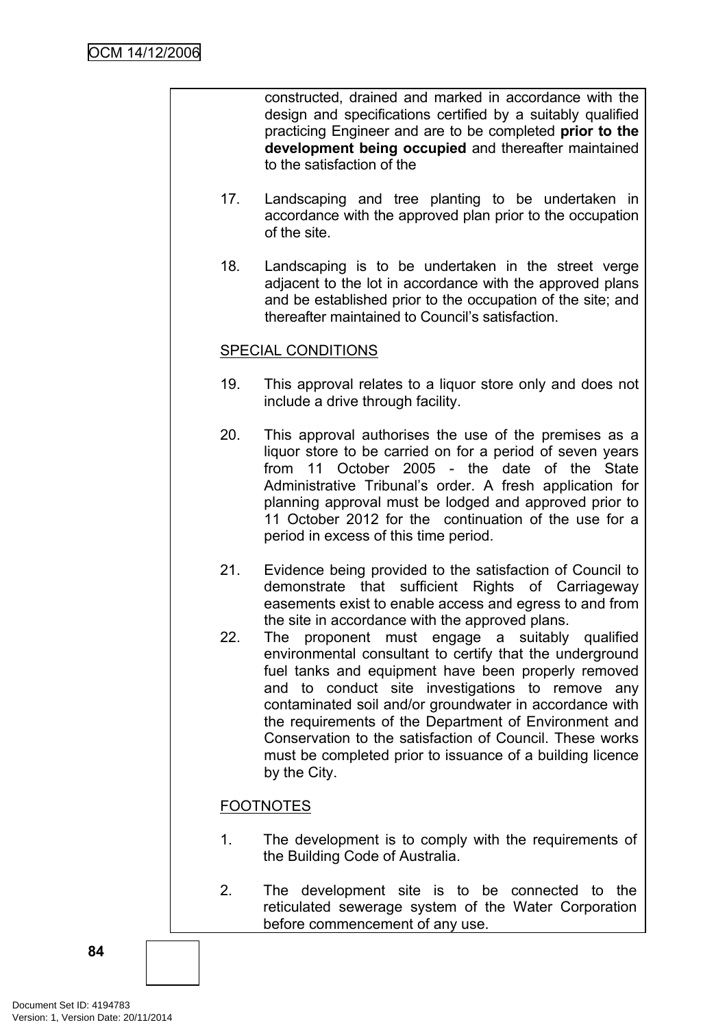constructed, drained and marked in accordance with the design and specifications certified by a suitably qualified practicing Engineer and are to be completed **prior to the development being occupied** and thereafter maintained to the satisfaction of the

17. Landscaping and tree planting to be undertaken in accordance with the approved plan prior to the occupation of the site.

18. Landscaping is to be undertaken in the street verge adjacent to the lot in accordance with the approved plans and be established prior to the occupation of the site; and thereafter maintained to Council's satisfaction.

SPECIAL CONDITIONS

19. This approval relates to a liquor store only and does not include a drive through facility.

20. This approval authorises the use of the premises as a liquor store to be carried on for a period of seven years from 11 October 2005 - the date of the State Administrative Tribunal's order. A fresh application for planning approval must be lodged and approved prior to 11 October 2012 for the continuation of the use for a period in excess of this time period.

21. Evidence being provided to the satisfaction of Council to demonstrate that sufficient Rights of Carriageway easements exist to enable access and egress to and from the site in accordance with the approved plans.

22. The proponent must engage a suitably qualified environmental consultant to certify that the underground fuel tanks and equipment have been properly removed and to conduct site investigations to remove any contaminated soil and/or groundwater in accordance with the requirements of the Department of Environment and Conservation to the satisfaction of Council. These works must be completed prior to issuance of a building licence by the City.

FOOTNOTES

1. The development is to comply with the requirements of the Building Code of Australia.

2. The development site is to be connected to the reticulated sewerage system of the Water Corporation before commencement of any use.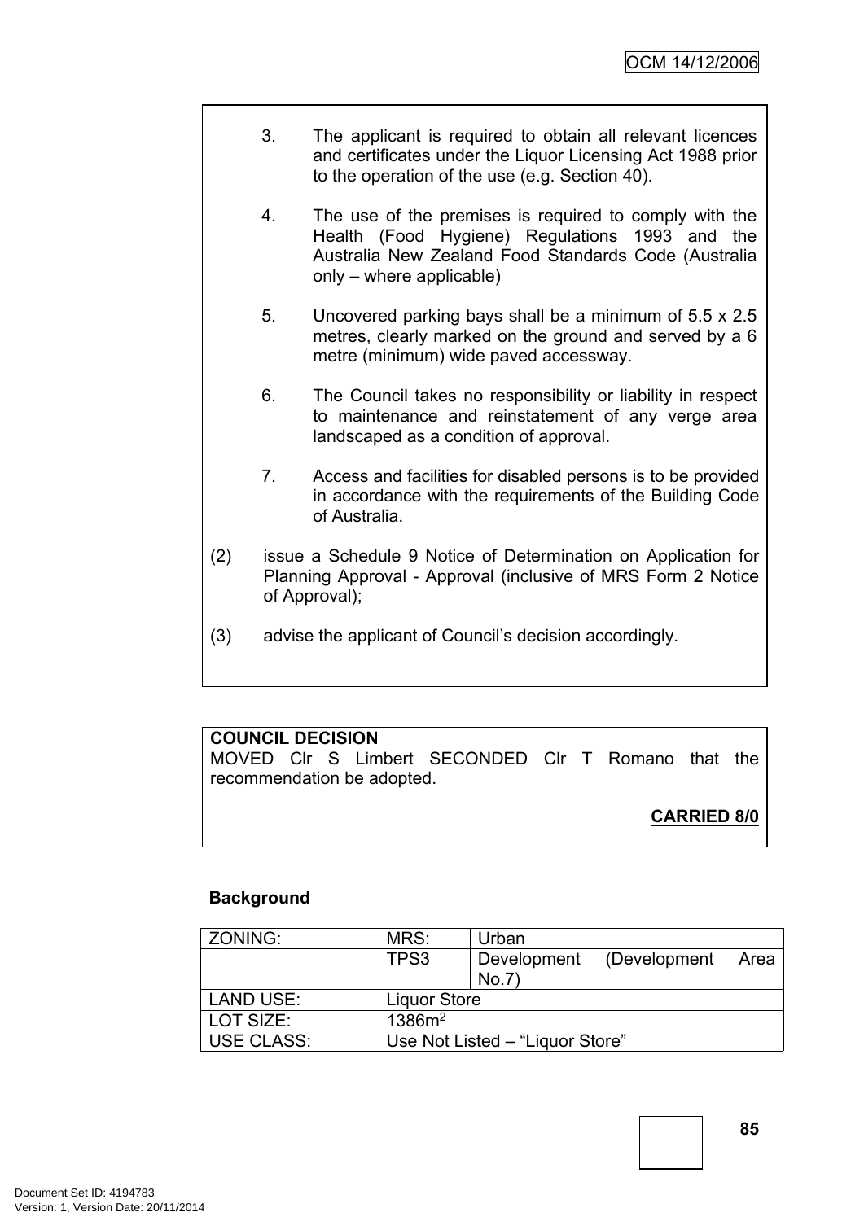3. The applicant is required to obtain all relevant licences and certificates under the Liquor Licensing Act 1988 prior to the operation of the use (e.g. Section 40).

4. The use of the premises is required to comply with the Health (Food Hygiene) Regulations 1993 and the Australia New Zealand Food Standards Code (Australia only – where applicable)

5. Uncovered parking bays shall be a minimum of 5.5 x 2.5 metres, clearly marked on the ground and served by a 6 metre (minimum) wide paved accessway.

6. The Council takes no responsibility or liability in respect to maintenance and reinstatement of any verge area landscaped as a condition of approval.

7. Access and facilities for disabled persons is to be provided in accordance with the requirements of the Building Code of Australia.

(2) issue a Schedule 9 Notice of Determination on Application for Planning Approval - Approval (inclusive of MRS Form 2 Notice of Approval);

(3) advise the applicant of Council's decision accordingly.

**COUNCIL DECISION**
MOVED Clr S Limbert SECONDED Clr T Romano that the recommendation be adopted.

**CARRIED 8/0**

**Background**

| ZONING: | MRS: | Urban |
|---|---|---|
| | TPS3 | Development (Development Area No.7) |
| LAND USE: | Liquor Store | |
| LOT SIZE: | 1386m$^2$ | |
| USE CLASS: | Use Not Listed – "Liquor Store" | |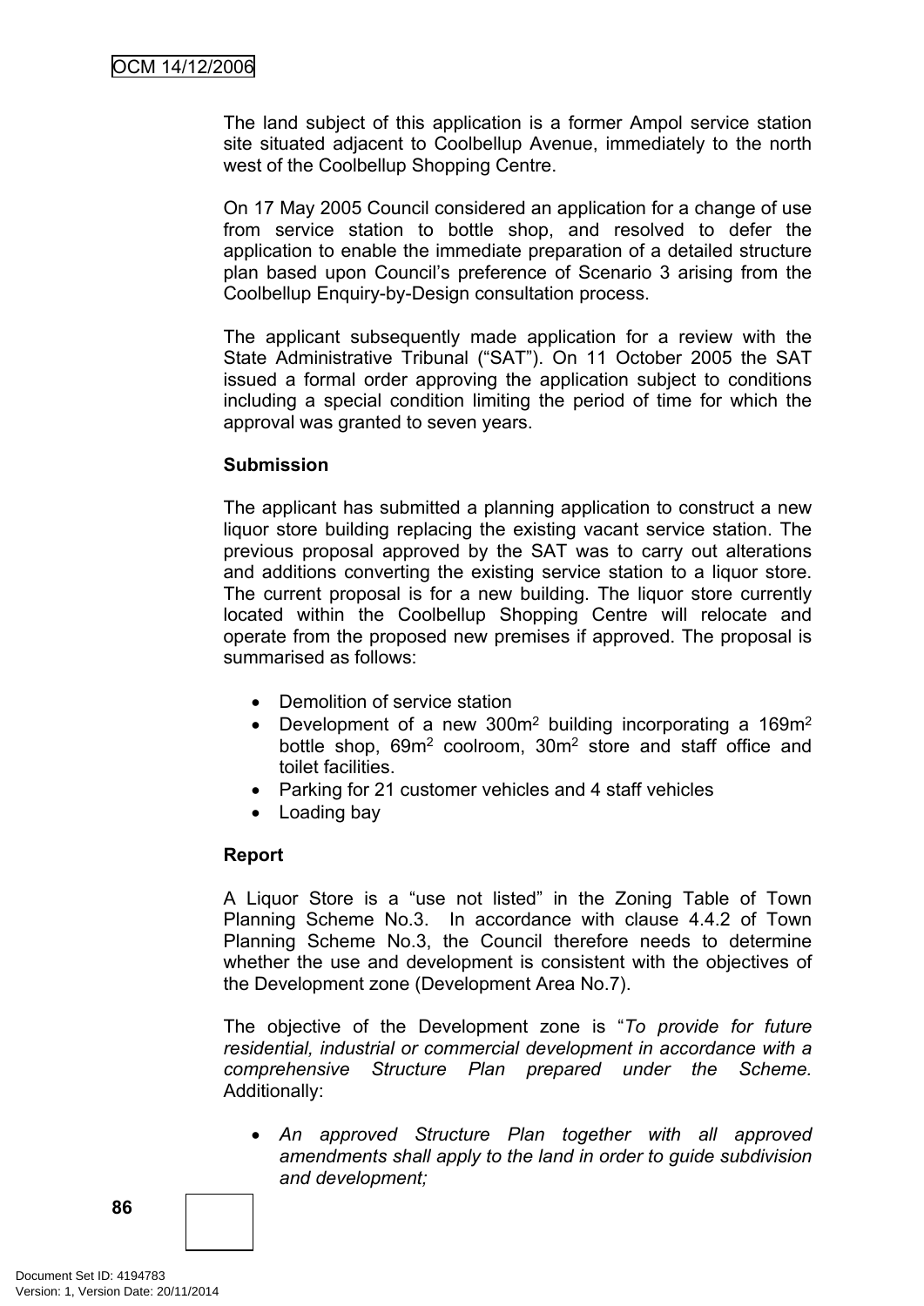The land subject of this application is a former Ampol service station site situated adjacent to Coolbellup Avenue, immediately to the north west of the Coolbellup Shopping Centre.

On 17 May 2005 Council considered an application for a change of use from service station to bottle shop, and resolved to defer the application to enable the immediate preparation of a detailed structure plan based upon Council's preference of Scenario 3 arising from the Coolbellup Enquiry-by-Design consultation process.

The applicant subsequently made application for a review with the State Administrative Tribunal ("SAT"). On 11 October 2005 the SAT issued a formal order approving the application subject to conditions including a special condition limiting the period of time for which the approval was granted to seven years.

**Submission**

The applicant has submitted a planning application to construct a new liquor store building replacing the existing vacant service station. The previous proposal approved by the SAT was to carry out alterations and additions converting the existing service station to a liquor store. The current proposal is for a new building. The liquor store currently located within the Coolbellup Shopping Centre will relocate and operate from the proposed new premises if approved. The proposal is summarised as follows:

- Demolition of service station
- Development of a new 300m$^2$ building incorporating a 169m$^2$ bottle shop, 69m$^2$ coolroom, 30m$^2$ store and staff office and toilet facilities.
- Parking for 21 customer vehicles and 4 staff vehicles
- Loading bay

**Report**

A Liquor Store is a "use not listed" in the Zoning Table of Town Planning Scheme No.3. In accordance with clause 4.4.2 of Town Planning Scheme No.3, the Council therefore needs to determine whether the use and development is consistent with the objectives of the Development zone (Development Area No.7).

The objective of the Development zone is "*To provide for future residential, industrial or commercial development in accordance with a comprehensive Structure Plan prepared under the Scheme.* Additionally:

- *An approved Structure Plan together with all approved amendments shall apply to the land in order to guide subdivision and development;*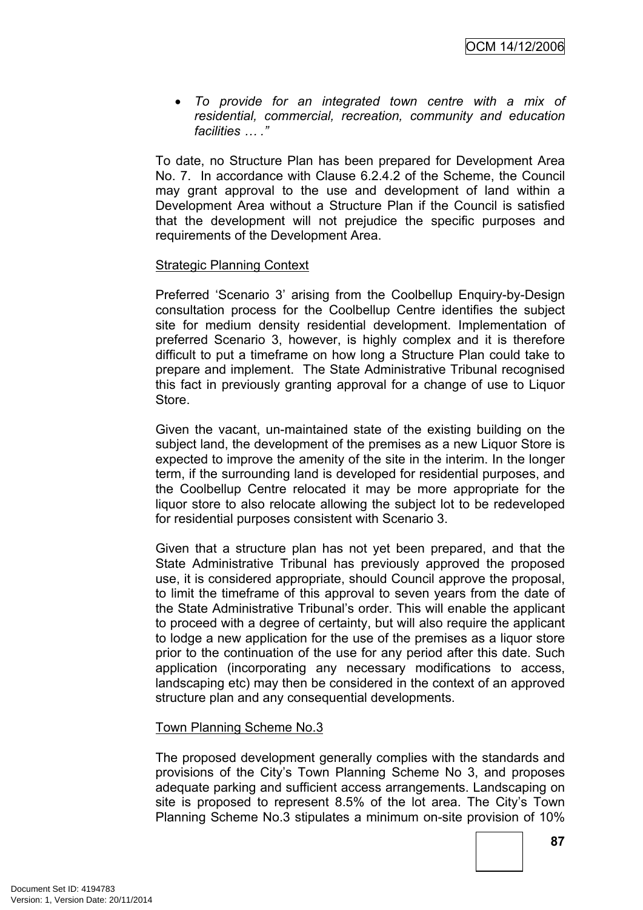- *To provide for an integrated town centre with a mix of residential, commercial, recreation, community and education facilities … ."*

To date, no Structure Plan has been prepared for Development Area No. 7. In accordance with Clause 6.2.4.2 of the Scheme, the Council may grant approval to the use and development of land within a Development Area without a Structure Plan if the Council is satisfied that the development will not prejudice the specific purposes and requirements of the Development Area.

Strategic Planning Context

Preferred 'Scenario 3' arising from the Coolbellup Enquiry-by-Design consultation process for the Coolbellup Centre identifies the subject site for medium density residential development. Implementation of preferred Scenario 3, however, is highly complex and it is therefore difficult to put a timeframe on how long a Structure Plan could take to prepare and implement. The State Administrative Tribunal recognised this fact in previously granting approval for a change of use to Liquor Store.

Given the vacant, un-maintained state of the existing building on the subject land, the development of the premises as a new Liquor Store is expected to improve the amenity of the site in the interim. In the longer term, if the surrounding land is developed for residential purposes, and the Coolbellup Centre relocated it may be more appropriate for the liquor store to also relocate allowing the subject lot to be redeveloped for residential purposes consistent with Scenario 3.

Given that a structure plan has not yet been prepared, and that the State Administrative Tribunal has previously approved the proposed use, it is considered appropriate, should Council approve the proposal, to limit the timeframe of this approval to seven years from the date of the State Administrative Tribunal's order. This will enable the applicant to proceed with a degree of certainty, but will also require the applicant to lodge a new application for the use of the premises as a liquor store prior to the continuation of the use for any period after this date. Such application (incorporating any necessary modifications to access, landscaping etc) may then be considered in the context of an approved structure plan and any consequential developments.

Town Planning Scheme No.3

The proposed development generally complies with the standards and provisions of the City's Town Planning Scheme No 3, and proposes adequate parking and sufficient access arrangements. Landscaping on site is proposed to represent 8.5% of the lot area. The City's Town Planning Scheme No.3 stipulates a minimum on-site provision of 10%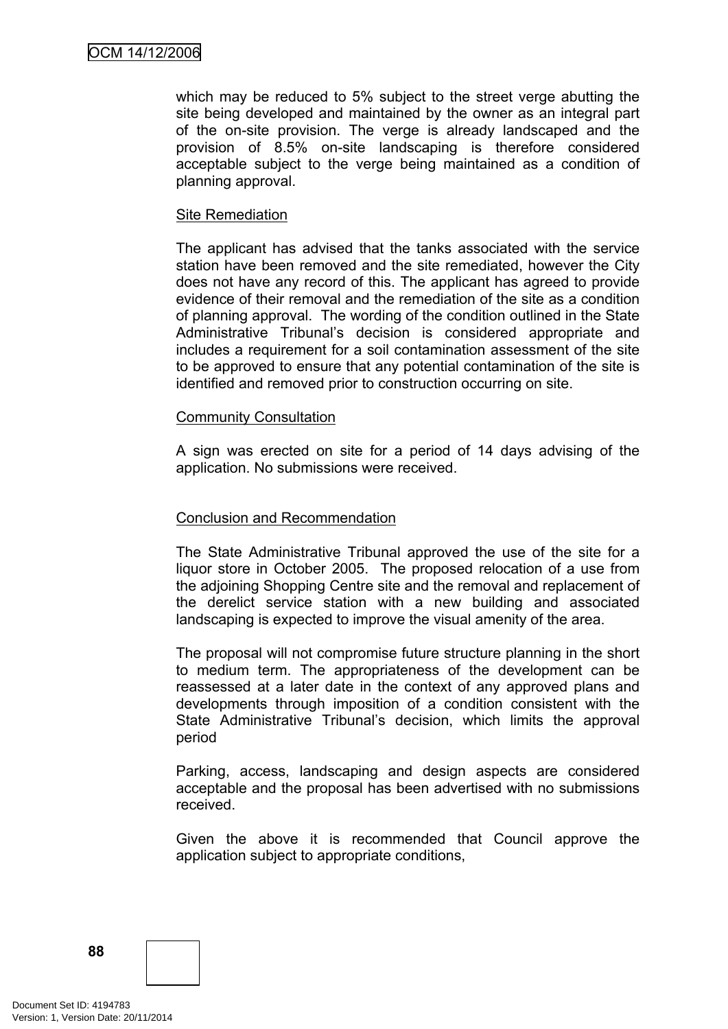which may be reduced to 5% subject to the street verge abutting the site being developed and maintained by the owner as an integral part of the on-site provision. The verge is already landscaped and the provision of 8.5% on-site landscaping is therefore considered acceptable subject to the verge being maintained as a condition of planning approval.

Site Remediation

The applicant has advised that the tanks associated with the service station have been removed and the site remediated, however the City does not have any record of this. The applicant has agreed to provide evidence of their removal and the remediation of the site as a condition of planning approval. The wording of the condition outlined in the State Administrative Tribunal's decision is considered appropriate and includes a requirement for a soil contamination assessment of the site to be approved to ensure that any potential contamination of the site is identified and removed prior to construction occurring on site.

Community Consultation

A sign was erected on site for a period of 14 days advising of the application. No submissions were received.

Conclusion and Recommendation

The State Administrative Tribunal approved the use of the site for a liquor store in October 2005. The proposed relocation of a use from the adjoining Shopping Centre site and the removal and replacement of the derelict service station with a new building and associated landscaping is expected to improve the visual amenity of the area.

The proposal will not compromise future structure planning in the short to medium term. The appropriateness of the development can be reassessed at a later date in the context of any approved plans and developments through imposition of a condition consistent with the State Administrative Tribunal's decision, which limits the approval period

Parking, access, landscaping and design aspects are considered acceptable and the proposal has been advertised with no submissions received.

Given the above it is recommended that Council approve the application subject to appropriate conditions,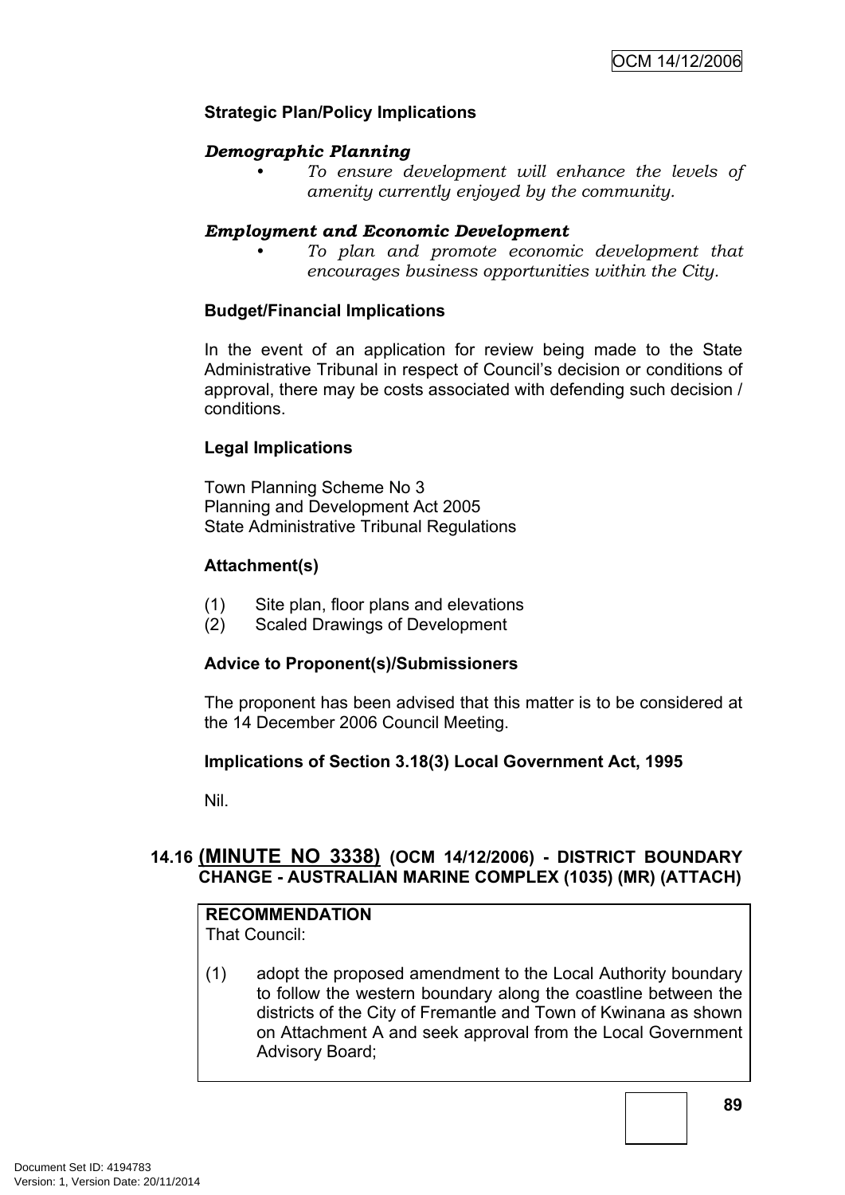**Strategic Plan/Policy Implications**

***Demographic Planning***

- *To ensure development will enhance the levels of amenity currently enjoyed by the community.*

***Employment and Economic Development***

- *To plan and promote economic development that encourages business opportunities within the City.*

**Budget/Financial Implications**

In the event of an application for review being made to the State Administrative Tribunal in respect of Council's decision or conditions of approval, there may be costs associated with defending such decision / conditions.

**Legal Implications**

Town Planning Scheme No 3
Planning and Development Act 2005
State Administrative Tribunal Regulations

**Attachment(s)**

(1) Site plan, floor plans and elevations
(2) Scaled Drawings of Development

**Advice to Proponent(s)/Submissioners**

The proponent has been advised that this matter is to be considered at the 14 December 2006 Council Meeting.

**Implications of Section 3.18(3) Local Government Act, 1995**

Nil.

## 14.16 (MINUTE NO 3338) (OCM 14/12/2006) - DISTRICT BOUNDARY CHANGE - AUSTRALIAN MARINE COMPLEX (1035) (MR) (ATTACH)

**RECOMMENDATION**
That Council:

(1) adopt the proposed amendment to the Local Authority boundary to follow the western boundary along the coastline between the districts of the City of Fremantle and Town of Kwinana as shown on Attachment A and seek approval from the Local Government Advisory Board;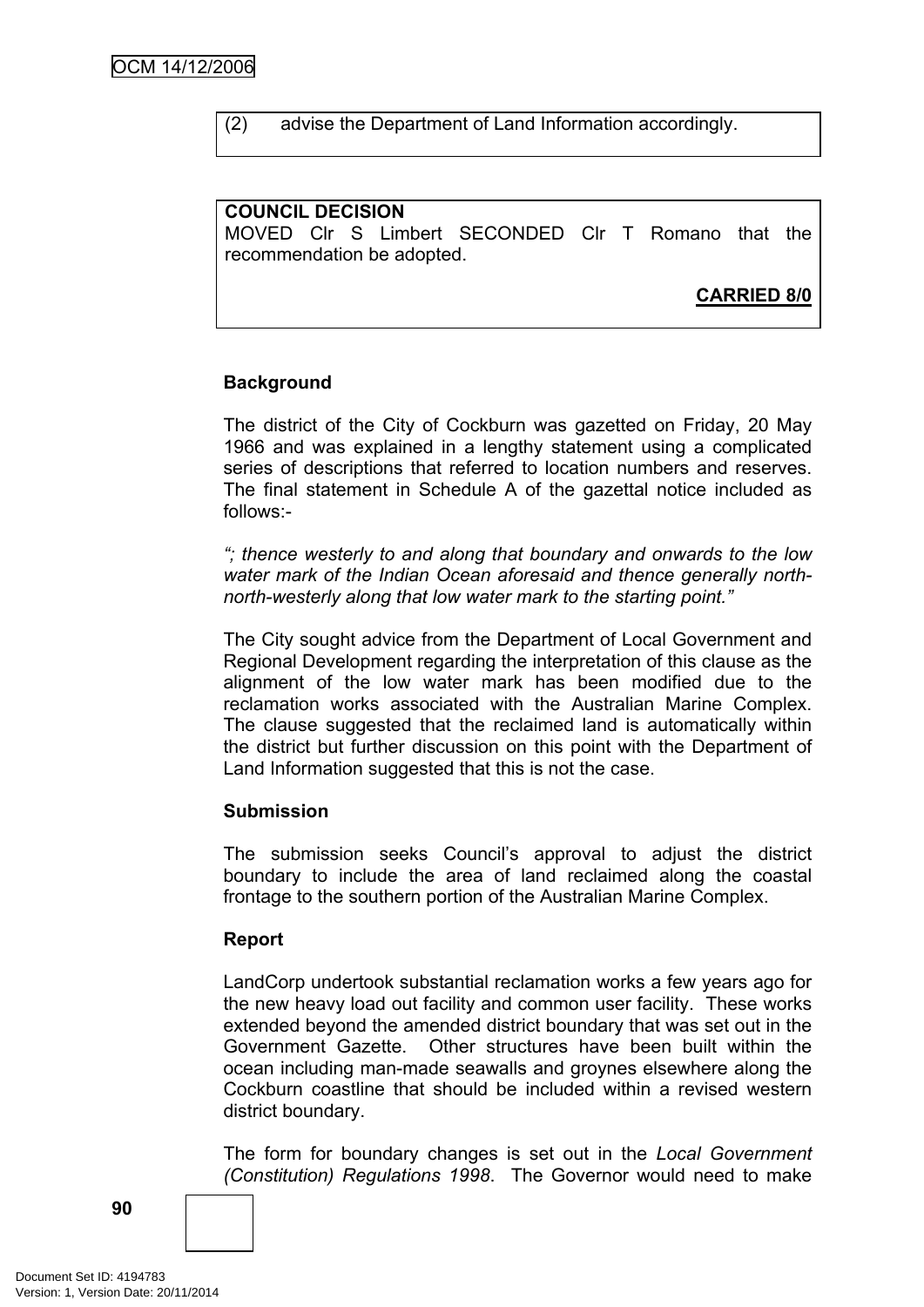(2) advise the Department of Land Information accordingly.

**COUNCIL DECISION**
MOVED Clr S Limbert SECONDED Clr T Romano that the recommendation be adopted.

**CARRIED 8/0**

**Background**

The district of the City of Cockburn was gazetted on Friday, 20 May 1966 and was explained in a lengthy statement using a complicated series of descriptions that referred to location numbers and reserves. The final statement in Schedule A of the gazettal notice included as follows:-

*"; thence westerly to and along that boundary and onwards to the low water mark of the Indian Ocean aforesaid and thence generally north-north-westerly along that low water mark to the starting point."*

The City sought advice from the Department of Local Government and Regional Development regarding the interpretation of this clause as the alignment of the low water mark has been modified due to the reclamation works associated with the Australian Marine Complex. The clause suggested that the reclaimed land is automatically within the district but further discussion on this point with the Department of Land Information suggested that this is not the case.

**Submission**

The submission seeks Council's approval to adjust the district boundary to include the area of land reclaimed along the coastal frontage to the southern portion of the Australian Marine Complex.

**Report**

LandCorp undertook substantial reclamation works a few years ago for the new heavy load out facility and common user facility. These works extended beyond the amended district boundary that was set out in the Government Gazette. Other structures have been built within the ocean including man-made seawalls and groynes elsewhere along the Cockburn coastline that should be included within a revised western district boundary.

The form for boundary changes is set out in the *Local Government (Constitution) Regulations 1998*. The Governor would need to make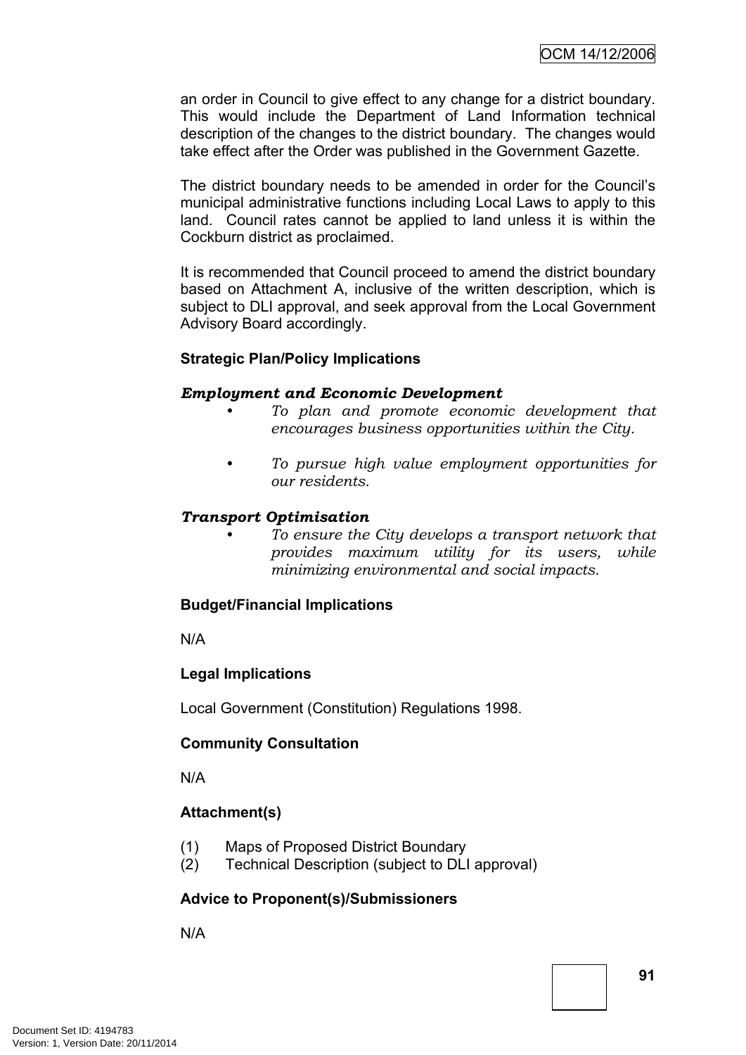an order in Council to give effect to any change for a district boundary. This would include the Department of Land Information technical description of the changes to the district boundary. The changes would take effect after the Order was published in the Government Gazette.

The district boundary needs to be amended in order for the Council's municipal administrative functions including Local Laws to apply to this land. Council rates cannot be applied to land unless it is within the Cockburn district as proclaimed.

It is recommended that Council proceed to amend the district boundary based on Attachment A, inclusive of the written description, which is subject to DLI approval, and seek approval from the Local Government Advisory Board accordingly.

**Strategic Plan/Policy Implications**

***Employment and Economic Development***

- *To plan and promote economic development that encourages business opportunities within the City.*

- *To pursue high value employment opportunities for our residents.*

***Transport Optimisation***

- *To ensure the City develops a transport network that provides maximum utility for its users, while minimizing environmental and social impacts.*

**Budget/Financial Implications**

N/A

**Legal Implications**

Local Government (Constitution) Regulations 1998.

**Community Consultation**

N/A

**Attachment(s)**

(1) Maps of Proposed District Boundary
(2) Technical Description (subject to DLI approval)

**Advice to Proponent(s)/Submissioners**

N/A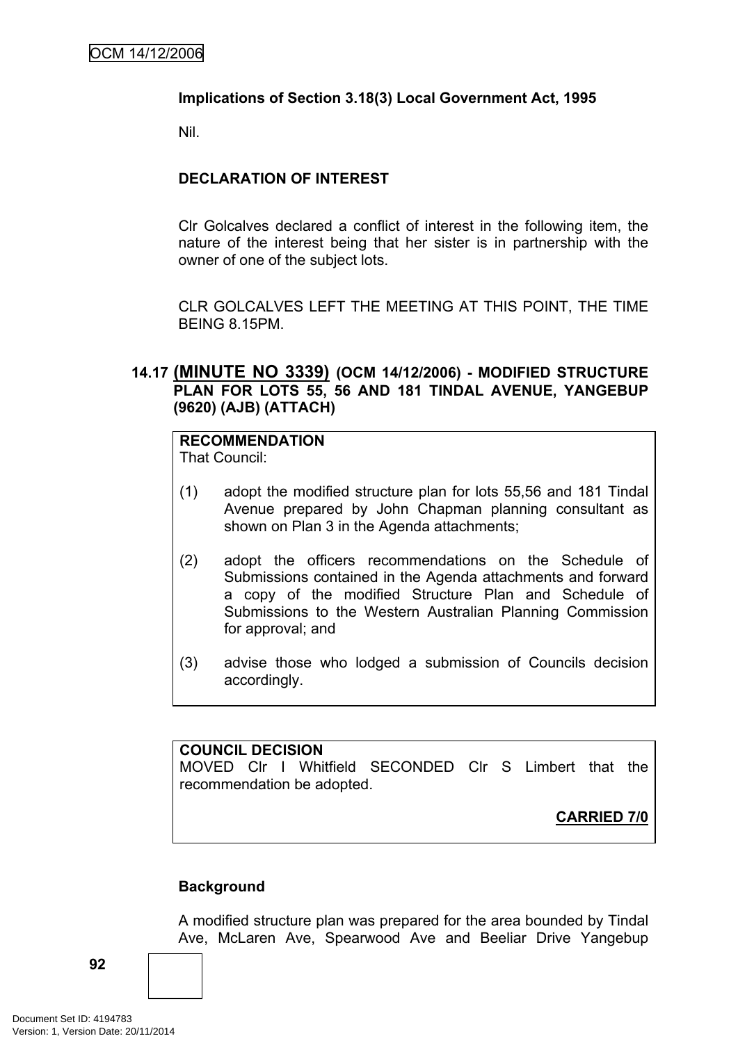**Implications of Section 3.18(3) Local Government Act, 1995**

Nil.

**DECLARATION OF INTEREST**

Clr Golcalves declared a conflict of interest in the following item, the nature of the interest being that her sister is in partnership with the owner of one of the subject lots.

CLR GOLCALVES LEFT THE MEETING AT THIS POINT, THE TIME BEING 8.15PM.

## 14.17 (MINUTE NO 3339) (OCM 14/12/2006) - MODIFIED STRUCTURE PLAN FOR LOTS 55, 56 AND 181 TINDAL AVENUE, YANGEBUP (9620) (AJB) (ATTACH)

**RECOMMENDATION**
That Council:

(1) adopt the modified structure plan for lots 55,56 and 181 Tindal Avenue prepared by John Chapman planning consultant as shown on Plan 3 in the Agenda attachments;

(2) adopt the officers recommendations on the Schedule of Submissions contained in the Agenda attachments and forward a copy of the modified Structure Plan and Schedule of Submissions to the Western Australian Planning Commission for approval; and

(3) advise those who lodged a submission of Councils decision accordingly.

**COUNCIL DECISION**
MOVED Clr I Whitfield SECONDED Clr S Limbert that the recommendation be adopted.

**CARRIED 7/0**

**Background**

A modified structure plan was prepared for the area bounded by Tindal Ave, McLaren Ave, Spearwood Ave and Beeliar Drive Yangebup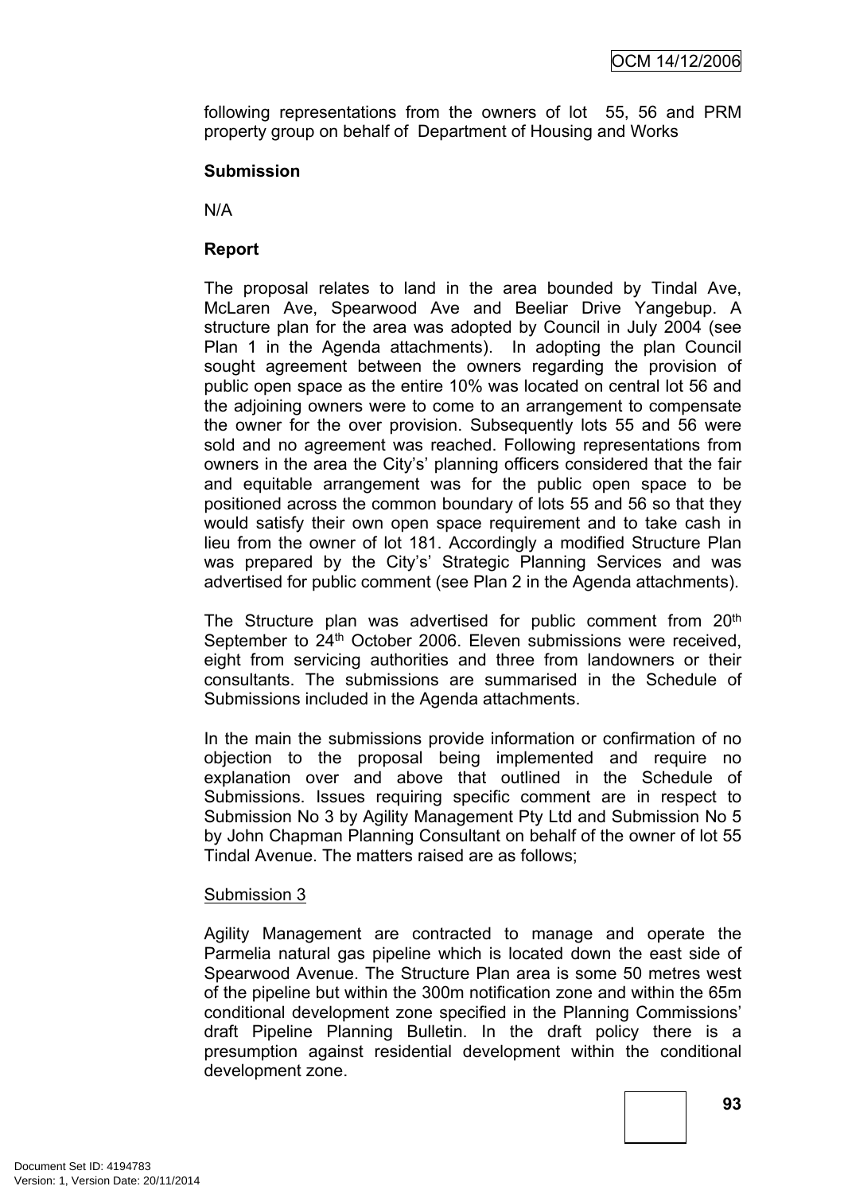following representations from the owners of lot 55, 56 and PRM property group on behalf of Department of Housing and Works

**Submission**

N/A

**Report**

The proposal relates to land in the area bounded by Tindal Ave, McLaren Ave, Spearwood Ave and Beeliar Drive Yangebup. A structure plan for the area was adopted by Council in July 2004 (see Plan 1 in the Agenda attachments). In adopting the plan Council sought agreement between the owners regarding the provision of public open space as the entire 10% was located on central lot 56 and the adjoining owners were to come to an arrangement to compensate the owner for the over provision. Subsequently lots 55 and 56 were sold and no agreement was reached. Following representations from owners in the area the City's' planning officers considered that the fair and equitable arrangement was for the public open space to be positioned across the common boundary of lots 55 and 56 so that they would satisfy their own open space requirement and to take cash in lieu from the owner of lot 181. Accordingly a modified Structure Plan was prepared by the City's' Strategic Planning Services and was advertised for public comment (see Plan 2 in the Agenda attachments).

The Structure plan was advertised for public comment from 20th September to 24th October 2006. Eleven submissions were received, eight from servicing authorities and three from landowners or their consultants. The submissions are summarised in the Schedule of Submissions included in the Agenda attachments.

In the main the submissions provide information or confirmation of no objection to the proposal being implemented and require no explanation over and above that outlined in the Schedule of Submissions. Issues requiring specific comment are in respect to Submission No 3 by Agility Management Pty Ltd and Submission No 5 by John Chapman Planning Consultant on behalf of the owner of lot 55 Tindal Avenue. The matters raised are as follows;

Submission 3

Agility Management are contracted to manage and operate the Parmelia natural gas pipeline which is located down the east side of Spearwood Avenue. The Structure Plan area is some 50 metres west of the pipeline but within the 300m notification zone and within the 65m conditional development zone specified in the Planning Commissions' draft Pipeline Planning Bulletin. In the draft policy there is a presumption against residential development within the conditional development zone.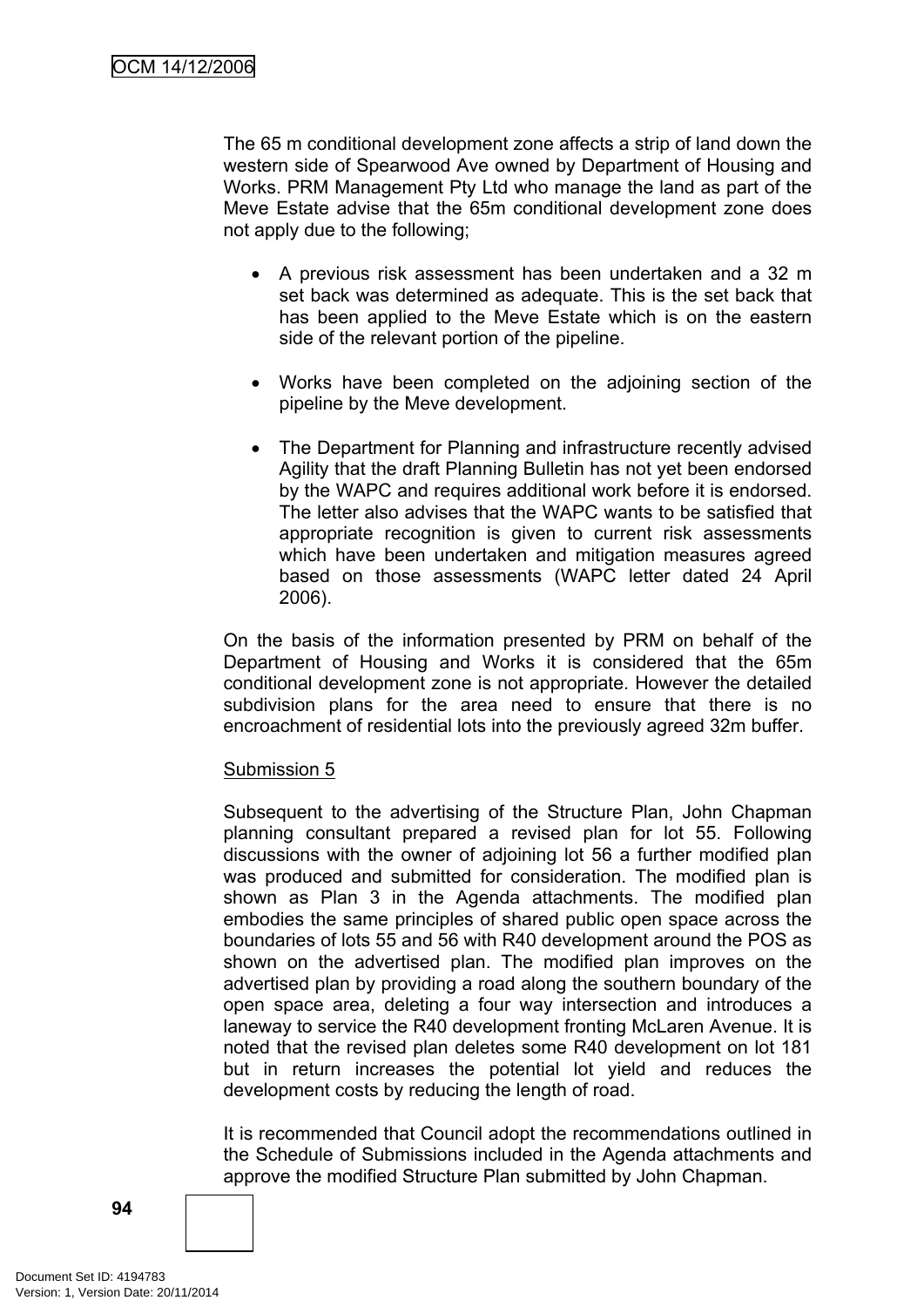The 65 m conditional development zone affects a strip of land down the western side of Spearwood Ave owned by Department of Housing and Works. PRM Management Pty Ltd who manage the land as part of the Meve Estate advise that the 65m conditional development zone does not apply due to the following;

- A previous risk assessment has been undertaken and a 32 m set back was determined as adequate. This is the set back that has been applied to the Meve Estate which is on the eastern side of the relevant portion of the pipeline.

- Works have been completed on the adjoining section of the pipeline by the Meve development.

- The Department for Planning and infrastructure recently advised Agility that the draft Planning Bulletin has not yet been endorsed by the WAPC and requires additional work before it is endorsed. The letter also advises that the WAPC wants to be satisfied that appropriate recognition is given to current risk assessments which have been undertaken and mitigation measures agreed based on those assessments (WAPC letter dated 24 April 2006).

On the basis of the information presented by PRM on behalf of the Department of Housing and Works it is considered that the 65m conditional development zone is not appropriate. However the detailed subdivision plans for the area need to ensure that there is no encroachment of residential lots into the previously agreed 32m buffer.

Submission 5

Subsequent to the advertising of the Structure Plan, John Chapman planning consultant prepared a revised plan for lot 55. Following discussions with the owner of adjoining lot 56 a further modified plan was produced and submitted for consideration. The modified plan is shown as Plan 3 in the Agenda attachments. The modified plan embodies the same principles of shared public open space across the boundaries of lots 55 and 56 with R40 development around the POS as shown on the advertised plan. The modified plan improves on the advertised plan by providing a road along the southern boundary of the open space area, deleting a four way intersection and introduces a laneway to service the R40 development fronting McLaren Avenue. It is noted that the revised plan deletes some R40 development on lot 181 but in return increases the potential lot yield and reduces the development costs by reducing the length of road.

It is recommended that Council adopt the recommendations outlined in the Schedule of Submissions included in the Agenda attachments and approve the modified Structure Plan submitted by John Chapman.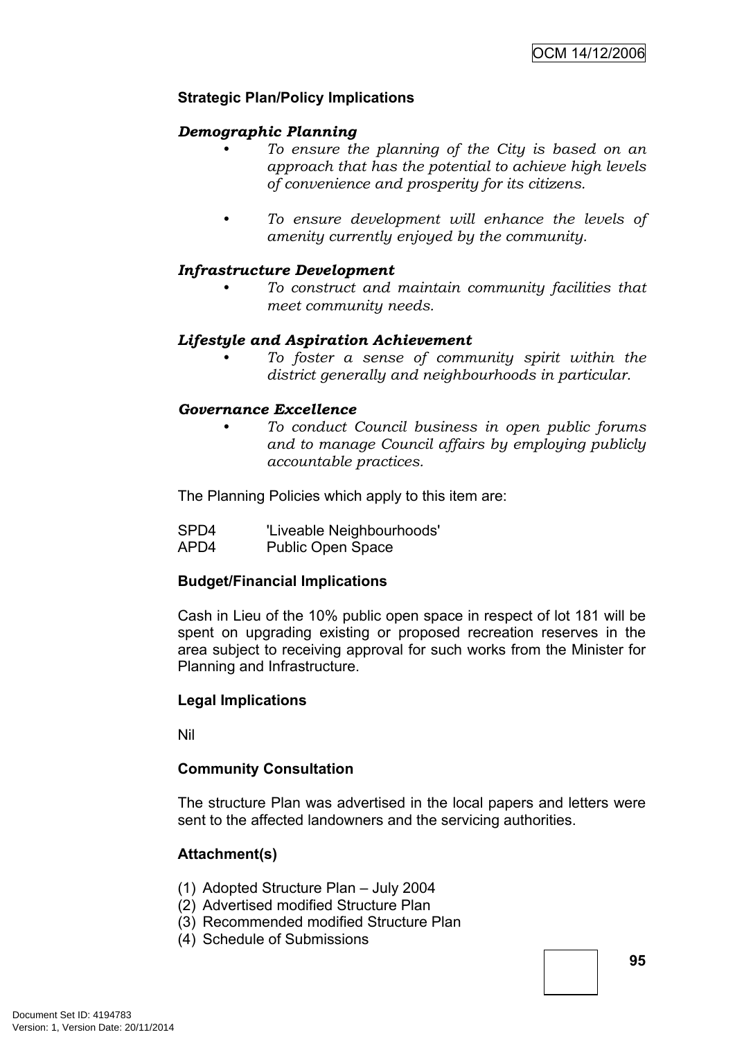**Strategic Plan/Policy Implications**

***Demographic Planning***

- *To ensure the planning of the City is based on an approach that has the potential to achieve high levels of convenience and prosperity for its citizens.*

- *To ensure development will enhance the levels of amenity currently enjoyed by the community.*

***Infrastructure Development***

- *To construct and maintain community facilities that meet community needs.*

***Lifestyle and Aspiration Achievement***

- *To foster a sense of community spirit within the district generally and neighbourhoods in particular.*

***Governance Excellence***

- *To conduct Council business in open public forums and to manage Council affairs by employing publicly accountable practices.*

The Planning Policies which apply to this item are:

SPD4 'Liveable Neighbourhoods'
APD4 Public Open Space

**Budget/Financial Implications**

Cash in Lieu of the 10% public open space in respect of lot 181 will be spent on upgrading existing or proposed recreation reserves in the area subject to receiving approval for such works from the Minister for Planning and Infrastructure.

**Legal Implications**

Nil

**Community Consultation**

The structure Plan was advertised in the local papers and letters were sent to the affected landowners and the servicing authorities.

**Attachment(s)**

(1) Adopted Structure Plan – July 2004
(2) Advertised modified Structure Plan
(3) Recommended modified Structure Plan
(4) Schedule of Submissions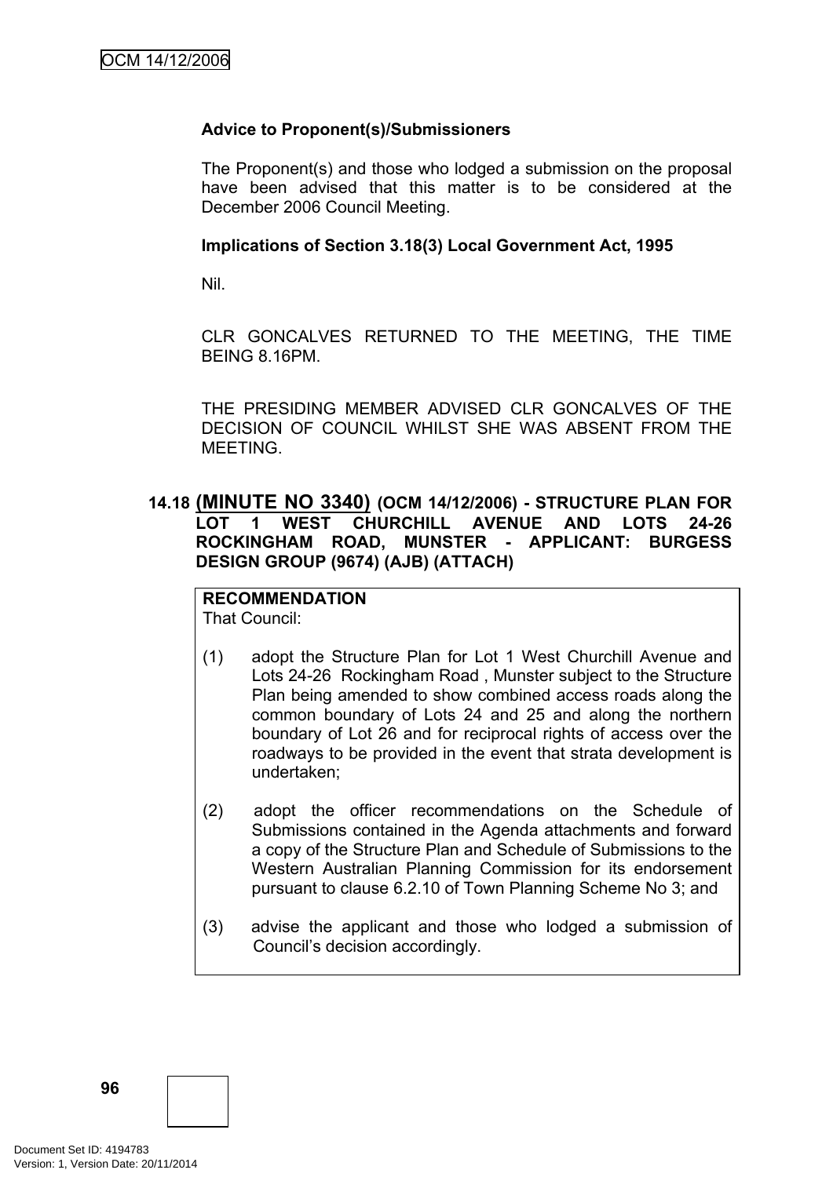**Advice to Proponent(s)/Submissioners**

The Proponent(s) and those who lodged a submission on the proposal have been advised that this matter is to be considered at the December 2006 Council Meeting.

**Implications of Section 3.18(3) Local Government Act, 1995**

Nil.

CLR GONCALVES RETURNED TO THE MEETING, THE TIME BEING 8.16PM.

THE PRESIDING MEMBER ADVISED CLR GONCALVES OF THE DECISION OF COUNCIL WHILST SHE WAS ABSENT FROM THE MEETING.

## 14.18 (MINUTE NO 3340) (OCM 14/12/2006) - STRUCTURE PLAN FOR LOT 1 WEST CHURCHILL AVENUE AND LOTS 24-26 ROCKINGHAM ROAD, MUNSTER - APPLICANT: BURGESS DESIGN GROUP (9674) (AJB) (ATTACH)

**RECOMMENDATION**
That Council:

(1) adopt the Structure Plan for Lot 1 West Churchill Avenue and Lots 24-26 Rockingham Road , Munster subject to the Structure Plan being amended to show combined access roads along the common boundary of Lots 24 and 25 and along the northern boundary of Lot 26 and for reciprocal rights of access over the roadways to be provided in the event that strata development is undertaken;

(2) adopt the officer recommendations on the Schedule of Submissions contained in the Agenda attachments and forward a copy of the Structure Plan and Schedule of Submissions to the Western Australian Planning Commission for its endorsement pursuant to clause 6.2.10 of Town Planning Scheme No 3; and

(3) advise the applicant and those who lodged a submission of Council's decision accordingly.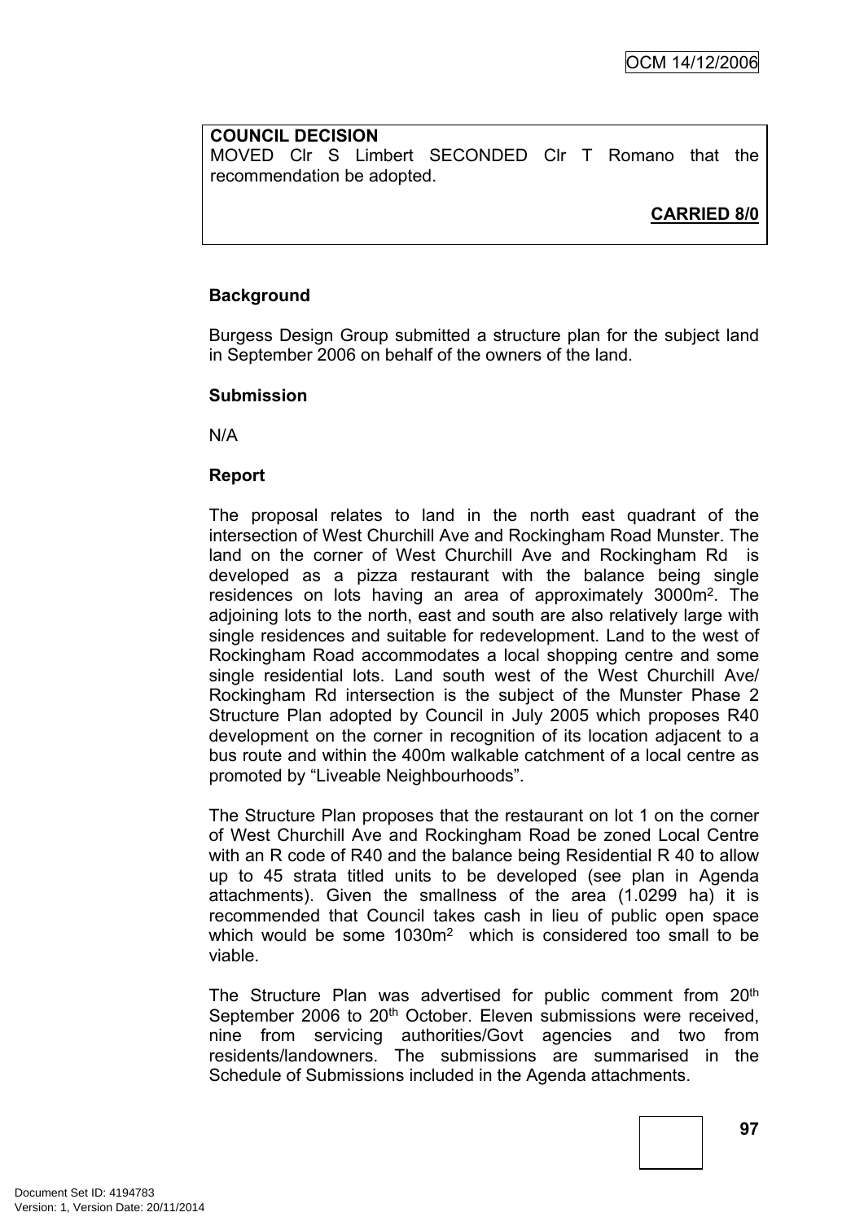**COUNCIL DECISION**

MOVED Clr S Limbert SECONDED Clr T Romano that the recommendation be adopted.

**CARRIED 8/0**

**Background**

Burgess Design Group submitted a structure plan for the subject land in September 2006 on behalf of the owners of the land.

**Submission**

N/A

**Report**

The proposal relates to land in the north east quadrant of the intersection of West Churchill Ave and Rockingham Road Munster. The land on the corner of West Churchill Ave and Rockingham Rd is developed as a pizza restaurant with the balance being single residences on lots having an area of approximately 3000m$^2$. The adjoining lots to the north, east and south are also relatively large with single residences and suitable for redevelopment. Land to the west of Rockingham Road accommodates a local shopping centre and some single residential lots. Land south west of the West Churchill Ave/ Rockingham Rd intersection is the subject of the Munster Phase 2 Structure Plan adopted by Council in July 2005 which proposes R40 development on the corner in recognition of its location adjacent to a bus route and within the 400m walkable catchment of a local centre as promoted by "Liveable Neighbourhoods".

The Structure Plan proposes that the restaurant on lot 1 on the corner of West Churchill Ave and Rockingham Road be zoned Local Centre with an R code of R40 and the balance being Residential R 40 to allow up to 45 strata titled units to be developed (see plan in Agenda attachments). Given the smallness of the area (1.0299 ha) it is recommended that Council takes cash in lieu of public open space which would be some 1030m$^2$ which is considered too small to be viable.

The Structure Plan was advertised for public comment from 20th September 2006 to 20th October. Eleven submissions were received, nine from servicing authorities/Govt agencies and two from residents/landowners. The submissions are summarised in the Schedule of Submissions included in the Agenda attachments.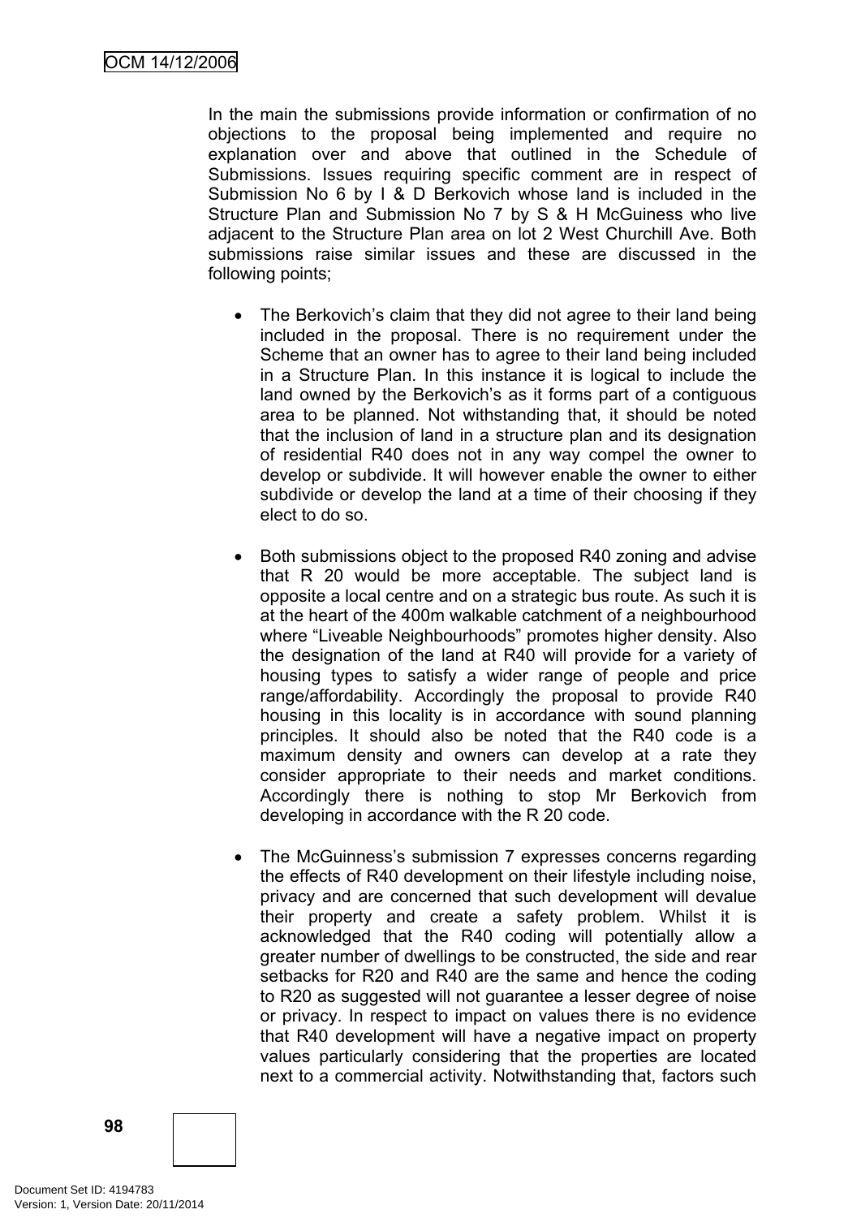In the main the submissions provide information or confirmation of no objections to the proposal being implemented and require no explanation over and above that outlined in the Schedule of Submissions. Issues requiring specific comment are in respect of Submission No 6 by I & D Berkovich whose land is included in the Structure Plan and Submission No 7 by S & H McGuiness who live adjacent to the Structure Plan area on lot 2 West Churchill Ave. Both submissions raise similar issues and these are discussed in the following points;

- The Berkovich's claim that they did not agree to their land being included in the proposal. There is no requirement under the Scheme that an owner has to agree to their land being included in a Structure Plan. In this instance it is logical to include the land owned by the Berkovich's as it forms part of a contiguous area to be planned. Not withstanding that, it should be noted that the inclusion of land in a structure plan and its designation of residential R40 does not in any way compel the owner to develop or subdivide. It will however enable the owner to either subdivide or develop the land at a time of their choosing if they elect to do so.

- Both submissions object to the proposed R40 zoning and advise that R 20 would be more acceptable. The subject land is opposite a local centre and on a strategic bus route. As such it is at the heart of the 400m walkable catchment of a neighbourhood where "Liveable Neighbourhoods" promotes higher density. Also the designation of the land at R40 will provide for a variety of housing types to satisfy a wider range of people and price range/affordability. Accordingly the proposal to provide R40 housing in this locality is in accordance with sound planning principles. It should also be noted that the R40 code is a maximum density and owners can develop at a rate they consider appropriate to their needs and market conditions. Accordingly there is nothing to stop Mr Berkovich from developing in accordance with the R 20 code.

- The McGuinness's submission 7 expresses concerns regarding the effects of R40 development on their lifestyle including noise, privacy and are concerned that such development will devalue their property and create a safety problem. Whilst it is acknowledged that the R40 coding will potentially allow a greater number of dwellings to be constructed, the side and rear setbacks for R20 and R40 are the same and hence the coding to R20 as suggested will not guarantee a lesser degree of noise or privacy. In respect to impact on values there is no evidence that R40 development will have a negative impact on property values particularly considering that the properties are located next to a commercial activity. Notwithstanding that, factors such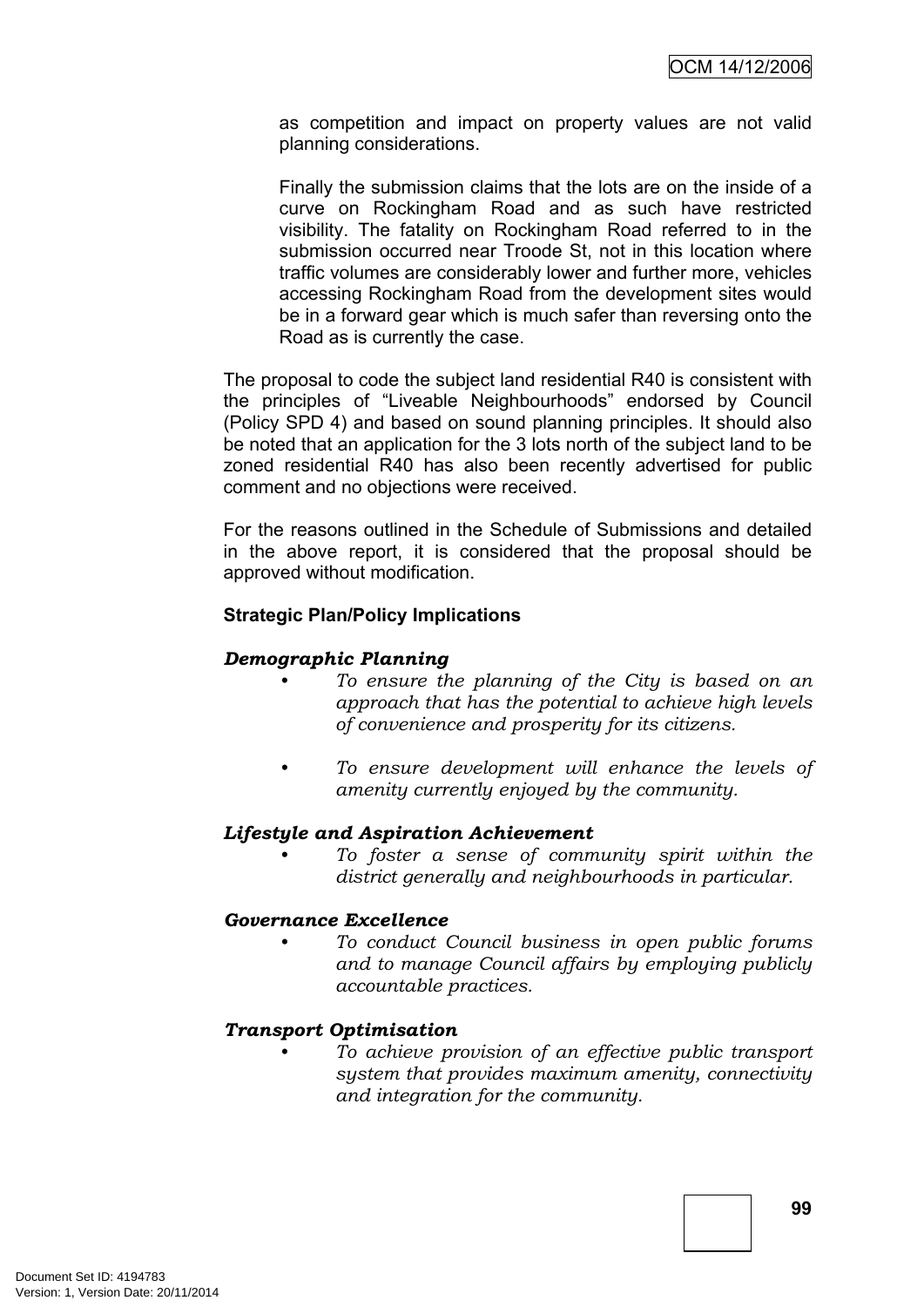as competition and impact on property values are not valid planning considerations.

Finally the submission claims that the lots are on the inside of a curve on Rockingham Road and as such have restricted visibility. The fatality on Rockingham Road referred to in the submission occurred near Troode St, not in this location where traffic volumes are considerably lower and further more, vehicles accessing Rockingham Road from the development sites would be in a forward gear which is much safer than reversing onto the Road as is currently the case.

The proposal to code the subject land residential R40 is consistent with the principles of "Liveable Neighbourhoods" endorsed by Council (Policy SPD 4) and based on sound planning principles. It should also be noted that an application for the 3 lots north of the subject land to be zoned residential R40 has also been recently advertised for public comment and no objections were received.

For the reasons outlined in the Schedule of Submissions and detailed in the above report, it is considered that the proposal should be approved without modification.

**Strategic Plan/Policy Implications**

***Demographic Planning***

- *To ensure the planning of the City is based on an approach that has the potential to achieve high levels of convenience and prosperity for its citizens.*

- *To ensure development will enhance the levels of amenity currently enjoyed by the community.*

***Lifestyle and Aspiration Achievement***

- *To foster a sense of community spirit within the district generally and neighbourhoods in particular.*

***Governance Excellence***

- *To conduct Council business in open public forums and to manage Council affairs by employing publicly accountable practices.*

***Transport Optimisation***

- *To achieve provision of an effective public transport system that provides maximum amenity, connectivity and integration for the community.*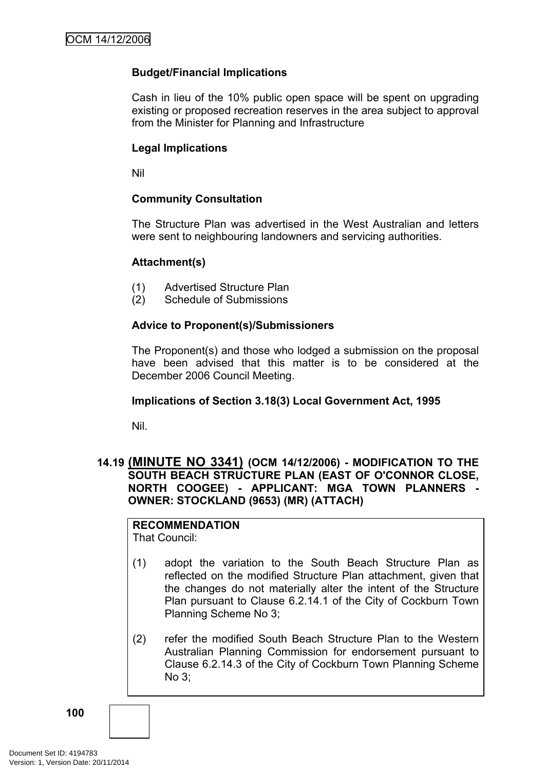**Budget/Financial Implications**

Cash in lieu of the 10% public open space will be spent on upgrading existing or proposed recreation reserves in the area subject to approval from the Minister for Planning and Infrastructure

**Legal Implications**

Nil

**Community Consultation**

The Structure Plan was advertised in the West Australian and letters were sent to neighbouring landowners and servicing authorities.

**Attachment(s)**

(1) Advertised Structure Plan
(2) Schedule of Submissions

**Advice to Proponent(s)/Submissioners**

The Proponent(s) and those who lodged a submission on the proposal have been advised that this matter is to be considered at the December 2006 Council Meeting.

**Implications of Section 3.18(3) Local Government Act, 1995**

Nil.

### 14.19 (MINUTE NO 3341) (OCM 14/12/2006) - MODIFICATION TO THE SOUTH BEACH STRUCTURE PLAN (EAST OF O'CONNOR CLOSE, NORTH COOGEE) - APPLICANT: MGA TOWN PLANNERS - OWNER: STOCKLAND (9653) (MR) (ATTACH)

**RECOMMENDATION**
That Council:

(1) adopt the variation to the South Beach Structure Plan as reflected on the modified Structure Plan attachment, given that the changes do not materially alter the intent of the Structure Plan pursuant to Clause 6.2.14.1 of the City of Cockburn Town Planning Scheme No 3;

(2) refer the modified South Beach Structure Plan to the Western Australian Planning Commission for endorsement pursuant to Clause 6.2.14.3 of the City of Cockburn Town Planning Scheme No 3;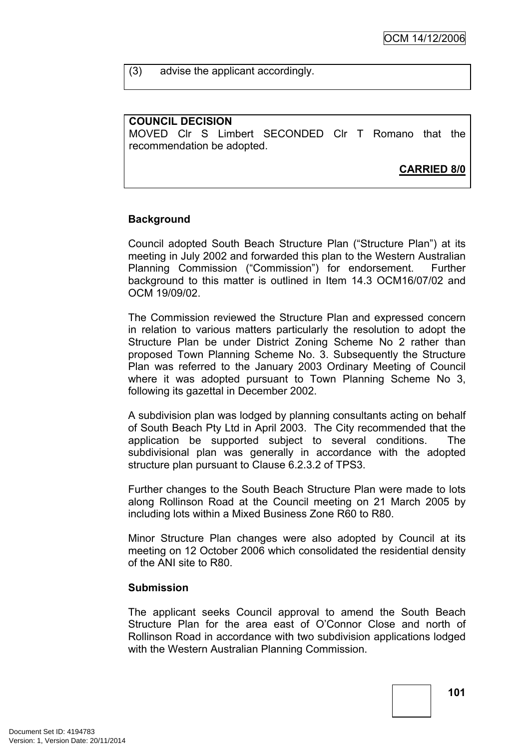(3) advise the applicant accordingly.

**COUNCIL DECISION**
MOVED Clr S Limbert SECONDED Clr T Romano that the recommendation be adopted.

**CARRIED 8/0**

**Background**

Council adopted South Beach Structure Plan ("Structure Plan") at its meeting in July 2002 and forwarded this plan to the Western Australian Planning Commission ("Commission") for endorsement. Further background to this matter is outlined in Item 14.3 OCM16/07/02 and OCM 19/09/02.

The Commission reviewed the Structure Plan and expressed concern in relation to various matters particularly the resolution to adopt the Structure Plan be under District Zoning Scheme No 2 rather than proposed Town Planning Scheme No. 3. Subsequently the Structure Plan was referred to the January 2003 Ordinary Meeting of Council where it was adopted pursuant to Town Planning Scheme No 3, following its gazettal in December 2002.

A subdivision plan was lodged by planning consultants acting on behalf of South Beach Pty Ltd in April 2003. The City recommended that the application be supported subject to several conditions. The subdivisional plan was generally in accordance with the adopted structure plan pursuant to Clause 6.2.3.2 of TPS3.

Further changes to the South Beach Structure Plan were made to lots along Rollinson Road at the Council meeting on 21 March 2005 by including lots within a Mixed Business Zone R60 to R80.

Minor Structure Plan changes were also adopted by Council at its meeting on 12 October 2006 which consolidated the residential density of the ANI site to R80.

**Submission**

The applicant seeks Council approval to amend the South Beach Structure Plan for the area east of O'Connor Close and north of Rollinson Road in accordance with two subdivision applications lodged with the Western Australian Planning Commission.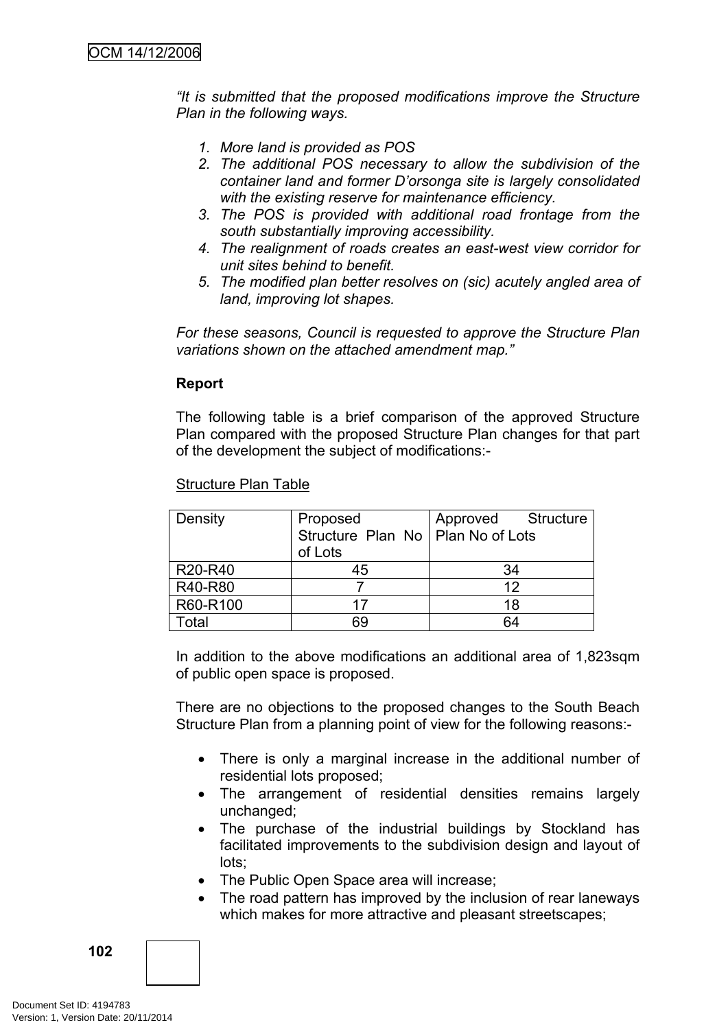*"It is submitted that the proposed modifications improve the Structure Plan in the following ways.*

1. *More land is provided as POS*
2. *The additional POS necessary to allow the subdivision of the container land and former D'orsonga site is largely consolidated with the existing reserve for maintenance efficiency.*
3. *The POS is provided with additional road frontage from the south substantially improving accessibility.*
4. *The realignment of roads creates an east-west view corridor for unit sites behind to benefit.*
5. *The modified plan better resolves on (sic) acutely angled area of land, improving lot shapes.*

*For these seasons, Council is requested to approve the Structure Plan variations shown on the attached amendment map."*

**Report**

The following table is a brief comparison of the approved Structure Plan compared with the proposed Structure Plan changes for that part of the development the subject of modifications:-

Structure Plan Table

| Density | Proposed Structure Plan No of Lots | Approved Structure Plan No of Lots |
|---|---|---|
| R20-R40 | 45 | 34 |
| R40-R80 | 7 | 12 |
| R60-R100 | 17 | 18 |
| Total | 69 | 64 |

In addition to the above modifications an additional area of 1,823sqm of public open space is proposed.

There are no objections to the proposed changes to the South Beach Structure Plan from a planning point of view for the following reasons:-

- There is only a marginal increase in the additional number of residential lots proposed;
- The arrangement of residential densities remains largely unchanged;
- The purchase of the industrial buildings by Stockland has facilitated improvements to the subdivision design and layout of lots;
- The Public Open Space area will increase;
- The road pattern has improved by the inclusion of rear laneways which makes for more attractive and pleasant streetscapes;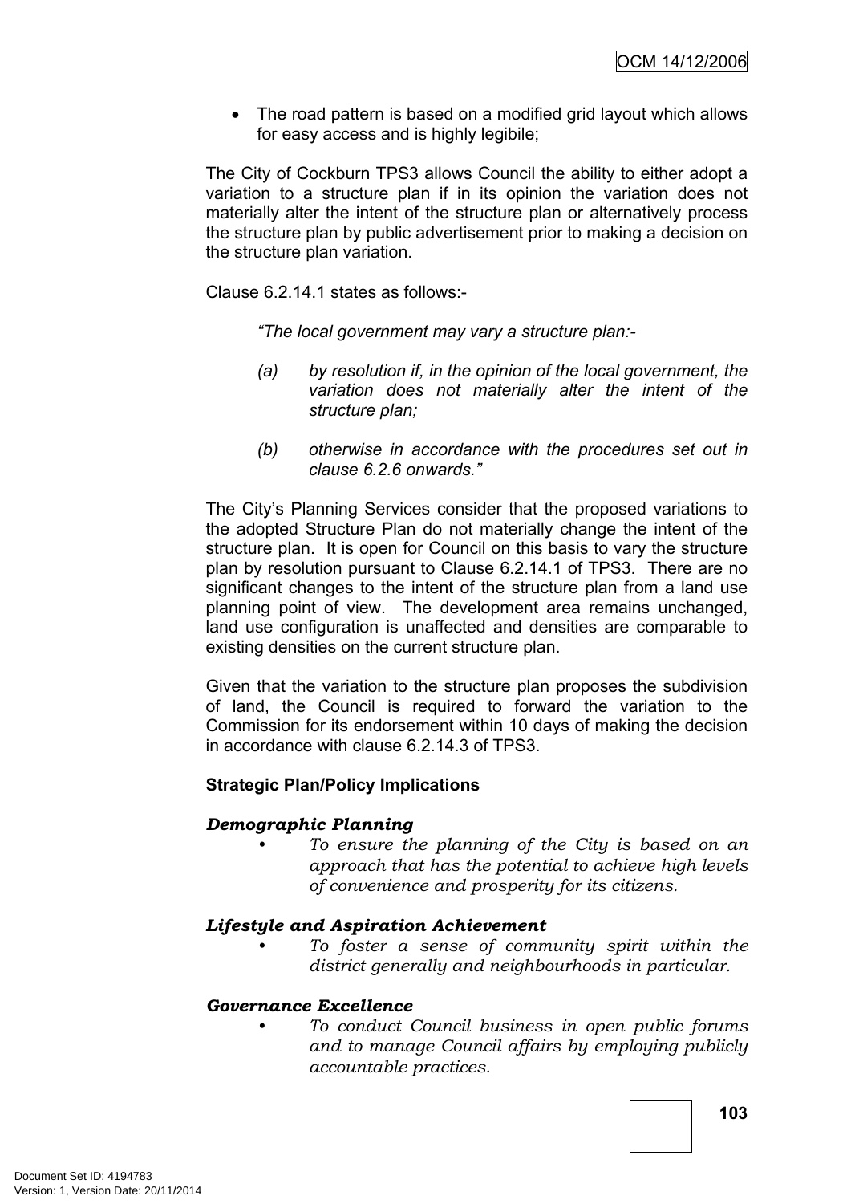- The road pattern is based on a modified grid layout which allows for easy access and is highly legibile;

The City of Cockburn TPS3 allows Council the ability to either adopt a variation to a structure plan if in its opinion the variation does not materially alter the intent of the structure plan or alternatively process the structure plan by public advertisement prior to making a decision on the structure plan variation.

Clause 6.2.14.1 states as follows:-

> *"The local government may vary a structure plan:-*
>
> *(a) by resolution if, in the opinion of the local government, the variation does not materially alter the intent of the structure plan;*
>
> *(b) otherwise in accordance with the procedures set out in clause 6.2.6 onwards."*

The City's Planning Services consider that the proposed variations to the adopted Structure Plan do not materially change the intent of the structure plan. It is open for Council on this basis to vary the structure plan by resolution pursuant to Clause 6.2.14.1 of TPS3. There are no significant changes to the intent of the structure plan from a land use planning point of view. The development area remains unchanged, land use configuration is unaffected and densities are comparable to existing densities on the current structure plan.

Given that the variation to the structure plan proposes the subdivision of land, the Council is required to forward the variation to the Commission for its endorsement within 10 days of making the decision in accordance with clause 6.2.14.3 of TPS3.

**Strategic Plan/Policy Implications**

***Demographic Planning***

- *To ensure the planning of the City is based on an approach that has the potential to achieve high levels of convenience and prosperity for its citizens.*

***Lifestyle and Aspiration Achievement***

- *To foster a sense of community spirit within the district generally and neighbourhoods in particular.*

***Governance Excellence***

- *To conduct Council business in open public forums and to manage Council affairs by employing publicly accountable practices.*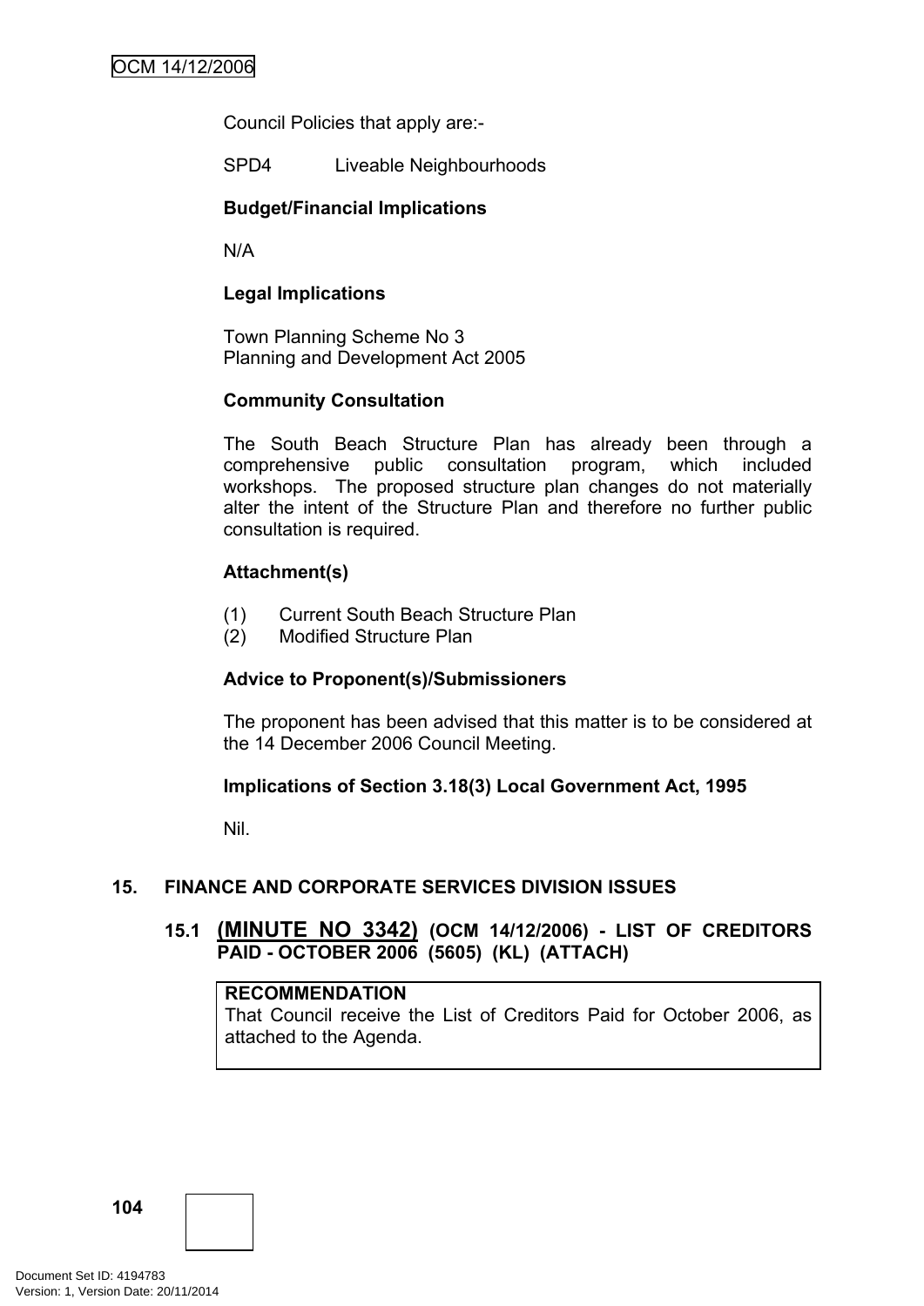Council Policies that apply are:-

SPD4 Liveable Neighbourhoods

**Budget/Financial Implications**

N/A

**Legal Implications**

Town Planning Scheme No 3
Planning and Development Act 2005

**Community Consultation**

The South Beach Structure Plan has already been through a comprehensive public consultation program, which included workshops. The proposed structure plan changes do not materially alter the intent of the Structure Plan and therefore no further public consultation is required.

**Attachment(s)**

(1) Current South Beach Structure Plan
(2) Modified Structure Plan

**Advice to Proponent(s)/Submissioners**

The proponent has been advised that this matter is to be considered at the 14 December 2006 Council Meeting.

**Implications of Section 3.18(3) Local Government Act, 1995**

Nil.

## 15. FINANCE AND CORPORATE SERVICES DIVISION ISSUES

### 15.1 (MINUTE NO 3342) (OCM 14/12/2006) - LIST OF CREDITORS PAID - OCTOBER 2006 (5605) (KL) (ATTACH)

**RECOMMENDATION**
That Council receive the List of Creditors Paid for October 2006, as attached to the Agenda.

Document Set ID: 4194783
Version: 1, Version Date: 20/11/2014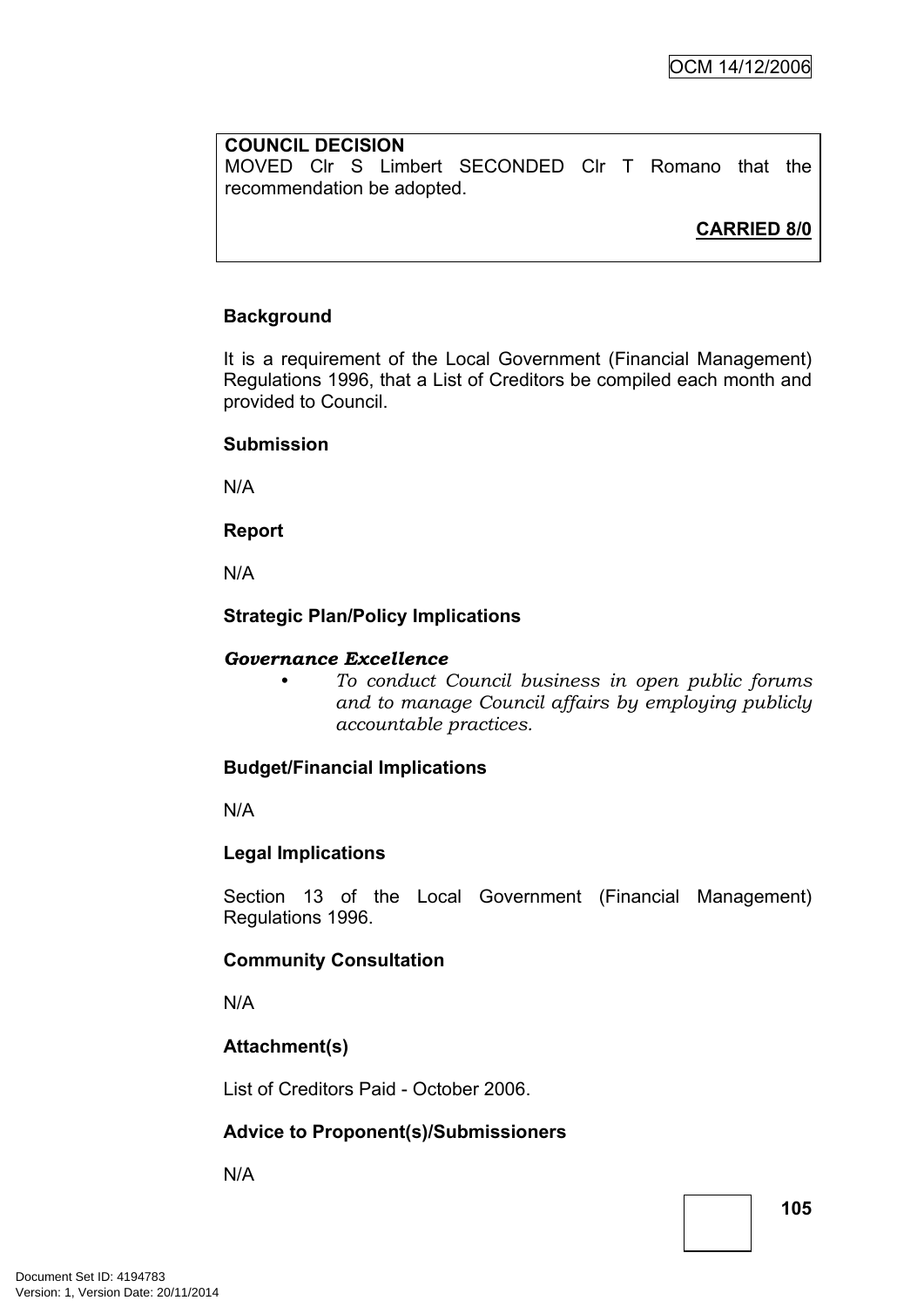**COUNCIL DECISION**
MOVED Clr S Limbert SECONDED Clr T Romano that the recommendation be adopted.

**CARRIED 8/0**

**Background**

It is a requirement of the Local Government (Financial Management) Regulations 1996, that a List of Creditors be compiled each month and provided to Council.

**Submission**

N/A

**Report**

N/A

**Strategic Plan/Policy Implications**

***Governance Excellence***

- *To conduct Council business in open public forums and to manage Council affairs by employing publicly accountable practices.*

**Budget/Financial Implications**

N/A

**Legal Implications**

Section 13 of the Local Government (Financial Management) Regulations 1996.

**Community Consultation**

N/A

**Attachment(s)**

List of Creditors Paid - October 2006.

**Advice to Proponent(s)/Submissioners**

N/A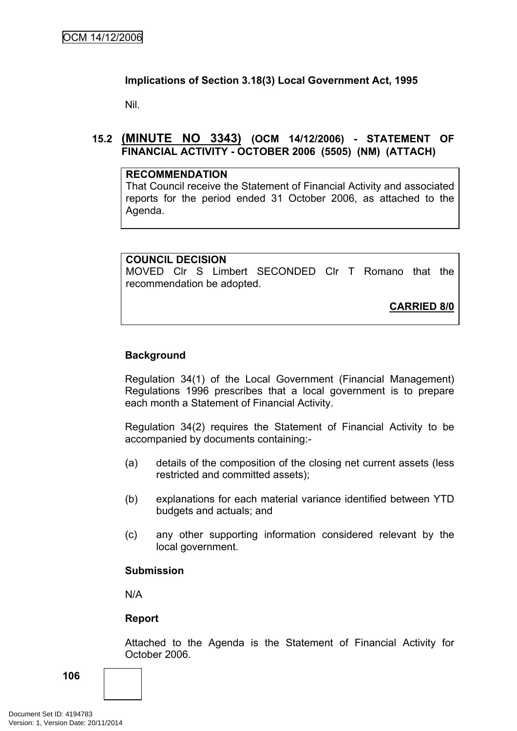**Implications of Section 3.18(3) Local Government Act, 1995**

Nil.

### 15.2 **(MINUTE NO 3343)** (OCM 14/12/2006) - STATEMENT OF FINANCIAL ACTIVITY - OCTOBER 2006 (5505) (NM) (ATTACH)

**RECOMMENDATION**
That Council receive the Statement of Financial Activity and associated reports for the period ended 31 October 2006, as attached to the Agenda.

**COUNCIL DECISION**
MOVED Clr S Limbert SECONDED Clr T Romano that the recommendation be adopted.

**CARRIED 8/0**

**Background**

Regulation 34(1) of the Local Government (Financial Management) Regulations 1996 prescribes that a local government is to prepare each month a Statement of Financial Activity.

Regulation 34(2) requires the Statement of Financial Activity to be accompanied by documents containing:-

(a) details of the composition of the closing net current assets (less restricted and committed assets);

(b) explanations for each material variance identified between YTD budgets and actuals; and

(c) any other supporting information considered relevant by the local government.

**Submission**

N/A

**Report**

Attached to the Agenda is the Statement of Financial Activity for October 2006.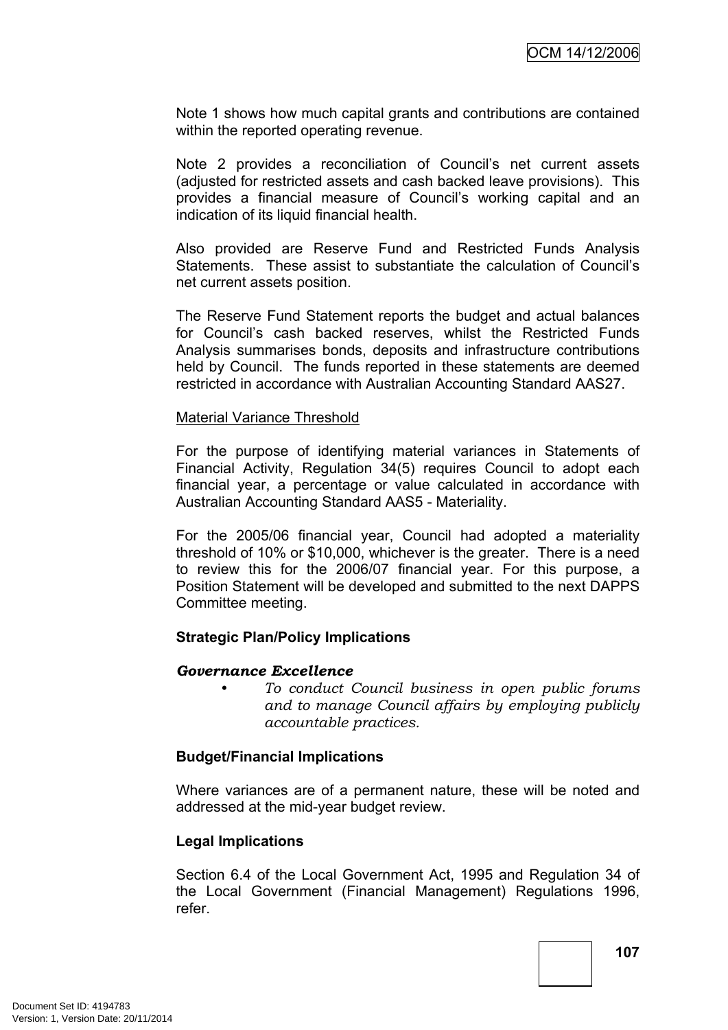Note 1 shows how much capital grants and contributions are contained within the reported operating revenue.

Note 2 provides a reconciliation of Council's net current assets (adjusted for restricted assets and cash backed leave provisions). This provides a financial measure of Council's working capital and an indication of its liquid financial health.

Also provided are Reserve Fund and Restricted Funds Analysis Statements. These assist to substantiate the calculation of Council's net current assets position.

The Reserve Fund Statement reports the budget and actual balances for Council's cash backed reserves, whilst the Restricted Funds Analysis summarises bonds, deposits and infrastructure contributions held by Council. The funds reported in these statements are deemed restricted in accordance with Australian Accounting Standard AAS27.

Material Variance Threshold

For the purpose of identifying material variances in Statements of Financial Activity, Regulation 34(5) requires Council to adopt each financial year, a percentage or value calculated in accordance with Australian Accounting Standard AAS5 - Materiality.

For the 2005/06 financial year, Council had adopted a materiality threshold of 10% or $10,000, whichever is the greater. There is a need to review this for the 2006/07 financial year. For this purpose, a Position Statement will be developed and submitted to the next DAPPS Committee meeting.

**Strategic Plan/Policy Implications**

***Governance Excellence***

- *To conduct Council business in open public forums and to manage Council affairs by employing publicly accountable practices.*

**Budget/Financial Implications**

Where variances are of a permanent nature, these will be noted and addressed at the mid-year budget review.

**Legal Implications**

Section 6.4 of the Local Government Act, 1995 and Regulation 34 of the Local Government (Financial Management) Regulations 1996, refer.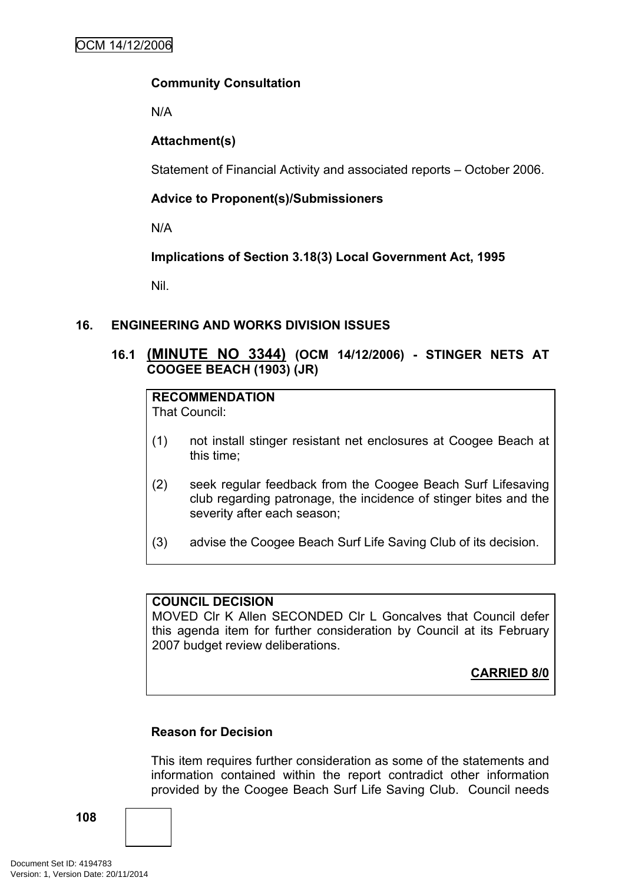**Community Consultation**

N/A

**Attachment(s)**

Statement of Financial Activity and associated reports – October 2006.

**Advice to Proponent(s)/Submissioners**

N/A

**Implications of Section 3.18(3) Local Government Act, 1995**

Nil.

## 16. ENGINEERING AND WORKS DIVISION ISSUES

### 16.1 (MINUTE NO 3344) (OCM 14/12/2006) - STINGER NETS AT COOGEE BEACH (1903) (JR)

**RECOMMENDATION**
That Council:

(1) not install stinger resistant net enclosures at Coogee Beach at this time;

(2) seek regular feedback from the Coogee Beach Surf Lifesaving club regarding patronage, the incidence of stinger bites and the severity after each season;

(3) advise the Coogee Beach Surf Life Saving Club of its decision.

**COUNCIL DECISION**
MOVED Clr K Allen SECONDED Clr L Goncalves that Council defer this agenda item for further consideration by Council at its February 2007 budget review deliberations.

**CARRIED 8/0**

**Reason for Decision**

This item requires further consideration as some of the statements and information contained within the report contradict other information provided by the Coogee Beach Surf Life Saving Club. Council needs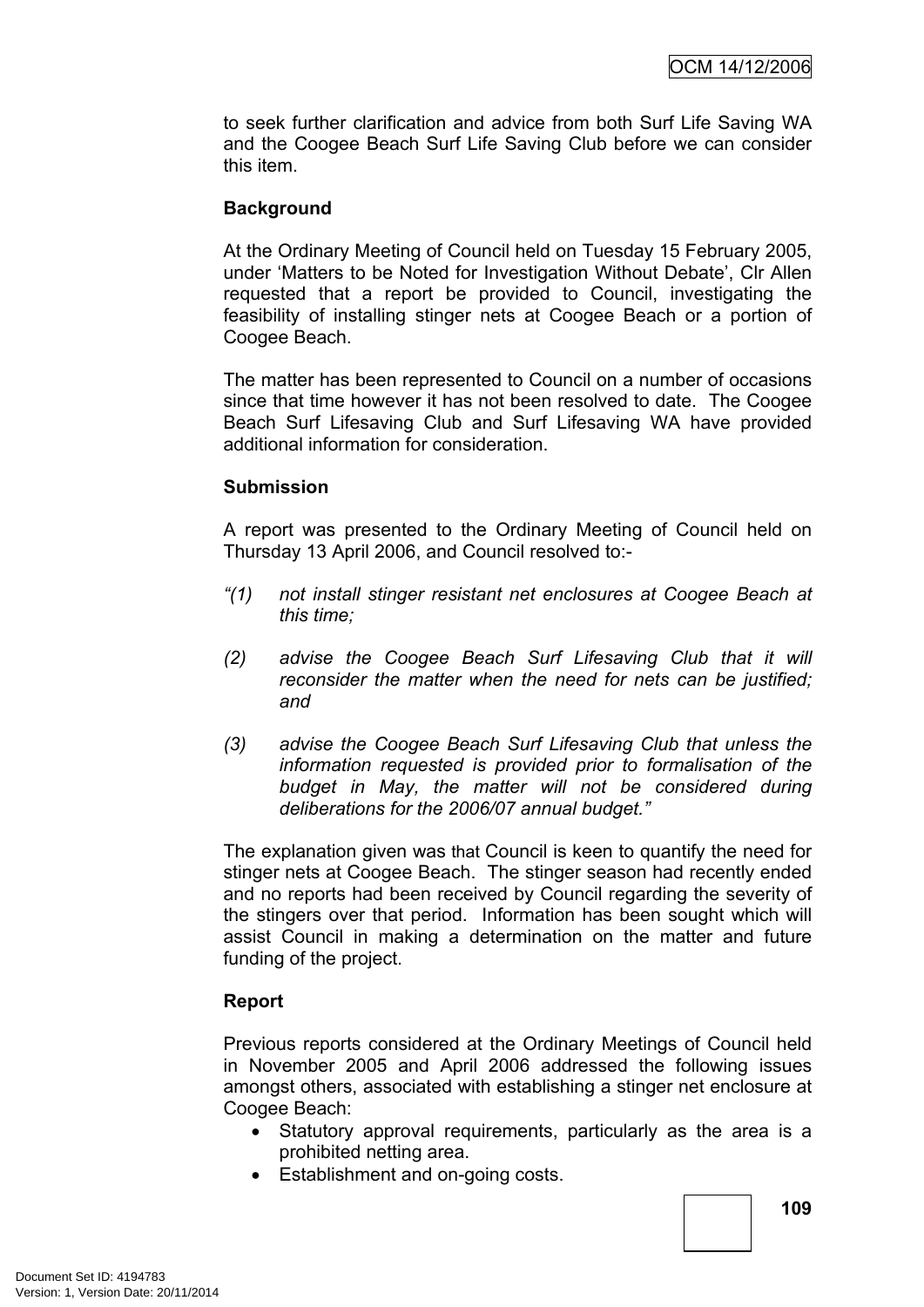to seek further clarification and advice from both Surf Life Saving WA and the Coogee Beach Surf Life Saving Club before we can consider this item.

**Background**

At the Ordinary Meeting of Council held on Tuesday 15 February 2005, under 'Matters to be Noted for Investigation Without Debate', Clr Allen requested that a report be provided to Council, investigating the feasibility of installing stinger nets at Coogee Beach or a portion of Coogee Beach.

The matter has been represented to Council on a number of occasions since that time however it has not been resolved to date. The Coogee Beach Surf Lifesaving Club and Surf Lifesaving WA have provided additional information for consideration.

**Submission**

A report was presented to the Ordinary Meeting of Council held on Thursday 13 April 2006, and Council resolved to:-

*"(1) not install stinger resistant net enclosures at Coogee Beach at this time;*

*(2) advise the Coogee Beach Surf Lifesaving Club that it will reconsider the matter when the need for nets can be justified; and*

*(3) advise the Coogee Beach Surf Lifesaving Club that unless the information requested is provided prior to formalisation of the budget in May, the matter will not be considered during deliberations for the 2006/07 annual budget."*

The explanation given was that Council is keen to quantify the need for stinger nets at Coogee Beach. The stinger season had recently ended and no reports had been received by Council regarding the severity of the stingers over that period. Information has been sought which will assist Council in making a determination on the matter and future funding of the project.

**Report**

Previous reports considered at the Ordinary Meetings of Council held in November 2005 and April 2006 addressed the following issues amongst others, associated with establishing a stinger net enclosure at Coogee Beach:

- Statutory approval requirements, particularly as the area is a prohibited netting area.
- Establishment and on-going costs.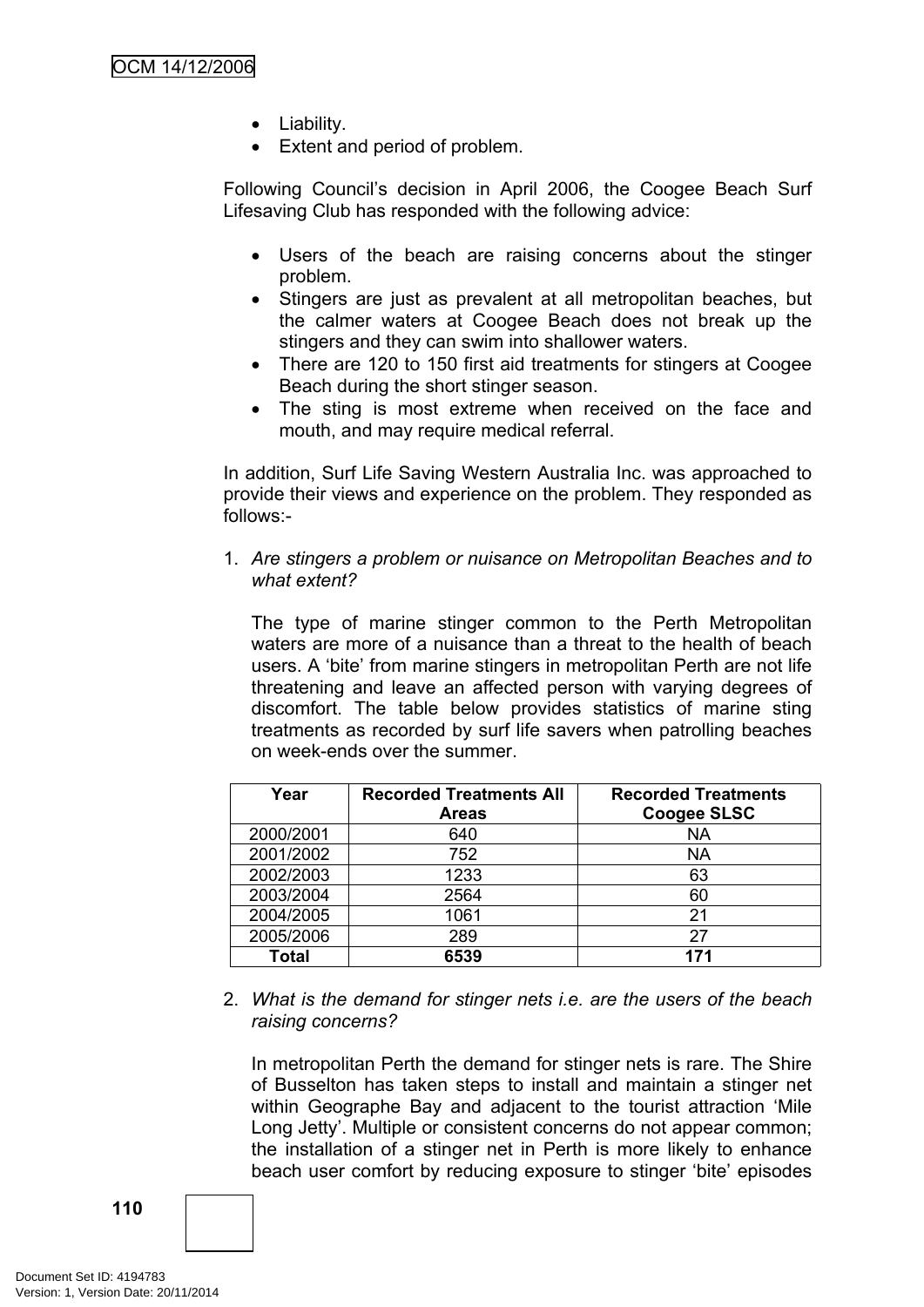- Liability.
- Extent and period of problem.

Following Council's decision in April 2006, the Coogee Beach Surf Lifesaving Club has responded with the following advice:

- Users of the beach are raising concerns about the stinger problem.
- Stingers are just as prevalent at all metropolitan beaches, but the calmer waters at Coogee Beach does not break up the stingers and they can swim into shallower waters.
- There are 120 to 150 first aid treatments for stingers at Coogee Beach during the short stinger season.
- The sting is most extreme when received on the face and mouth, and may require medical referral.

In addition, Surf Life Saving Western Australia Inc. was approached to provide their views and experience on the problem. They responded as follows:-

1. *Are stingers a problem or nuisance on Metropolitan Beaches and to what extent?*

   The type of marine stinger common to the Perth Metropolitan waters are more of a nuisance than a threat to the health of beach users. A 'bite' from marine stingers in metropolitan Perth are not life threatening and leave an affected person with varying degrees of discomfort. The table below provides statistics of marine sting treatments as recorded by surf life savers when patrolling beaches on week-ends over the summer.

| Year | Recorded Treatments All Areas | Recorded Treatments Coogee SLSC |
|---|---|---|
| 2000/2001 | 640 | NA |
| 2001/2002 | 752 | NA |
| 2002/2003 | 1233 | 63 |
| 2003/2004 | 2564 | 60 |
| 2004/2005 | 1061 | 21 |
| 2005/2006 | 289 | 27 |
| **Total** | **6539** | **171** |

2. *What is the demand for stinger nets i.e. are the users of the beach raising concerns?*

   In metropolitan Perth the demand for stinger nets is rare. The Shire of Busselton has taken steps to install and maintain a stinger net within Geographe Bay and adjacent to the tourist attraction 'Mile Long Jetty'. Multiple or consistent concerns do not appear common; the installation of a stinger net in Perth is more likely to enhance beach user comfort by reducing exposure to stinger 'bite' episodes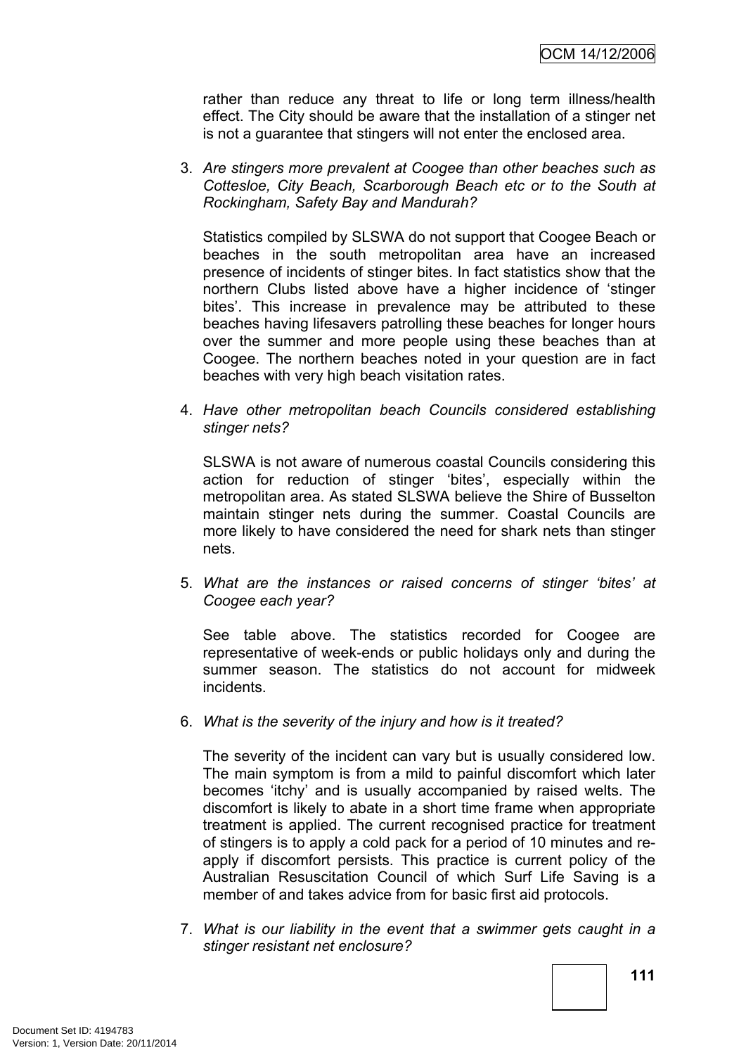rather than reduce any threat to life or long term illness/health effect. The City should be aware that the installation of a stinger net is not a guarantee that stingers will not enter the enclosed area.

3. *Are stingers more prevalent at Coogee than other beaches such as Cottesloe, City Beach, Scarborough Beach etc or to the South at Rockingham, Safety Bay and Mandurah?*

   Statistics compiled by SLSWA do not support that Coogee Beach or beaches in the south metropolitan area have an increased presence of incidents of stinger bites. In fact statistics show that the northern Clubs listed above have a higher incidence of 'stinger bites'. This increase in prevalence may be attributed to these beaches having lifesavers patrolling these beaches for longer hours over the summer and more people using these beaches than at Coogee. The northern beaches noted in your question are in fact beaches with very high beach visitation rates.

4. *Have other metropolitan beach Councils considered establishing stinger nets?*

   SLSWA is not aware of numerous coastal Councils considering this action for reduction of stinger 'bites', especially within the metropolitan area. As stated SLSWA believe the Shire of Busselton maintain stinger nets during the summer. Coastal Councils are more likely to have considered the need for shark nets than stinger nets.

5. *What are the instances or raised concerns of stinger 'bites' at Coogee each year?*

   See table above. The statistics recorded for Coogee are representative of week-ends or public holidays only and during the summer season. The statistics do not account for midweek incidents.

6. *What is the severity of the injury and how is it treated?*

   The severity of the incident can vary but is usually considered low. The main symptom is from a mild to painful discomfort which later becomes 'itchy' and is usually accompanied by raised welts. The discomfort is likely to abate in a short time frame when appropriate treatment is applied. The current recognised practice for treatment of stingers is to apply a cold pack for a period of 10 minutes and re-apply if discomfort persists. This practice is current policy of the Australian Resuscitation Council of which Surf Life Saving is a member of and takes advice from for basic first aid protocols.

7. *What is our liability in the event that a swimmer gets caught in a stinger resistant net enclosure?*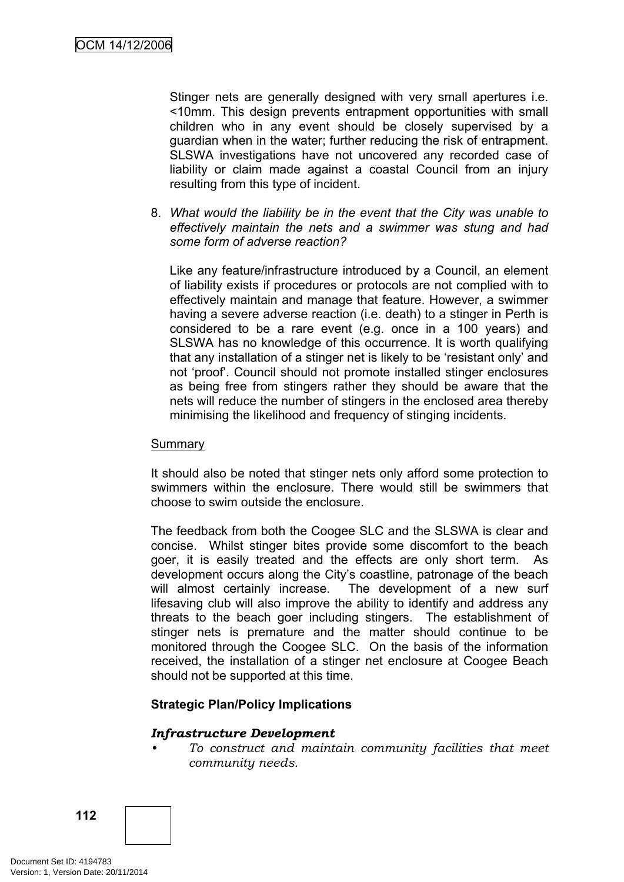Stinger nets are generally designed with very small apertures i.e. <10mm. This design prevents entrapment opportunities with small children who in any event should be closely supervised by a guardian when in the water; further reducing the risk of entrapment. SLSWA investigations have not uncovered any recorded case of liability or claim made against a coastal Council from an injury resulting from this type of incident.

8. *What would the liability be in the event that the City was unable to effectively maintain the nets and a swimmer was stung and had some form of adverse reaction?*

   Like any feature/infrastructure introduced by a Council, an element of liability exists if procedures or protocols are not complied with to effectively maintain and manage that feature. However, a swimmer having a severe adverse reaction (i.e. death) to a stinger in Perth is considered to be a rare event (e.g. once in a 100 years) and SLSWA has no knowledge of this occurrence. It is worth qualifying that any installation of a stinger net is likely to be 'resistant only' and not 'proof'. Council should not promote installed stinger enclosures as being free from stingers rather they should be aware that the nets will reduce the number of stingers in the enclosed area thereby minimising the likelihood and frequency of stinging incidents.

<u>Summary</u>

It should also be noted that stinger nets only afford some protection to swimmers within the enclosure. There would still be swimmers that choose to swim outside the enclosure.

The feedback from both the Coogee SLC and the SLSWA is clear and concise. Whilst stinger bites provide some discomfort to the beach goer, it is easily treated and the effects are only short term. As development occurs along the City's coastline, patronage of the beach will almost certainly increase. The development of a new surf lifesaving club will also improve the ability to identify and address any threats to the beach goer including stingers. The establishment of stinger nets is premature and the matter should continue to be monitored through the Coogee SLC. On the basis of the information received, the installation of a stinger net enclosure at Coogee Beach should not be supported at this time.

**Strategic Plan/Policy Implications**

***Infrastructure Development***

- *To construct and maintain community facilities that meet community needs.*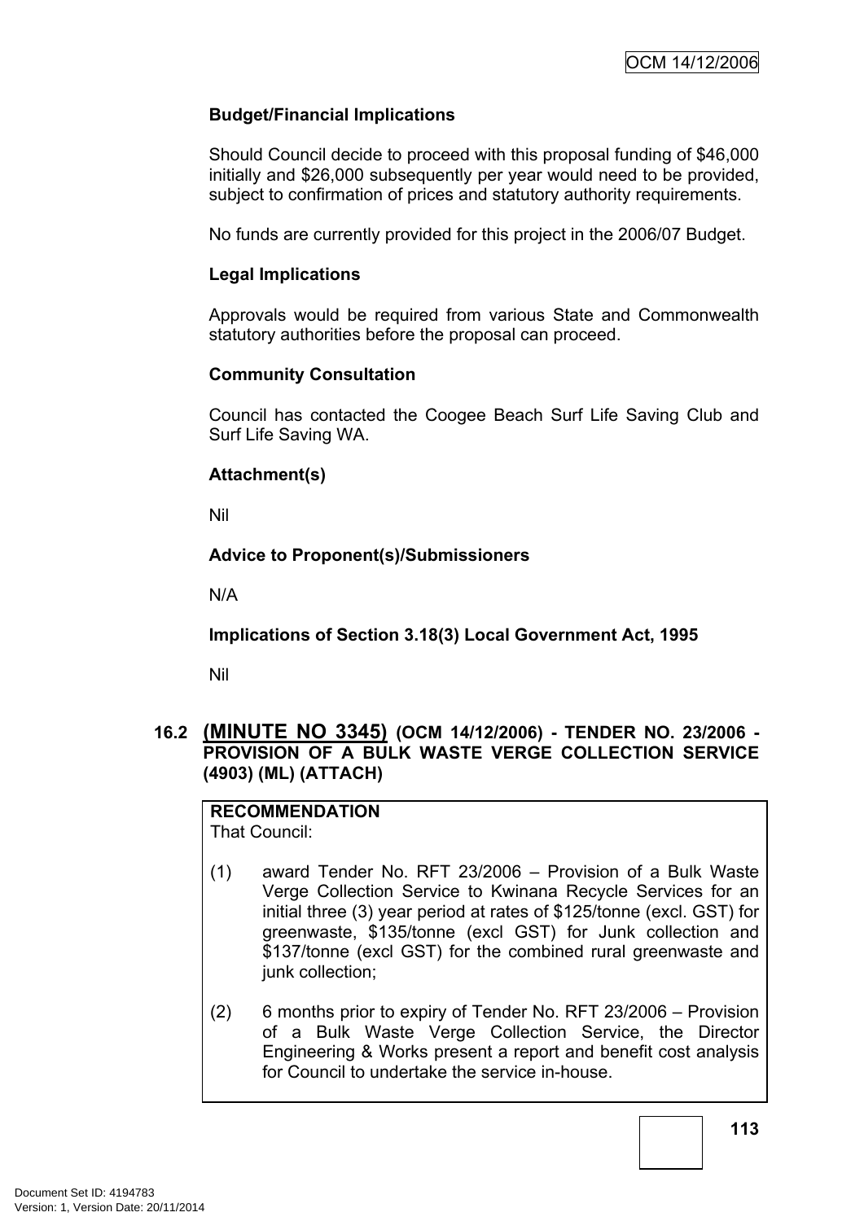**Budget/Financial Implications**

Should Council decide to proceed with this proposal funding of $46,000 initially and $26,000 subsequently per year would need to be provided, subject to confirmation of prices and statutory authority requirements.

No funds are currently provided for this project in the 2006/07 Budget.

**Legal Implications**

Approvals would be required from various State and Commonwealth statutory authorities before the proposal can proceed.

**Community Consultation**

Council has contacted the Coogee Beach Surf Life Saving Club and Surf Life Saving WA.

**Attachment(s)**

Nil

**Advice to Proponent(s)/Submissioners**

N/A

**Implications of Section 3.18(3) Local Government Act, 1995**

Nil

## 16.2 (MINUTE NO 3345) (OCM 14/12/2006) - TENDER NO. 23/2006 - PROVISION OF A BULK WASTE VERGE COLLECTION SERVICE (4903) (ML) (ATTACH)

**RECOMMENDATION**
That Council:

(1) award Tender No. RFT 23/2006 – Provision of a Bulk Waste Verge Collection Service to Kwinana Recycle Services for an initial three (3) year period at rates of $125/tonne (excl. GST) for greenwaste, $135/tonne (excl GST) for Junk collection and $137/tonne (excl GST) for the combined rural greenwaste and junk collection;

(2) 6 months prior to expiry of Tender No. RFT 23/2006 – Provision of a Bulk Waste Verge Collection Service, the Director Engineering & Works present a report and benefit cost analysis for Council to undertake the service in-house.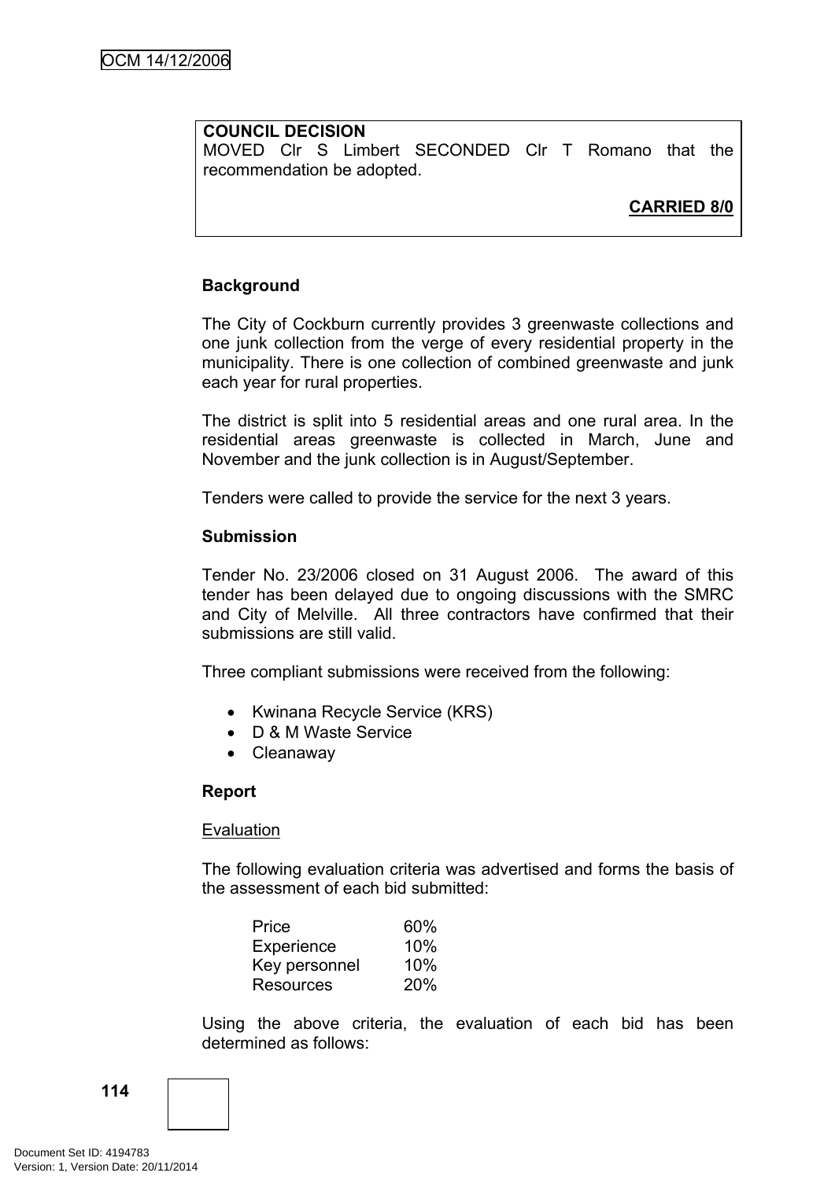**COUNCIL DECISION**
MOVED Clr S Limbert SECONDED Clr T Romano that the recommendation be adopted.

**CARRIED 8/0**

**Background**

The City of Cockburn currently provides 3 greenwaste collections and one junk collection from the verge of every residential property in the municipality. There is one collection of combined greenwaste and junk each year for rural properties.

The district is split into 5 residential areas and one rural area. In the residential areas greenwaste is collected in March, June and November and the junk collection is in August/September.

Tenders were called to provide the service for the next 3 years.

**Submission**

Tender No. 23/2006 closed on 31 August 2006. The award of this tender has been delayed due to ongoing discussions with the SMRC and City of Melville. All three contractors have confirmed that their submissions are still valid.

Three compliant submissions were received from the following:

- Kwinana Recycle Service (KRS)
- D & M Waste Service
- Cleanaway

**Report**

Evaluation

The following evaluation criteria was advertised and forms the basis of the assessment of each bid submitted:

| | |
|---|---|
| Price | 60% |
| Experience | 10% |
| Key personnel | 10% |
| Resources | 20% |

Using the above criteria, the evaluation of each bid has been determined as follows: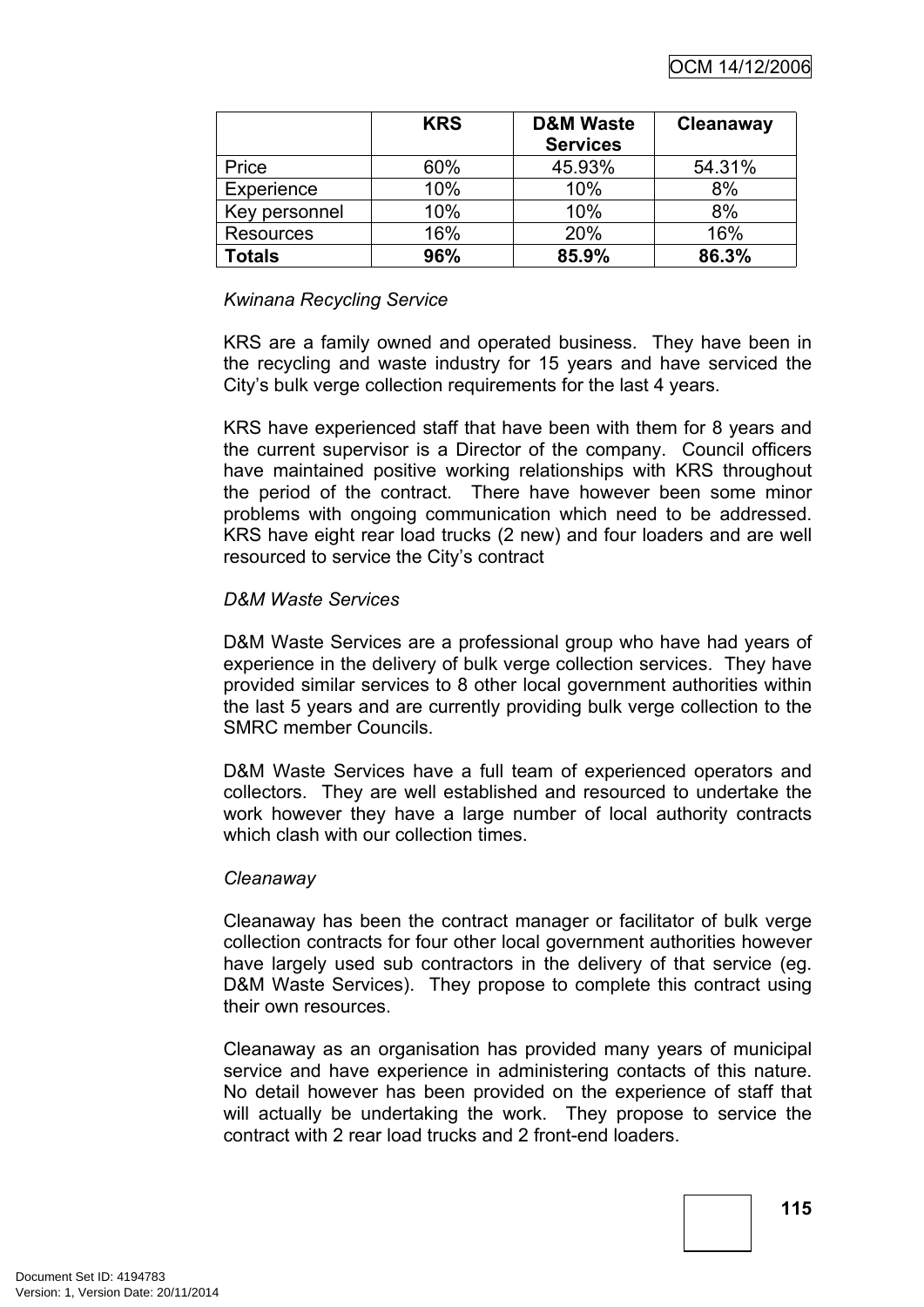| | KRS | D&M Waste Services | Cleanaway |
|---|---|---|---|
| Price | 60% | 45.93% | 54.31% |
| Experience | 10% | 10% | 8% |
| Key personnel | 10% | 10% | 8% |
| Resources | 16% | 20% | 16% |
| **Totals** | **96%** | **85.9%** | **86.3%** |

*Kwinana Recycling Service*

KRS are a family owned and operated business. They have been in the recycling and waste industry for 15 years and have serviced the City's bulk verge collection requirements for the last 4 years.

KRS have experienced staff that have been with them for 8 years and the current supervisor is a Director of the company. Council officers have maintained positive working relationships with KRS throughout the period of the contract. There have however been some minor problems with ongoing communication which need to be addressed. KRS have eight rear load trucks (2 new) and four loaders and are well resourced to service the City's contract

*D&M Waste Services*

D&M Waste Services are a professional group who have had years of experience in the delivery of bulk verge collection services. They have provided similar services to 8 other local government authorities within the last 5 years and are currently providing bulk verge collection to the SMRC member Councils.

D&M Waste Services have a full team of experienced operators and collectors. They are well established and resourced to undertake the work however they have a large number of local authority contracts which clash with our collection times.

*Cleanaway*

Cleanaway has been the contract manager or facilitator of bulk verge collection contracts for four other local government authorities however have largely used sub contractors in the delivery of that service (eg. D&M Waste Services). They propose to complete this contract using their own resources.

Cleanaway as an organisation has provided many years of municipal service and have experience in administering contacts of this nature. No detail however has been provided on the experience of staff that will actually be undertaking the work. They propose to service the contract with 2 rear load trucks and 2 front-end loaders.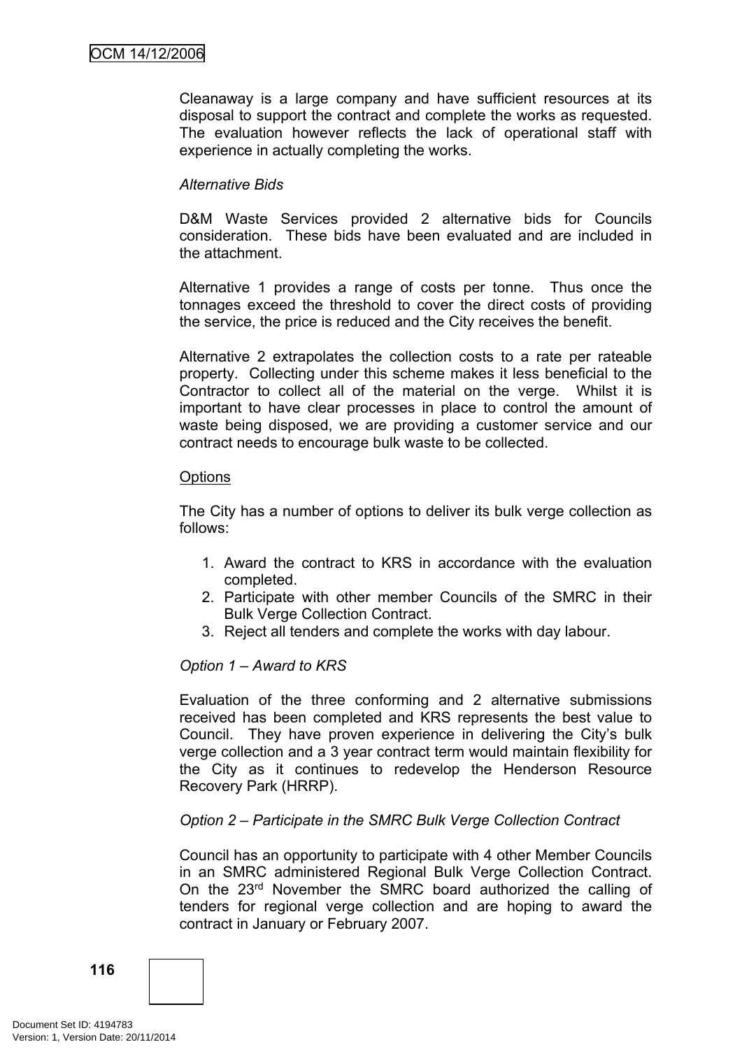Cleanaway is a large company and have sufficient resources at its disposal to support the contract and complete the works as requested. The evaluation however reflects the lack of operational staff with experience in actually completing the works.

*Alternative Bids*

D&M Waste Services provided 2 alternative bids for Councils consideration. These bids have been evaluated and are included in the attachment.

Alternative 1 provides a range of costs per tonne. Thus once the tonnages exceed the threshold to cover the direct costs of providing the service, the price is reduced and the City receives the benefit.

Alternative 2 extrapolates the collection costs to a rate per rateable property. Collecting under this scheme makes it less beneficial to the Contractor to collect all of the material on the verge. Whilst it is important to have clear processes in place to control the amount of waste being disposed, we are providing a customer service and our contract needs to encourage bulk waste to be collected.

<u>Options</u>

The City has a number of options to deliver its bulk verge collection as follows:

1. Award the contract to KRS in accordance with the evaluation completed.
2. Participate with other member Councils of the SMRC in their Bulk Verge Collection Contract.
3. Reject all tenders and complete the works with day labour.

*Option 1 – Award to KRS*

Evaluation of the three conforming and 2 alternative submissions received has been completed and KRS represents the best value to Council. They have proven experience in delivering the City's bulk verge collection and a 3 year contract term would maintain flexibility for the City as it continues to redevelop the Henderson Resource Recovery Park (HRRP).

*Option 2 – Participate in the SMRC Bulk Verge Collection Contract*

Council has an opportunity to participate with 4 other Member Councils in an SMRC administered Regional Bulk Verge Collection Contract. On the 23rd November the SMRC board authorized the calling of tenders for regional verge collection and are hoping to award the contract in January or February 2007.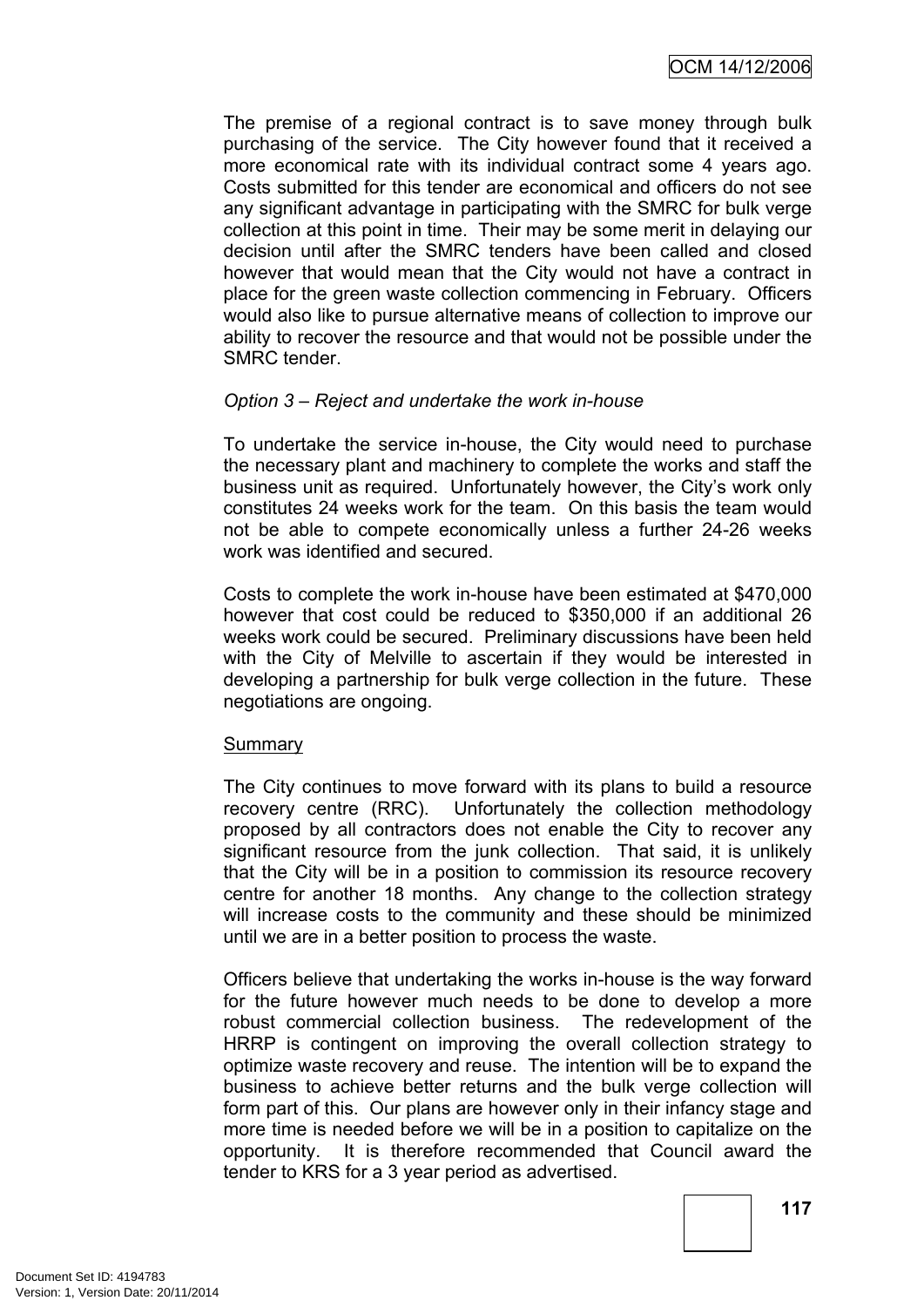The premise of a regional contract is to save money through bulk purchasing of the service. The City however found that it received a more economical rate with its individual contract some 4 years ago. Costs submitted for this tender are economical and officers do not see any significant advantage in participating with the SMRC for bulk verge collection at this point in time. Their may be some merit in delaying our decision until after the SMRC tenders have been called and closed however that would mean that the City would not have a contract in place for the green waste collection commencing in February. Officers would also like to pursue alternative means of collection to improve our ability to recover the resource and that would not be possible under the SMRC tender.

*Option 3 – Reject and undertake the work in-house*

To undertake the service in-house, the City would need to purchase the necessary plant and machinery to complete the works and staff the business unit as required. Unfortunately however, the City's work only constitutes 24 weeks work for the team. On this basis the team would not be able to compete economically unless a further 24-26 weeks work was identified and secured.

Costs to complete the work in-house have been estimated at $470,000 however that cost could be reduced to $350,000 if an additional 26 weeks work could be secured. Preliminary discussions have been held with the City of Melville to ascertain if they would be interested in developing a partnership for bulk verge collection in the future. These negotiations are ongoing.

<u>Summary</u>

The City continues to move forward with its plans to build a resource recovery centre (RRC). Unfortunately the collection methodology proposed by all contractors does not enable the City to recover any significant resource from the junk collection. That said, it is unlikely that the City will be in a position to commission its resource recovery centre for another 18 months. Any change to the collection strategy will increase costs to the community and these should be minimized until we are in a better position to process the waste.

Officers believe that undertaking the works in-house is the way forward for the future however much needs to be done to develop a more robust commercial collection business. The redevelopment of the HRRP is contingent on improving the overall collection strategy to optimize waste recovery and reuse. The intention will be to expand the business to achieve better returns and the bulk verge collection will form part of this. Our plans are however only in their infancy stage and more time is needed before we will be in a position to capitalize on the opportunity. It is therefore recommended that Council award the tender to KRS for a 3 year period as advertised.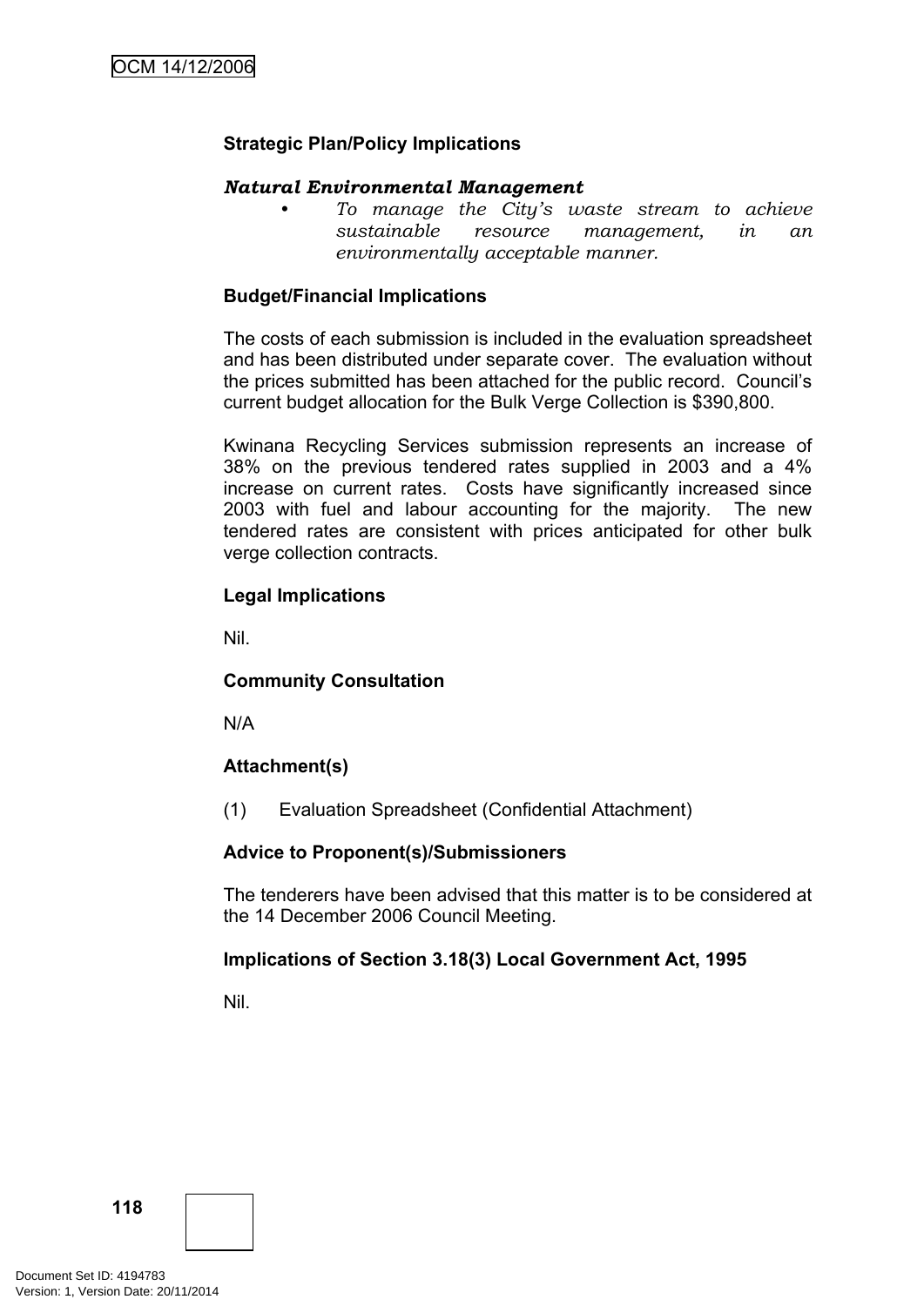**Strategic Plan/Policy Implications**

***Natural Environmental Management***

- *To manage the City's waste stream to achieve sustainable resource management, in an environmentally acceptable manner.*

**Budget/Financial Implications**

The costs of each submission is included in the evaluation spreadsheet and has been distributed under separate cover. The evaluation without the prices submitted has been attached for the public record. Council's current budget allocation for the Bulk Verge Collection is $390,800.

Kwinana Recycling Services submission represents an increase of 38% on the previous tendered rates supplied in 2003 and a 4% increase on current rates. Costs have significantly increased since 2003 with fuel and labour accounting for the majority. The new tendered rates are consistent with prices anticipated for other bulk verge collection contracts.

**Legal Implications**

Nil.

**Community Consultation**

N/A

**Attachment(s)**

(1) Evaluation Spreadsheet (Confidential Attachment)

**Advice to Proponent(s)/Submissioners**

The tenderers have been advised that this matter is to be considered at the 14 December 2006 Council Meeting.

**Implications of Section 3.18(3) Local Government Act, 1995**

Nil.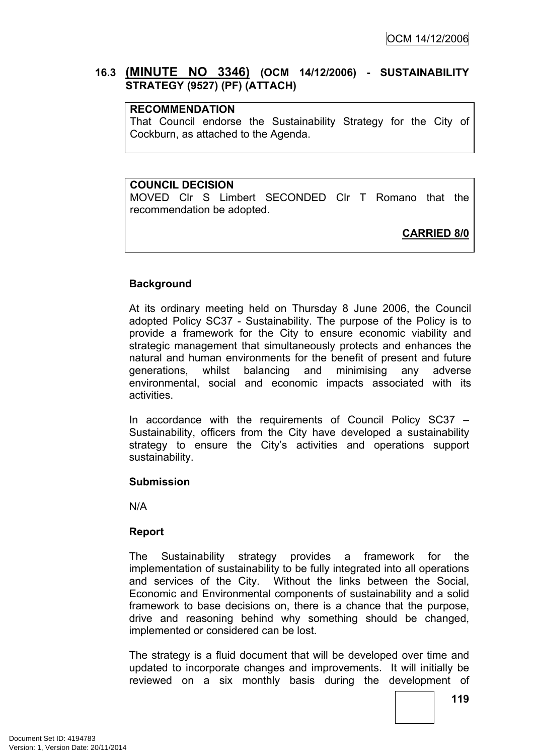### 16.3 (MINUTE NO 3346) (OCM 14/12/2006) - SUSTAINABILITY STRATEGY (9527) (PF) (ATTACH)

**RECOMMENDATION**
That Council endorse the Sustainability Strategy for the City of Cockburn, as attached to the Agenda.

**COUNCIL DECISION**
MOVED Clr S Limbert SECONDED Clr T Romano that the recommendation be adopted.

**CARRIED 8/0**

**Background**

At its ordinary meeting held on Thursday 8 June 2006, the Council adopted Policy SC37 - Sustainability. The purpose of the Policy is to provide a framework for the City to ensure economic viability and strategic management that simultaneously protects and enhances the natural and human environments for the benefit of present and future generations, whilst balancing and minimising any adverse environmental, social and economic impacts associated with its activities.

In accordance with the requirements of Council Policy SC37 – Sustainability, officers from the City have developed a sustainability strategy to ensure the City's activities and operations support sustainability.

**Submission**

N/A

**Report**

The Sustainability strategy provides a framework for the implementation of sustainability to be fully integrated into all operations and services of the City. Without the links between the Social, Economic and Environmental components of sustainability and a solid framework to base decisions on, there is a chance that the purpose, drive and reasoning behind why something should be changed, implemented or considered can be lost.

The strategy is a fluid document that will be developed over time and updated to incorporate changes and improvements. It will initially be reviewed on a six monthly basis during the development of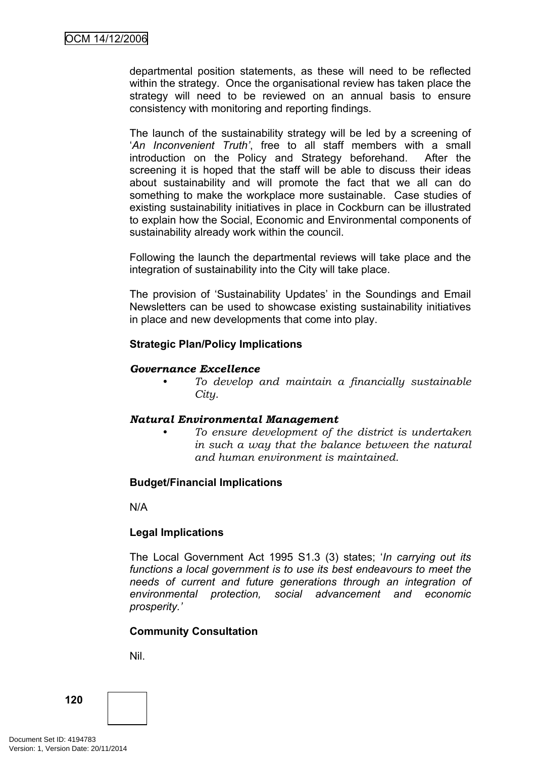departmental position statements, as these will need to be reflected within the strategy. Once the organisational review has taken place the strategy will need to be reviewed on an annual basis to ensure consistency with monitoring and reporting findings.

The launch of the sustainability strategy will be led by a screening of '*An Inconvenient Truth'*, free to all staff members with a small introduction on the Policy and Strategy beforehand. After the screening it is hoped that the staff will be able to discuss their ideas about sustainability and will promote the fact that we all can do something to make the workplace more sustainable. Case studies of existing sustainability initiatives in place in Cockburn can be illustrated to explain how the Social, Economic and Environmental components of sustainability already work within the council.

Following the launch the departmental reviews will take place and the integration of sustainability into the City will take place.

The provision of 'Sustainability Updates' in the Soundings and Email Newsletters can be used to showcase existing sustainability initiatives in place and new developments that come into play.

**Strategic Plan/Policy Implications**

***Governance Excellence***

- *To develop and maintain a financially sustainable City.*

***Natural Environmental Management***

- *To ensure development of the district is undertaken in such a way that the balance between the natural and human environment is maintained.*

**Budget/Financial Implications**

N/A

**Legal Implications**

The Local Government Act 1995 S1.3 (3) states; '*In carrying out its functions a local government is to use its best endeavours to meet the needs of current and future generations through an integration of environmental protection, social advancement and economic prosperity.'*

**Community Consultation**

Nil.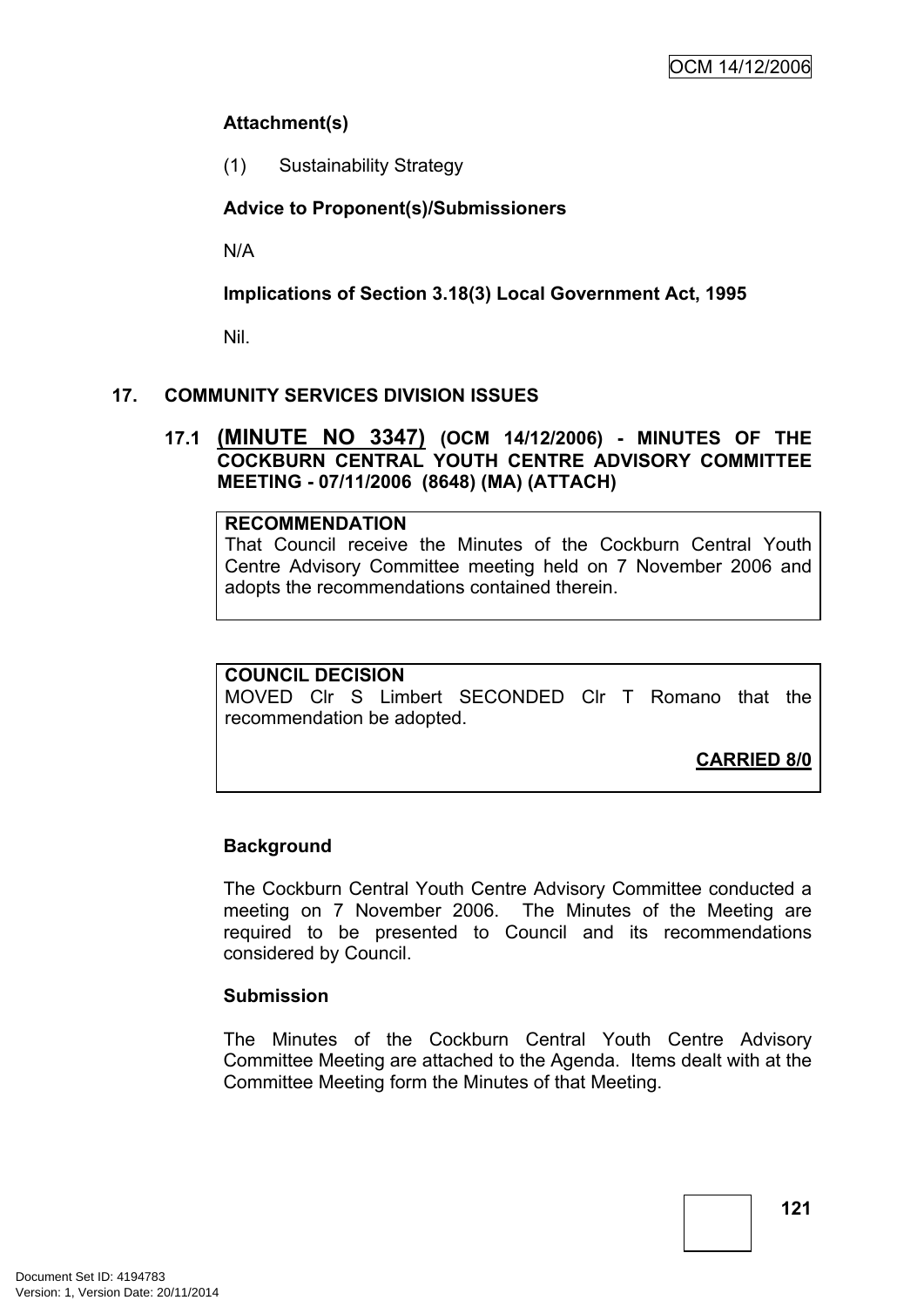**Attachment(s)**

(1) Sustainability Strategy

**Advice to Proponent(s)/Submissioners**

N/A

**Implications of Section 3.18(3) Local Government Act, 1995**

Nil.

## 17. COMMUNITY SERVICES DIVISION ISSUES

### 17.1 (MINUTE NO 3347) (OCM 14/12/2006) - MINUTES OF THE COCKBURN CENTRAL YOUTH CENTRE ADVISORY COMMITTEE MEETING - 07/11/2006 (8648) (MA) (ATTACH)

**RECOMMENDATION**
That Council receive the Minutes of the Cockburn Central Youth Centre Advisory Committee meeting held on 7 November 2006 and adopts the recommendations contained therein.

**COUNCIL DECISION**
MOVED Clr S Limbert SECONDED Clr T Romano that the recommendation be adopted.

**CARRIED 8/0**

**Background**

The Cockburn Central Youth Centre Advisory Committee conducted a meeting on 7 November 2006. The Minutes of the Meeting are required to be presented to Council and its recommendations considered by Council.

**Submission**

The Minutes of the Cockburn Central Youth Centre Advisory Committee Meeting are attached to the Agenda. Items dealt with at the Committee Meeting form the Minutes of that Meeting.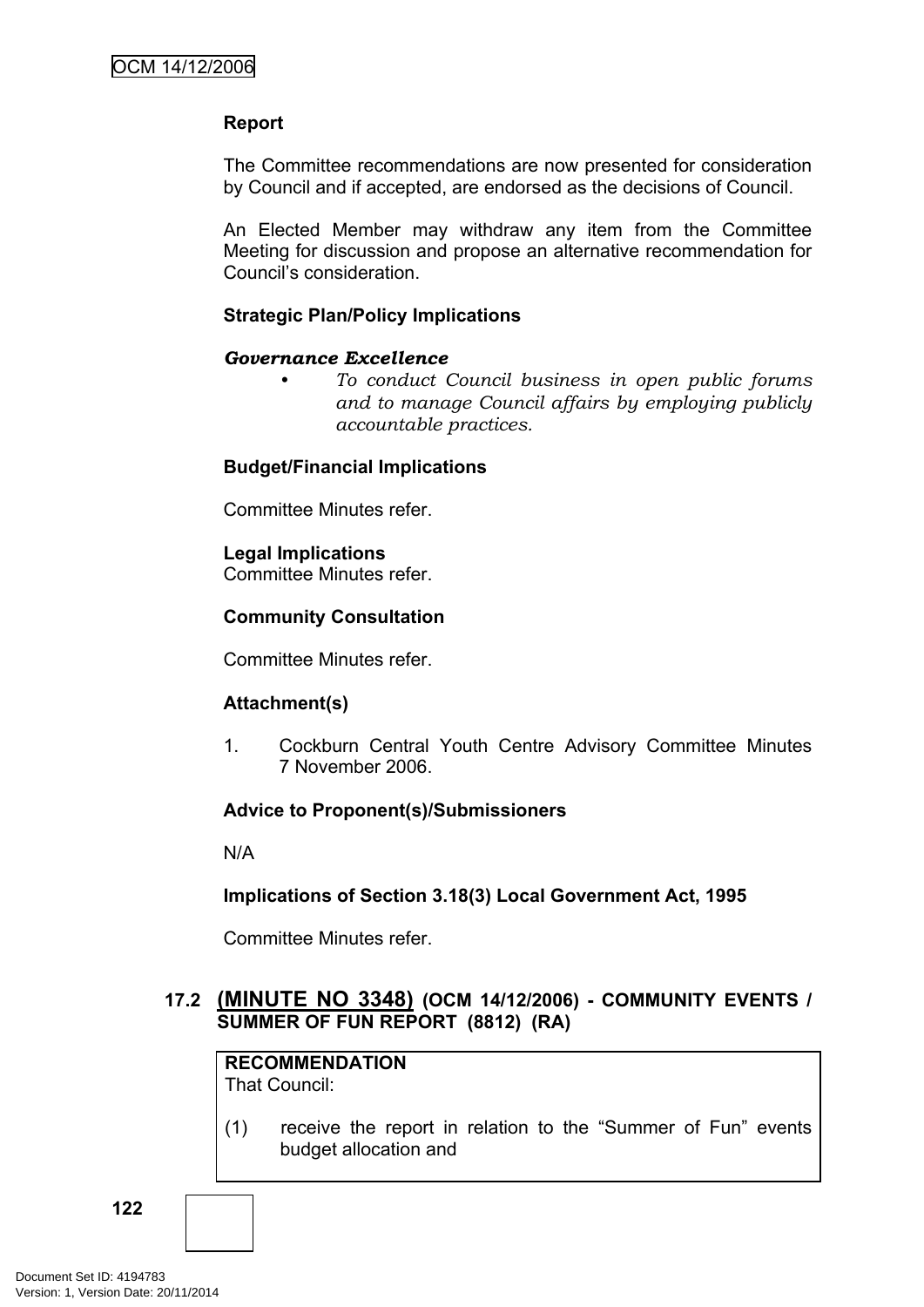**Report**

The Committee recommendations are now presented for consideration by Council and if accepted, are endorsed as the decisions of Council.

An Elected Member may withdraw any item from the Committee Meeting for discussion and propose an alternative recommendation for Council's consideration.

**Strategic Plan/Policy Implications**

***Governance Excellence***

- *To conduct Council business in open public forums and to manage Council affairs by employing publicly accountable practices.*

**Budget/Financial Implications**

Committee Minutes refer.

**Legal Implications**

Committee Minutes refer.

**Community Consultation**

Committee Minutes refer.

**Attachment(s)**

1. Cockburn Central Youth Centre Advisory Committee Minutes 7 November 2006.

**Advice to Proponent(s)/Submissioners**

N/A

**Implications of Section 3.18(3) Local Government Act, 1995**

Committee Minutes refer.

## 17.2 (MINUTE NO 3348) (OCM 14/12/2006) - COMMUNITY EVENTS / SUMMER OF FUN REPORT (8812) (RA)

**RECOMMENDATION**

That Council:

(1) receive the report in relation to the "Summer of Fun" events budget allocation and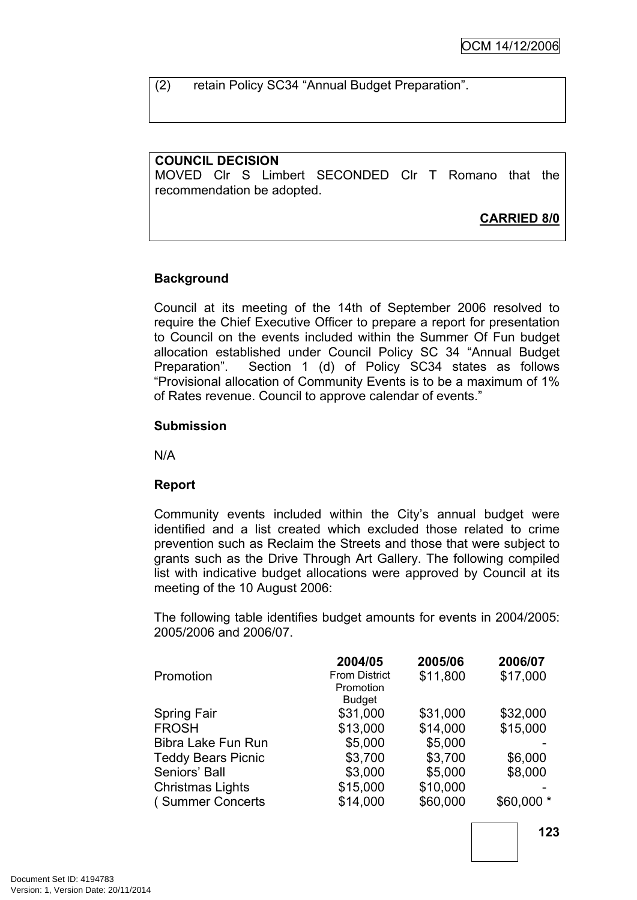(2) retain Policy SC34 "Annual Budget Preparation".

**COUNCIL DECISION**
MOVED Clr S Limbert SECONDED Clr T Romano that the recommendation be adopted.

**CARRIED 8/0**

**Background**

Council at its meeting of the 14th of September 2006 resolved to require the Chief Executive Officer to prepare a report for presentation to Council on the events included within the Summer Of Fun budget allocation established under Council Policy SC 34 "Annual Budget Preparation". Section 1 (d) of Policy SC34 states as follows "Provisional allocation of Community Events is to be a maximum of 1% of Rates revenue. Council to approve calendar of events."

**Submission**

N/A

**Report**

Community events included within the City's annual budget were identified and a list created which excluded those related to crime prevention such as Reclaim the Streets and those that were subject to grants such as the Drive Through Art Gallery. The following compiled list with indicative budget allocations were approved by Council at its meeting of the 10 August 2006:

The following table identifies budget amounts for events in 2004/2005: 2005/2006 and 2006/07.

| | **2004/05** | **2005/06** | **2006/07** |
|---|---|---|---|
| Promotion | From District Promotion Budget | $11,800 | $17,000 |
| Spring Fair | $31,000 | $31,000 | $32,000 |
| FROSH | $13,000 | $14,000 | $15,000 |
| Bibra Lake Fun Run | $5,000 | $5,000 | - |
| Teddy Bears Picnic | $3,700 | $3,700 | $6,000 |
| Seniors' Ball | $3,000 | $5,000 | $8,000 |
| Christmas Lights | $15,000 | $10,000 | - |
| ( Summer Concerts | $14,000 | $60,000 | $60,000 * |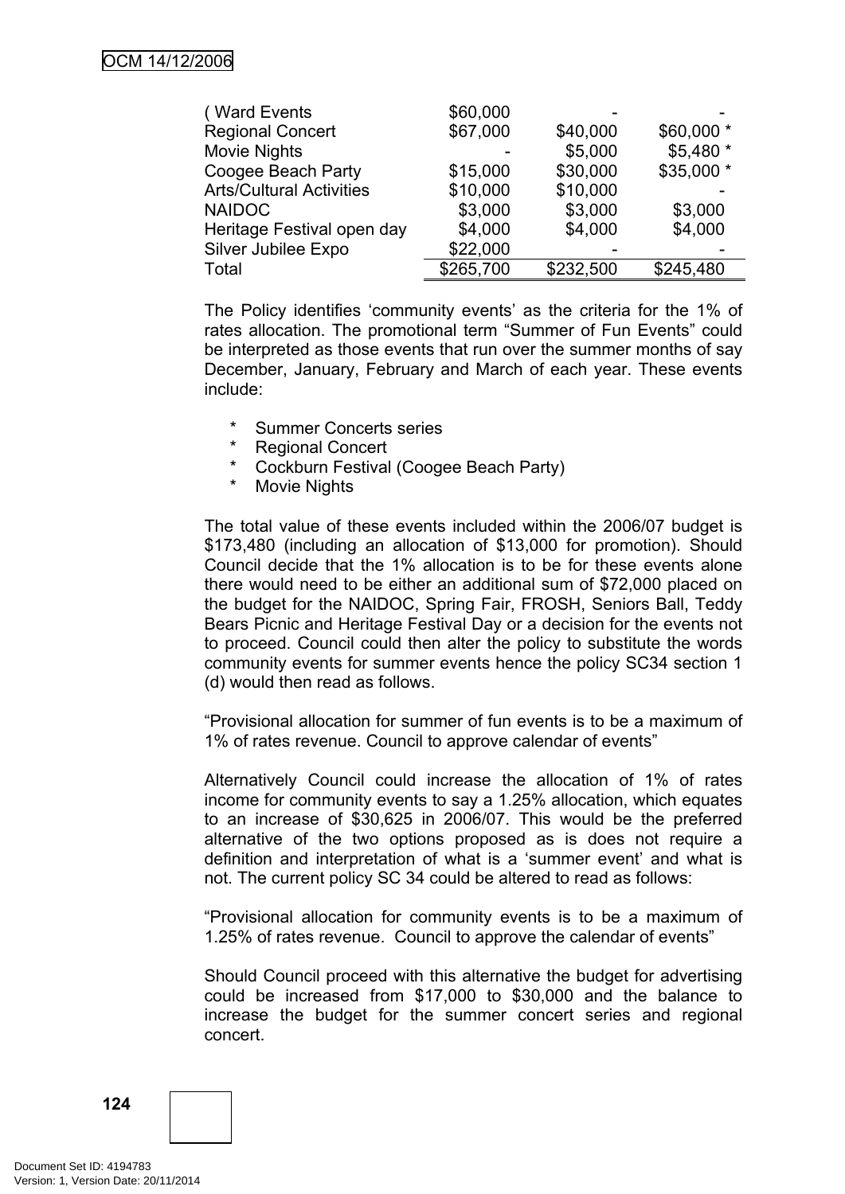| ( Ward Events | $60,000 | - | - |
|---|---|---|---|
| Regional Concert | $67,000 | $40,000 | $60,000 * |
| Movie Nights | - | $5,000 | $5,480 * |
| Coogee Beach Party | $15,000 | $30,000 | $35,000 * |
| Arts/Cultural Activities | $10,000 | $10,000 | - |
| NAIDOC | $3,000 | $3,000 | $3,000 |
| Heritage Festival open day | $4,000 | $4,000 | $4,000 |
| Silver Jubilee Expo | $22,000 | - | - |
| Total | $265,700 | $232,500 | $245,480 |

The Policy identifies 'community events' as the criteria for the 1% of rates allocation. The promotional term "Summer of Fun Events" could be interpreted as those events that run over the summer months of say December, January, February and March of each year. These events include:

* Summer Concerts series
* Regional Concert
* Cockburn Festival (Coogee Beach Party)
* Movie Nights

The total value of these events included within the 2006/07 budget is $173,480 (including an allocation of $13,000 for promotion). Should Council decide that the 1% allocation is to be for these events alone there would need to be either an additional sum of $72,000 placed on the budget for the NAIDOC, Spring Fair, FROSH, Seniors Ball, Teddy Bears Picnic and Heritage Festival Day or a decision for the events not to proceed. Council could then alter the policy to substitute the words community events for summer events hence the policy SC34 section 1 (d) would then read as follows.

"Provisional allocation for summer of fun events is to be a maximum of 1% of rates revenue. Council to approve calendar of events"

Alternatively Council could increase the allocation of 1% of rates income for community events to say a 1.25% allocation, which equates to an increase of $30,625 in 2006/07. This would be the preferred alternative of the two options proposed as is does not require a definition and interpretation of what is a 'summer event' and what is not. The current policy SC 34 could be altered to read as follows:

"Provisional allocation for community events is to be a maximum of 1.25% of rates revenue. Council to approve the calendar of events"

Should Council proceed with this alternative the budget for advertising could be increased from $17,000 to $30,000 and the balance to increase the budget for the summer concert series and regional concert.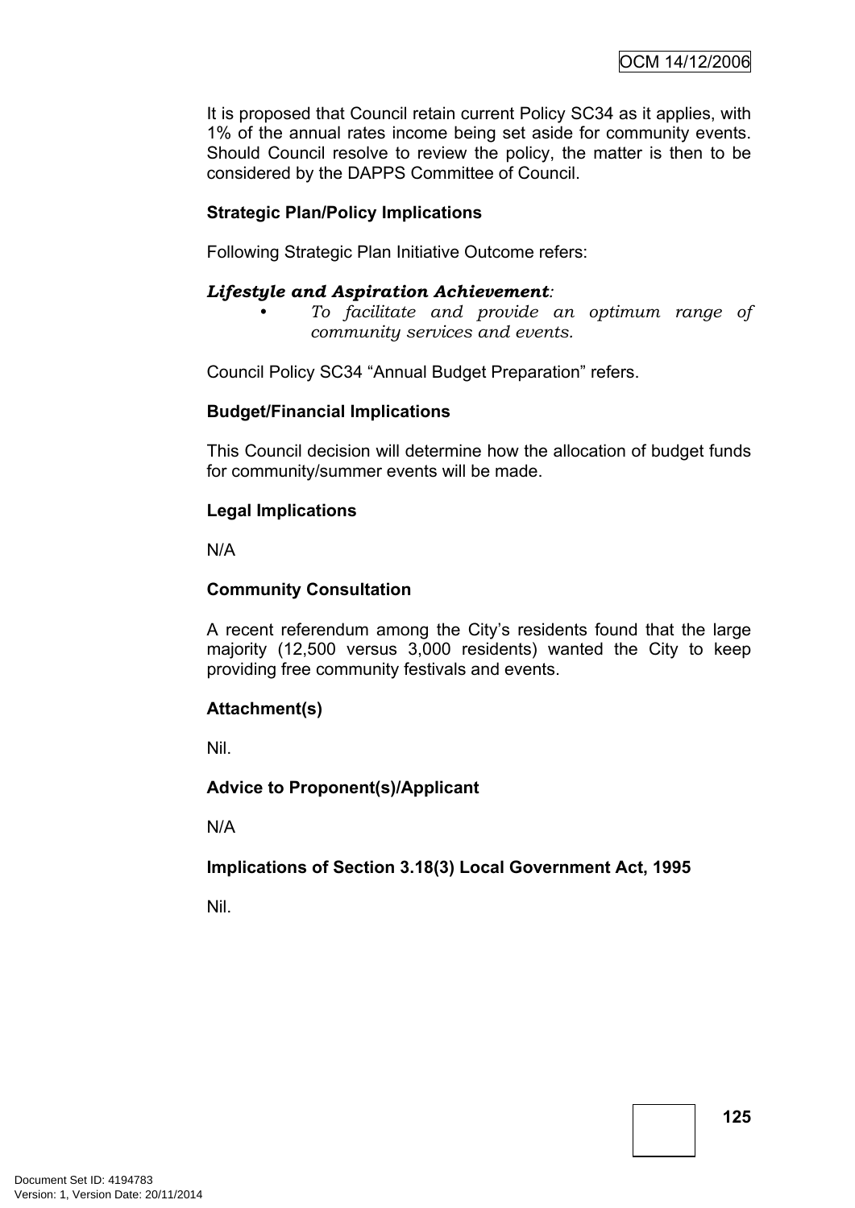It is proposed that Council retain current Policy SC34 as it applies, with 1% of the annual rates income being set aside for community events. Should Council resolve to review the policy, the matter is then to be considered by the DAPPS Committee of Council.

**Strategic Plan/Policy Implications**

Following Strategic Plan Initiative Outcome refers:

***Lifestyle and Aspiration Achievement**:*

- *To facilitate and provide an optimum range of community services and events.*

Council Policy SC34 “Annual Budget Preparation” refers.

**Budget/Financial Implications**

This Council decision will determine how the allocation of budget funds for community/summer events will be made.

**Legal Implications**

N/A

**Community Consultation**

A recent referendum among the City’s residents found that the large majority (12,500 versus 3,000 residents) wanted the City to keep providing free community festivals and events.

**Attachment(s)**

Nil.

**Advice to Proponent(s)/Applicant**

N/A

**Implications of Section 3.18(3) Local Government Act, 1995**

Nil.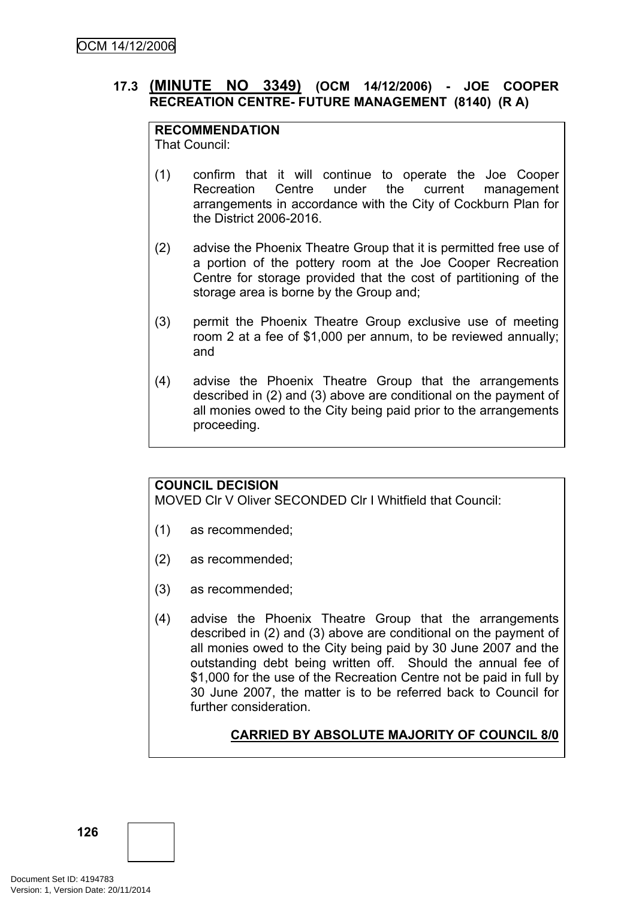### 17.3 **(MINUTE NO 3349)** (OCM 14/12/2006) - JOE COOPER RECREATION CENTRE- FUTURE MANAGEMENT (8140) (R A)

**RECOMMENDATION**
That Council:

(1) confirm that it will continue to operate the Joe Cooper Recreation Centre under the current management arrangements in accordance with the City of Cockburn Plan for the District 2006-2016.

(2) advise the Phoenix Theatre Group that it is permitted free use of a portion of the pottery room at the Joe Cooper Recreation Centre for storage provided that the cost of partitioning of the storage area is borne by the Group and;

(3) permit the Phoenix Theatre Group exclusive use of meeting room 2 at a fee of $1,000 per annum, to be reviewed annually; and

(4) advise the Phoenix Theatre Group that the arrangements described in (2) and (3) above are conditional on the payment of all monies owed to the City being paid prior to the arrangements proceeding.

**COUNCIL DECISION**
MOVED Clr V Oliver SECONDED Clr I Whitfield that Council:

(1) as recommended;

(2) as recommended;

(3) as recommended;

(4) advise the Phoenix Theatre Group that the arrangements described in (2) and (3) above are conditional on the payment of all monies owed to the City being paid by 30 June 2007 and the outstanding debt being written off. Should the annual fee of $1,000 for the use of the Recreation Centre not be paid in full by 30 June 2007, the matter is to be referred back to Council for further consideration.

**CARRIED BY ABSOLUTE MAJORITY OF COUNCIL 8/0**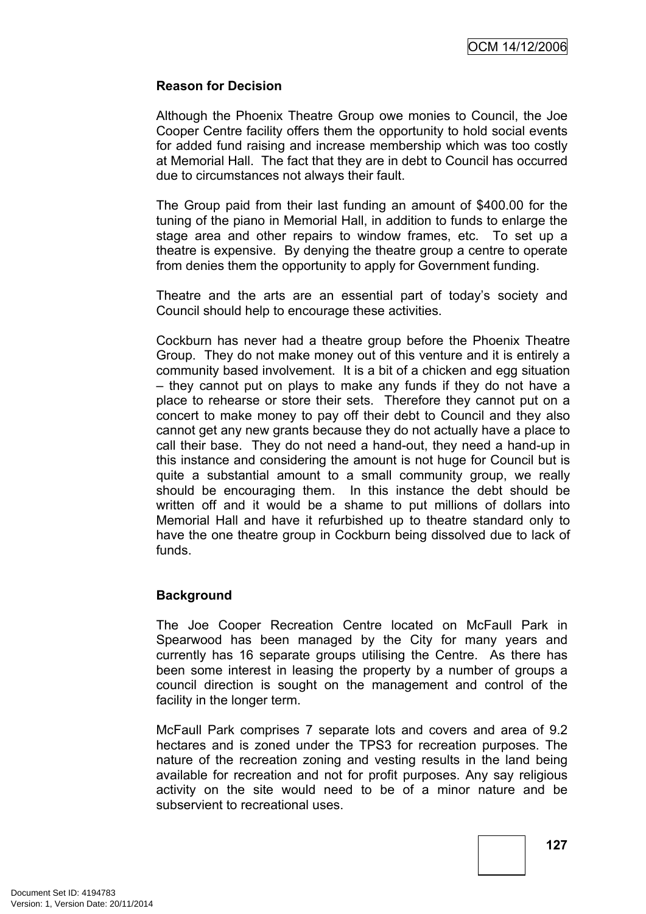**Reason for Decision**

Although the Phoenix Theatre Group owe monies to Council, the Joe Cooper Centre facility offers them the opportunity to hold social events for added fund raising and increase membership which was too costly at Memorial Hall. The fact that they are in debt to Council has occurred due to circumstances not always their fault.

The Group paid from their last funding an amount of $400.00 for the tuning of the piano in Memorial Hall, in addition to funds to enlarge the stage area and other repairs to window frames, etc. To set up a theatre is expensive. By denying the theatre group a centre to operate from denies them the opportunity to apply for Government funding.

Theatre and the arts are an essential part of today's society and Council should help to encourage these activities.

Cockburn has never had a theatre group before the Phoenix Theatre Group. They do not make money out of this venture and it is entirely a community based involvement. It is a bit of a chicken and egg situation – they cannot put on plays to make any funds if they do not have a place to rehearse or store their sets. Therefore they cannot put on a concert to make money to pay off their debt to Council and they also cannot get any new grants because they do not actually have a place to call their base. They do not need a hand-out, they need a hand-up in this instance and considering the amount is not huge for Council but is quite a substantial amount to a small community group, we really should be encouraging them. In this instance the debt should be written off and it would be a shame to put millions of dollars into Memorial Hall and have it refurbished up to theatre standard only to have the one theatre group in Cockburn being dissolved due to lack of funds.

**Background**

The Joe Cooper Recreation Centre located on McFaull Park in Spearwood has been managed by the City for many years and currently has 16 separate groups utilising the Centre. As there has been some interest in leasing the property by a number of groups a council direction is sought on the management and control of the facility in the longer term.

McFaull Park comprises 7 separate lots and covers and area of 9.2 hectares and is zoned under the TPS3 for recreation purposes. The nature of the recreation zoning and vesting results in the land being available for recreation and not for profit purposes. Any say religious activity on the site would need to be of a minor nature and be subservient to recreational uses.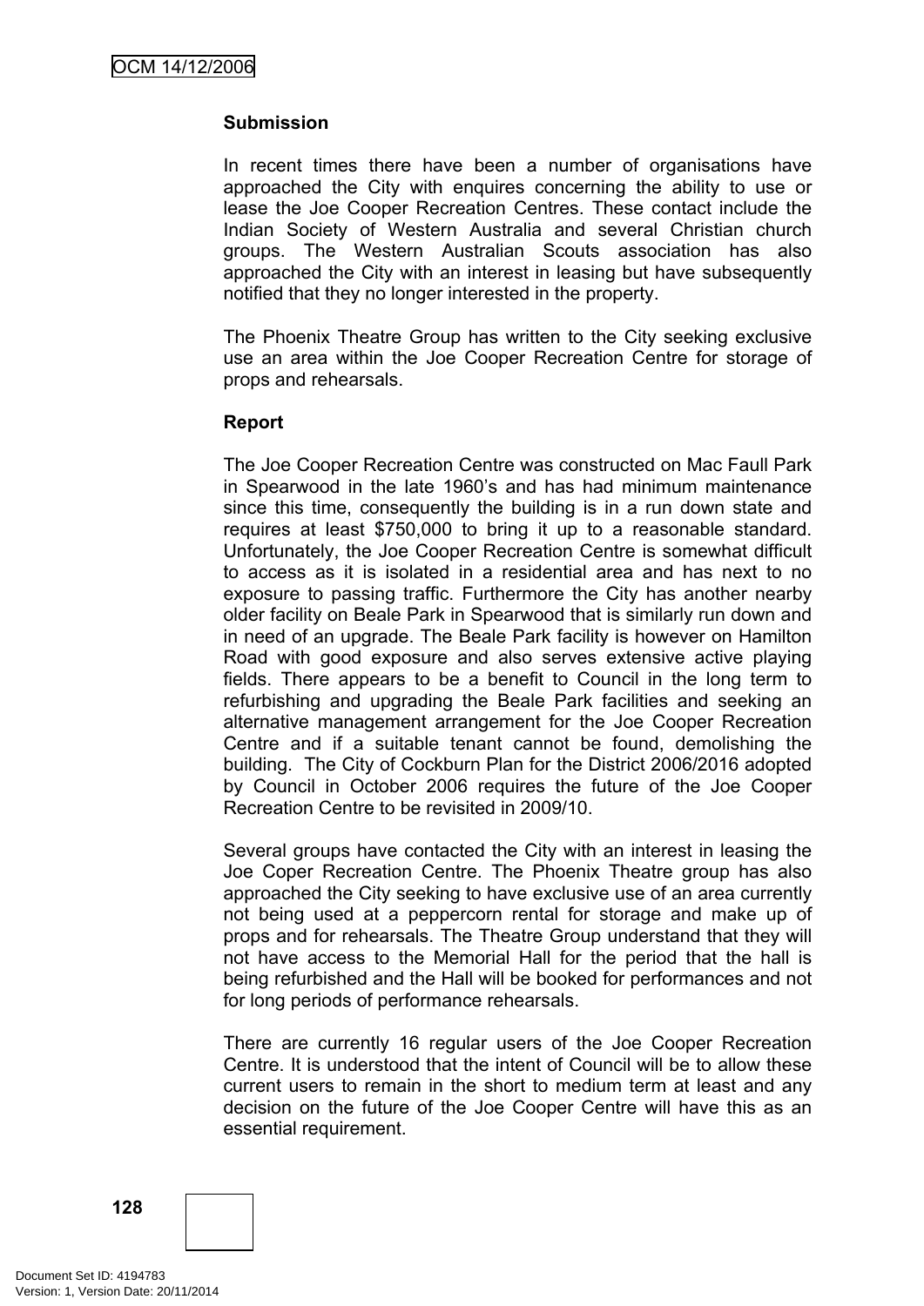**Submission**

In recent times there have been a number of organisations have approached the City with enquires concerning the ability to use or lease the Joe Cooper Recreation Centres. These contact include the Indian Society of Western Australia and several Christian church groups. The Western Australian Scouts association has also approached the City with an interest in leasing but have subsequently notified that they no longer interested in the property.

The Phoenix Theatre Group has written to the City seeking exclusive use an area within the Joe Cooper Recreation Centre for storage of props and rehearsals.

**Report**

The Joe Cooper Recreation Centre was constructed on Mac Faull Park in Spearwood in the late 1960's and has had minimum maintenance since this time, consequently the building is in a run down state and requires at least $750,000 to bring it up to a reasonable standard. Unfortunately, the Joe Cooper Recreation Centre is somewhat difficult to access as it is isolated in a residential area and has next to no exposure to passing traffic. Furthermore the City has another nearby older facility on Beale Park in Spearwood that is similarly run down and in need of an upgrade. The Beale Park facility is however on Hamilton Road with good exposure and also serves extensive active playing fields. There appears to be a benefit to Council in the long term to refurbishing and upgrading the Beale Park facilities and seeking an alternative management arrangement for the Joe Cooper Recreation Centre and if a suitable tenant cannot be found, demolishing the building. The City of Cockburn Plan for the District 2006/2016 adopted by Council in October 2006 requires the future of the Joe Cooper Recreation Centre to be revisited in 2009/10.

Several groups have contacted the City with an interest in leasing the Joe Coper Recreation Centre. The Phoenix Theatre group has also approached the City seeking to have exclusive use of an area currently not being used at a peppercorn rental for storage and make up of props and for rehearsals. The Theatre Group understand that they will not have access to the Memorial Hall for the period that the hall is being refurbished and the Hall will be booked for performances and not for long periods of performance rehearsals.

There are currently 16 regular users of the Joe Cooper Recreation Centre. It is understood that the intent of Council will be to allow these current users to remain in the short to medium term at least and any decision on the future of the Joe Cooper Centre will have this as an essential requirement.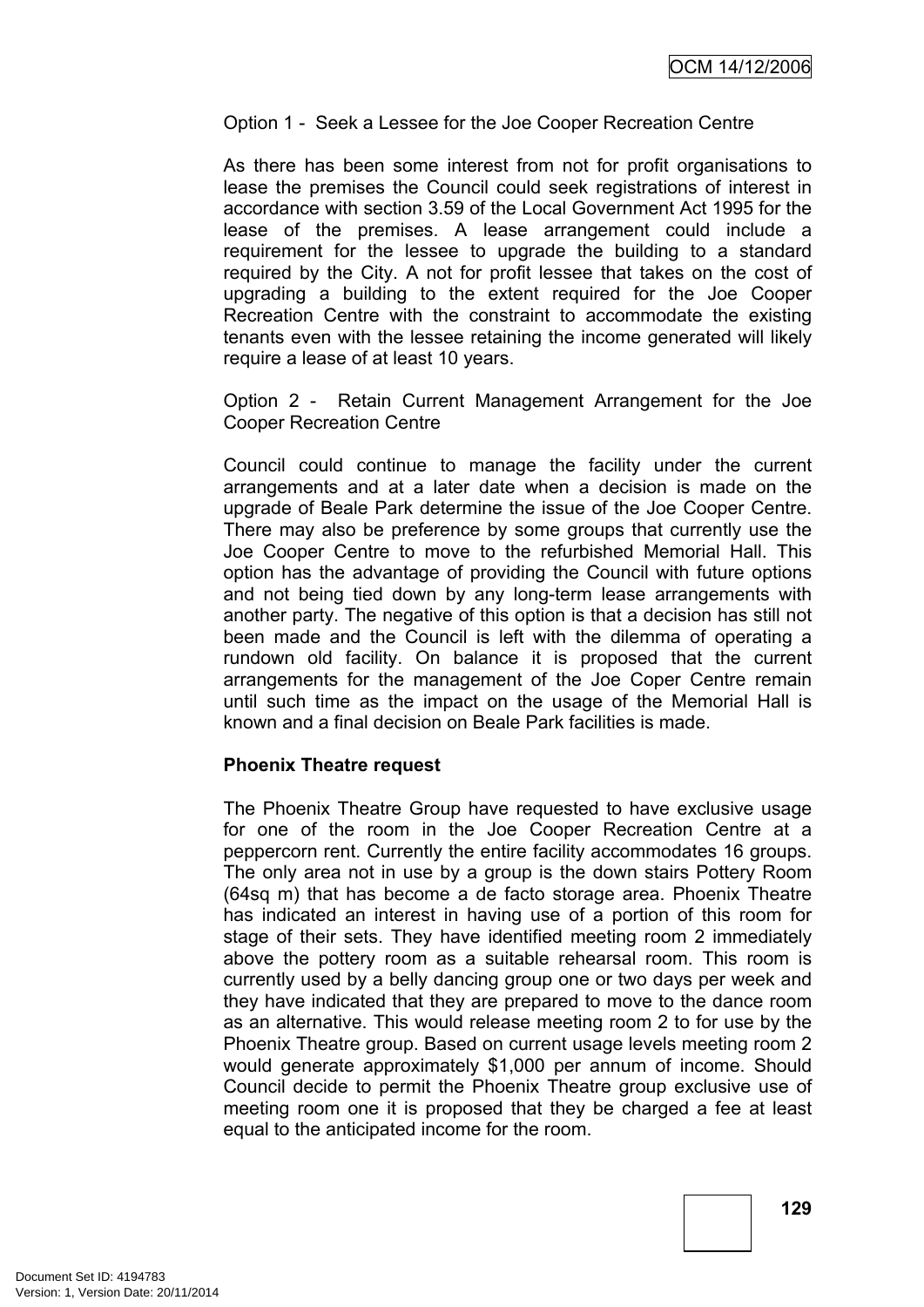Option 1 - Seek a Lessee for the Joe Cooper Recreation Centre

As there has been some interest from not for profit organisations to lease the premises the Council could seek registrations of interest in accordance with section 3.59 of the Local Government Act 1995 for the lease of the premises. A lease arrangement could include a requirement for the lessee to upgrade the building to a standard required by the City. A not for profit lessee that takes on the cost of upgrading a building to the extent required for the Joe Cooper Recreation Centre with the constraint to accommodate the existing tenants even with the lessee retaining the income generated will likely require a lease of at least 10 years.

Option 2 - Retain Current Management Arrangement for the Joe Cooper Recreation Centre

Council could continue to manage the facility under the current arrangements and at a later date when a decision is made on the upgrade of Beale Park determine the issue of the Joe Cooper Centre. There may also be preference by some groups that currently use the Joe Cooper Centre to move to the refurbished Memorial Hall. This option has the advantage of providing the Council with future options and not being tied down by any long-term lease arrangements with another party. The negative of this option is that a decision has still not been made and the Council is left with the dilemma of operating a rundown old facility. On balance it is proposed that the current arrangements for the management of the Joe Coper Centre remain until such time as the impact on the usage of the Memorial Hall is known and a final decision on Beale Park facilities is made.

**Phoenix Theatre request**

The Phoenix Theatre Group have requested to have exclusive usage for one of the room in the Joe Cooper Recreation Centre at a peppercorn rent. Currently the entire facility accommodates 16 groups. The only area not in use by a group is the down stairs Pottery Room (64sq m) that has become a de facto storage area. Phoenix Theatre has indicated an interest in having use of a portion of this room for stage of their sets. They have identified meeting room 2 immediately above the pottery room as a suitable rehearsal room. This room is currently used by a belly dancing group one or two days per week and they have indicated that they are prepared to move to the dance room as an alternative. This would release meeting room 2 to for use by the Phoenix Theatre group. Based on current usage levels meeting room 2 would generate approximately $1,000 per annum of income. Should Council decide to permit the Phoenix Theatre group exclusive use of meeting room one it is proposed that they be charged a fee at least equal to the anticipated income for the room.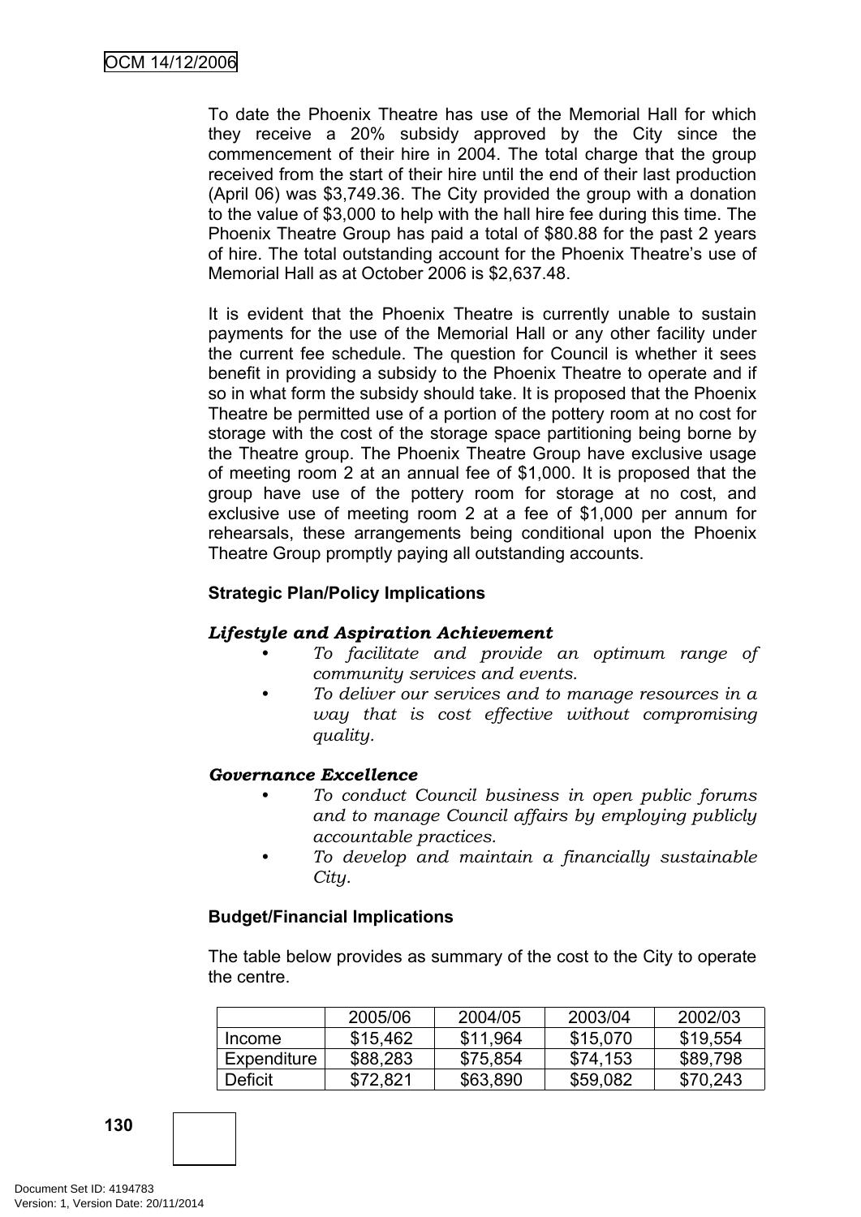To date the Phoenix Theatre has use of the Memorial Hall for which they receive a 20% subsidy approved by the City since the commencement of their hire in 2004. The total charge that the group received from the start of their hire until the end of their last production (April 06) was $3,749.36. The City provided the group with a donation to the value of $3,000 to help with the hall hire fee during this time. The Phoenix Theatre Group has paid a total of $80.88 for the past 2 years of hire. The total outstanding account for the Phoenix Theatre's use of Memorial Hall as at October 2006 is $2,637.48.

It is evident that the Phoenix Theatre is currently unable to sustain payments for the use of the Memorial Hall or any other facility under the current fee schedule. The question for Council is whether it sees benefit in providing a subsidy to the Phoenix Theatre to operate and if so in what form the subsidy should take. It is proposed that the Phoenix Theatre be permitted use of a portion of the pottery room at no cost for storage with the cost of the storage space partitioning being borne by the Theatre group. The Phoenix Theatre Group have exclusive usage of meeting room 2 at an annual fee of $1,000. It is proposed that the group have use of the pottery room for storage at no cost, and exclusive use of meeting room 2 at a fee of $1,000 per annum for rehearsals, these arrangements being conditional upon the Phoenix Theatre Group promptly paying all outstanding accounts.

**Strategic Plan/Policy Implications**

***Lifestyle and Aspiration Achievement***

- *To facilitate and provide an optimum range of community services and events.*
- *To deliver our services and to manage resources in a way that is cost effective without compromising quality.*

***Governance Excellence***

- *To conduct Council business in open public forums and to manage Council affairs by employing publicly accountable practices.*
- *To develop and maintain a financially sustainable City.*

**Budget/Financial Implications**

The table below provides as summary of the cost to the City to operate the centre.

| | 2005/06 | 2004/05 | 2003/04 | 2002/03 |
|---|---|---|---|---|
| Income | $15,462 | $11,964 | $15,070 | $19,554 |
| Expenditure | $88,283 | $75,854 | $74,153 | $89,798 |
| Deficit | $72,821 | $63,890 | $59,082 | $70,243 |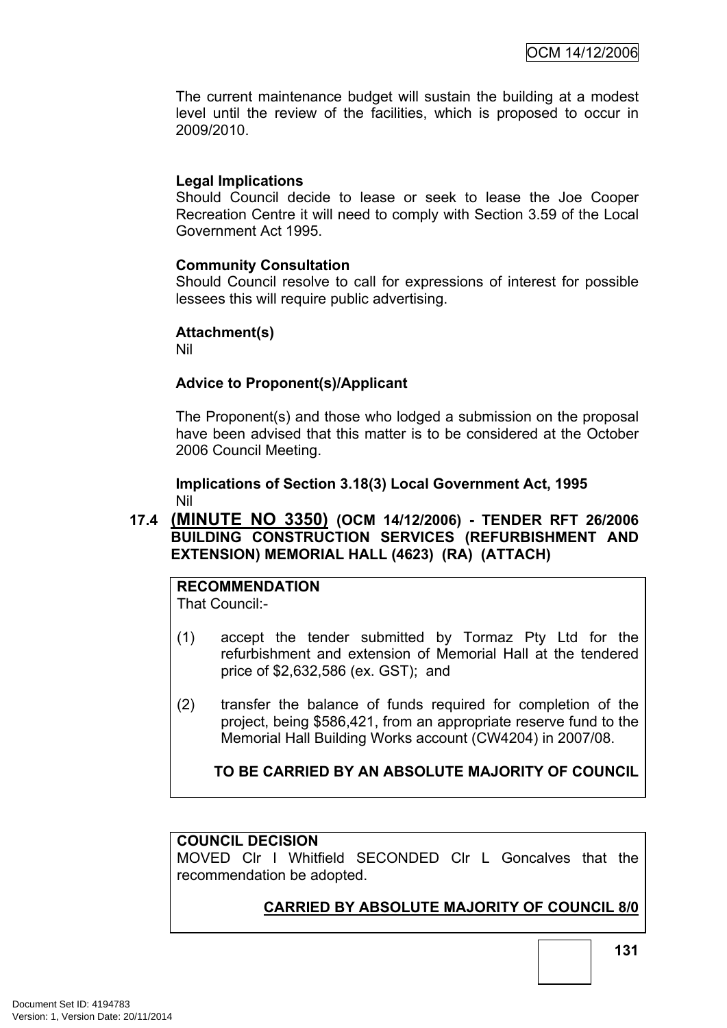The current maintenance budget will sustain the building at a modest level until the review of the facilities, which is proposed to occur in 2009/2010.

**Legal Implications**

Should Council decide to lease or seek to lease the Joe Cooper Recreation Centre it will need to comply with Section 3.59 of the Local Government Act 1995.

**Community Consultation**

Should Council resolve to call for expressions of interest for possible lessees this will require public advertising.

**Attachment(s)**

Nil

**Advice to Proponent(s)/Applicant**

The Proponent(s) and those who lodged a submission on the proposal have been advised that this matter is to be considered at the October 2006 Council Meeting.

**Implications of Section 3.18(3) Local Government Act, 1995**

Nil

## 17.4 **(MINUTE NO 3350)** (OCM 14/12/2006) - TENDER RFT 26/2006 BUILDING CONSTRUCTION SERVICES (REFURBISHMENT AND EXTENSION) MEMORIAL HALL (4623) (RA) (ATTACH)

**RECOMMENDATION**

That Council:-

(1) accept the tender submitted by Tormaz Pty Ltd for the refurbishment and extension of Memorial Hall at the tendered price of $2,632,586 (ex. GST); and

(2) transfer the balance of funds required for completion of the project, being $586,421, from an appropriate reserve fund to the Memorial Hall Building Works account (CW4204) in 2007/08.

**TO BE CARRIED BY AN ABSOLUTE MAJORITY OF COUNCIL**

**COUNCIL DECISION**

MOVED Clr I Whitfield SECONDED Clr L Goncalves that the recommendation be adopted.

**CARRIED BY ABSOLUTE MAJORITY OF COUNCIL 8/0**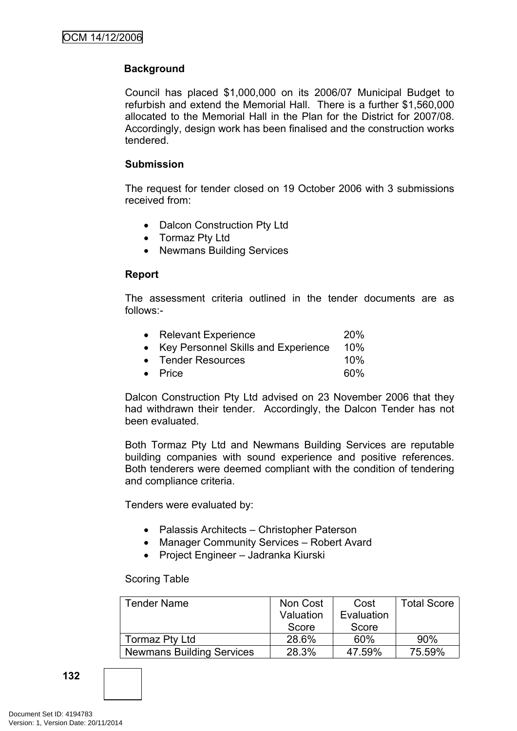**Background**

Council has placed $1,000,000 on its 2006/07 Municipal Budget to refurbish and extend the Memorial Hall. There is a further $1,560,000 allocated to the Memorial Hall in the Plan for the District for 2007/08. Accordingly, design work has been finalised and the construction works tendered.

**Submission**

The request for tender closed on 19 October 2006 with 3 submissions received from:

- Dalcon Construction Pty Ltd
- Tormaz Pty Ltd
- Newmans Building Services

**Report**

The assessment criteria outlined in the tender documents are as follows:-

- Relevant Experience 20%
- Key Personnel Skills and Experience 10%
- Tender Resources 10%
- Price 60%

Dalcon Construction Pty Ltd advised on 23 November 2006 that they had withdrawn their tender. Accordingly, the Dalcon Tender has not been evaluated.

Both Tormaz Pty Ltd and Newmans Building Services are reputable building companies with sound experience and positive references. Both tenderers were deemed compliant with the condition of tendering and compliance criteria.

Tenders were evaluated by:

- Palassis Architects – Christopher Paterson
- Manager Community Services – Robert Avard
- Project Engineer – Jadranka Kiurski

Scoring Table

| Tender Name | Non Cost Valuation Score | Cost Evaluation Score | Total Score |
|---|---|---|---|
| Tormaz Pty Ltd | 28.6% | 60% | 90% |
| Newmans Building Services | 28.3% | 47.59% | 75.59% |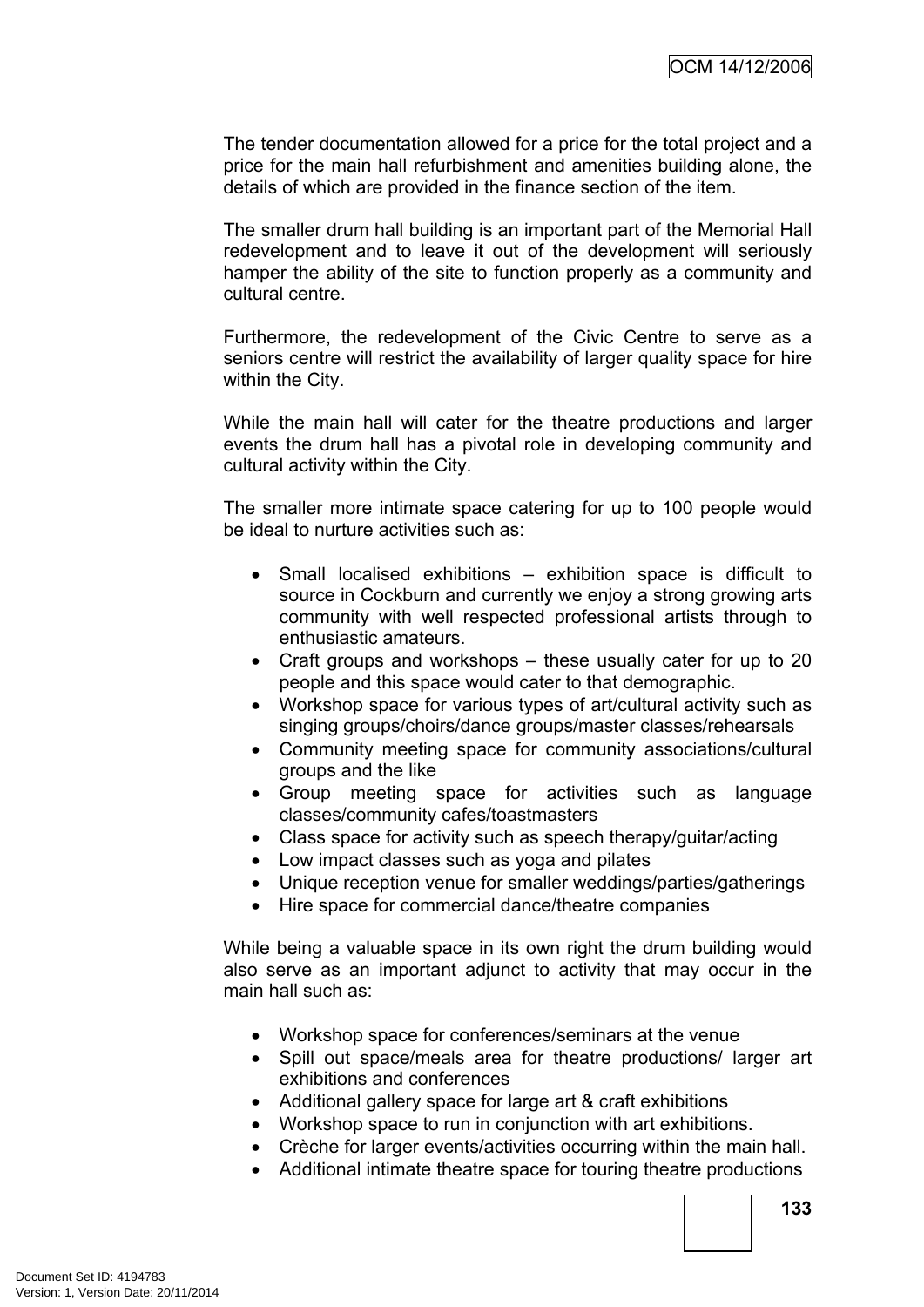The tender documentation allowed for a price for the total project and a price for the main hall refurbishment and amenities building alone, the details of which are provided in the finance section of the item.

The smaller drum hall building is an important part of the Memorial Hall redevelopment and to leave it out of the development will seriously hamper the ability of the site to function properly as a community and cultural centre.

Furthermore, the redevelopment of the Civic Centre to serve as a seniors centre will restrict the availability of larger quality space for hire within the City.

While the main hall will cater for the theatre productions and larger events the drum hall has a pivotal role in developing community and cultural activity within the City.

The smaller more intimate space catering for up to 100 people would be ideal to nurture activities such as:

- Small localised exhibitions – exhibition space is difficult to source in Cockburn and currently we enjoy a strong growing arts community with well respected professional artists through to enthusiastic amateurs.
- Craft groups and workshops – these usually cater for up to 20 people and this space would cater to that demographic.
- Workshop space for various types of art/cultural activity such as singing groups/choirs/dance groups/master classes/rehearsals
- Community meeting space for community associations/cultural groups and the like
- Group meeting space for activities such as language classes/community cafes/toastmasters
- Class space for activity such as speech therapy/guitar/acting
- Low impact classes such as yoga and pilates
- Unique reception venue for smaller weddings/parties/gatherings
- Hire space for commercial dance/theatre companies

While being a valuable space in its own right the drum building would also serve as an important adjunct to activity that may occur in the main hall such as:

- Workshop space for conferences/seminars at the venue
- Spill out space/meals area for theatre productions/ larger art exhibitions and conferences
- Additional gallery space for large art & craft exhibitions
- Workshop space to run in conjunction with art exhibitions.
- Crèche for larger events/activities occurring within the main hall.
- Additional intimate theatre space for touring theatre productions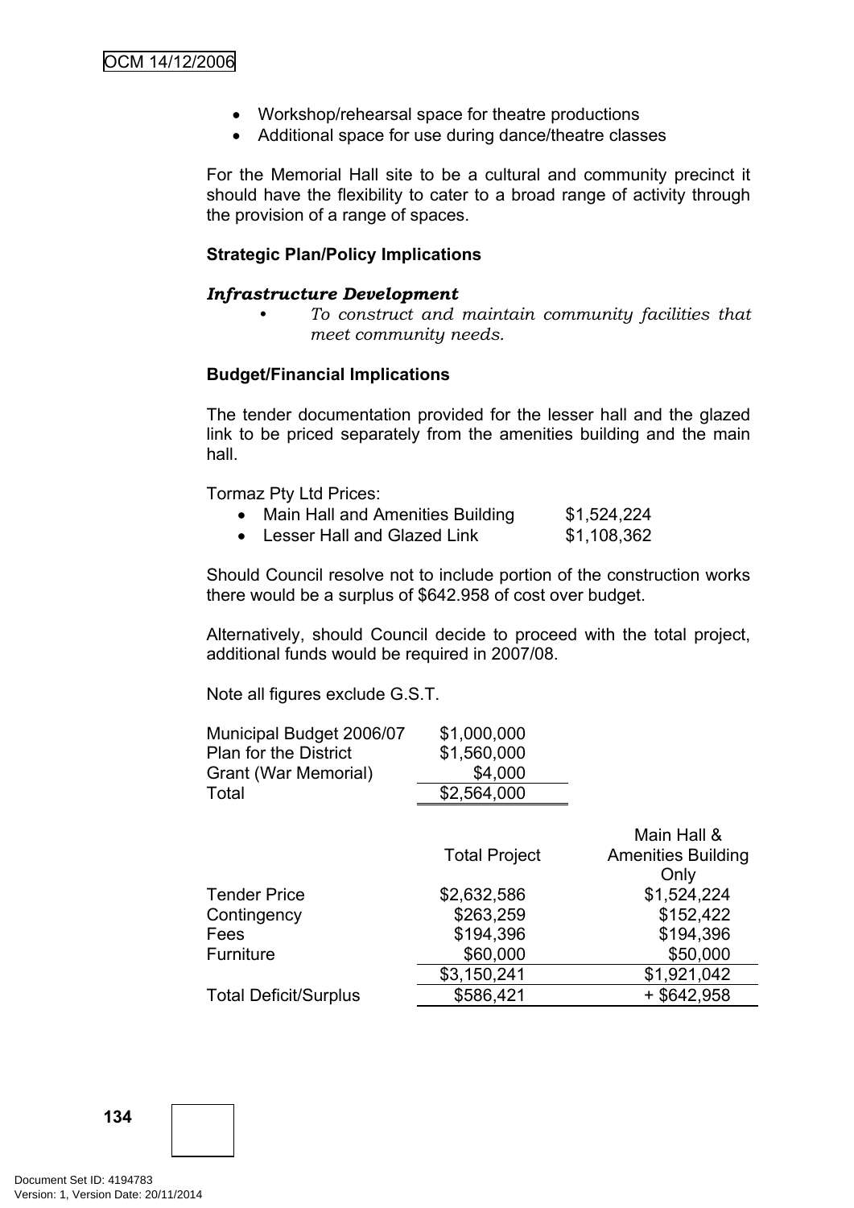- Workshop/rehearsal space for theatre productions
- Additional space for use during dance/theatre classes

For the Memorial Hall site to be a cultural and community precinct it should have the flexibility to cater to a broad range of activity through the provision of a range of spaces.

**Strategic Plan/Policy Implications**

***Infrastructure Development***

- *To construct and maintain community facilities that meet community needs.*

**Budget/Financial Implications**

The tender documentation provided for the lesser hall and the glazed link to be priced separately from the amenities building and the main hall.

Tormaz Pty Ltd Prices:

- Main Hall and Amenities Building $1,524,224
- Lesser Hall and Glazed Link $1,108,362

Should Council resolve not to include portion of the construction works there would be a surplus of $642.958 of cost over budget.

Alternatively, should Council decide to proceed with the total project, additional funds would be required in 2007/08.

Note all figures exclude G.S.T.

| | |
|---|---|
| Municipal Budget 2006/07 | $1,000,000 |
| Plan for the District | $1,560,000 |
| Grant (War Memorial) | $4,000 |
| Total | $2,564,000 |

| | Total Project | Main Hall & Amenities Building Only |
|---|---|---|
| Tender Price | $2,632,586 | $1,524,224 |
| Contingency | $263,259 | $152,422 |
| Fees | $194,396 | $194,396 |
| Furniture | $60,000 | $50,000 |
| | $3,150,241 | $1,921,042 |
| Total Deficit/Surplus | $586,421 | + $642,958 |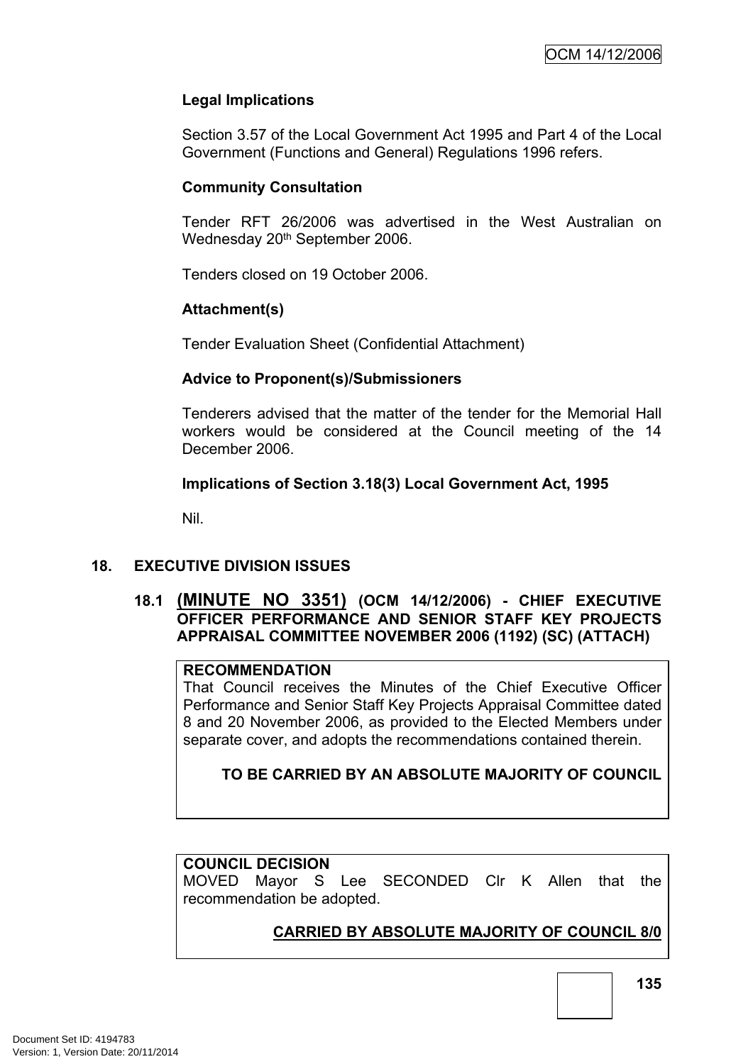**Legal Implications**

Section 3.57 of the Local Government Act 1995 and Part 4 of the Local Government (Functions and General) Regulations 1996 refers.

**Community Consultation**

Tender RFT 26/2006 was advertised in the West Australian on Wednesday 20th September 2006.

Tenders closed on 19 October 2006.

**Attachment(s)**

Tender Evaluation Sheet (Confidential Attachment)

**Advice to Proponent(s)/Submissioners**

Tenderers advised that the matter of the tender for the Memorial Hall workers would be considered at the Council meeting of the 14 December 2006.

**Implications of Section 3.18(3) Local Government Act, 1995**

Nil.

## 18. EXECUTIVE DIVISION ISSUES

### 18.1 (MINUTE NO 3351) (OCM 14/12/2006) - CHIEF EXECUTIVE OFFICER PERFORMANCE AND SENIOR STAFF KEY PROJECTS APPRAISAL COMMITTEE NOVEMBER 2006 (1192) (SC) (ATTACH)

**RECOMMENDATION**
That Council receives the Minutes of the Chief Executive Officer Performance and Senior Staff Key Projects Appraisal Committee dated 8 and 20 November 2006, as provided to the Elected Members under separate cover, and adopts the recommendations contained therein.

**TO BE CARRIED BY AN ABSOLUTE MAJORITY OF COUNCIL**

**COUNCIL DECISION**
MOVED Mayor S Lee SECONDED Clr K Allen that the recommendation be adopted.

**CARRIED BY ABSOLUTE MAJORITY OF COUNCIL 8/0**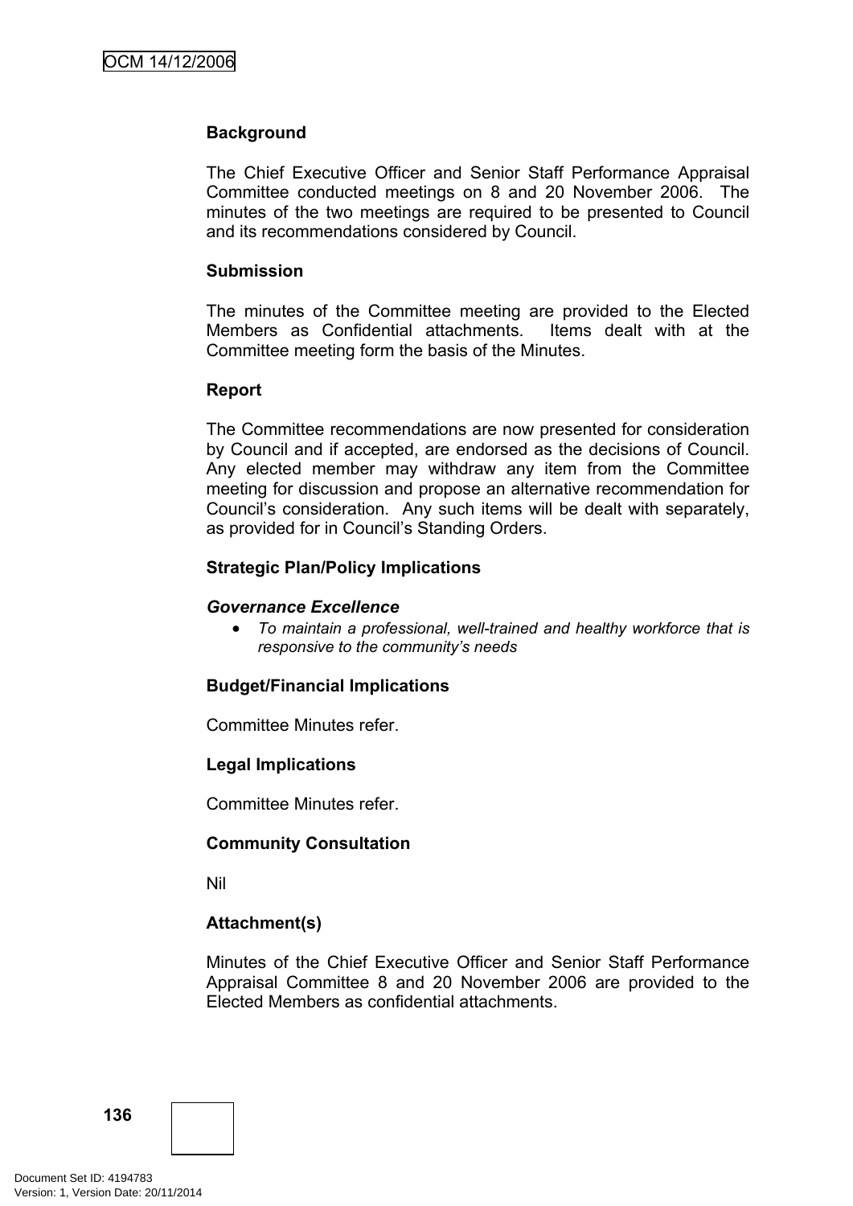**Background**

The Chief Executive Officer and Senior Staff Performance Appraisal Committee conducted meetings on 8 and 20 November 2006. The minutes of the two meetings are required to be presented to Council and its recommendations considered by Council.

**Submission**

The minutes of the Committee meeting are provided to the Elected Members as Confidential attachments. Items dealt with at the Committee meeting form the basis of the Minutes.

**Report**

The Committee recommendations are now presented for consideration by Council and if accepted, are endorsed as the decisions of Council. Any elected member may withdraw any item from the Committee meeting for discussion and propose an alternative recommendation for Council's consideration. Any such items will be dealt with separately, as provided for in Council's Standing Orders.

**Strategic Plan/Policy Implications**

***Governance Excellence***

- *To maintain a professional, well-trained and healthy workforce that is responsive to the community's needs*

**Budget/Financial Implications**

Committee Minutes refer.

**Legal Implications**

Committee Minutes refer.

**Community Consultation**

Nil

**Attachment(s)**

Minutes of the Chief Executive Officer and Senior Staff Performance Appraisal Committee 8 and 20 November 2006 are provided to the Elected Members as confidential attachments.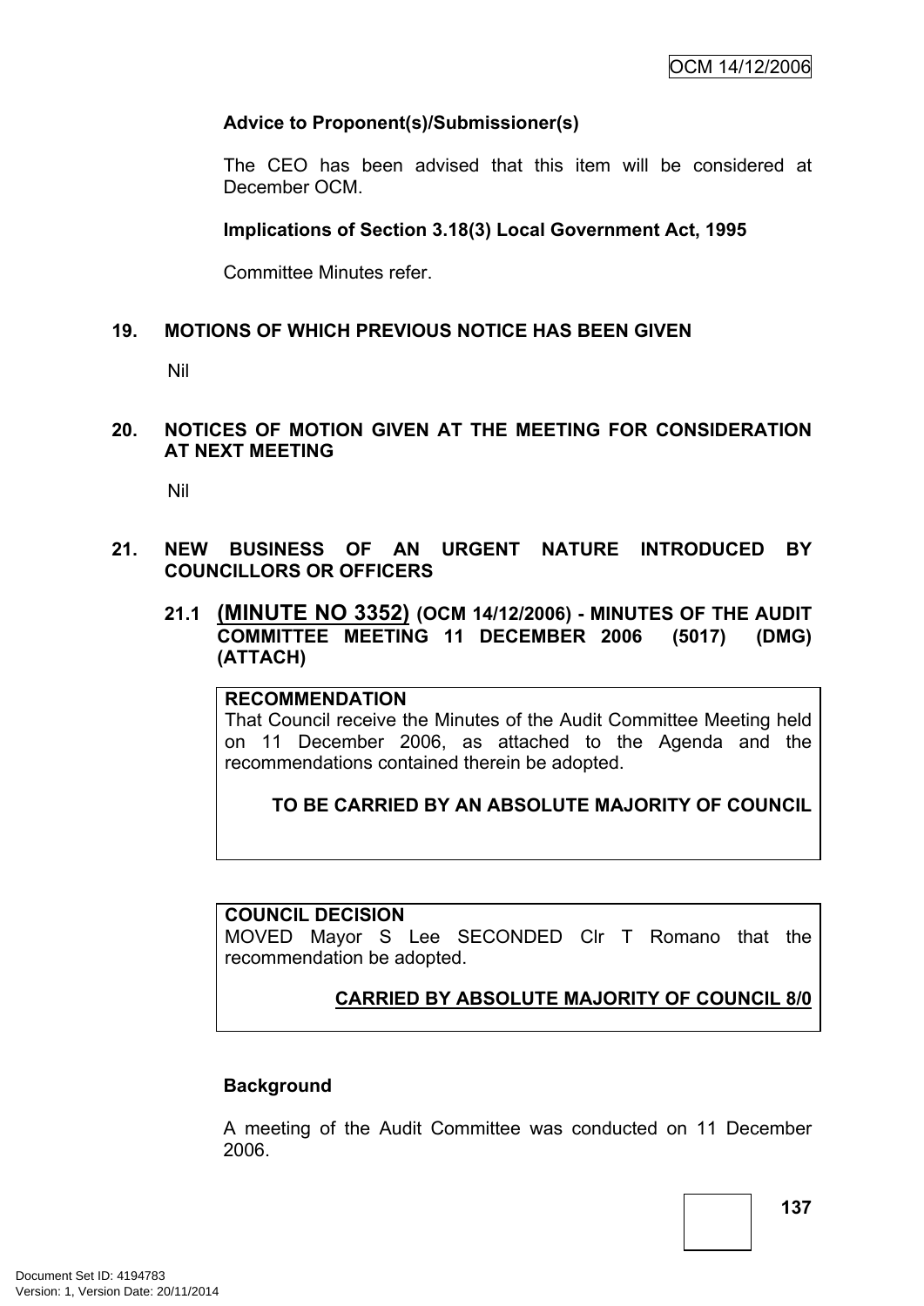**Advice to Proponent(s)/Submissioner(s)**

The CEO has been advised that this item will be considered at December OCM.

**Implications of Section 3.18(3) Local Government Act, 1995**

Committee Minutes refer.

## 19. MOTIONS OF WHICH PREVIOUS NOTICE HAS BEEN GIVEN

Nil

## 20. NOTICES OF MOTION GIVEN AT THE MEETING FOR CONSIDERATION AT NEXT MEETING

Nil

## 21. NEW BUSINESS OF AN URGENT NATURE INTRODUCED BY COUNCILLORS OR OFFICERS

### 21.1 (MINUTE NO 3352) (OCM 14/12/2006) - MINUTES OF THE AUDIT COMMITTEE MEETING 11 DECEMBER 2006 (5017) (DMG) (ATTACH)

**RECOMMENDATION**
That Council receive the Minutes of the Audit Committee Meeting held on 11 December 2006, as attached to the Agenda and the recommendations contained therein be adopted.

**TO BE CARRIED BY AN ABSOLUTE MAJORITY OF COUNCIL**

**COUNCIL DECISION**
MOVED Mayor S Lee SECONDED Clr T Romano that the recommendation be adopted.

**CARRIED BY ABSOLUTE MAJORITY OF COUNCIL 8/0**

**Background**

A meeting of the Audit Committee was conducted on 11 December 2006.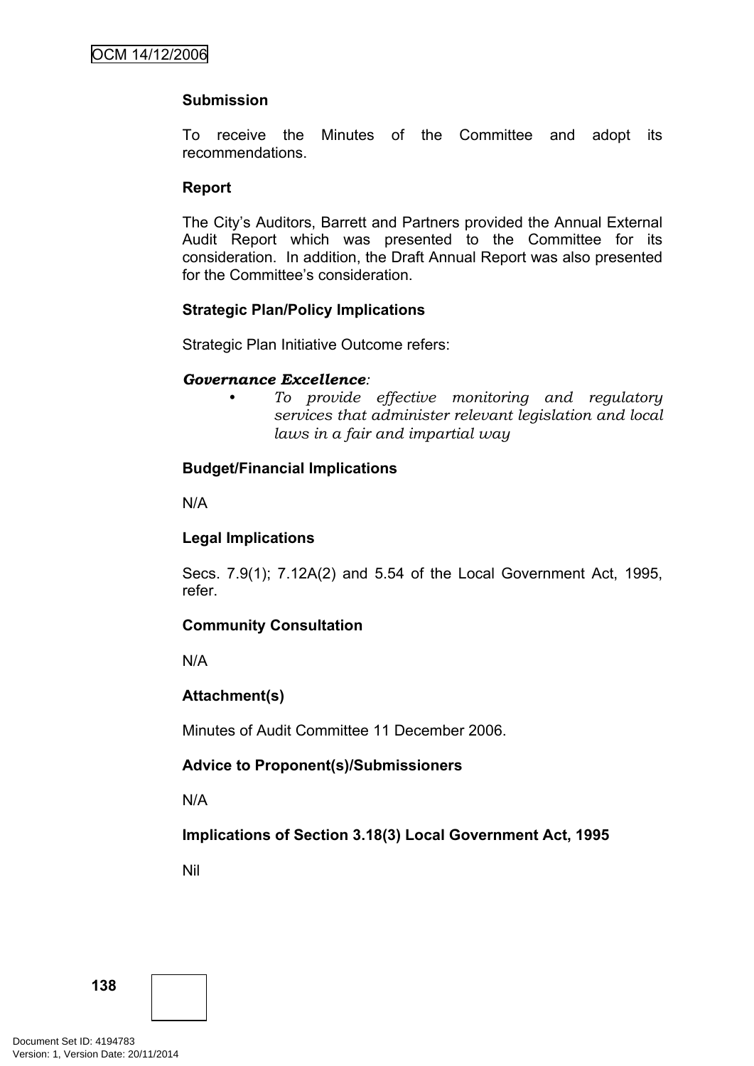**Submission**

To receive the Minutes of the Committee and adopt its recommendations.

**Report**

The City's Auditors, Barrett and Partners provided the Annual External Audit Report which was presented to the Committee for its consideration. In addition, the Draft Annual Report was also presented for the Committee's consideration.

**Strategic Plan/Policy Implications**

Strategic Plan Initiative Outcome refers:

***Governance Excellence:***

- *To provide effective monitoring and regulatory services that administer relevant legislation and local laws in a fair and impartial way*

**Budget/Financial Implications**

N/A

**Legal Implications**

Secs. 7.9(1); 7.12A(2) and 5.54 of the Local Government Act, 1995, refer.

**Community Consultation**

N/A

**Attachment(s)**

Minutes of Audit Committee 11 December 2006.

**Advice to Proponent(s)/Submissioners**

N/A

**Implications of Section 3.18(3) Local Government Act, 1995**

Nil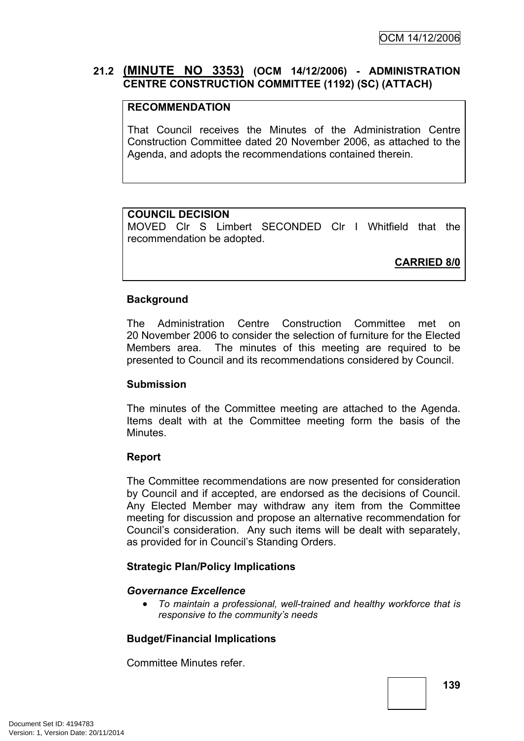## 21.2 (MINUTE NO 3353) (OCM 14/12/2006) - ADMINISTRATION CENTRE CONSTRUCTION COMMITTEE (1192) (SC) (ATTACH)

**RECOMMENDATION**

That Council receives the Minutes of the Administration Centre Construction Committee dated 20 November 2006, as attached to the Agenda, and adopts the recommendations contained therein.

**COUNCIL DECISION**

MOVED Clr S Limbert SECONDED Clr I Whitfield that the recommendation be adopted.

**CARRIED 8/0**

**Background**

The Administration Centre Construction Committee met on 20 November 2006 to consider the selection of furniture for the Elected Members area. The minutes of this meeting are required to be presented to Council and its recommendations considered by Council.

**Submission**

The minutes of the Committee meeting are attached to the Agenda. Items dealt with at the Committee meeting form the basis of the Minutes.

**Report**

The Committee recommendations are now presented for consideration by Council and if accepted, are endorsed as the decisions of Council. Any Elected Member may withdraw any item from the Committee meeting for discussion and propose an alternative recommendation for Council's consideration. Any such items will be dealt with separately, as provided for in Council's Standing Orders.

**Strategic Plan/Policy Implications**

***Governance Excellence***

- *To maintain a professional, well-trained and healthy workforce that is responsive to the community's needs*

**Budget/Financial Implications**

Committee Minutes refer.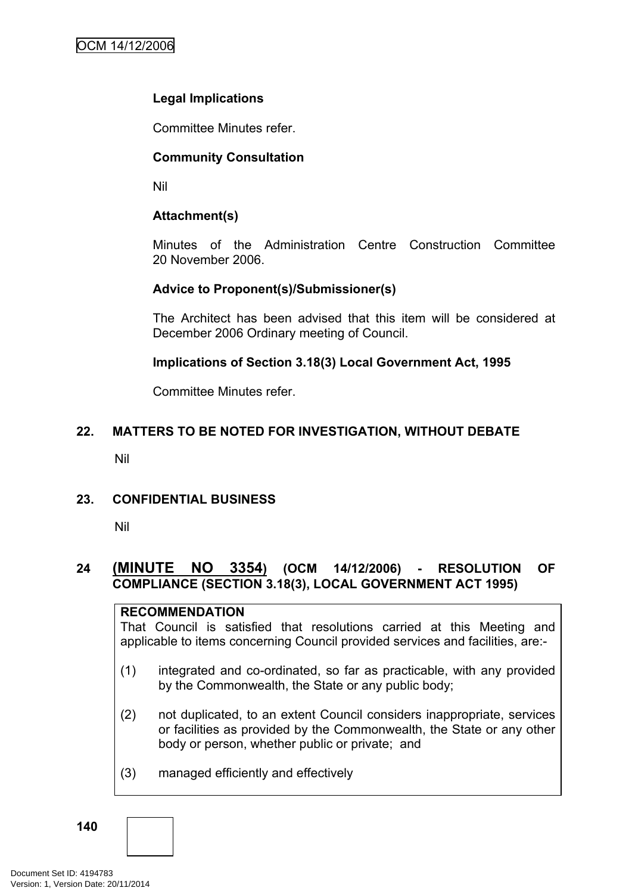**Legal Implications**

Committee Minutes refer.

**Community Consultation**

Nil

**Attachment(s)**

Minutes of the Administration Centre Construction Committee 20 November 2006.

**Advice to Proponent(s)/Submissioner(s)**

The Architect has been advised that this item will be considered at December 2006 Ordinary meeting of Council.

**Implications of Section 3.18(3) Local Government Act, 1995**

Committee Minutes refer.

## 22. MATTERS TO BE NOTED FOR INVESTIGATION, WITHOUT DEBATE

Nil

## 23. CONFIDENTIAL BUSINESS

Nil

## 24 (MINUTE NO 3354) (OCM 14/12/2006) - RESOLUTION OF COMPLIANCE (SECTION 3.18(3), LOCAL GOVERNMENT ACT 1995)

**RECOMMENDATION**

That Council is satisfied that resolutions carried at this Meeting and applicable to items concerning Council provided services and facilities, are:-

(1) integrated and co-ordinated, so far as practicable, with any provided by the Commonwealth, the State or any public body;

(2) not duplicated, to an extent Council considers inappropriate, services or facilities as provided by the Commonwealth, the State or any other body or person, whether public or private; and

(3) managed efficiently and effectively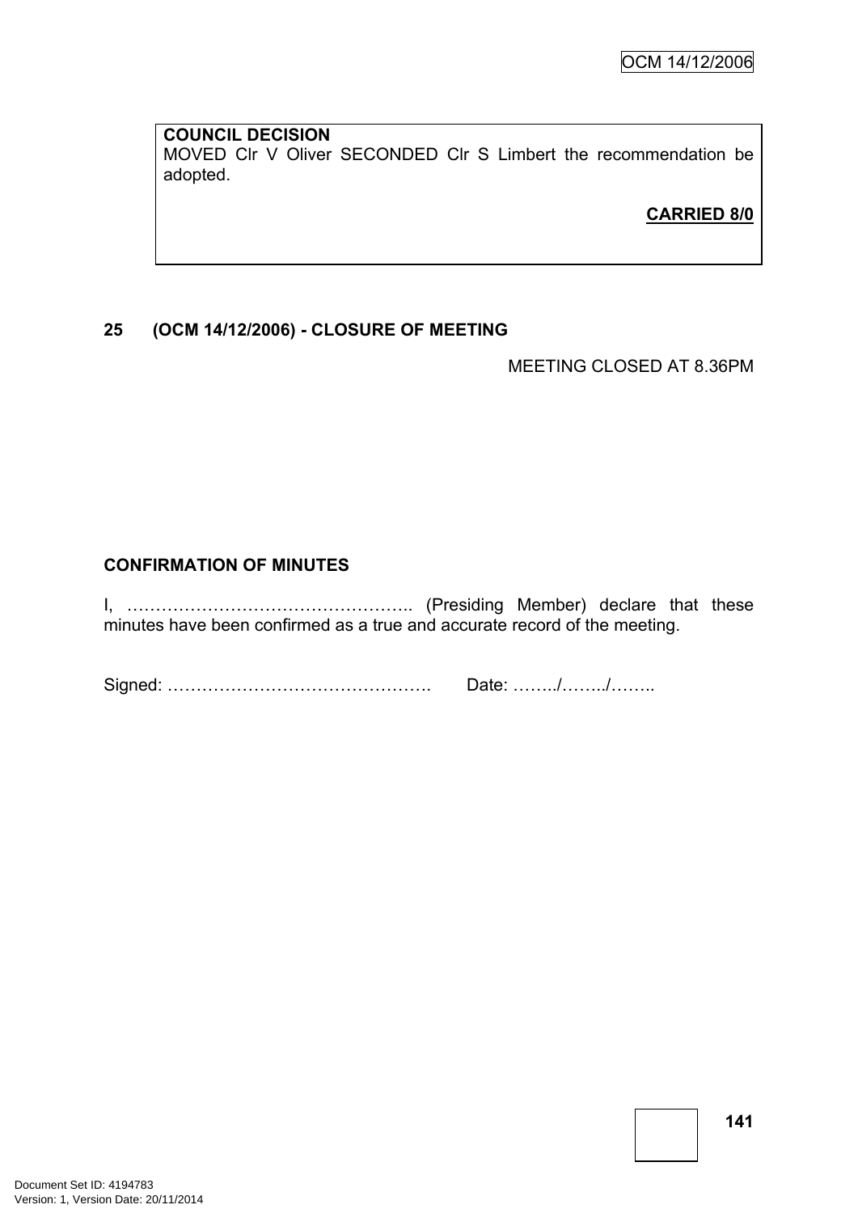**COUNCIL DECISION**
MOVED Clr V Oliver SECONDED Clr S Limbert the recommendation be adopted.

**CARRIED 8/0**

## 25 (OCM 14/12/2006) - CLOSURE OF MEETING

MEETING CLOSED AT 8.36PM

**CONFIRMATION OF MINUTES**

I, ………………………………………….. (Presiding Member) declare that these minutes have been confirmed as a true and accurate record of the meeting.

Signed: ………………………………………. Date: ……../……../……..